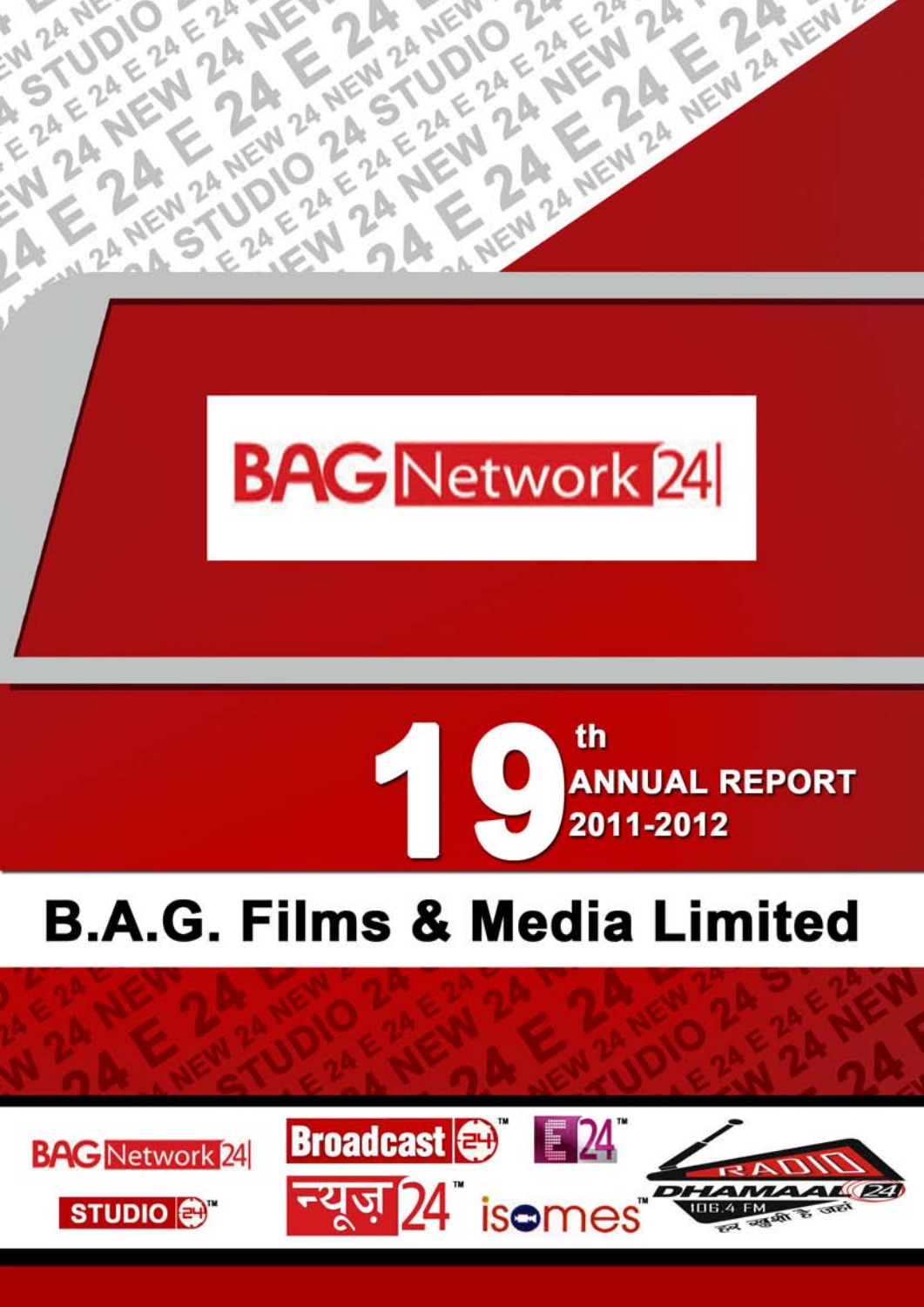BAG Network 24

# 19th ANNUAL REPORT 2011-2012

# B.A.G. Films & Media Limited

BAG Network 24

STUDIO 24™

Broadcast 24™

E24™

न्यूज़ 24™

isomes™

RADIO DHAMAAL 24 106.4 FM हर ख़ुशी है जहां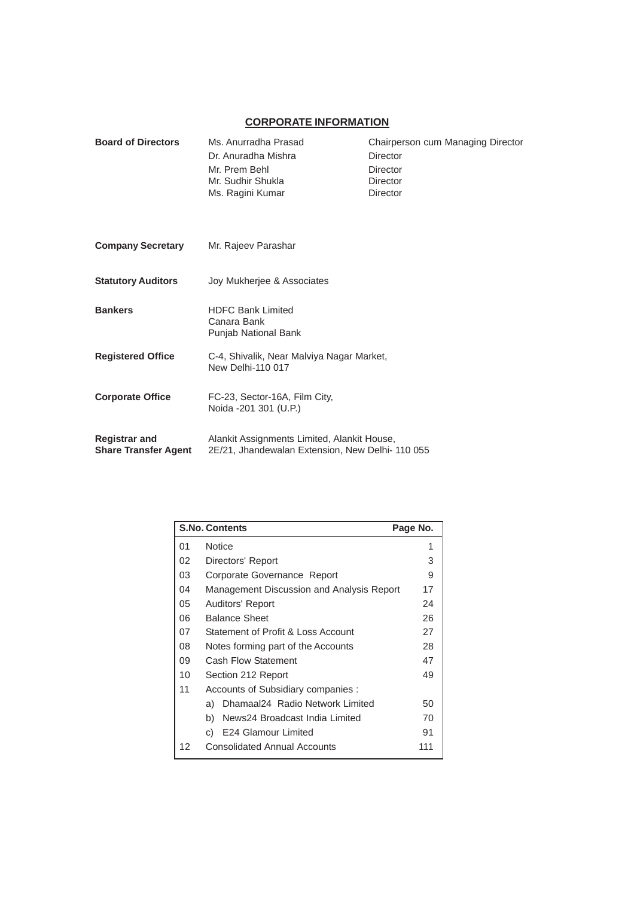# CORPORATE INFORMATION

| | | |
|---|---|---|
| **Board of Directors** | Ms. Anurradha Prasad | Chairperson cum Managing Director |
| | Dr. Anuradha Mishra | Director |
| | Mr. Prem Behl | Director |
| | Mr. Sudhir Shukla | Director |
| | Ms. Ragini Kumar | Director |
| **Company Secretary** | Mr. Rajeev Parashar | |
| **Statutory Auditors** | Joy Mukherjee & Associates | |
| **Bankers** | HDFC Bank Limited<br>Canara Bank<br>Punjab National Bank | |
| **Registered Office** | C-4, Shivalik, Near Malviya Nagar Market,<br>New Delhi-110 017 | |
| **Corporate Office** | FC-23, Sector-16A, Film City,<br>Noida -201 301 (U.P.) | |
| **Registrar and Share Transfer Agent** | Alankit Assignments Limited, Alankit House,<br>2E/21, Jhandewalan Extension, New Delhi- 110 055 | |

| S.No. | Contents | Page No. |
|---|---|---|
| 01 | Notice | 1 |
| 02 | Directors' Report | 3 |
| 03 | Corporate Governance Report | 9 |
| 04 | Management Discussion and Analysis Report | 17 |
| 05 | Auditors' Report | 24 |
| 06 | Balance Sheet | 26 |
| 07 | Statement of Profit & Loss Account | 27 |
| 08 | Notes forming part of the Accounts | 28 |
| 09 | Cash Flow Statement | 47 |
| 10 | Section 212 Report | 49 |
| 11 | Accounts of Subsidiary companies : | |
| | a) Dhamaal24 Radio Network Limited | 50 |
| | b) News24 Broadcast India Limited | 70 |
| | c) E24 Glamour Limited | 91 |
| 12 | Consolidated Annual Accounts | 111 |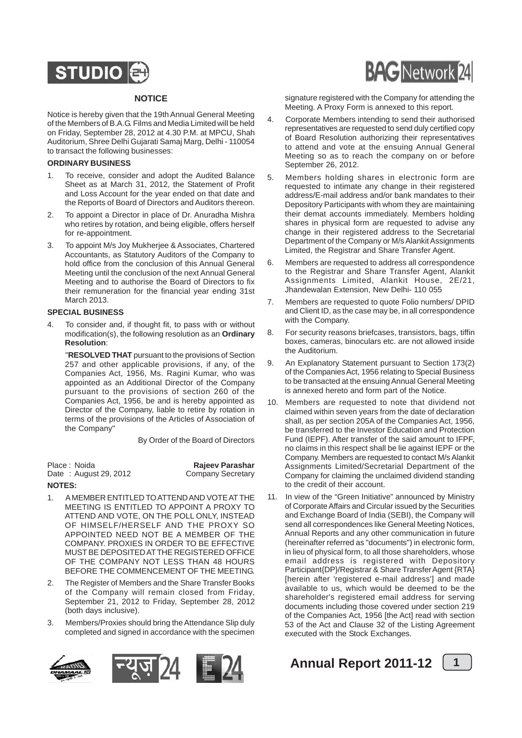## NOTICE

Notice is hereby given that the 19th Annual General Meeting of the Members of B.A.G. Films and Media Limited will be held on Friday, September 28, 2012 at 4.30 P.M. at MPCU, Shah Auditorium, Shree Delhi Gujarati Samaj Marg, Delhi - 110054 to transact the following businesses:

### ORDINARY BUSINESS

1. To receive, consider and adopt the Audited Balance Sheet as at March 31, 2012, the Statement of Profit and Loss Account for the year ended on that date and the Reports of Board of Directors and Auditors thereon.
2. To appoint a Director in place of Dr. Anuradha Mishra who retires by rotation, and being eligible, offers herself for re-appointment.
3. To appoint M/s Joy Mukherjee & Associates, Chartered Accountants, as Statutory Auditors of the Company to hold office from the conclusion of this Annual General Meeting until the conclusion of the next Annual General Meeting and to authorise the Board of Directors to fix their remuneration for the financial year ending 31st March 2013.

### SPECIAL BUSINESS

4. To consider and, if thought fit, to pass with or without modification(s), the following resolution as an **Ordinary Resolution**:

   "**RESOLVED THAT** pursuant to the provisions of Section 257 and other applicable provisions, if any, of the Companies Act, 1956, Ms. Ragini Kumar, who was appointed as an Additional Director of the Company pursuant to the provisions of section 260 of the Companies Act, 1956, be and is hereby appointed as Director of the Company, liable to retire by rotation in terms of the provisions of the Articles of Association of the Company"

By Order of the Board of Directors

Place : Noida
Date : August 29, 2012

**Rajeev Parashar**
Company Secretary

### NOTES:

1. A MEMBER ENTITLED TO ATTEND AND VOTE AT THE MEETING IS ENTITLED TO APPOINT A PROXY TO ATTEND AND VOTE, ON THE POLL ONLY, INSTEAD OF HIMSELF/HERSELF AND THE PROXY SO APPOINTED NEED NOT BE A MEMBER OF THE COMPANY. PROXIES IN ORDER TO BE EFFECTIVE MUST BE DEPOSITED AT THE REGISTERED OFFICE OF THE COMPANY NOT LESS THAN 48 HOURS BEFORE THE COMMENCEMENT OF THE MEETING.
2. The Register of Members and the Share Transfer Books of the Company will remain closed from Friday, September 21, 2012 to Friday, September 28, 2012 (both days inclusive).
3. Members/Proxies should bring the Attendance Slip duly completed and signed in accordance with the specimen signature registered with the Company for attending the Meeting. A Proxy Form is annexed to this report.
4. Corporate Members intending to send their authorised representatives are requested to send duly certified copy of Board Resolution authorizing their representatives to attend and vote at the ensuing Annual General Meeting so as to reach the company on or before September 26, 2012.
5. Members holding shares in electronic form are requested to intimate any change in their registered address/E-mail address and/or bank mandates to their Depository Participants with whom they are maintaining their demat accounts immediately. Members holding shares in physical form are requested to advise any change in their registered address to the Secretarial Department of the Company or M/s Alankit Assignments Limited, the Registrar and Share Transfer Agent.
6. Members are requested to address all correspondence to the Registrar and Share Transfer Agent, Alankit Assignments Limited, Alankit House, 2E/21, Jhandewalan Extension, New Delhi- 110 055
7. Members are requested to quote Folio numbers/ DPID and Client ID, as the case may be, in all correspondence with the Company.
8. For security reasons briefcases, transistors, bags, tiffin boxes, cameras, binoculars etc. are not allowed inside the Auditorium.
9. An Explanatory Statement pursuant to Section 173(2) of the Companies Act, 1956 relating to Special Business to be transacted at the ensuing Annual General Meeting is annexed hereto and form part of the Notice.
10. Members are requested to note that dividend not claimed within seven years from the date of declaration shall, as per section 205A of the Companies Act, 1956, be transferred to the Investor Education and Protection Fund (IEPF). After transfer of the said amount to IFPF, no claims in this respect shall be lie against IEPF or the Company. Members are requested to contact M/s Alankit Assignments Limited/Secretarial Department of the Company for claiming the unclaimed dividend standing to the credit of their account.
11. In view of the "Green Initiative" announced by Ministry of Corporate Affairs and Circular issued by the Securities and Exchange Board of India (SEBI), the Company will send all correspondences like General Meeting Notices, Annual Reports and any other communication in future (hereinafter referred as "documents") in electronic form, in lieu of physical form, to all those shareholders, whose email address is registered with Depository Participant{DP}/Registrar & Share Transfer Agent {RTA} [herein after 'registered e-mail address'] and made available to us, which would be deemed to be the shareholder's registered email address for serving documents including those covered under section 219 of the Companies Act, 1956 [the Act] read with section 53 of the Act and Clause 32 of the Listing Agreement executed with the Stock Exchanges.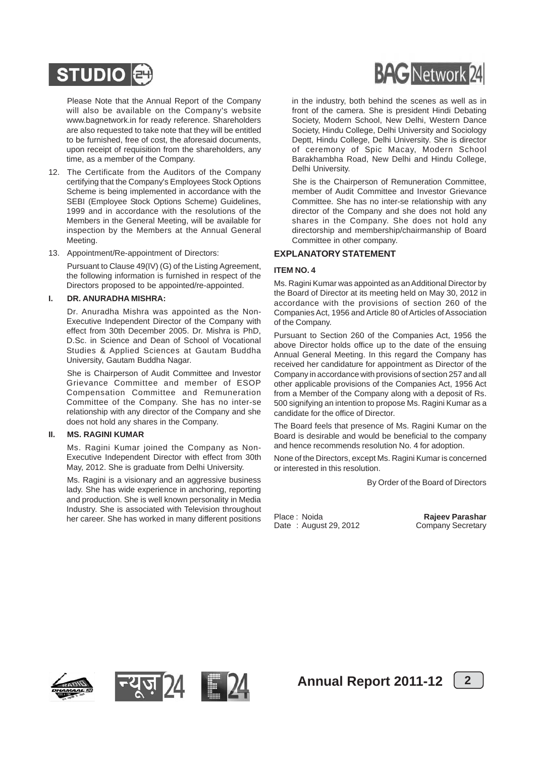Please Note that the Annual Report of the Company will also be available on the Company's website www.bagnetwork.in for ready reference. Shareholders are also requested to take note that they will be entitled to be furnished, free of cost, the aforesaid documents, upon receipt of requisition from the shareholders, any time, as a member of the Company.

12. The Certificate from the Auditors of the Company certifying that the Company's Employees Stock Options Scheme is being implemented in accordance with the SEBI (Employee Stock Options Scheme) Guidelines, 1999 and in accordance with the resolutions of the Members in the General Meeting, will be available for inspection by the Members at the Annual General Meeting.

13. Appointment/Re-appointment of Directors:

    Pursuant to Clause 49(IV) (G) of the Listing Agreement, the following information is furnished in respect of the Directors proposed to be appointed/re-appointed.

**I. DR. ANURADHA MISHRA:**

Dr. Anuradha Mishra was appointed as the Non-Executive Independent Director of the Company with effect from 30th December 2005. Dr. Mishra is PhD, D.Sc. in Science and Dean of School of Vocational Studies & Applied Sciences at Gautam Buddha University, Gautam Buddha Nagar.

She is Chairperson of Audit Committee and Investor Grievance Committee and member of ESOP Compensation Committee and Remuneration Committee of the Company. She has no inter-se relationship with any director of the Company and she does not hold any shares in the Company.

**II. MS. RAGINI KUMAR**

Ms. Ragini Kumar joined the Company as Non-Executive Independent Director with effect from 30th May, 2012. She is graduate from Delhi University.

Ms. Ragini is a visionary and an aggressive business lady. She has wide experience in anchoring, reporting and production. She is well known personality in Media Industry. She is associated with Television throughout her career. She has worked in many different positions in the industry, both behind the scenes as well as in front of the camera. She is president Hindi Debating Society, Modern School, New Delhi, Western Dance Society, Hindu College, Delhi University and Sociology Deptt, Hindu College, Delhi University. She is director of ceremony of Spic Macay, Modern School Barakhambha Road, New Delhi and Hindu College, Delhi University.

She is the Chairperson of Remuneration Committee, member of Audit Committee and Investor Grievance Committee. She has no inter-se relationship with any director of the Company and she does not hold any shares in the Company. She does not hold any directorship and membership/chairmanship of Board Committee in other company.

## EXPLANATORY STATEMENT

**ITEM NO. 4**

Ms. Ragini Kumar was appointed as an Additional Director by the Board of Director at its meeting held on May 30, 2012 in accordance with the provisions of section 260 of the Companies Act, 1956 and Article 80 of Articles of Association of the Company.

Pursuant to Section 260 of the Companies Act, 1956 the above Director holds office up to the date of the ensuing Annual General Meeting. In this regard the Company has received her candidature for appointment as Director of the Company in accordance with provisions of section 257 and all other applicable provisions of the Companies Act, 1956 Act from a Member of the Company along with a deposit of Rs. 500 signifying an intention to propose Ms. Ragini Kumar as a candidate for the office of Director.

The Board feels that presence of Ms. Ragini Kumar on the Board is desirable and would be beneficial to the company and hence recommends resolution No. 4 for adoption.

None of the Directors, except Ms. Ragini Kumar is concerned or interested in this resolution.

By Order of the Board of Directors

Place : Noida
Date : August 29, 2012

**Rajeev Parashar**
Company Secretary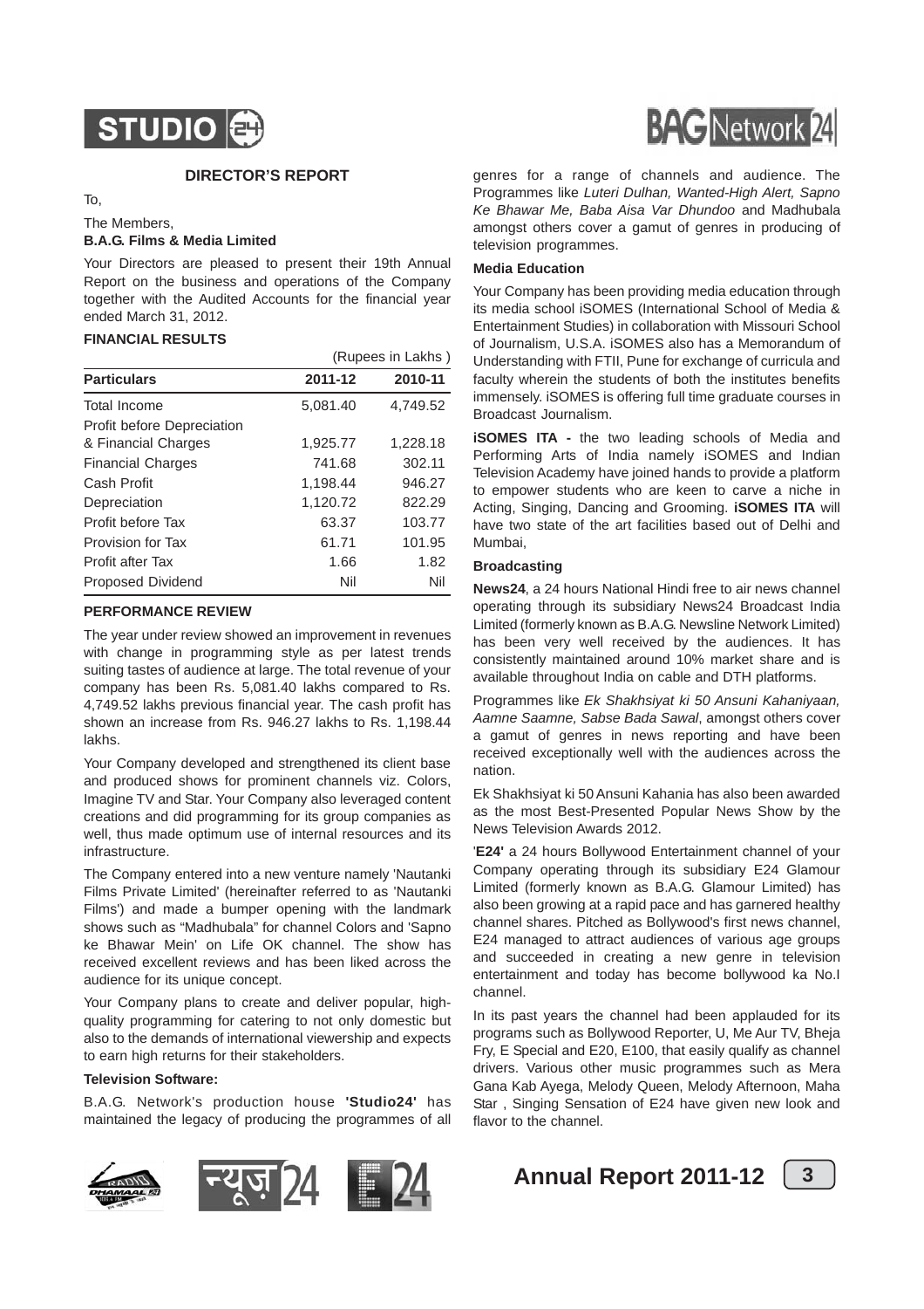## DIRECTOR'S REPORT

To,

The Members,
**B.A.G. Films & Media Limited**

Your Directors are pleased to present their 19th Annual Report on the business and operations of the Company together with the Audited Accounts for the financial year ended March 31, 2012.

### FINANCIAL RESULTS

(Rupees in Lakhs )

| Particulars | 2011-12 | 2010-11 |
|---|---|---|
| Total Income | 5,081.40 | 4,749.52 |
| Profit before Depreciation & Financial Charges | 1,925.77 | 1,228.18 |
| Financial Charges | 741.68 | 302.11 |
| Cash Profit | 1,198.44 | 946.27 |
| Depreciation | 1,120.72 | 822.29 |
| Profit before Tax | 63.37 | 103.77 |
| Provision for Tax | 61.71 | 101.95 |
| Profit after Tax | 1.66 | 1.82 |
| Proposed Dividend | Nil | Nil |

### PERFORMANCE REVIEW

The year under review showed an improvement in revenues with change in programming style as per latest trends suiting tastes of audience at large. The total revenue of your company has been Rs. 5,081.40 lakhs compared to Rs. 4,749.52 lakhs previous financial year. The cash profit has shown an increase from Rs. 946.27 lakhs to Rs. 1,198.44 lakhs.

Your Company developed and strengthened its client base and produced shows for prominent channels viz. Colors, Imagine TV and Star. Your Company also leveraged content creations and did programming for its group companies as well, thus made optimum use of internal resources and its infrastructure.

The Company entered into a new venture namely 'Nautanki Films Private Limited' (hereinafter referred to as 'Nautanki Films') and made a bumper opening with the landmark shows such as "Madhubala" for channel Colors and 'Sapno ke Bhawar Mein' on Life OK channel. The show has received excellent reviews and has been liked across the audience for its unique concept.

Your Company plans to create and deliver popular, high-quality programming for catering to not only domestic but also to the demands of international viewership and expects to earn high returns for their stakeholders.

#### Television Software:

B.A.G. Network's production house **'Studio24'** has maintained the legacy of producing the programmes of all genres for a range of channels and audience. The Programmes like *Luteri Dulhan, Wanted-High Alert, Sapno Ke Bhawar Me, Baba Aisa Var Dhundoo* and Madhubala amongst others cover a gamut of genres in producing of television programmes.

#### Media Education

Your Company has been providing media education through its media school iSOMES (International School of Media & Entertainment Studies) in collaboration with Missouri School of Journalism, U.S.A. iSOMES also has a Memorandum of Understanding with FTII, Pune for exchange of curricula and faculty wherein the students of both the institutes benefits immensely. iSOMES is offering full time graduate courses in Broadcast Journalism.

**iSOMES ITA -** the two leading schools of Media and Performing Arts of India namely iSOMES and Indian Television Academy have joined hands to provide a platform to empower students who are keen to carve a niche in Acting, Singing, Dancing and Grooming. **iSOMES ITA** will have two state of the art facilities based out of Delhi and Mumbai,

#### Broadcasting

**News24**, a 24 hours National Hindi free to air news channel operating through its subsidiary News24 Broadcast India Limited (formerly known as B.A.G. Newsline Network Limited) has been very well received by the audiences. It has consistently maintained around 10% market share and is available throughout India on cable and DTH platforms.

Programmes like *Ek Shakhsiyat ki 50 Ansuni Kahaniyaan, Aamne Saamne, Sabse Bada Sawal*, amongst others cover a gamut of genres in news reporting and have been received exceptionally well with the audiences across the nation.

Ek Shakhsiyat ki 50 Ansuni Kahania has also been awarded as the most Best-Presented Popular News Show by the News Television Awards 2012.

'**E24'** a 24 hours Bollywood Entertainment channel of your Company operating through its subsidiary E24 Glamour Limited (formerly known as B.A.G. Glamour Limited) has also been growing at a rapid pace and has garnered healthy channel shares. Pitched as Bollywood's first news channel, E24 managed to attract audiences of various age groups and succeeded in creating a new genre in television entertainment and today has become bollywood ka No.I channel.

In its past years the channel had been applauded for its programs such as Bollywood Reporter, U, Me Aur TV, Bheja Fry, E Special and E20, E100, that easily qualify as channel drivers. Various other music programmes such as Mera Gana Kab Ayega, Melody Queen, Melody Afternoon, Maha Star , Singing Sensation of E24 have given new look and flavor to the channel.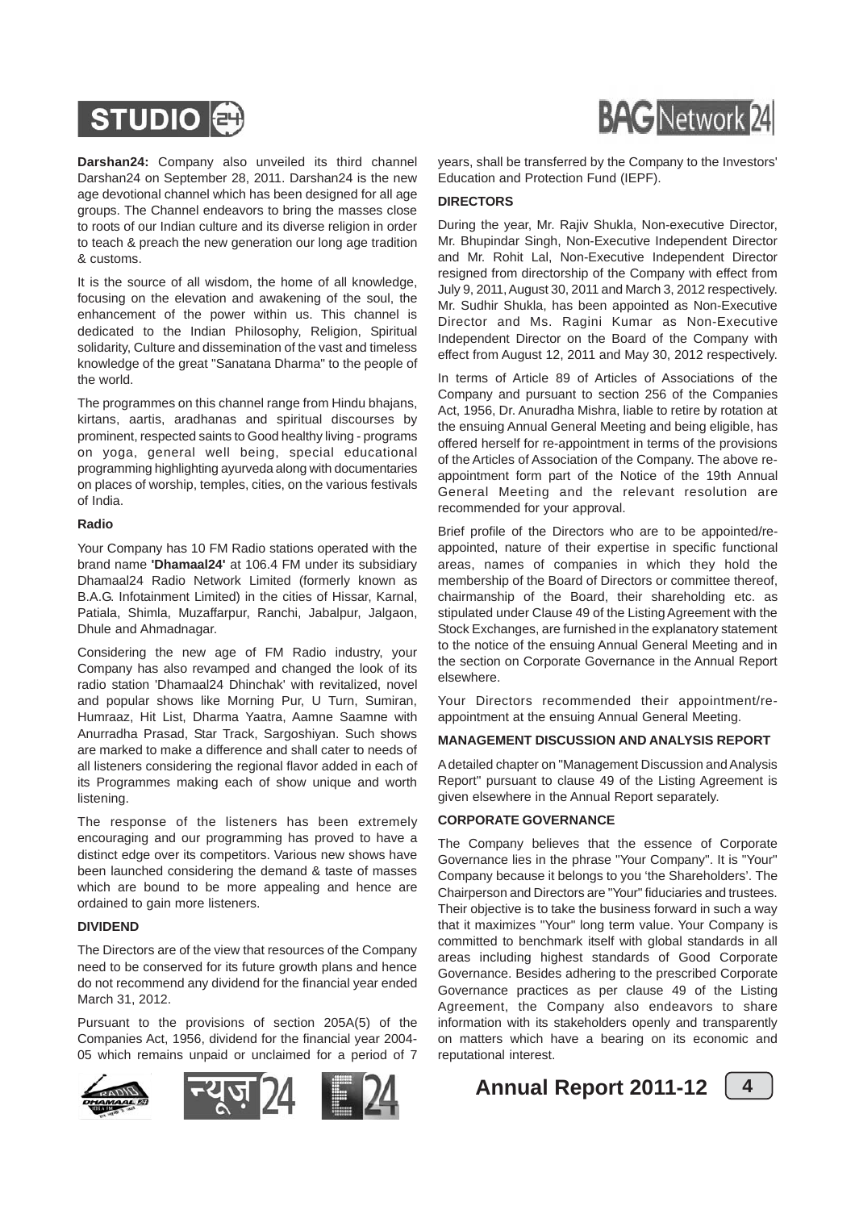**Darshan24:** Company also unveiled its third channel Darshan24 on September 28, 2011. Darshan24 is the new age devotional channel which has been designed for all age groups. The Channel endeavors to bring the masses close to roots of our Indian culture and its diverse religion in order to teach & preach the new generation our long age tradition & customs.

It is the source of all wisdom, the home of all knowledge, focusing on the elevation and awakening of the soul, the enhancement of the power within us. This channel is dedicated to the Indian Philosophy, Religion, Spiritual solidarity, Culture and dissemination of the vast and timeless knowledge of the great "Sanatana Dharma" to the people of the world.

The programmes on this channel range from Hindu bhajans, kirtans, aartis, aradhanas and spiritual discourses by prominent, respected saints to Good healthy living - programs on yoga, general well being, special educational programming highlighting ayurveda along with documentaries on places of worship, temples, cities, on the various festivals of India.

**Radio**

Your Company has 10 FM Radio stations operated with the brand name **'Dhamaal24'** at 106.4 FM under its subsidiary Dhamaal24 Radio Network Limited (formerly known as B.A.G. Infotainment Limited) in the cities of Hissar, Karnal, Patiala, Shimla, Muzaffarpur, Ranchi, Jabalpur, Jalgaon, Dhule and Ahmadnagar.

Considering the new age of FM Radio industry, your Company has also revamped and changed the look of its radio station 'Dhamaal24 Dhinchak' with revitalized, novel and popular shows like Morning Pur, U Turn, Sumiran, Humraaz, Hit List, Dharma Yaatra, Aamne Saamne with Anurradha Prasad, Star Track, Sargoshiyan. Such shows are marked to make a difference and shall cater to needs of all listeners considering the regional flavor added in each of its Programmes making each of show unique and worth listening.

The response of the listeners has been extremely encouraging and our programming has proved to have a distinct edge over its competitors. Various new shows have been launched considering the demand & taste of masses which are bound to be more appealing and hence are ordained to gain more listeners.

**DIVIDEND**

The Directors are of the view that resources of the Company need to be conserved for its future growth plans and hence do not recommend any dividend for the financial year ended March 31, 2012.

Pursuant to the provisions of section 205A(5) of the Companies Act, 1956, dividend for the financial year 2004-05 which remains unpaid or unclaimed for a period of 7 years, shall be transferred by the Company to the Investors' Education and Protection Fund (IEPF).

**DIRECTORS**

During the year, Mr. Rajiv Shukla, Non-executive Director, Mr. Bhupindar Singh, Non-Executive Independent Director and Mr. Rohit Lal, Non-Executive Independent Director resigned from directorship of the Company with effect from July 9, 2011, August 30, 2011 and March 3, 2012 respectively. Mr. Sudhir Shukla, has been appointed as Non-Executive Director and Ms. Ragini Kumar as Non-Executive Independent Director on the Board of the Company with effect from August 12, 2011 and May 30, 2012 respectively.

In terms of Article 89 of Articles of Associations of the Company and pursuant to section 256 of the Companies Act, 1956, Dr. Anuradha Mishra, liable to retire by rotation at the ensuing Annual General Meeting and being eligible, has offered herself for re-appointment in terms of the provisions of the Articles of Association of the Company. The above re-appointment form part of the Notice of the 19th Annual General Meeting and the relevant resolution are recommended for your approval.

Brief profile of the Directors who are to be appointed/re-appointed, nature of their expertise in specific functional areas, names of companies in which they hold the membership of the Board of Directors or committee thereof, chairmanship of the Board, their shareholding etc. as stipulated under Clause 49 of the Listing Agreement with the Stock Exchanges, are furnished in the explanatory statement to the notice of the ensuing Annual General Meeting and in the section on Corporate Governance in the Annual Report elsewhere.

Your Directors recommended their appointment/re-appointment at the ensuing Annual General Meeting.

**MANAGEMENT DISCUSSION AND ANALYSIS REPORT**

A detailed chapter on "Management Discussion and Analysis Report" pursuant to clause 49 of the Listing Agreement is given elsewhere in the Annual Report separately.

**CORPORATE GOVERNANCE**

The Company believes that the essence of Corporate Governance lies in the phrase "Your Company". It is "Your" Company because it belongs to you 'the Shareholders'. The Chairperson and Directors are "Your" fiduciaries and trustees. Their objective is to take the business forward in such a way that it maximizes "Your" long term value. Your Company is committed to benchmark itself with global standards in all areas including highest standards of Good Corporate Governance. Besides adhering to the prescribed Corporate Governance practices as per clause 49 of the Listing Agreement, the Company also endeavors to share information with its stakeholders openly and transparently on matters which have a bearing on its economic and reputational interest.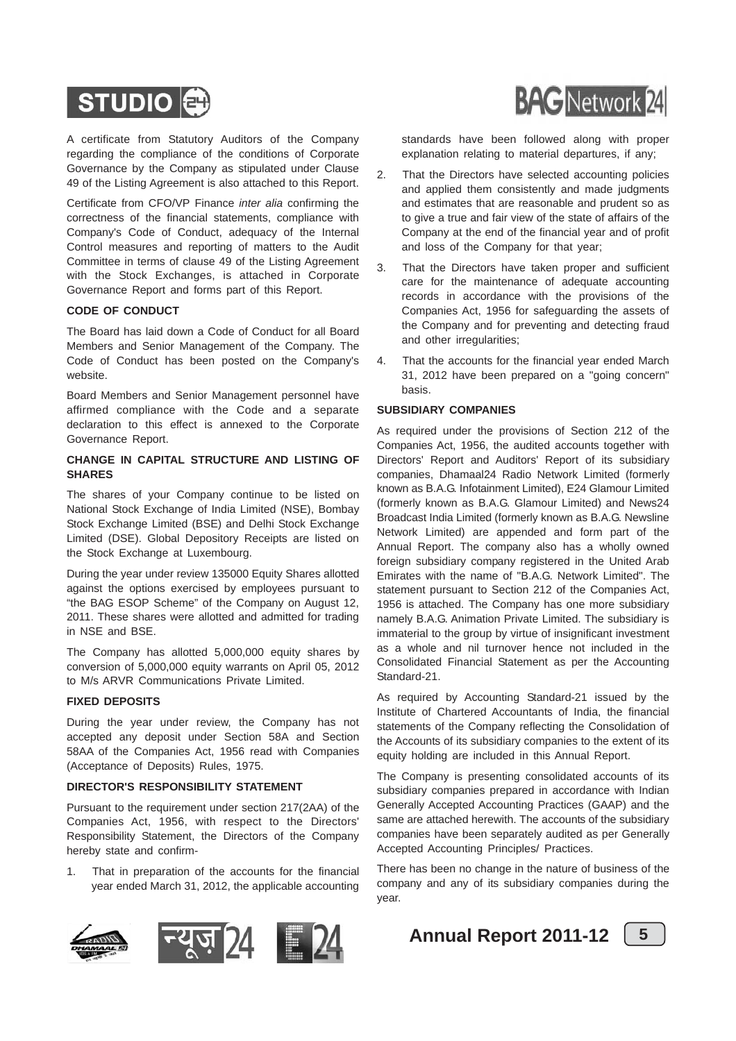A certificate from Statutory Auditors of the Company regarding the compliance of the conditions of Corporate Governance by the Company as stipulated under Clause 49 of the Listing Agreement is also attached to this Report.

Certificate from CFO/VP Finance *inter alia* confirming the correctness of the financial statements, compliance with Company's Code of Conduct, adequacy of the Internal Control measures and reporting of matters to the Audit Committee in terms of clause 49 of the Listing Agreement with the Stock Exchanges, is attached in Corporate Governance Report and forms part of this Report.

### CODE OF CONDUCT

The Board has laid down a Code of Conduct for all Board Members and Senior Management of the Company. The Code of Conduct has been posted on the Company's website.

Board Members and Senior Management personnel have affirmed compliance with the Code and a separate declaration to this effect is annexed to the Corporate Governance Report.

### CHANGE IN CAPITAL STRUCTURE AND LISTING OF SHARES

The shares of your Company continue to be listed on National Stock Exchange of India Limited (NSE), Bombay Stock Exchange Limited (BSE) and Delhi Stock Exchange Limited (DSE). Global Depository Receipts are listed on the Stock Exchange at Luxembourg.

During the year under review 135000 Equity Shares allotted against the options exercised by employees pursuant to "the BAG ESOP Scheme" of the Company on August 12, 2011. These shares were allotted and admitted for trading in NSE and BSE.

The Company has allotted 5,000,000 equity shares by conversion of 5,000,000 equity warrants on April 05, 2012 to M/s ARVR Communications Private Limited.

### FIXED DEPOSITS

During the year under review, the Company has not accepted any deposit under Section 58A and Section 58AA of the Companies Act, 1956 read with Companies (Acceptance of Deposits) Rules, 1975.

### DIRECTOR'S RESPONSIBILITY STATEMENT

Pursuant to the requirement under section 217(2AA) of the Companies Act, 1956, with respect to the Directors' Responsibility Statement, the Directors of the Company hereby state and confirm-

1. That in preparation of the accounts for the financial year ended March 31, 2012, the applicable accounting standards have been followed along with proper explanation relating to material departures, if any;
2. That the Directors have selected accounting policies and applied them consistently and made judgments and estimates that are reasonable and prudent so as to give a true and fair view of the state of affairs of the Company at the end of the financial year and of profit and loss of the Company for that year;
3. That the Directors have taken proper and sufficient care for the maintenance of adequate accounting records in accordance with the provisions of the Companies Act, 1956 for safeguarding the assets of the Company and for preventing and detecting fraud and other irregularities;
4. That the accounts for the financial year ended March 31, 2012 have been prepared on a "going concern" basis.

### SUBSIDIARY COMPANIES

As required under the provisions of Section 212 of the Companies Act, 1956, the audited accounts together with Directors' Report and Auditors' Report of its subsidiary companies, Dhamaal24 Radio Network Limited (formerly known as B.A.G. Infotainment Limited), E24 Glamour Limited (formerly known as B.A.G. Glamour Limited) and News24 Broadcast India Limited (formerly known as B.A.G. Newsline Network Limited) are appended and form part of the Annual Report. The company also has a wholly owned foreign subsidiary company registered in the United Arab Emirates with the name of "B.A.G. Network Limited". The statement pursuant to Section 212 of the Companies Act, 1956 is attached. The Company has one more subsidiary namely B.A.G. Animation Private Limited. The subsidiary is immaterial to the group by virtue of insignificant investment as a whole and nil turnover hence not included in the Consolidated Financial Statement as per the Accounting Standard-21.

As required by Accounting Standard-21 issued by the Institute of Chartered Accountants of India, the financial statements of the Company reflecting the Consolidation of the Accounts of its subsidiary companies to the extent of its equity holding are included in this Annual Report.

The Company is presenting consolidated accounts of its subsidiary companies prepared in accordance with Indian Generally Accepted Accounting Practices (GAAP) and the same are attached herewith. The accounts of the subsidiary companies have been separately audited as per Generally Accepted Accounting Principles/ Practices.

There has been no change in the nature of business of the company and any of its subsidiary companies during the year.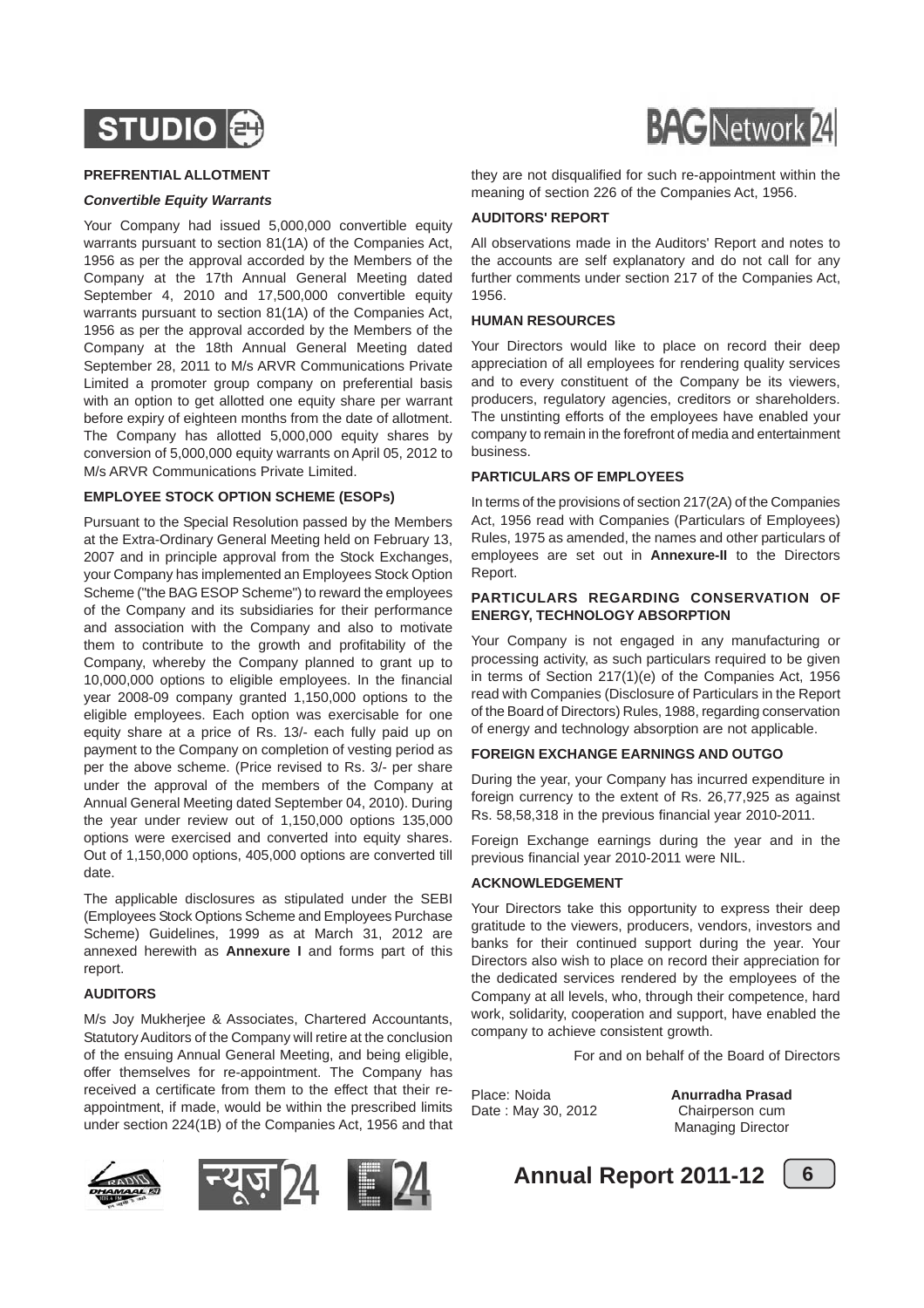### PREFRENTIAL ALLOTMENT

***Convertible Equity Warrants***

Your Company had issued 5,000,000 convertible equity warrants pursuant to section 81(1A) of the Companies Act, 1956 as per the approval accorded by the Members of the Company at the 17th Annual General Meeting dated September 4, 2010 and 17,500,000 convertible equity warrants pursuant to section 81(1A) of the Companies Act, 1956 as per the approval accorded by the Members of the Company at the 18th Annual General Meeting dated September 28, 2011 to M/s ARVR Communications Private Limited a promoter group company on preferential basis with an option to get allotted one equity share per warrant before expiry of eighteen months from the date of allotment. The Company has allotted 5,000,000 equity shares by conversion of 5,000,000 equity warrants on April 05, 2012 to M/s ARVR Communications Private Limited.

### EMPLOYEE STOCK OPTION SCHEME (ESOPs)

Pursuant to the Special Resolution passed by the Members at the Extra-Ordinary General Meeting held on February 13, 2007 and in principle approval from the Stock Exchanges, your Company has implemented an Employees Stock Option Scheme ("the BAG ESOP Scheme") to reward the employees of the Company and its subsidiaries for their performance and association with the Company and also to motivate them to contribute to the growth and profitability of the Company, whereby the Company planned to grant up to 10,000,000 options to eligible employees. In the financial year 2008-09 company granted 1,150,000 options to the eligible employees. Each option was exercisable for one equity share at a price of Rs. 13/- each fully paid up on payment to the Company on completion of vesting period as per the above scheme. (Price revised to Rs. 3/- per share under the approval of the members of the Company at Annual General Meeting dated September 04, 2010). During the year under review out of 1,150,000 options 135,000 options were exercised and converted into equity shares. Out of 1,150,000 options, 405,000 options are converted till date.

The applicable disclosures as stipulated under the SEBI (Employees Stock Options Scheme and Employees Purchase Scheme) Guidelines, 1999 as at March 31, 2012 are annexed herewith as **Annexure I** and forms part of this report.

### AUDITORS

M/s Joy Mukherjee & Associates, Chartered Accountants, Statutory Auditors of the Company will retire at the conclusion of the ensuing Annual General Meeting, and being eligible, offer themselves for re-appointment. The Company has received a certificate from them to the effect that their re-appointment, if made, would be within the prescribed limits under section 224(1B) of the Companies Act, 1956 and that they are not disqualified for such re-appointment within the meaning of section 226 of the Companies Act, 1956.

### AUDITORS' REPORT

All observations made in the Auditors' Report and notes to the accounts are self explanatory and do not call for any further comments under section 217 of the Companies Act, 1956.

### HUMAN RESOURCES

Your Directors would like to place on record their deep appreciation of all employees for rendering quality services and to every constituent of the Company be its viewers, producers, regulatory agencies, creditors or shareholders. The unstinting efforts of the employees have enabled your company to remain in the forefront of media and entertainment business.

### PARTICULARS OF EMPLOYEES

In terms of the provisions of section 217(2A) of the Companies Act, 1956 read with Companies (Particulars of Employees) Rules, 1975 as amended, the names and other particulars of employees are set out in **Annexure-II** to the Directors Report.

### PARTICULARS REGARDING CONSERVATION OF ENERGY, TECHNOLOGY ABSORPTION

Your Company is not engaged in any manufacturing or processing activity, as such particulars required to be given in terms of Section 217(1)(e) of the Companies Act, 1956 read with Companies (Disclosure of Particulars in the Report of the Board of Directors) Rules, 1988, regarding conservation of energy and technology absorption are not applicable.

### FOREIGN EXCHANGE EARNINGS AND OUTGO

During the year, your Company has incurred expenditure in foreign currency to the extent of Rs. 26,77,925 as against Rs. 58,58,318 in the previous financial year 2010-2011.

Foreign Exchange earnings during the year and in the previous financial year 2010-2011 were NIL.

### ACKNOWLEDGEMENT

Your Directors take this opportunity to express their deep gratitude to the viewers, producers, vendors, investors and banks for their continued support during the year. Your Directors also wish to place on record their appreciation for the dedicated services rendered by the employees of the Company at all levels, who, through their competence, hard work, solidarity, cooperation and support, have enabled the company to achieve consistent growth.

For and on behalf of the Board of Directors

Place: Noida
Date : May 30, 2012

**Anurradha Prasad**
Chairperson cum
Managing Director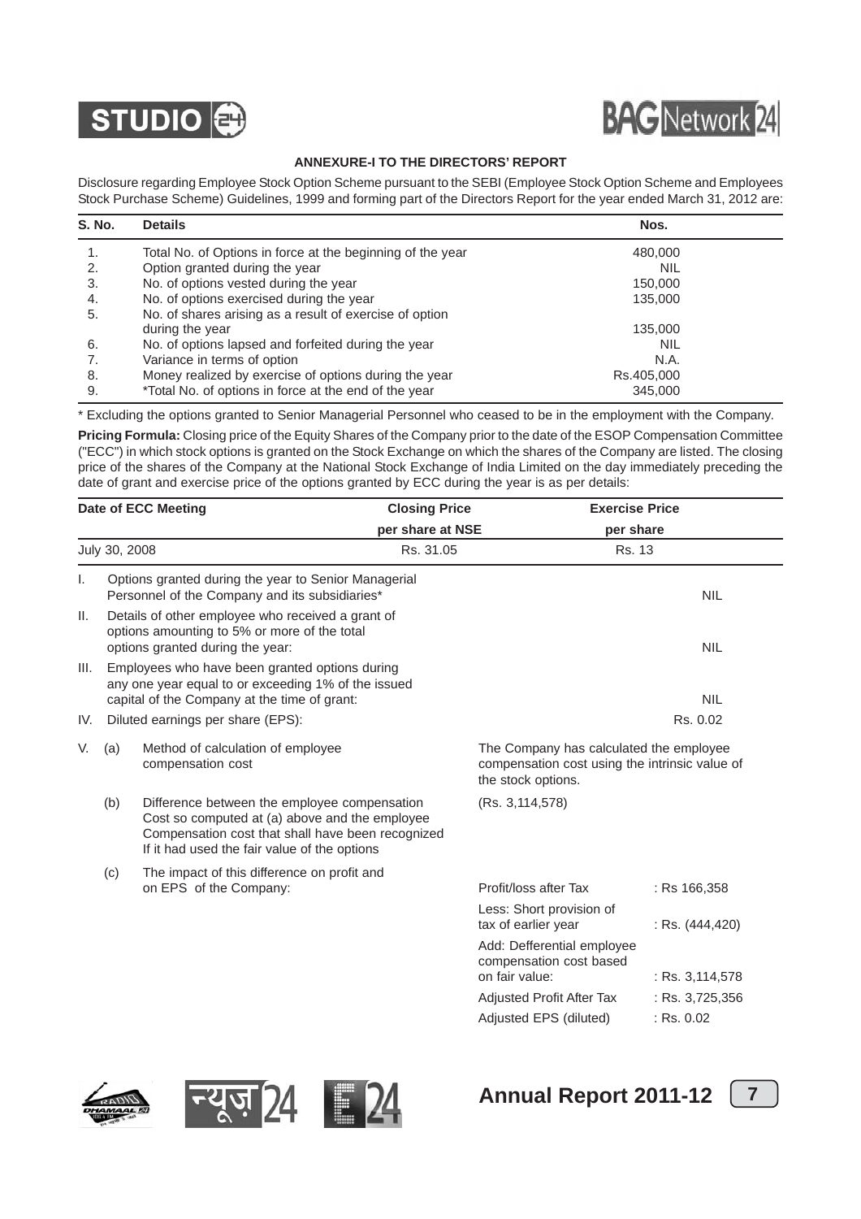## ANNEXURE-I TO THE DIRECTORS' REPORT

Disclosure regarding Employee Stock Option Scheme pursuant to the SEBI (Employee Stock Option Scheme and Employees Stock Purchase Scheme) Guidelines, 1999 and forming part of the Directors Report for the year ended March 31, 2012 are:

| S. No. | Details | Nos. |
|---|---|---|
| 1. | Total No. of Options in force at the beginning of the year | 480,000 |
| 2. | Option granted during the year | NIL |
| 3. | No. of options vested during the year | 150,000 |
| 4. | No. of options exercised during the year | 135,000 |
| 5. | No. of shares arising as a result of exercise of option during the year | 135,000 |
| 6. | No. of options lapsed and forfeited during the year | NIL |
| 7. | Variance in terms of option | N.A. |
| 8. | Money realized by exercise of options during the year | Rs.405,000 |
| 9. | *Total No. of options in force at the end of the year | 345,000 |

\* Excluding the options granted to Senior Managerial Personnel who ceased to be in the employment with the Company.

**Pricing Formula:** Closing price of the Equity Shares of the Company prior to the date of the ESOP Compensation Committee ("ECC") in which stock options is granted on the Stock Exchange on which the shares of the Company are listed. The closing price of the shares of the Company at the National Stock Exchange of India Limited on the day immediately preceding the date of grant and exercise price of the options granted by ECC during the year is as per details:

| Date of ECC Meeting | Closing Price per share at NSE | Exercise Price per share |
|---|---|---|
| July 30, 2008 | Rs. 31.05 | Rs. 13 |

| | | | |
|---|---|---|---|
| I. | Options granted during the year to Senior Managerial Personnel of the Company and its subsidiaries* | | NIL |
| II. | Details of other employee who received a grant of options amounting to 5% or more of the total options granted during the year: | | NIL |
| III. | Employees who have been granted options during any one year equal to or exceeding 1% of the issued capital of the Company at the time of grant: | | NIL |
| IV. | Diluted earnings per share (EPS): | | Rs. 0.02 |
| V. (a) | Method of calculation of employee compensation cost | The Company has calculated the employee compensation cost using the intrinsic value of the stock options. | |
| (b) | Difference between the employee compensation Cost so computed at (a) above and the employee Compensation cost that shall have been recognized If it had used the fair value of the options | (Rs. 3,114,578) | |
| (c) | The impact of this difference on profit and on EPS of the Company: | Profit/loss after Tax | : Rs 166,358 |
| | | Less: Short provision of tax of earlier year | : Rs. (444,420) |
| | | Add: Defferential employee compensation cost based on fair value: | : Rs. 3,114,578 |
| | | Adjusted Profit After Tax | : Rs. 3,725,356 |
| | | Adjusted EPS (diluted) | : Rs. 0.02 |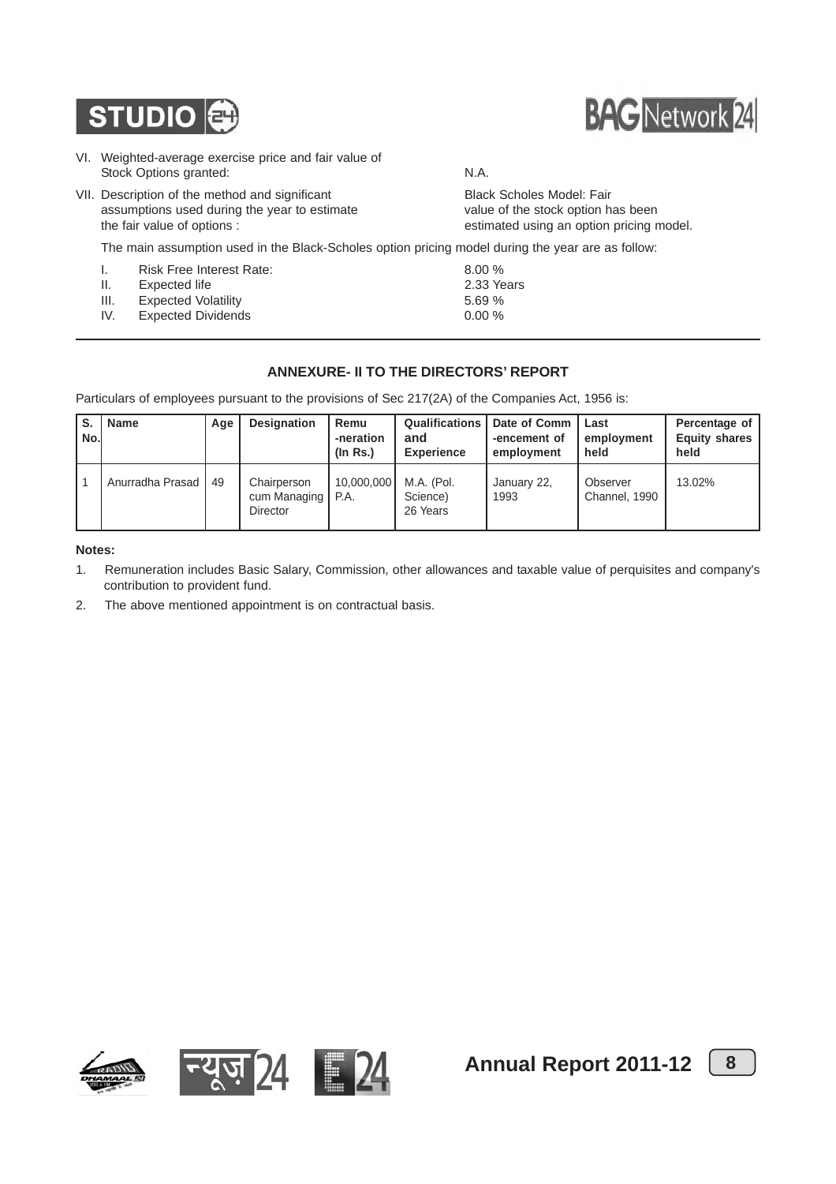VI. Weighted-average exercise price and fair value of Stock Options granted: N.A.

VII. Description of the method and significant assumptions used during the year to estimate the fair value of options : Black Scholes Model: Fair value of the stock option has been estimated using an option pricing model.

The main assumption used in the Black-Scholes option pricing model during the year are as follow:

| | | |
|---|---|---|
| I. | Risk Free Interest Rate: | 8.00 % |
| II. | Expected life | 2.33 Years |
| III. | Expected Volatility | 5.69 % |
| IV. | Expected Dividends | 0.00 % |

## ANNEXURE- II TO THE DIRECTORS' REPORT

Particulars of employees pursuant to the provisions of Sec 217(2A) of the Companies Act, 1956 is:

| S. No. | Name | Age | Designation | Remu -neration (In Rs.) | Qualifications and Experience | Date of Comm -encement of employment | Last employment held | Percentage of Equity shares held |
|---|---|---|---|---|---|---|---|---|
| 1 | Anurradha Prasad | 49 | Chairperson cum Managing Director | 10,000,000 P.A. | M.A. (Pol. Science) 26 Years | January 22, 1993 | Observer Channel, 1990 | 13.02% |

**Notes:**

1. Remuneration includes Basic Salary, Commission, other allowances and taxable value of perquisites and company's contribution to provident fund.
2. The above mentioned appointment is on contractual basis.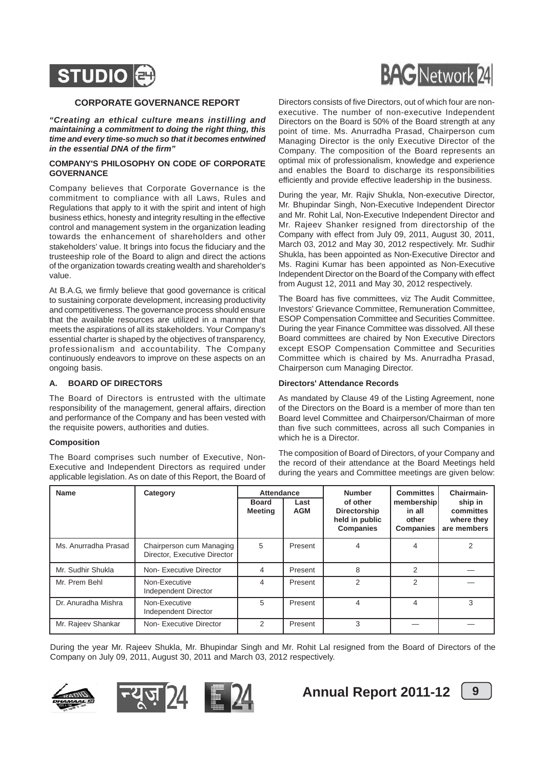## CORPORATE GOVERNANCE REPORT

***"Creating an ethical culture means instilling and maintaining a commitment to doing the right thing, this time and every time-so much so that it becomes entwined in the essential DNA of the firm"***

### COMPANY'S PHILOSOPHY ON CODE OF CORPORATE GOVERNANCE

Company believes that Corporate Governance is the commitment to compliance with all Laws, Rules and Regulations that apply to it with the spirit and intent of high business ethics, honesty and integrity resulting in the effective control and management system in the organization leading towards the enhancement of shareholders and other stakeholders' value. It brings into focus the fiduciary and the trusteeship role of the Board to align and direct the actions of the organization towards creating wealth and shareholder's value.

At B.A.G, we firmly believe that good governance is critical to sustaining corporate development, increasing productivity and competitiveness. The governance process should ensure that the available resources are utilized in a manner that meets the aspirations of all its stakeholders. Your Company's essential charter is shaped by the objectives of transparency, professionalism and accountability. The Company continuously endeavors to improve on these aspects on an ongoing basis.

### A. BOARD OF DIRECTORS

The Board of Directors is entrusted with the ultimate responsibility of the management, general affairs, direction and performance of the Company and has been vested with the requisite powers, authorities and duties.

**Composition**

The Board comprises such number of Executive, Non-Executive and Independent Directors as required under applicable legislation. As on date of this Report, the Board of Directors consists of five Directors, out of which four are non-executive. The number of non-executive Independent Directors on the Board is 50% of the Board strength at any point of time. Ms. Anurradha Prasad, Chairperson cum Managing Director is the only Executive Director of the Company. The composition of the Board represents an optimal mix of professionalism, knowledge and experience and enables the Board to discharge its responsibilities efficiently and provide effective leadership in the business.

During the year, Mr. Rajiv Shukla, Non-executive Director, Mr. Bhupindar Singh, Non-Executive Independent Director and Mr. Rohit Lal, Non-Executive Independent Director and Mr. Rajeev Shanker resigned from directorship of the Company with effect from July 09, 2011, August 30, 2011, March 03, 2012 and May 30, 2012 respectively. Mr. Sudhir Shukla, has been appointed as Non-Executive Director and Ms. Ragini Kumar has been appointed as Non-Executive Independent Director on the Board of the Company with effect from August 12, 2011 and May 30, 2012 respectively.

The Board has five committees, viz The Audit Committee, Investors' Grievance Committee, Remuneration Committee, ESOP Compensation Committee and Securities Committee. During the year Finance Committee was dissolved. All these Board committees are chaired by Non Executive Directors except ESOP Compensation Committee and Securities Committee which is chaired by Ms. Anurradha Prasad, Chairperson cum Managing Director.

**Directors' Attendance Records**

As mandated by Clause 49 of the Listing Agreement, none of the Directors on the Board is a member of more than ten Board level Committee and Chairperson/Chairman of more than five such committees, across all such Companies in which he is a Director.

The composition of Board of Directors, of your Company and the record of their attendance at the Board Meetings held during the years and Committee meetings are given below:

| Name | Category | Attendance | | Number of other Directorship held in public Companies | Committes membership in all other Companies | Chairmain-ship in committes where they are members |
|---|---|---|---|---|---|---|
| | | Board Meeting | Last AGM | | | |
| Ms. Anurradha Prasad | Chairperson cum Managing Director, Executive Director | 5 | Present | 4 | 4 | 2 |
| Mr. Sudhir Shukla | Non- Executive Director | 4 | Present | 8 | 2 | — |
| Mr. Prem Behl | Non-Executive Independent Director | 4 | Present | 2 | 2 | — |
| Dr. Anuradha Mishra | Non-Executive Independent Director | 5 | Present | 4 | 4 | 3 |
| Mr. Rajeev Shankar | Non- Executive Director | 2 | Present | 3 | — | — |

During the year Mr. Rajeev Shukla, Mr. Bhupindar Singh and Mr. Rohit Lal resigned from the Board of Directors of the Company on July 09, 2011, August 30, 2011 and March 03, 2012 respectively.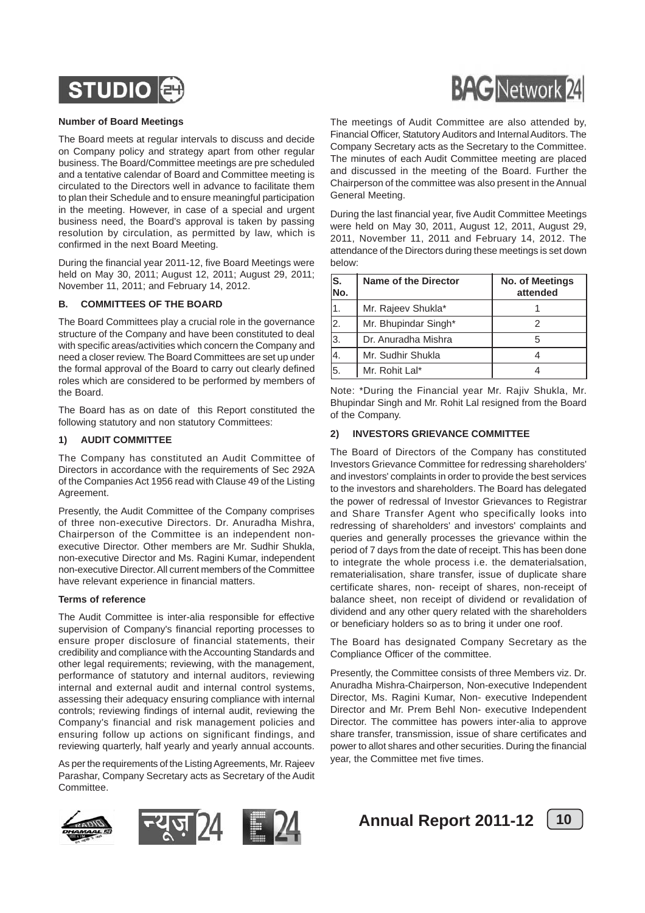### Number of Board Meetings

The Board meets at regular intervals to discuss and decide on Company policy and strategy apart from other regular business. The Board/Committee meetings are pre scheduled and a tentative calendar of Board and Committee meeting is circulated to the Directors well in advance to facilitate them to plan their Schedule and to ensure meaningful participation in the meeting. However, in case of a special and urgent business need, the Board's approval is taken by passing resolution by circulation, as permitted by law, which is confirmed in the next Board Meeting.

During the financial year 2011-12, five Board Meetings were held on May 30, 2011; August 12, 2011; August 29, 2011; November 11, 2011; and February 14, 2012.

### B. COMMITTEES OF THE BOARD

The Board Committees play a crucial role in the governance structure of the Company and have been constituted to deal with specific areas/activities which concern the Company and need a closer review. The Board Committees are set up under the formal approval of the Board to carry out clearly defined roles which are considered to be performed by members of the Board.

The Board has as on date of this Report constituted the following statutory and non statutory Committees:

#### 1) AUDIT COMMITTEE

The Company has constituted an Audit Committee of Directors in accordance with the requirements of Sec 292A of the Companies Act 1956 read with Clause 49 of the Listing Agreement.

Presently, the Audit Committee of the Company comprises of three non-executive Directors. Dr. Anuradha Mishra, Chairperson of the Committee is an independent non-executive Director. Other members are Mr. Sudhir Shukla, non-executive Director and Ms. Ragini Kumar, independent non-executive Director. All current members of the Committee have relevant experience in financial matters.

**Terms of reference**

The Audit Committee is inter-alia responsible for effective supervision of Company's financial reporting processes to ensure proper disclosure of financial statements, their credibility and compliance with the Accounting Standards and other legal requirements; reviewing, with the management, performance of statutory and internal auditors, reviewing internal and external audit and internal control systems, assessing their adequacy ensuring compliance with internal controls; reviewing findings of internal audit, reviewing the Company's financial and risk management policies and ensuring follow up actions on significant findings, and reviewing quarterly, half yearly and yearly annual accounts.

As per the requirements of the Listing Agreements, Mr. Rajeev Parashar, Company Secretary acts as Secretary of the Audit Committee.

The meetings of Audit Committee are also attended by, Financial Officer, Statutory Auditors and Internal Auditors. The Company Secretary acts as the Secretary to the Committee. The minutes of each Audit Committee meeting are placed and discussed in the meeting of the Board. Further the Chairperson of the committee was also present in the Annual General Meeting.

During the last financial year, five Audit Committee Meetings were held on May 30, 2011; August 12, 2011, August 29, 2011, November 11, 2011 and February 14, 2012. The attendance of the Directors during these meetings is set down below:

| S. No. | Name of the Director | No. of Meetings attended |
|---|---|---|
| 1. | Mr. Rajeev Shukla* | 1 |
| 2. | Mr. Bhupindar Singh* | 2 |
| 3. | Dr. Anuradha Mishra | 5 |
| 4. | Mr. Sudhir Shukla | 4 |
| 5. | Mr. Rohit Lal* | 4 |

Note: *During the Financial year Mr. Rajiv Shukla, Mr. Bhupindar Singh and Mr. Rohit Lal resigned from the Board of the Company.

#### 2) INVESTORS GRIEVANCE COMMITTEE

The Board of Directors of the Company has constituted Investors Grievance Committee for redressing shareholders' and investors' complaints in order to provide the best services to the investors and shareholders. The Board has delegated the power of redressal of Investor Grievances to Registrar and Share Transfer Agent who specifically looks into redressing of shareholders' and investors' complaints and queries and generally processes the grievance within the period of 7 days from the date of receipt. This has been done to integrate the whole process i.e. the dematerialsation, rematerialisation, share transfer, issue of duplicate share certificate shares, non- receipt of shares, non-receipt of balance sheet, non receipt of dividend or revalidation of dividend and any other query related with the shareholders or beneficiary holders so as to bring it under one roof.

The Board has designated Company Secretary as the Compliance Officer of the committee.

Presently, the Committee consists of three Members viz. Dr. Anuradha Mishra-Chairperson, Non-executive Independent Director, Ms. Ragini Kumar, Non- executive Independent Director and Mr. Prem Behl Non- executive Independent Director. The committee has powers inter-alia to approve share transfer, transmission, issue of share certificates and power to allot shares and other securities. During the financial year, the Committee met five times.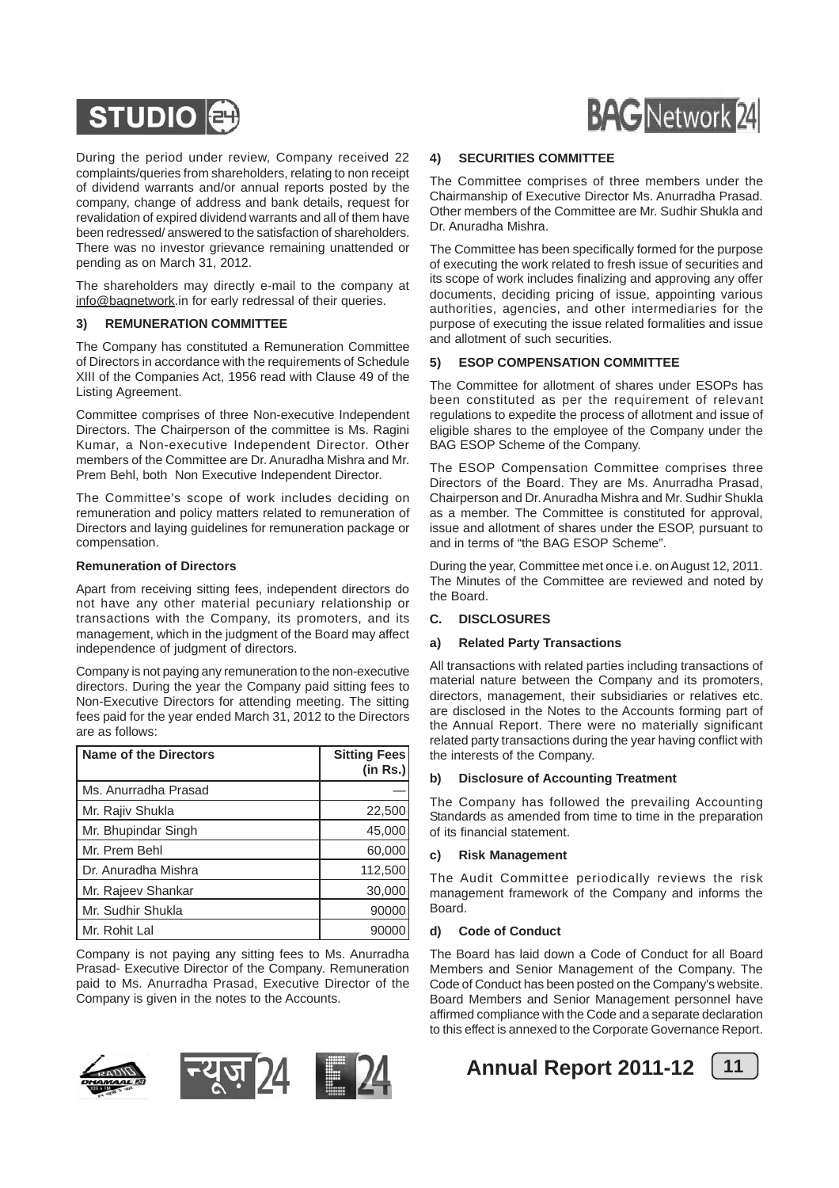During the period under review, Company received 22 complaints/queries from shareholders, relating to non receipt of dividend warrants and/or annual reports posted by the company, change of address and bank details, request for revalidation of expired dividend warrants and all of them have been redressed/ answered to the satisfaction of shareholders. There was no investor grievance remaining unattended or pending as on March 31, 2012.

The shareholders may directly e-mail to the company at info@bagnetwork.in for early redressal of their queries.

### 3) REMUNERATION COMMITTEE

The Company has constituted a Remuneration Committee of Directors in accordance with the requirements of Schedule XIII of the Companies Act, 1956 read with Clause 49 of the Listing Agreement.

Committee comprises of three Non-executive Independent Directors. The Chairperson of the committee is Ms. Ragini Kumar, a Non-executive Independent Director. Other members of the Committee are Dr. Anuradha Mishra and Mr. Prem Behl, both Non Executive Independent Director.

The Committee's scope of work includes deciding on remuneration and policy matters related to remuneration of Directors and laying guidelines for remuneration package or compensation.

**Remuneration of Directors**

Apart from receiving sitting fees, independent directors do not have any other material pecuniary relationship or transactions with the Company, its promoters, and its management, which in the judgment of the Board may affect independence of judgment of directors.

Company is not paying any remuneration to the non-executive directors. During the year the Company paid sitting fees to Non-Executive Directors for attending meeting. The sitting fees paid for the year ended March 31, 2012 to the Directors are as follows:

| Name of the Directors | Sitting Fees (in Rs.) |
|---|---|
| Ms. Anurradha Prasad | — |
| Mr. Rajiv Shukla | 22,500 |
| Mr. Bhupindar Singh | 45,000 |
| Mr. Prem Behl | 60,000 |
| Dr. Anuradha Mishra | 112,500 |
| Mr. Rajeev Shankar | 30,000 |
| Mr. Sudhir Shukla | 90000 |
| Mr. Rohit Lal | 90000 |

Company is not paying any sitting fees to Ms. Anurradha Prasad- Executive Director of the Company. Remuneration paid to Ms. Anurradha Prasad, Executive Director of the Company is given in the notes to the Accounts.

### 4) SECURITIES COMMITTEE

The Committee comprises of three members under the Chairmanship of Executive Director Ms. Anurradha Prasad. Other members of the Committee are Mr. Sudhir Shukla and Dr. Anuradha Mishra.

The Committee has been specifically formed for the purpose of executing the work related to fresh issue of securities and its scope of work includes finalizing and approving any offer documents, deciding pricing of issue, appointing various authorities, agencies, and other intermediaries for the purpose of executing the issue related formalities and issue and allotment of such securities.

### 5) ESOP COMPENSATION COMMITTEE

The Committee for allotment of shares under ESOPs has been constituted as per the requirement of relevant regulations to expedite the process of allotment and issue of eligible shares to the employee of the Company under the BAG ESOP Scheme of the Company.

The ESOP Compensation Committee comprises three Directors of the Board. They are Ms. Anurradha Prasad, Chairperson and Dr. Anuradha Mishra and Mr. Sudhir Shukla as a member. The Committee is constituted for approval, issue and allotment of shares under the ESOP, pursuant to and in terms of "the BAG ESOP Scheme".

During the year, Committee met once i.e. on August 12, 2011. The Minutes of the Committee are reviewed and noted by the Board.

## C. DISCLOSURES

### a) Related Party Transactions

All transactions with related parties including transactions of material nature between the Company and its promoters, directors, management, their subsidiaries or relatives etc. are disclosed in the Notes to the Accounts forming part of the Annual Report. There were no materially significant related party transactions during the year having conflict with the interests of the Company.

### b) Disclosure of Accounting Treatment

The Company has followed the prevailing Accounting Standards as amended from time to time in the preparation of its financial statement.

### c) Risk Management

The Audit Committee periodically reviews the risk management framework of the Company and informs the Board.

### d) Code of Conduct

The Board has laid down a Code of Conduct for all Board Members and Senior Management of the Company. The Code of Conduct has been posted on the Company's website. Board Members and Senior Management personnel have affirmed compliance with the Code and a separate declaration to this effect is annexed to the Corporate Governance Report.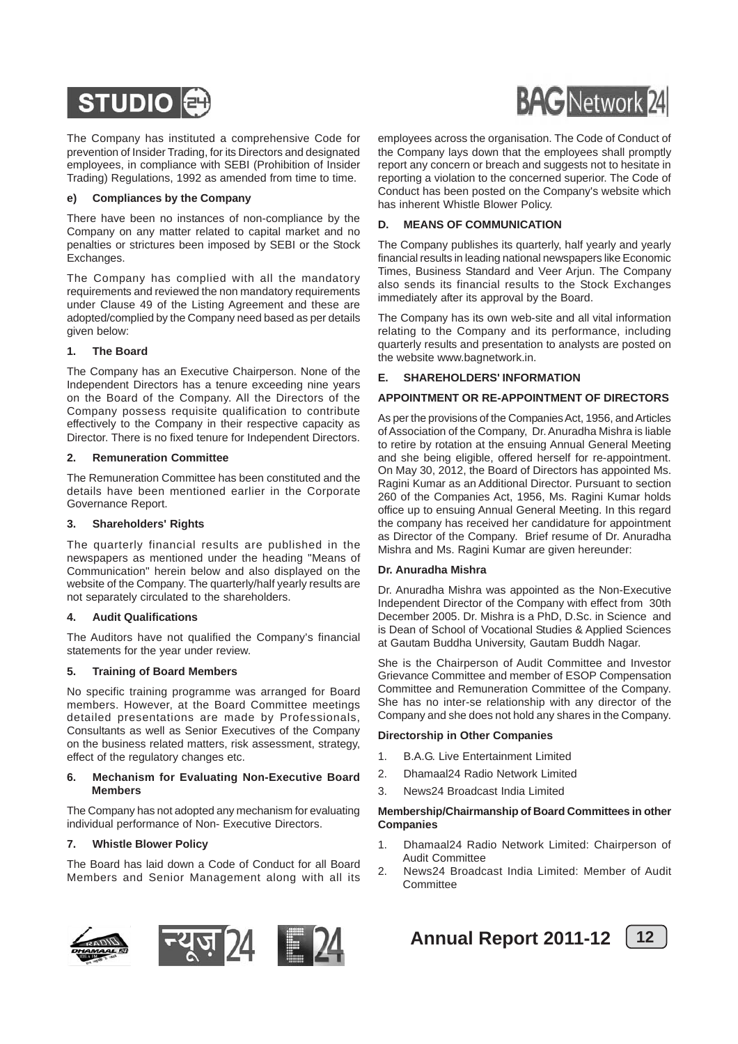The Company has instituted a comprehensive Code for prevention of Insider Trading, for its Directors and designated employees, in compliance with SEBI (Prohibition of Insider Trading) Regulations, 1992 as amended from time to time.

#### e) Compliances by the Company

There have been no instances of non-compliance by the Company on any matter related to capital market and no penalties or strictures been imposed by SEBI or the Stock Exchanges.

The Company has complied with all the mandatory requirements and reviewed the non mandatory requirements under Clause 49 of the Listing Agreement and these are adopted/complied by the Company need based as per details given below:

#### 1. The Board

The Company has an Executive Chairperson. None of the Independent Directors has a tenure exceeding nine years on the Board of the Company. All the Directors of the Company possess requisite qualification to contribute effectively to the Company in their respective capacity as Director. There is no fixed tenure for Independent Directors.

#### 2. Remuneration Committee

The Remuneration Committee has been constituted and the details have been mentioned earlier in the Corporate Governance Report.

#### 3. Shareholders' Rights

The quarterly financial results are published in the newspapers as mentioned under the heading "Means of Communication" herein below and also displayed on the website of the Company. The quarterly/half yearly results are not separately circulated to the shareholders.

#### 4. Audit Qualifications

The Auditors have not qualified the Company's financial statements for the year under review.

#### 5. Training of Board Members

No specific training programme was arranged for Board members. However, at the Board Committee meetings detailed presentations are made by Professionals, Consultants as well as Senior Executives of the Company on the business related matters, risk assessment, strategy, effect of the regulatory changes etc.

#### 6. Mechanism for Evaluating Non-Executive Board Members

The Company has not adopted any mechanism for evaluating individual performance of Non- Executive Directors.

#### 7. Whistle Blower Policy

The Board has laid down a Code of Conduct for all Board Members and Senior Management along with all its employees across the organisation. The Code of Conduct of the Company lays down that the employees shall promptly report any concern or breach and suggests not to hesitate in reporting a violation to the concerned superior. The Code of Conduct has been posted on the Company's website which has inherent Whistle Blower Policy.

### D. MEANS OF COMMUNICATION

The Company publishes its quarterly, half yearly and yearly financial results in leading national newspapers like Economic Times, Business Standard and Veer Arjun. The Company also sends its financial results to the Stock Exchanges immediately after its approval by the Board.

The Company has its own web-site and all vital information relating to the Company and its performance, including quarterly results and presentation to analysts are posted on the website www.bagnetwork.in.

### E. SHAREHOLDERS' INFORMATION

#### APPOINTMENT OR RE-APPOINTMENT OF DIRECTORS

As per the provisions of the Companies Act, 1956, and Articles of Association of the Company, Dr. Anuradha Mishra is liable to retire by rotation at the ensuing Annual General Meeting and she being eligible, offered herself for re-appointment. On May 30, 2012, the Board of Directors has appointed Ms. Ragini Kumar as an Additional Director. Pursuant to section 260 of the Companies Act, 1956, Ms. Ragini Kumar holds office up to ensuing Annual General Meeting. In this regard the company has received her candidature for appointment as Director of the Company. Brief resume of Dr. Anuradha Mishra and Ms. Ragini Kumar are given hereunder:

#### Dr. Anuradha Mishra

Dr. Anuradha Mishra was appointed as the Non-Executive Independent Director of the Company with effect from 30th December 2005. Dr. Mishra is a PhD, D.Sc. in Science and is Dean of School of Vocational Studies & Applied Sciences at Gautam Buddha University, Gautam Buddh Nagar.

She is the Chairperson of Audit Committee and Investor Grievance Committee and member of ESOP Compensation Committee and Remuneration Committee of the Company. She has no inter-se relationship with any director of the Company and she does not hold any shares in the Company.

**Directorship in Other Companies**

1. B.A.G. Live Entertainment Limited
2. Dhamaal24 Radio Network Limited
3. News24 Broadcast India Limited

**Membership/Chairmanship of Board Committees in other Companies**

1. Dhamaal24 Radio Network Limited: Chairperson of Audit Committee
2. News24 Broadcast India Limited: Member of Audit Committee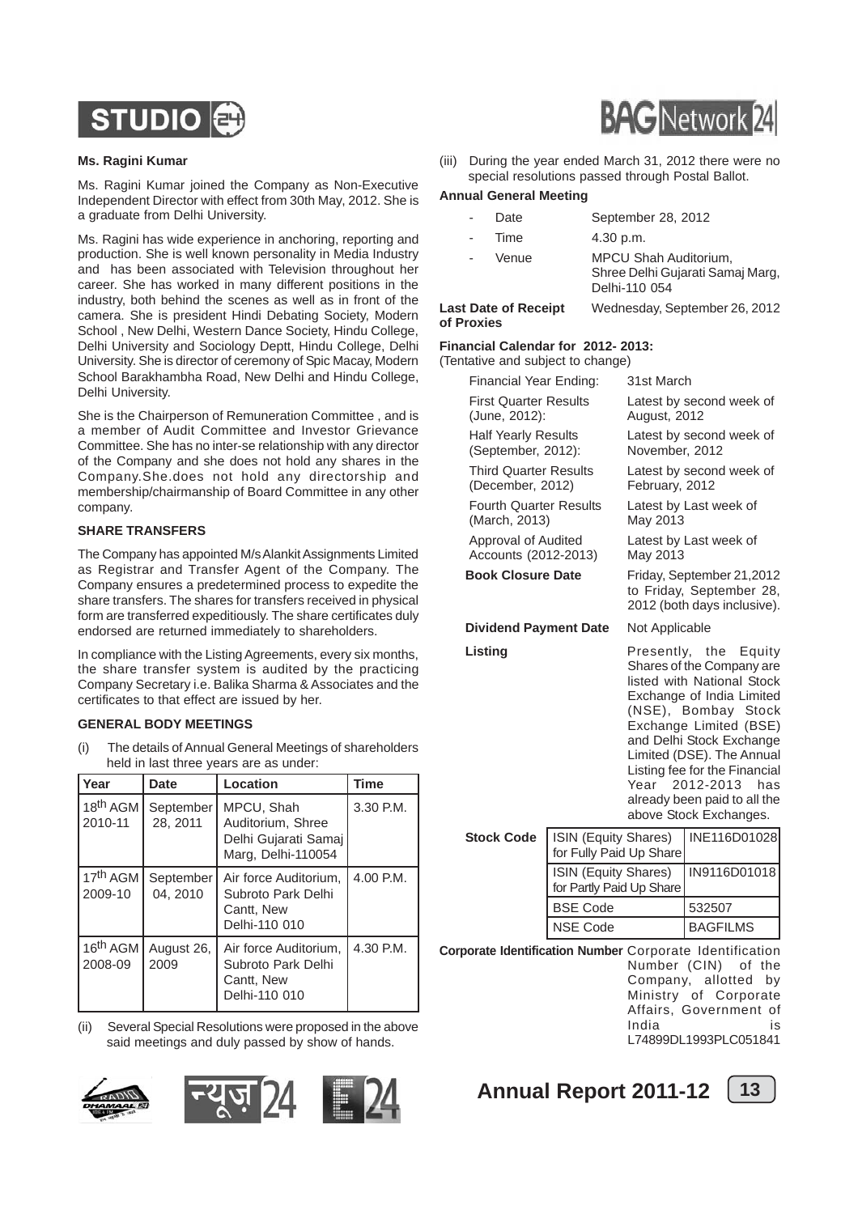**Ms. Ragini Kumar**

Ms. Ragini Kumar joined the Company as Non-Executive Independent Director with effect from 30th May, 2012. She is a graduate from Delhi University.

Ms. Ragini has wide experience in anchoring, reporting and production. She is well known personality in Media Industry and has been associated with Television throughout her career. She has worked in many different positions in the industry, both behind the scenes as well as in front of the camera. She is president Hindi Debating Society, Modern School , New Delhi, Western Dance Society, Hindu College, Delhi University and Sociology Deptt, Hindu College, Delhi University. She is director of ceremony of Spic Macay, Modern School Barakhambha Road, New Delhi and Hindu College, Delhi University.

She is the Chairperson of Remuneration Committee , and is a member of Audit Committee and Investor Grievance Committee. She has no inter-se relationship with any director of the Company and she does not hold any shares in the Company.She.does not hold any directorship and membership/chairmanship of Board Committee in any other company.

**SHARE TRANSFERS**

The Company has appointed M/s Alankit Assignments Limited as Registrar and Transfer Agent of the Company. The Company ensures a predetermined process to expedite the share transfers. The shares for transfers received in physical form are transferred expeditiously. The share certificates duly endorsed are returned immediately to shareholders.

In compliance with the Listing Agreements, every six months, the share transfer system is audited by the practicing Company Secretary i.e. Balika Sharma & Associates and the certificates to that effect are issued by her.

**GENERAL BODY MEETINGS**

(i) The details of Annual General Meetings of shareholders held in last three years are as under:

| Year | Date | Location | Time |
|---|---|---|---|
| 18th AGM 2010-11 | September 28, 2011 | MPCU, Shah Auditorium, Shree Delhi Gujarati Samaj Marg, Delhi-110054 | 3.30 P.M. |
| 17th AGM 2009-10 | September 04, 2010 | Air force Auditorium, Subroto Park Delhi Cantt, New Delhi-110 010 | 4.00 P.M. |
| 16th AGM 2008-09 | August 26, 2009 | Air force Auditorium, Subroto Park Delhi Cantt, New Delhi-110 010 | 4.30 P.M. |

(ii) Several Special Resolutions were proposed in the above said meetings and duly passed by show of hands.

(iii) During the year ended March 31, 2012 there were no special resolutions passed through Postal Ballot.

**Annual General Meeting**

- Date: September 28, 2012
- Time: 4.30 p.m.
- Venue: MPCU Shah Auditorium, Shree Delhi Gujarati Samaj Marg, Delhi-110 054

**Last Date of Receipt of Proxies**: Wednesday, September 26, 2012

**Financial Calendar for 2012- 2013:**
(Tentative and subject to change)

| | |
|---|---|
| Financial Year Ending: | 31st March |
| First Quarter Results (June, 2012): | Latest by second week of August, 2012 |
| Half Yearly Results (September, 2012): | Latest by second week of November, 2012 |
| Third Quarter Results (December, 2012) | Latest by second week of February, 2012 |
| Fourth Quarter Results (March, 2013) | Latest by Last week of May 2013 |
| Approval of Audited Accounts (2012-2013) | Latest by Last week of May 2013 |
| **Book Closure Date** | Friday, September 21,2012 to Friday, September 28, 2012 (both days inclusive). |
| **Dividend Payment Date** | Not Applicable |
| **Listing** | Presently, the Equity Shares of the Company are listed with National Stock Exchange of India Limited (NSE), Bombay Stock Exchange Limited (BSE) and Delhi Stock Exchange Limited (DSE). The Annual Listing fee for the Financial Year 2012-2013 has already been paid to all the above Stock Exchanges. |

**Stock Code**

| | |
|---|---|
| ISIN (Equity Shares) for Fully Paid Up Share | INE116D01028 |
| ISIN (Equity Shares) for Partly Paid Up Share | IN9116D01018 |
| BSE Code | 532507 |
| NSE Code | BAGFILMS |

**Corporate Identification Number** Corporate Identification Number (CIN) of the Company, allotted by Ministry of Corporate Affairs, Government of India is L74899DL1993PLC051841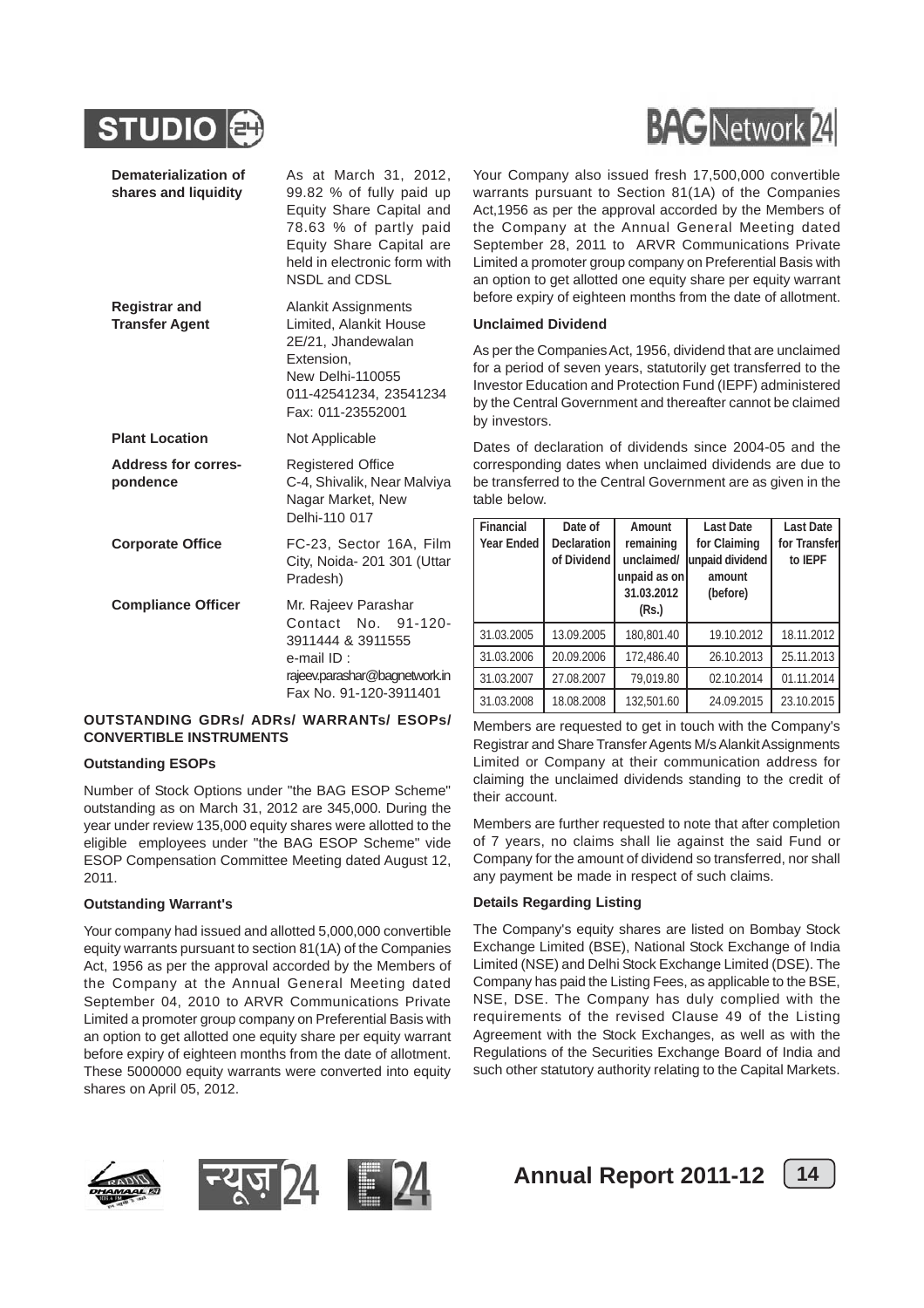| | |
|---|---|
| **Dematerialization of shares and liquidity** | As at March 31, 2012, 99.82 % of fully paid up Equity Share Capital and 78.63 % of partly paid Equity Share Capital are held in electronic form with NSDL and CDSL |
| **Registrar and Transfer Agent** | Alankit Assignments Limited, Alankit House 2E/21, Jhandewalan Extension, New Delhi-110055 011-42541234, 23541234 Fax: 011-23552001 |
| **Plant Location** | Not Applicable |
| **Address for correspondence** | Registered Office C-4, Shivalik, Near Malviya Nagar Market, New Delhi-110 017 |
| **Corporate Office** | FC-23, Sector 16A, Film City, Noida- 201 301 (Uttar Pradesh) |
| **Compliance Officer** | Mr. Rajeev Parashar Contact No. 91-120-3911444 & 3911555 e-mail ID : rajeev.parashar@bagnetwork.in Fax No. 91-120-3911401 |

**OUTSTANDING GDRs/ ADRs/ WARRANTs/ ESOPs/ CONVERTIBLE INSTRUMENTS**

**Outstanding ESOPs**

Number of Stock Options under "the BAG ESOP Scheme" outstanding as on March 31, 2012 are 345,000. During the year under review 135,000 equity shares were allotted to the eligible employees under "the BAG ESOP Scheme" vide ESOP Compensation Committee Meeting dated August 12, 2011.

**Outstanding Warrant's**

Your company had issued and allotted 5,000,000 convertible equity warrants pursuant to section 81(1A) of the Companies Act, 1956 as per the approval accorded by the Members of the Company at the Annual General Meeting dated September 04, 2010 to ARVR Communications Private Limited a promoter group company on Preferential Basis with an option to get allotted one equity share per equity warrant before expiry of eighteen months from the date of allotment. These 5000000 equity warrants were converted into equity shares on April 05, 2012.

Your Company also issued fresh 17,500,000 convertible warrants pursuant to Section 81(1A) of the Companies Act,1956 as per the approval accorded by the Members of the Company at the Annual General Meeting dated September 28, 2011 to ARVR Communications Private Limited a promoter group company on Preferential Basis with an option to get allotted one equity share per equity warrant before expiry of eighteen months from the date of allotment.

**Unclaimed Dividend**

As per the Companies Act, 1956, dividend that are unclaimed for a period of seven years, statutorily get transferred to the Investor Education and Protection Fund (IEPF) administered by the Central Government and thereafter cannot be claimed by investors.

Dates of declaration of dividends since 2004-05 and the corresponding dates when unclaimed dividends are due to be transferred to the Central Government are as given in the table below.

| Financial Year Ended | Date of Declaration of Dividend | Amount remaining unclaimed/ unpaid as on 31.03.2012 (Rs.) | Last Date for Claiming unpaid dividend amount (before) | Last Date for Transfer to IEPF |
|---|---|---|---|---|
| 31.03.2005 | 13.09.2005 | 180,801.40 | 19.10.2012 | 18.11.2012 |
| 31.03.2006 | 20.09.2006 | 172,486.40 | 26.10.2013 | 25.11.2013 |
| 31.03.2007 | 27.08.2007 | 79,019.80 | 02.10.2014 | 01.11.2014 |
| 31.03.2008 | 18.08.2008 | 132,501.60 | 24.09.2015 | 23.10.2015 |

Members are requested to get in touch with the Company's Registrar and Share Transfer Agents M/s Alankit Assignments Limited or Company at their communication address for claiming the unclaimed dividends standing to the credit of their account.

Members are further requested to note that after completion of 7 years, no claims shall lie against the said Fund or Company for the amount of dividend so transferred, nor shall any payment be made in respect of such claims.

**Details Regarding Listing**

The Company's equity shares are listed on Bombay Stock Exchange Limited (BSE), National Stock Exchange of India Limited (NSE) and Delhi Stock Exchange Limited (DSE). The Company has paid the Listing Fees, as applicable to the BSE, NSE, DSE. The Company has duly complied with the requirements of the revised Clause 49 of the Listing Agreement with the Stock Exchanges, as well as with the Regulations of the Securities Exchange Board of India and such other statutory authority relating to the Capital Markets.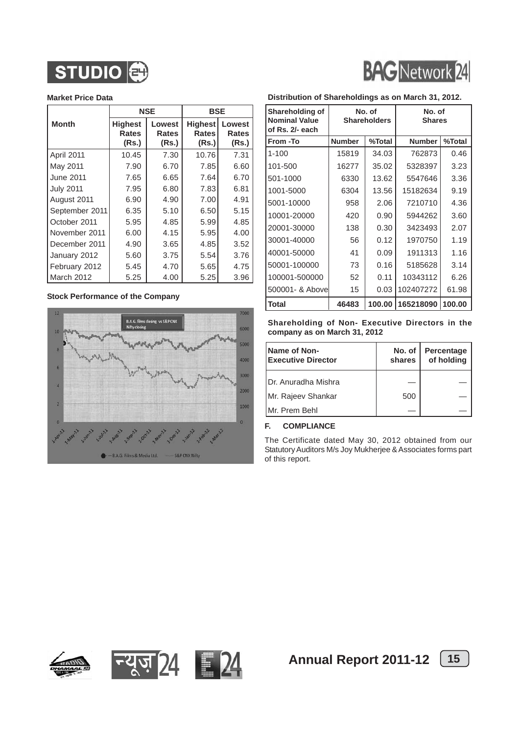**Market Price Data**

| Month | NSE | | BSE | |
|---|---|---|---|---|
| | Highest Rates (Rs.) | Lowest Rates (Rs.) | Highest Rates (Rs.) | Lowest Rates (Rs.) |
| April 2011 | 10.45 | 7.30 | 10.76 | 7.31 |
| May 2011 | 7.90 | 6.70 | 7.85 | 6.60 |
| June 2011 | 7.65 | 6.65 | 7.64 | 6.70 |
| July 2011 | 7.95 | 6.80 | 7.83 | 6.81 |
| August 2011 | 6.90 | 4.90 | 7.00 | 4.91 |
| September 2011 | 6.35 | 5.10 | 6.50 | 5.15 |
| October 2011 | 5.95 | 4.85 | 5.99 | 4.85 |
| November 2011 | 6.00 | 4.15 | 5.95 | 4.00 |
| December 2011 | 4.90 | 3.65 | 4.85 | 3.52 |
| January 2012 | 5.60 | 3.75 | 5.54 | 3.76 |
| February 2012 | 5.45 | 4.70 | 5.65 | 4.75 |
| March 2012 | 5.25 | 4.00 | 5.25 | 3.96 |

**Stock Performance of the Company**

**Distribution of Shareholdings as on March 31, 2012.**

| Shareholding of Nominal Value of Rs. 2/- each | No. of Shareholders | | No. of Shares | |
|---|---|---|---|---|
| From -To | Number | %Total | Number | %Total |
| 1-100 | 15819 | 34.03 | 762873 | 0.46 |
| 101-500 | 16277 | 35.02 | 5328397 | 3.23 |
| 501-1000 | 6330 | 13.62 | 5547646 | 3.36 |
| 1001-5000 | 6304 | 13.56 | 15182634 | 9.19 |
| 5001-10000 | 958 | 2.06 | 7210710 | 4.36 |
| 10001-20000 | 420 | 0.90 | 5944262 | 3.60 |
| 20001-30000 | 138 | 0.30 | 3423493 | 2.07 |
| 30001-40000 | 56 | 0.12 | 1970750 | 1.19 |
| 40001-50000 | 41 | 0.09 | 1911313 | 1.16 |
| 50001-100000 | 73 | 0.16 | 5185628 | 3.14 |
| 100001-500000 | 52 | 0.11 | 10343112 | 6.26 |
| 500001- & Above | 15 | 0.03 | 102407272 | 61.98 |
| **Total** | **46483** | **100.00** | **165218090** | **100.00** |

**Shareholding of Non- Executive Directors in the company as on March 31, 2012**

| Name of Non-Executive Director | No. of shares | Percentage of holding |
|---|---|---|
| Dr. Anuradha Mishra | — | — |
| Mr. Rajeev Shankar | 500 | — |
| Mr. Prem Behl | — | — |

**F. COMPLIANCE**

The Certificate dated May 30, 2012 obtained from our Statutory Auditors M/s Joy Mukherjee & Associates forms part of this report.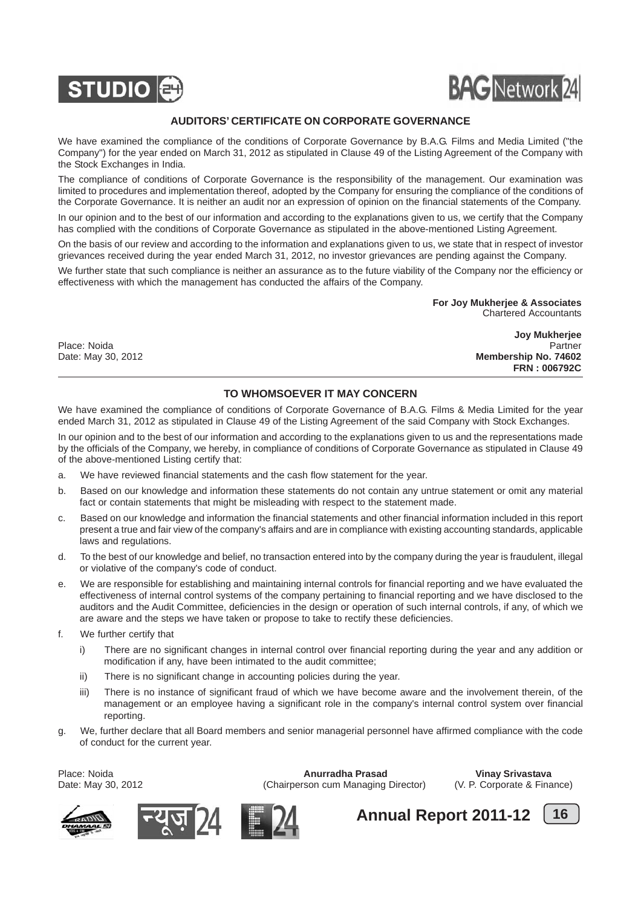## AUDITORS' CERTIFICATE ON CORPORATE GOVERNANCE

We have examined the compliance of the conditions of Corporate Governance by B.A.G. Films and Media Limited ("the Company") for the year ended on March 31, 2012 as stipulated in Clause 49 of the Listing Agreement of the Company with the Stock Exchanges in India.

The compliance of conditions of Corporate Governance is the responsibility of the management. Our examination was limited to procedures and implementation thereof, adopted by the Company for ensuring the compliance of the conditions of the Corporate Governance. It is neither an audit nor an expression of opinion on the financial statements of the Company.

In our opinion and to the best of our information and according to the explanations given to us, we certify that the Company has complied with the conditions of Corporate Governance as stipulated in the above-mentioned Listing Agreement.

On the basis of our review and according to the information and explanations given to us, we state that in respect of investor grievances received during the year ended March 31, 2012, no investor grievances are pending against the Company.

We further state that such compliance is neither an assurance as to the future viability of the Company nor the efficiency or effectiveness with which the management has conducted the affairs of the Company.

**For Joy Mukherjee & Associates**
Chartered Accountants

Place: Noida
Date: May 30, 2012

**Joy Mukherjee**
Partner
**Membership No. 74602**
**FRN : 006792C**

---

## TO WHOMSOEVER IT MAY CONCERN

We have examined the compliance of conditions of Corporate Governance of B.A.G. Films & Media Limited for the year ended March 31, 2012 as stipulated in Clause 49 of the Listing Agreement of the said Company with Stock Exchanges.

In our opinion and to the best of our information and according to the explanations given to us and the representations made by the officials of the Company, we hereby, in compliance of conditions of Corporate Governance as stipulated in Clause 49 of the above-mentioned Listing certify that:

a. We have reviewed financial statements and the cash flow statement for the year.

b. Based on our knowledge and information these statements do not contain any untrue statement or omit any material fact or contain statements that might be misleading with respect to the statement made.

c. Based on our knowledge and information the financial statements and other financial information included in this report present a true and fair view of the company's affairs and are in compliance with existing accounting standards, applicable laws and regulations.

d. To the best of our knowledge and belief, no transaction entered into by the company during the year is fraudulent, illegal or violative of the company's code of conduct.

e. We are responsible for establishing and maintaining internal controls for financial reporting and we have evaluated the effectiveness of internal control systems of the company pertaining to financial reporting and we have disclosed to the auditors and the Audit Committee, deficiencies in the design or operation of such internal controls, if any, of which we are aware and the steps we have taken or propose to take to rectify these deficiencies.

f. We further certify that

   i) There are no significant changes in internal control over financial reporting during the year and any addition or modification if any, have been intimated to the audit committee;

   ii) There is no significant change in accounting policies during the year.

   iii) There is no instance of significant fraud of which we have become aware and the involvement therein, of the management or an employee having a significant role in the company's internal control system over financial reporting.

g. We, further declare that all Board members and senior managerial personnel have affirmed compliance with the code of conduct for the current year.

Place: Noida
Date: May 30, 2012

**Anurradha Prasad**
(Chairperson cum Managing Director)

**Vinay Srivastava**
(V. P. Corporate & Finance)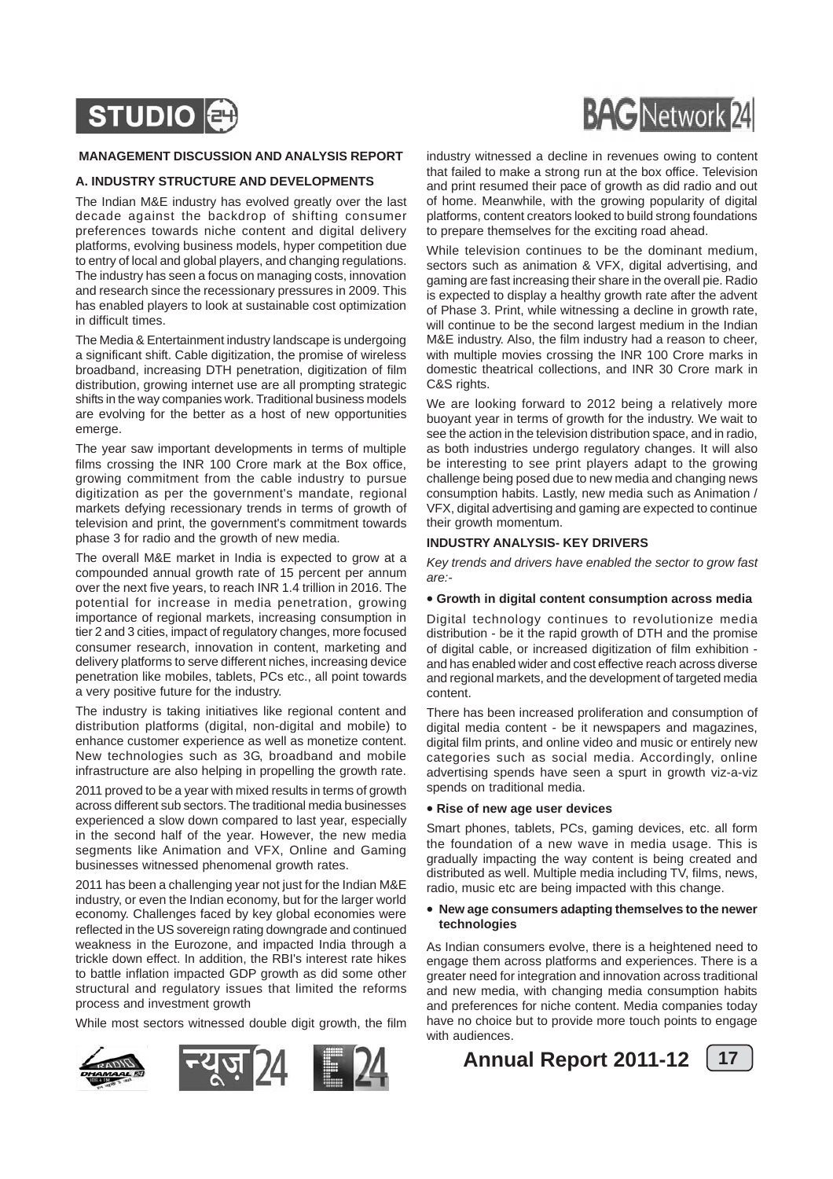## MANAGEMENT DISCUSSION AND ANALYSIS REPORT

### A. INDUSTRY STRUCTURE AND DEVELOPMENTS

The Indian M&E industry has evolved greatly over the last decade against the backdrop of shifting consumer preferences towards niche content and digital delivery platforms, evolving business models, hyper competition due to entry of local and global players, and changing regulations. The industry has seen a focus on managing costs, innovation and research since the recessionary pressures in 2009. This has enabled players to look at sustainable cost optimization in difficult times.

The Media & Entertainment industry landscape is undergoing a significant shift. Cable digitization, the promise of wireless broadband, increasing DTH penetration, digitization of film distribution, growing internet use are all prompting strategic shifts in the way companies work. Traditional business models are evolving for the better as a host of new opportunities emerge.

The year saw important developments in terms of multiple films crossing the INR 100 Crore mark at the Box office, growing commitment from the cable industry to pursue digitization as per the government's mandate, regional markets defying recessionary trends in terms of growth of television and print, the government's commitment towards phase 3 for radio and the growth of new media.

The overall M&E market in India is expected to grow at a compounded annual growth rate of 15 percent per annum over the next five years, to reach INR 1.4 trillion in 2016. The potential for increase in media penetration, growing importance of regional markets, increasing consumption in tier 2 and 3 cities, impact of regulatory changes, more focused consumer research, innovation in content, marketing and delivery platforms to serve different niches, increasing device penetration like mobiles, tablets, PCs etc., all point towards a very positive future for the industry.

The industry is taking initiatives like regional content and distribution platforms (digital, non-digital and mobile) to enhance customer experience as well as monetize content. New technologies such as 3G, broadband and mobile infrastructure are also helping in propelling the growth rate.

2011 proved to be a year with mixed results in terms of growth across different sub sectors. The traditional media businesses experienced a slow down compared to last year, especially in the second half of the year. However, the new media segments like Animation and VFX, Online and Gaming businesses witnessed phenomenal growth rates.

2011 has been a challenging year not just for the Indian M&E industry, or even the Indian economy, but for the larger world economy. Challenges faced by key global economies were reflected in the US sovereign rating downgrade and continued weakness in the Eurozone, and impacted India through a trickle down effect. In addition, the RBI's interest rate hikes to battle inflation impacted GDP growth as did some other structural and regulatory issues that limited the reforms process and investment growth

While most sectors witnessed double digit growth, the film industry witnessed a decline in revenues owing to content that failed to make a strong run at the box office. Television and print resumed their pace of growth as did radio and out of home. Meanwhile, with the growing popularity of digital platforms, content creators looked to build strong foundations to prepare themselves for the exciting road ahead.

While television continues to be the dominant medium, sectors such as animation & VFX, digital advertising, and gaming are fast increasing their share in the overall pie. Radio is expected to display a healthy growth rate after the advent of Phase 3. Print, while witnessing a decline in growth rate, will continue to be the second largest medium in the Indian M&E industry. Also, the film industry had a reason to cheer, with multiple movies crossing the INR 100 Crore marks in domestic theatrical collections, and INR 30 Crore mark in C&S rights.

We are looking forward to 2012 being a relatively more buoyant year in terms of growth for the industry. We wait to see the action in the television distribution space, and in radio, as both industries undergo regulatory changes. It will also be interesting to see print players adapt to the growing challenge being posed due to new media and changing news consumption habits. Lastly, new media such as Animation / VFX, digital advertising and gaming are expected to continue their growth momentum.

### INDUSTRY ANALYSIS- KEY DRIVERS

*Key trends and drivers have enabled the sector to grow fast are:-*

- **Growth in digital content consumption across media**

Digital technology continues to revolutionize media distribution - be it the rapid growth of DTH and the promise of digital cable, or increased digitization of film exhibition - and has enabled wider and cost effective reach across diverse and regional markets, and the development of targeted media content.

There has been increased proliferation and consumption of digital media content - be it newspapers and magazines, digital film prints, and online video and music or entirely new categories such as social media. Accordingly, online advertising spends have seen a spurt in growth viz-a-viz spends on traditional media.

- **Rise of new age user devices**

Smart phones, tablets, PCs, gaming devices, etc. all form the foundation of a new wave in media usage. This is gradually impacting the way content is being created and distributed as well. Multiple media including TV, films, news, radio, music etc are being impacted with this change.

- **New age consumers adapting themselves to the newer technologies**

As Indian consumers evolve, there is a heightened need to engage them across platforms and experiences. There is a greater need for integration and innovation across traditional and new media, with changing media consumption habits and preferences for niche content. Media companies today have no choice but to provide more touch points to engage with audiences.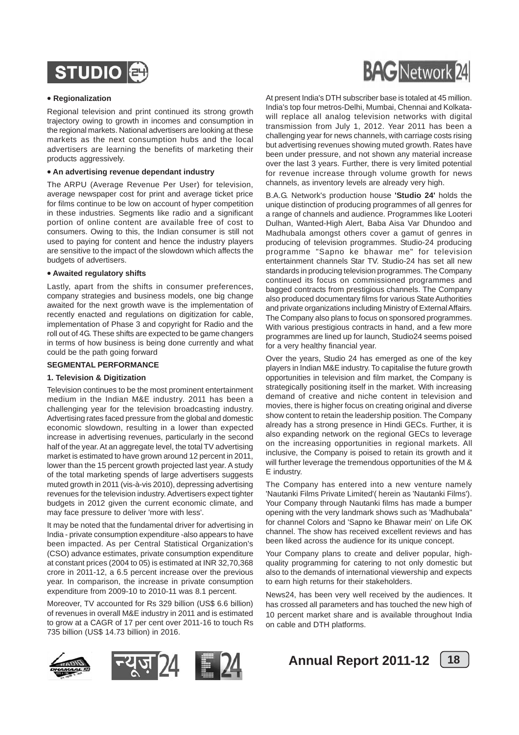- **Regionalization**

Regional television and print continued its strong growth trajectory owing to growth in incomes and consumption in the regional markets. National advertisers are looking at these markets as the next consumption hubs and the local advertisers are learning the benefits of marketing their products aggressively.

- **An advertising revenue dependant industry**

The ARPU (Average Revenue Per User) for television, average newspaper cost for print and average ticket price for films continue to be low on account of hyper competition in these industries. Segments like radio and a significant portion of online content are available free of cost to consumers. Owing to this, the Indian consumer is still not used to paying for content and hence the industry players are sensitive to the impact of the slowdown which affects the budgets of advertisers.

- **Awaited regulatory shifts**

Lastly, apart from the shifts in consumer preferences, company strategies and business models, one big change awaited for the next growth wave is the implementation of recently enacted and regulations on digitization for cable, implementation of Phase 3 and copyright for Radio and the roll out of 4G. These shifts are expected to be game changers in terms of how business is being done currently and what could be the path going forward

**SEGMENTAL PERFORMANCE**

**1. Television & Digitization**

Television continues to be the most prominent entertainment medium in the Indian M&E industry. 2011 has been a challenging year for the television broadcasting industry. Advertising rates faced pressure from the global and domestic economic slowdown, resulting in a lower than expected increase in advertising revenues, particularly in the second half of the year. At an aggregate level, the total TV advertising market is estimated to have grown around 12 percent in 2011, lower than the 15 percent growth projected last year. A study of the total marketing spends of large advertisers suggests muted growth in 2011 (vis-à-vis 2010), depressing advertising revenues for the television industry. Advertisers expect tighter budgets in 2012 given the current economic climate, and may face pressure to deliver 'more with less'.

It may be noted that the fundamental driver for advertising in India - private consumption expenditure -also appears to have been impacted. As per Central Statistical Organization's (CSO) advance estimates, private consumption expenditure at constant prices (2004 to 05) is estimated at INR 32,70,368 crore in 2011-12, a 6.5 percent increase over the previous year. In comparison, the increase in private consumption expenditure from 2009-10 to 2010-11 was 8.1 percent.

Moreover, TV accounted for Rs 329 billion (US$ 6.6 billion) of revenues in overall M&E industry in 2011 and is estimated to grow at a CAGR of 17 per cent over 2011-16 to touch Rs 735 billion (US$ 14.73 billion) in 2016.

At present India's DTH subscriber base is totaled at 45 million. India's top four metros-Delhi, Mumbai, Chennai and Kolkata-will replace all analog television networks with digital transmission from July 1, 2012. Year 2011 has been a challenging year for news channels, with carriage costs rising but advertising revenues showing muted growth. Rates have been under pressure, and not shown any material increase over the last 3 years. Further, there is very limited potential for revenue increase through volume growth for news channels, as inventory levels are already very high.

B.A.G. Network's production house **'Studio 24'** holds the unique distinction of producing programmes of all genres for a range of channels and audience. Programmes like Looteri Dulhan, Wanted-High Alert, Baba Aisa Var Dhundoo and Madhubala amongst others cover a gamut of genres in producing of television programmes. Studio-24 producing programme "Sapno ke bhawar me" for television entertainment channels Star TV. Studio-24 has set all new standards in producing television programmes. The Company continued its focus on commissioned programmes and bagged contracts from prestigious channels. The Company also produced documentary films for various State Authorities and private organizations including Ministry of External Affairs. The Company also plans to focus on sponsored programmes. With various prestigious contracts in hand, and a few more programmes are lined up for launch, Studio24 seems poised for a very healthy financial year.

Over the years, Studio 24 has emerged as one of the key players in Indian M&E industry. To capitalise the future growth opportunities in television and film market, the Company is strategically positioning itself in the market. With increasing demand of creative and niche content in television and movies, there is higher focus on creating original and diverse show content to retain the leadership position. The Company already has a strong presence in Hindi GECs. Further, it is also expanding network on the regional GECs to leverage on the increasing opportunities in regional markets. All inclusive, the Company is poised to retain its growth and it will further leverage the tremendous opportunities of the M & E industry.

The Company has entered into a new venture namely 'Nautanki Films Private Limited'( herein as 'Nautanki Films'). Your Company through Nautanki films has made a bumper opening with the very landmark shows such as 'Madhubala" for channel Colors and 'Sapno ke Bhawar mein' on Life OK channel. The show has received excellent reviews and has been liked across the audience for its unique concept.

Your Company plans to create and deliver popular, high-quality programming for catering to not only domestic but also to the demands of international viewership and expects to earn high returns for their stakeholders.

News24, has been very well received by the audiences. It has crossed all parameters and has touched the new high of 10 percent market share and is available throughout India on cable and DTH platforms.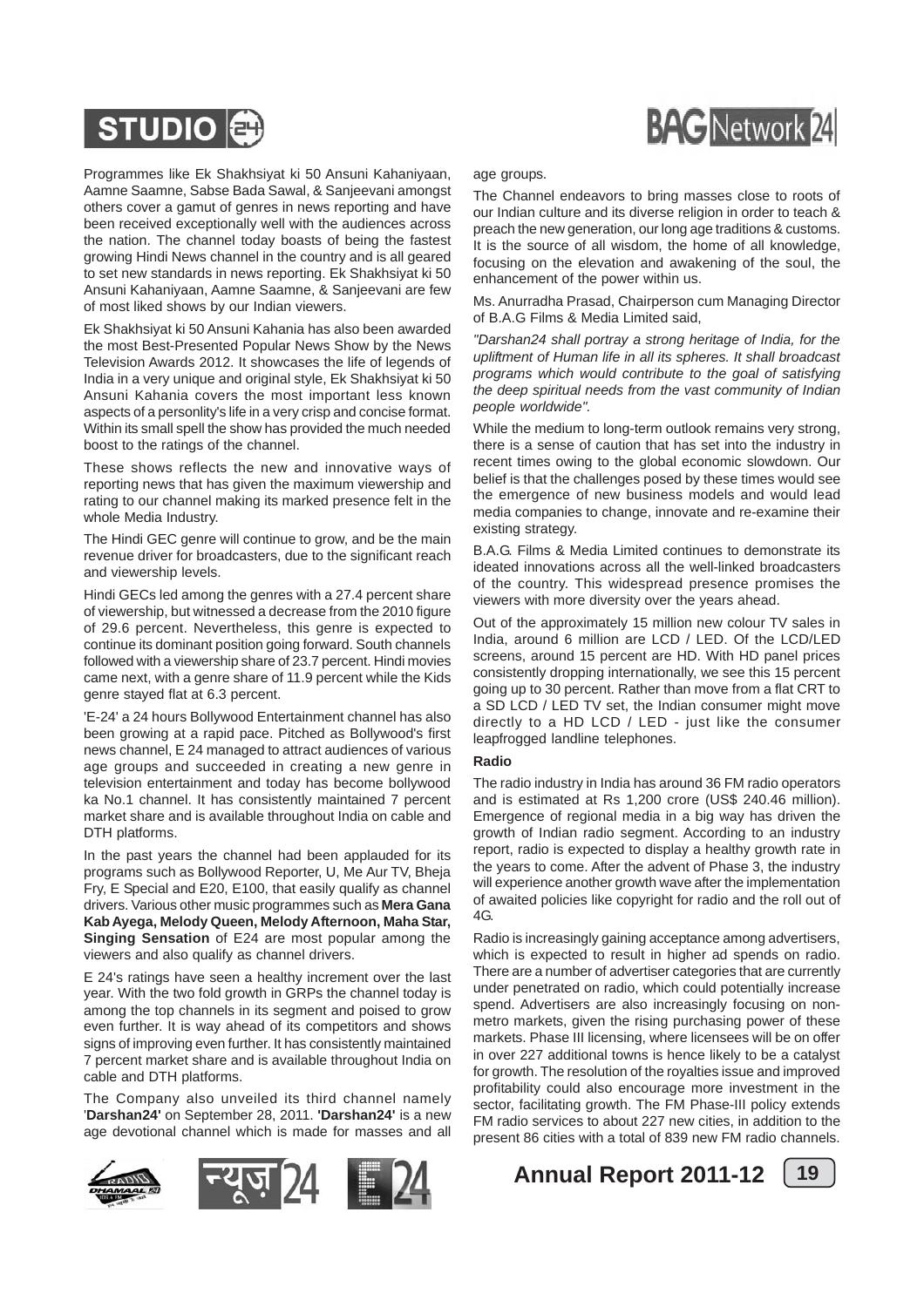Programmes like Ek Shakhsiyat ki 50 Ansuni Kahaniyaan, Aamne Saamne, Sabse Bada Sawal, & Sanjeevani amongst others cover a gamut of genres in news reporting and have been received exceptionally well with the audiences across the nation. The channel today boasts of being the fastest growing Hindi News channel in the country and is all geared to set new standards in news reporting. Ek Shakhsiyat ki 50 Ansuni Kahaniyaan, Aamne Saamne, & Sanjeevani are few of most liked shows by our Indian viewers.

Ek Shakhsiyat ki 50 Ansuni Kahania has also been awarded the most Best-Presented Popular News Show by the News Television Awards 2012. It showcases the life of legends of India in a very unique and original style, Ek Shakhsiyat ki 50 Ansuni Kahania covers the most important less known aspects of a personlity's life in a very crisp and concise format. Within its small spell the show has provided the much needed boost to the ratings of the channel.

These shows reflects the new and innovative ways of reporting news that has given the maximum viewership and rating to our channel making its marked presence felt in the whole Media Industry.

The Hindi GEC genre will continue to grow, and be the main revenue driver for broadcasters, due to the significant reach and viewership levels.

Hindi GECs led among the genres with a 27.4 percent share of viewership, but witnessed a decrease from the 2010 figure of 29.6 percent. Nevertheless, this genre is expected to continue its dominant position going forward. South channels followed with a viewership share of 23.7 percent. Hindi movies came next, with a genre share of 11.9 percent while the Kids genre stayed flat at 6.3 percent.

'E-24' a 24 hours Bollywood Entertainment channel has also been growing at a rapid pace. Pitched as Bollywood's first news channel, E 24 managed to attract audiences of various age groups and succeeded in creating a new genre in television entertainment and today has become bollywood ka No.1 channel. It has consistently maintained 7 percent market share and is available throughout India on cable and DTH platforms.

In the past years the channel had been applauded for its programs such as Bollywood Reporter, U, Me Aur TV, Bheja Fry, E Special and E20, E100, that easily qualify as channel drivers. Various other music programmes such as **Mera Gana Kab Ayega, Melody Queen, Melody Afternoon, Maha Star, Singing Sensation** of E24 are most popular among the viewers and also qualify as channel drivers.

E 24's ratings have seen a healthy increment over the last year. With the two fold growth in GRPs the channel today is among the top channels in its segment and poised to grow even further. It is way ahead of its competitors and shows signs of improving even further. It has consistently maintained 7 percent market share and is available throughout India on cable and DTH platforms.

The Company also unveiled its third channel namely '**Darshan24'** on September 28, 2011. **'Darshan24'** is a new age devotional channel which is made for masses and all age groups.

The Channel endeavors to bring masses close to roots of our Indian culture and its diverse religion in order to teach & preach the new generation, our long age traditions & customs. It is the source of all wisdom, the home of all knowledge, focusing on the elevation and awakening of the soul, the enhancement of the power within us.

Ms. Anurradha Prasad, Chairperson cum Managing Director of B.A.G Films & Media Limited said,

*"Darshan24 shall portray a strong heritage of India, for the upliftment of Human life in all its spheres. It shall broadcast programs which would contribute to the goal of satisfying the deep spiritual needs from the vast community of Indian people worldwide".*

While the medium to long-term outlook remains very strong, there is a sense of caution that has set into the industry in recent times owing to the global economic slowdown. Our belief is that the challenges posed by these times would see the emergence of new business models and would lead media companies to change, innovate and re-examine their existing strategy.

B.A.G. Films & Media Limited continues to demonstrate its ideated innovations across all the well-linked broadcasters of the country. This widespread presence promises the viewers with more diversity over the years ahead.

Out of the approximately 15 million new colour TV sales in India, around 6 million are LCD / LED. Of the LCD/LED screens, around 15 percent are HD. With HD panel prices consistently dropping internationally, we see this 15 percent going up to 30 percent. Rather than move from a flat CRT to a SD LCD / LED TV set, the Indian consumer might move directly to a HD LCD / LED - just like the consumer leapfrogged landline telephones.

**Radio**

The radio industry in India has around 36 FM radio operators and is estimated at Rs 1,200 crore (US$ 240.46 million). Emergence of regional media in a big way has driven the growth of Indian radio segment. According to an industry report, radio is expected to display a healthy growth rate in the years to come. After the advent of Phase 3, the industry will experience another growth wave after the implementation of awaited policies like copyright for radio and the roll out of 4G.

Radio is increasingly gaining acceptance among advertisers, which is expected to result in higher ad spends on radio. There are a number of advertiser categories that are currently under penetrated on radio, which could potentially increase spend. Advertisers are also increasingly focusing on non-metro markets, given the rising purchasing power of these markets. Phase III licensing, where licensees will be on offer in over 227 additional towns is hence likely to be a catalyst for growth. The resolution of the royalties issue and improved profitability could also encourage more investment in the sector, facilitating growth. The FM Phase-III policy extends FM radio services to about 227 new cities, in addition to the present 86 cities with a total of 839 new FM radio channels.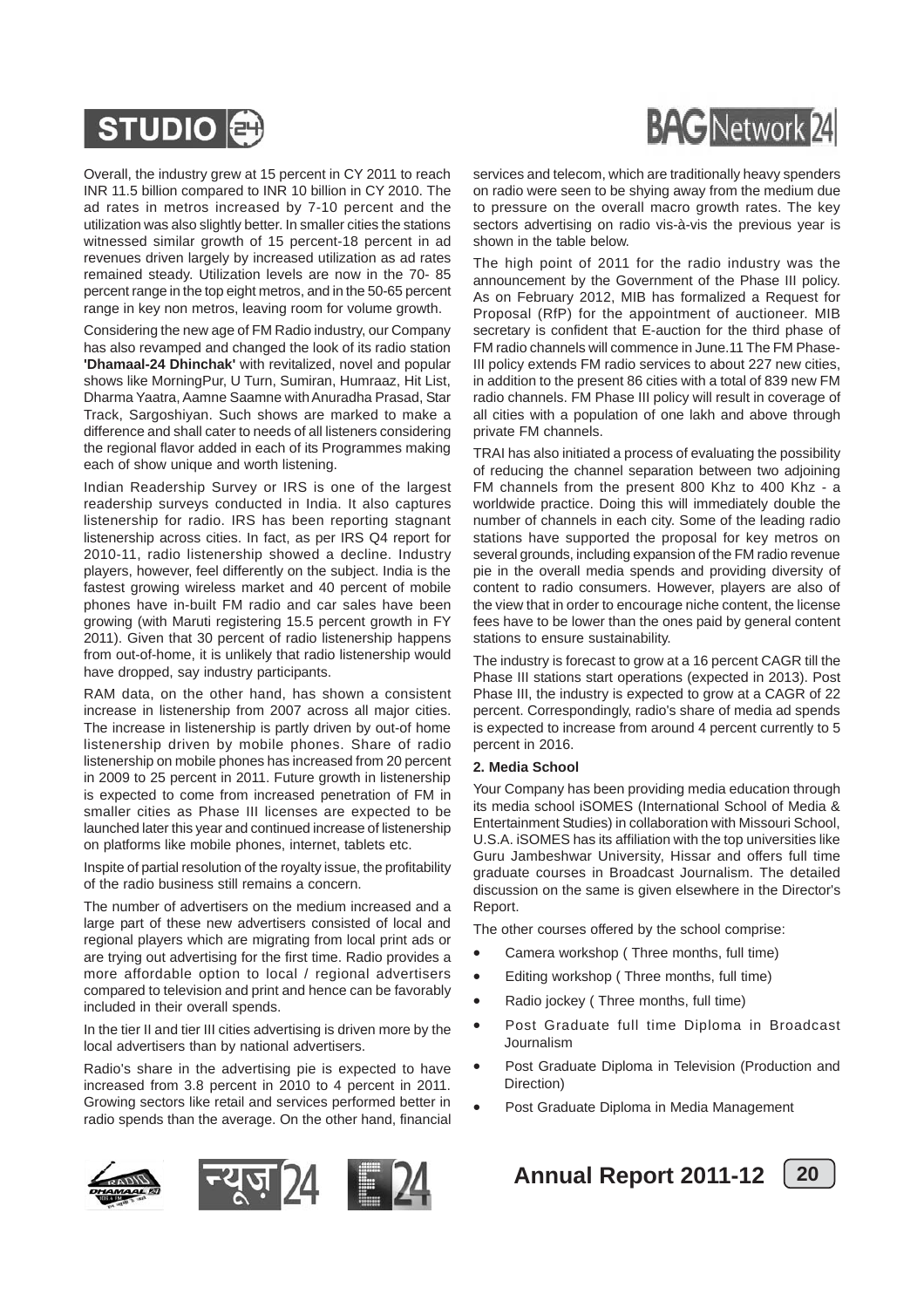Overall, the industry grew at 15 percent in CY 2011 to reach INR 11.5 billion compared to INR 10 billion in CY 2010. The ad rates in metros increased by 7-10 percent and the utilization was also slightly better. In smaller cities the stations witnessed similar growth of 15 percent-18 percent in ad revenues driven largely by increased utilization as ad rates remained steady. Utilization levels are now in the 70- 85 percent range in the top eight metros, and in the 50-65 percent range in key non metros, leaving room for volume growth.

Considering the new age of FM Radio industry, our Company has also revamped and changed the look of its radio station **'Dhamaal-24 Dhinchak'** with revitalized, novel and popular shows like MorningPur, U Turn, Sumiran, Humraaz, Hit List, Dharma Yaatra, Aamne Saamne with Anuradha Prasad, Star Track, Sargoshiyan. Such shows are marked to make a difference and shall cater to needs of all listeners considering the regional flavor added in each of its Programmes making each of show unique and worth listening.

Indian Readership Survey or IRS is one of the largest readership surveys conducted in India. It also captures listenership for radio. IRS has been reporting stagnant listenership across cities. In fact, as per IRS Q4 report for 2010-11, radio listenership showed a decline. Industry players, however, feel differently on the subject. India is the fastest growing wireless market and 40 percent of mobile phones have in-built FM radio and car sales have been growing (with Maruti registering 15.5 percent growth in FY 2011). Given that 30 percent of radio listenership happens from out-of-home, it is unlikely that radio listenership would have dropped, say industry participants.

RAM data, on the other hand, has shown a consistent increase in listenership from 2007 across all major cities. The increase in listenership is partly driven by out-of home listenership driven by mobile phones. Share of radio listenership on mobile phones has increased from 20 percent in 2009 to 25 percent in 2011. Future growth in listenership is expected to come from increased penetration of FM in smaller cities as Phase III licenses are expected to be launched later this year and continued increase of listenership on platforms like mobile phones, internet, tablets etc.

Inspite of partial resolution of the royalty issue, the profitability of the radio business still remains a concern.

The number of advertisers on the medium increased and a large part of these new advertisers consisted of local and regional players which are migrating from local print ads or are trying out advertising for the first time. Radio provides a more affordable option to local / regional advertisers compared to television and print and hence can be favorably included in their overall spends.

In the tier II and tier III cities advertising is driven more by the local advertisers than by national advertisers.

Radio's share in the advertising pie is expected to have increased from 3.8 percent in 2010 to 4 percent in 2011. Growing sectors like retail and services performed better in radio spends than the average. On the other hand, financial services and telecom, which are traditionally heavy spenders on radio were seen to be shying away from the medium due to pressure on the overall macro growth rates. The key sectors advertising on radio vis-à-vis the previous year is shown in the table below.

The high point of 2011 for the radio industry was the announcement by the Government of the Phase III policy. As on February 2012, MIB has formalized a Request for Proposal (RfP) for the appointment of auctioneer. MIB secretary is confident that E-auction for the third phase of FM radio channels will commence in June.11 The FM Phase-III policy extends FM radio services to about 227 new cities, in addition to the present 86 cities with a total of 839 new FM radio channels. FM Phase III policy will result in coverage of all cities with a population of one lakh and above through private FM channels.

TRAI has also initiated a process of evaluating the possibility of reducing the channel separation between two adjoining FM channels from the present 800 Khz to 400 Khz - a worldwide practice. Doing this will immediately double the number of channels in each city. Some of the leading radio stations have supported the proposal for key metros on several grounds, including expansion of the FM radio revenue pie in the overall media spends and providing diversity of content to radio consumers. However, players are also of the view that in order to encourage niche content, the license fees have to be lower than the ones paid by general content stations to ensure sustainability.

The industry is forecast to grow at a 16 percent CAGR till the Phase III stations start operations (expected in 2013). Post Phase III, the industry is expected to grow at a CAGR of 22 percent. Correspondingly, radio's share of media ad spends is expected to increase from around 4 percent currently to 5 percent in 2016.

**2. Media School**

Your Company has been providing media education through its media school iSOMES (International School of Media & Entertainment Studies) in collaboration with Missouri School, U.S.A. iSOMES has its affiliation with the top universities like Guru Jambeshwar University, Hissar and offers full time graduate courses in Broadcast Journalism. The detailed discussion on the same is given elsewhere in the Director's Report.

The other courses offered by the school comprise:

- Camera workshop ( Three months, full time)
- Editing workshop ( Three months, full time)
- Radio jockey ( Three months, full time)
- Post Graduate full time Diploma in Broadcast Journalism
- Post Graduate Diploma in Television (Production and Direction)
- Post Graduate Diploma in Media Management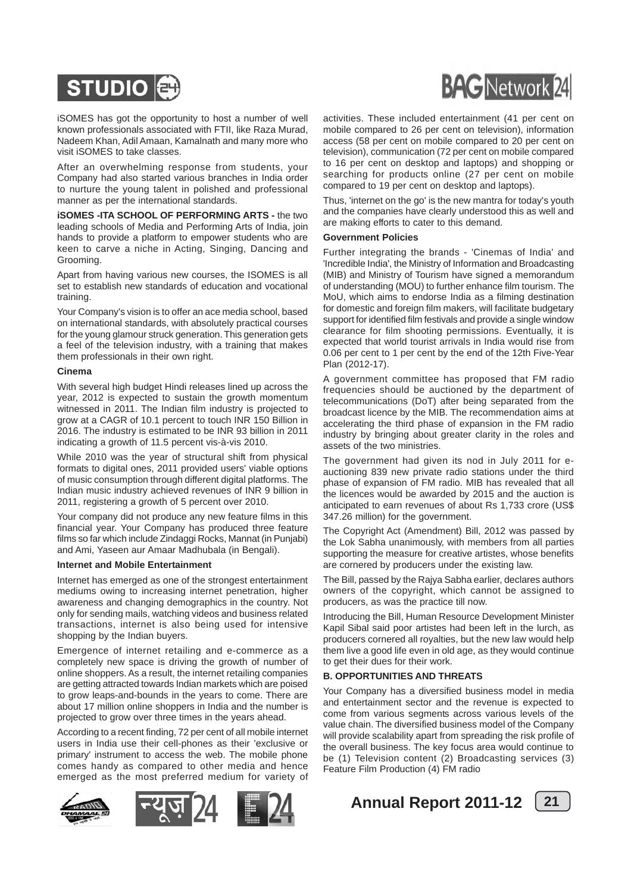iSOMES has got the opportunity to host a number of well known professionals associated with FTII, like Raza Murad, Nadeem Khan, Adil Amaan, Kamalnath and many more who visit iSOMES to take classes.

After an overwhelming response from students, your Company had also started various branches in India order to nurture the young talent in polished and professional manner as per the international standards.

**iSOMES -ITA SCHOOL OF PERFORMING ARTS -** the two leading schools of Media and Performing Arts of India, join hands to provide a platform to empower students who are keen to carve a niche in Acting, Singing, Dancing and Grooming.

Apart from having various new courses, the ISOMES is all set to establish new standards of education and vocational training.

Your Company's vision is to offer an ace media school, based on international standards, with absolutely practical courses for the young glamour struck generation. This generation gets a feel of the television industry, with a training that makes them professionals in their own right.

**Cinema**

With several high budget Hindi releases lined up across the year, 2012 is expected to sustain the growth momentum witnessed in 2011. The Indian film industry is projected to grow at a CAGR of 10.1 percent to touch INR 150 Billion in 2016. The industry is estimated to be INR 93 billion in 2011 indicating a growth of 11.5 percent vis-à-vis 2010.

While 2010 was the year of structural shift from physical formats to digital ones, 2011 provided users' viable options of music consumption through different digital platforms. The Indian music industry achieved revenues of INR 9 billion in 2011, registering a growth of 5 percent over 2010.

Your company did not produce any new feature films in this financial year. Your Company has produced three feature films so far which include Zindaggi Rocks, Mannat (in Punjabi) and Ami, Yaseen aur Amaar Madhubala (in Bengali).

**Internet and Mobile Entertainment**

Internet has emerged as one of the strongest entertainment mediums owing to increasing internet penetration, higher awareness and changing demographics in the country. Not only for sending mails, watching videos and business related transactions, internet is also being used for intensive shopping by the Indian buyers.

Emergence of internet retailing and e-commerce as a completely new space is driving the growth of number of online shoppers. As a result, the internet retailing companies are getting attracted towards Indian markets which are poised to grow leaps-and-bounds in the years to come. There are about 17 million online shoppers in India and the number is projected to grow over three times in the years ahead.

According to a recent finding, 72 per cent of all mobile internet users in India use their cell-phones as their 'exclusive or primary' instrument to access the web. The mobile phone comes handy as compared to other media and hence emerged as the most preferred medium for variety of activities. These included entertainment (41 per cent on mobile compared to 26 per cent on television), information access (58 per cent on mobile compared to 20 per cent on television), communication (72 per cent on mobile compared to 16 per cent on desktop and laptops) and shopping or searching for products online (27 per cent on mobile compared to 19 per cent on desktop and laptops).

Thus, 'internet on the go' is the new mantra for today's youth and the companies have clearly understood this as well and are making efforts to cater to this demand.

**Government Policies**

Further integrating the brands - 'Cinemas of India' and 'Incredible India', the Ministry of Information and Broadcasting (MIB) and Ministry of Tourism have signed a memorandum of understanding (MOU) to further enhance film tourism. The MoU, which aims to endorse India as a filming destination for domestic and foreign film makers, will facilitate budgetary support for identified film festivals and provide a single window clearance for film shooting permissions. Eventually, it is expected that world tourist arrivals in India would rise from 0.06 per cent to 1 per cent by the end of the 12th Five-Year Plan (2012-17).

A government committee has proposed that FM radio frequencies should be auctioned by the department of telecommunications (DoT) after being separated from the broadcast licence by the MIB. The recommendation aims at accelerating the third phase of expansion in the FM radio industry by bringing about greater clarity in the roles and assets of the two ministries.

The government had given its nod in July 2011 for e-auctioning 839 new private radio stations under the third phase of expansion of FM radio. MIB has revealed that all the licences would be awarded by 2015 and the auction is anticipated to earn revenues of about Rs 1,733 crore (US$ 347.26 million) for the government.

The Copyright Act (Amendment) Bill, 2012 was passed by the Lok Sabha unanimously, with members from all parties supporting the measure for creative artistes, whose benefits are cornered by producers under the existing law.

The Bill, passed by the Rajya Sabha earlier, declares authors owners of the copyright, which cannot be assigned to producers, as was the practice till now.

Introducing the Bill, Human Resource Development Minister Kapil Sibal said poor artistes had been left in the lurch, as producers cornered all royalties, but the new law would help them live a good life even in old age, as they would continue to get their dues for their work.

**B. OPPORTUNITIES AND THREATS**

Your Company has a diversified business model in media and entertainment sector and the revenue is expected to come from various segments across various levels of the value chain. The diversified business model of the Company will provide scalability apart from spreading the risk profile of the overall business. The key focus area would continue to be (1) Television content (2) Broadcasting services (3) Feature Film Production (4) FM radio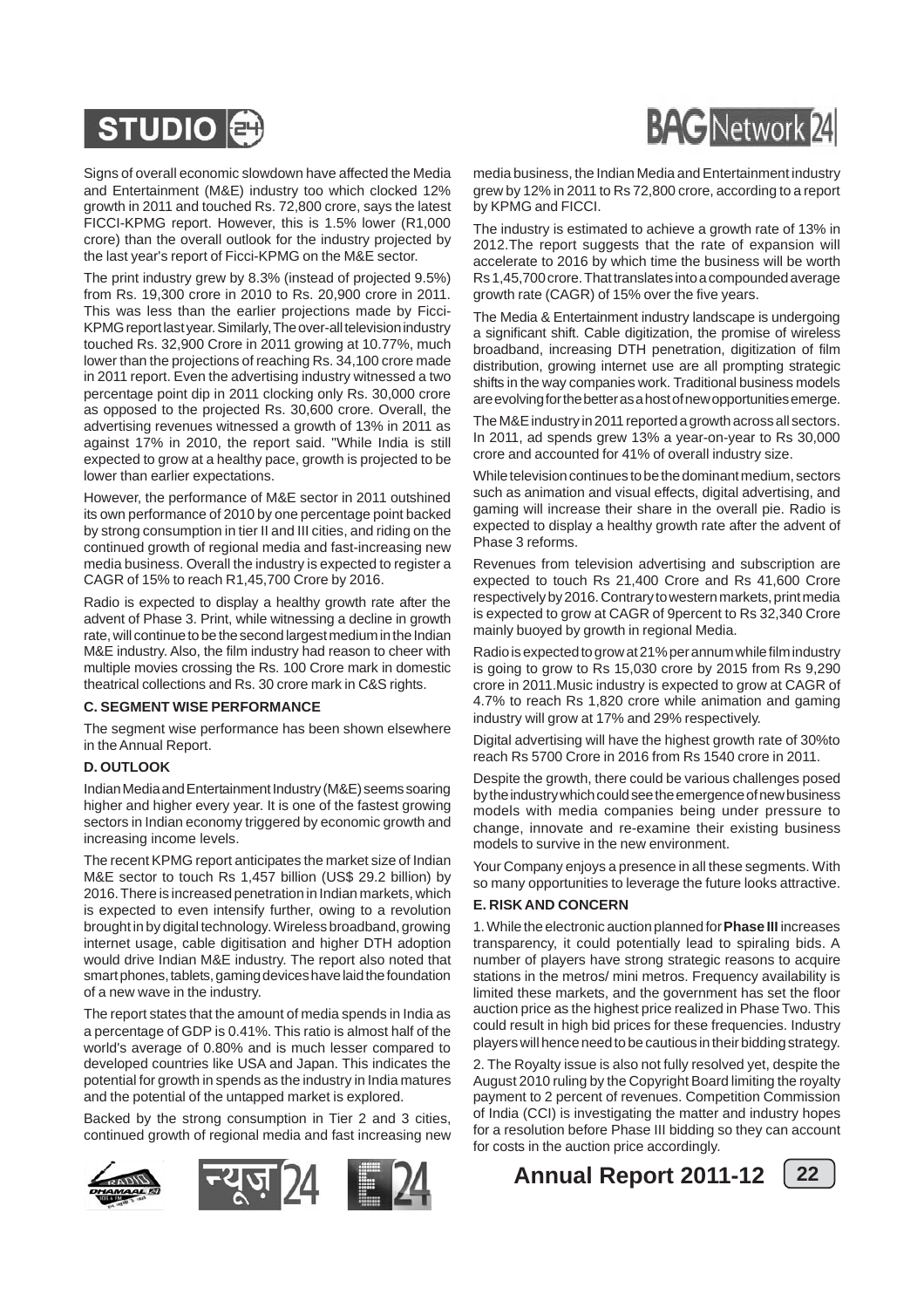Signs of overall economic slowdown have affected the Media and Entertainment (M&E) industry too which clocked 12% growth in 2011 and touched Rs. 72,800 crore, says the latest FICCI-KPMG report. However, this is 1.5% lower (R1,000 crore) than the overall outlook for the industry projected by the last year's report of Ficci-KPMG on the M&E sector.

The print industry grew by 8.3% (instead of projected 9.5%) from Rs. 19,300 crore in 2010 to Rs. 20,900 crore in 2011. This was less than the earlier projections made by Ficci-KPMG report last year. Similarly, The over-all television industry touched Rs. 32,900 Crore in 2011 growing at 10.77%, much lower than the projections of reaching Rs. 34,100 crore made in 2011 report. Even the advertising industry witnessed a two percentage point dip in 2011 clocking only Rs. 30,000 crore as opposed to the projected Rs. 30,600 crore. Overall, the advertising revenues witnessed a growth of 13% in 2011 as against 17% in 2010, the report said. "While India is still expected to grow at a healthy pace, growth is projected to be lower than earlier expectations.

However, the performance of M&E sector in 2011 outshined its own performance of 2010 by one percentage point backed by strong consumption in tier II and III cities, and riding on the continued growth of regional media and fast-increasing new media business. Overall the industry is expected to register a CAGR of 15% to reach R1,45,700 Crore by 2016.

Radio is expected to display a healthy growth rate after the advent of Phase 3. Print, while witnessing a decline in growth rate, will continue to be the second largest medium in the Indian M&E industry. Also, the film industry had reason to cheer with multiple movies crossing the Rs. 100 Crore mark in domestic theatrical collections and Rs. 30 crore mark in C&S rights.

**C. SEGMENT WISE PERFORMANCE**

The segment wise performance has been shown elsewhere in the Annual Report.

**D. OUTLOOK**

Indian Media and Entertainment Industry (M&E) seems soaring higher and higher every year. It is one of the fastest growing sectors in Indian economy triggered by economic growth and increasing income levels.

The recent KPMG report anticipates the market size of Indian M&E sector to touch Rs 1,457 billion (US$ 29.2 billion) by 2016. There is increased penetration in Indian markets, which is expected to even intensify further, owing to a revolution brought in by digital technology. Wireless broadband, growing internet usage, cable digitisation and higher DTH adoption would drive Indian M&E industry. The report also noted that smart phones, tablets, gaming devices have laid the foundation of a new wave in the industry.

The report states that the amount of media spends in India as a percentage of GDP is 0.41%. This ratio is almost half of the world's average of 0.80% and is much lesser compared to developed countries like USA and Japan. This indicates the potential for growth in spends as the industry in India matures and the potential of the untapped market is explored.

Backed by the strong consumption in Tier 2 and 3 cities, continued growth of regional media and fast increasing new media business, the Indian Media and Entertainment industry grew by 12% in 2011 to Rs 72,800 crore, according to a report by KPMG and FICCI.

The industry is estimated to achieve a growth rate of 13% in 2012.The report suggests that the rate of expansion will accelerate to 2016 by which time the business will be worth Rs 1,45,700 crore. That translates into a compounded average growth rate (CAGR) of 15% over the five years.

The Media & Entertainment industry landscape is undergoing a significant shift. Cable digitization, the promise of wireless broadband, increasing DTH penetration, digitization of film distribution, growing internet use are all prompting strategic shifts in the way companies work. Traditional business models are evolving for the better as a host of new opportunities emerge.

The M&E industry in 2011 reported a growth across all sectors. In 2011, ad spends grew 13% a year-on-year to Rs 30,000 crore and accounted for 41% of overall industry size.

While television continues to be the dominant medium, sectors such as animation and visual effects, digital advertising, and gaming will increase their share in the overall pie. Radio is expected to display a healthy growth rate after the advent of Phase 3 reforms.

Revenues from television advertising and subscription are expected to touch Rs 21,400 Crore and Rs 41,600 Crore respectively by 2016. Contrary to western markets, print media is expected to grow at CAGR of 9percent to Rs 32,340 Crore mainly buoyed by growth in regional Media.

Radio is expected to grow at 21% per annum while film industry is going to grow to Rs 15,030 crore by 2015 from Rs 9,290 crore in 2011.Music industry is expected to grow at CAGR of 4.7% to reach Rs 1,820 crore while animation and gaming industry will grow at 17% and 29% respectively.

Digital advertising will have the highest growth rate of 30%to reach Rs 5700 Crore in 2016 from Rs 1540 crore in 2011.

Despite the growth, there could be various challenges posed by the industry which could see the emergence of new business models with media companies being under pressure to change, innovate and re-examine their existing business models to survive in the new environment.

Your Company enjoys a presence in all these segments. With so many opportunities to leverage the future looks attractive.

**E. RISK AND CONCERN**

1. While the electronic auction planned for **Phase III** increases transparency, it could potentially lead to spiraling bids. A number of players have strong strategic reasons to acquire stations in the metros/ mini metros. Frequency availability is limited these markets, and the government has set the floor auction price as the highest price realized in Phase Two. This could result in high bid prices for these frequencies. Industry players will hence need to be cautious in their bidding strategy.

2. The Royalty issue is also not fully resolved yet, despite the August 2010 ruling by the Copyright Board limiting the royalty payment to 2 percent of revenues. Competition Commission of India (CCI) is investigating the matter and industry hopes for a resolution before Phase III bidding so they can account for costs in the auction price accordingly.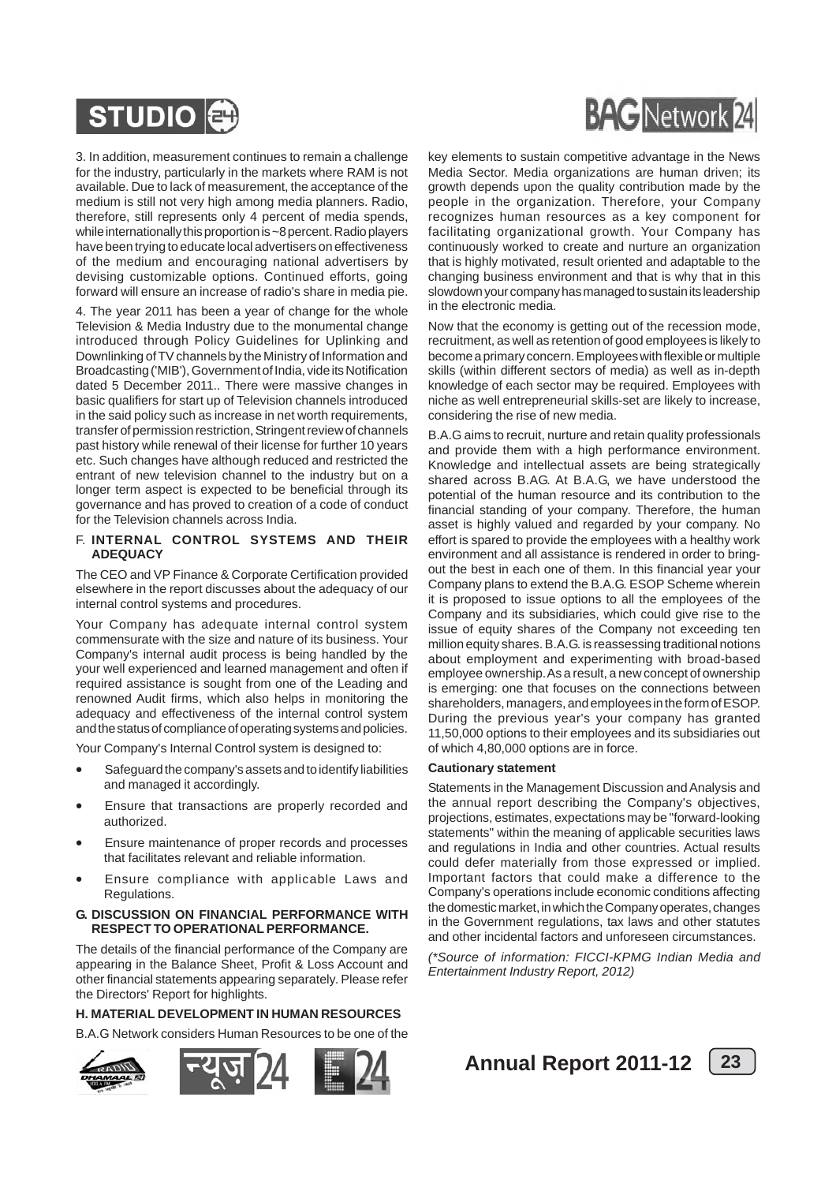3. In addition, measurement continues to remain a challenge for the industry, particularly in the markets where RAM is not available. Due to lack of measurement, the acceptance of the medium is still not very high among media planners. Radio, therefore, still represents only 4 percent of media spends, while internationally this proportion is ~8 percent. Radio players have been trying to educate local advertisers on effectiveness of the medium and encouraging national advertisers by devising customizable options. Continued efforts, going forward will ensure an increase of radio's share in media pie.

4. The year 2011 has been a year of change for the whole Television & Media Industry due to the monumental change introduced through Policy Guidelines for Uplinking and Downlinking of TV channels by the Ministry of Information and Broadcasting ('MIB'), Government of India, vide its Notification dated 5 December 2011.. There were massive changes in basic qualifiers for start up of Television channels introduced in the said policy such as increase in net worth requirements, transfer of permission restriction, Stringent review of channels past history while renewal of their license for further 10 years etc. Such changes have although reduced and restricted the entrant of new television channel to the industry but on a longer term aspect is expected to be beneficial through its governance and has proved to creation of a code of conduct for the Television channels across India.

## F. INTERNAL CONTROL SYSTEMS AND THEIR ADEQUACY

The CEO and VP Finance & Corporate Certification provided elsewhere in the report discusses about the adequacy of our internal control systems and procedures.

Your Company has adequate internal control system commensurate with the size and nature of its business. Your Company's internal audit process is being handled by the your well experienced and learned management and often if required assistance is sought from one of the Leading and renowned Audit firms, which also helps in monitoring the adequacy and effectiveness of the internal control system and the status of compliance of operating systems and policies.

Your Company's Internal Control system is designed to:

- Safeguard the company's assets and to identify liabilities and managed it accordingly.
- Ensure that transactions are properly recorded and authorized.
- Ensure maintenance of proper records and processes that facilitates relevant and reliable information.
- Ensure compliance with applicable Laws and Regulations.

## G. DISCUSSION ON FINANCIAL PERFORMANCE WITH RESPECT TO OPERATIONAL PERFORMANCE.

The details of the financial performance of the Company are appearing in the Balance Sheet, Profit & Loss Account and other financial statements appearing separately. Please refer the Directors' Report for highlights.

## H. MATERIAL DEVELOPMENT IN HUMAN RESOURCES

B.A.G Network considers Human Resources to be one of the key elements to sustain competitive advantage in the News Media Sector. Media organizations are human driven; its growth depends upon the quality contribution made by the people in the organization. Therefore, your Company recognizes human resources as a key component for facilitating organizational growth. Your Company has continuously worked to create and nurture an organization that is highly motivated, result oriented and adaptable to the changing business environment and that is why that in this slowdown your company has managed to sustain its leadership in the electronic media.

Now that the economy is getting out of the recession mode, recruitment, as well as retention of good employees is likely to become a primary concern. Employees with flexible or multiple skills (within different sectors of media) as well as in-depth knowledge of each sector may be required. Employees with niche as well entrepreneurial skills-set are likely to increase, considering the rise of new media.

B.A.G aims to recruit, nurture and retain quality professionals and provide them with a high performance environment. Knowledge and intellectual assets are being strategically shared across B.AG. At B.A.G, we have understood the potential of the human resource and its contribution to the financial standing of your company. Therefore, the human asset is highly valued and regarded by your company. No effort is spared to provide the employees with a healthy work environment and all assistance is rendered in order to bring-out the best in each one of them. In this financial year your Company plans to extend the B.A.G. ESOP Scheme wherein it is proposed to issue options to all the employees of the Company and its subsidiaries, which could give rise to the issue of equity shares of the Company not exceeding ten million equity shares. B.A.G. is reassessing traditional notions about employment and experimenting with broad-based employee ownership. As a result, a new concept of ownership is emerging: one that focuses on the connections between shareholders, managers, and employees in the form of ESOP. During the previous year's your company has granted 11,50,000 options to their employees and its subsidiaries out of which 4,80,000 options are in force.

**Cautionary statement**

Statements in the Management Discussion and Analysis and the annual report describing the Company's objectives, projections, estimates, expectations may be "forward-looking statements" within the meaning of applicable securities laws and regulations in India and other countries. Actual results could defer materially from those expressed or implied. Important factors that could make a difference to the Company's operations include economic conditions affecting the domestic market, in which the Company operates, changes in the Government regulations, tax laws and other statutes and other incidental factors and unforeseen circumstances.

*(\*Source of information: FICCI-KPMG Indian Media and Entertainment Industry Report, 2012)*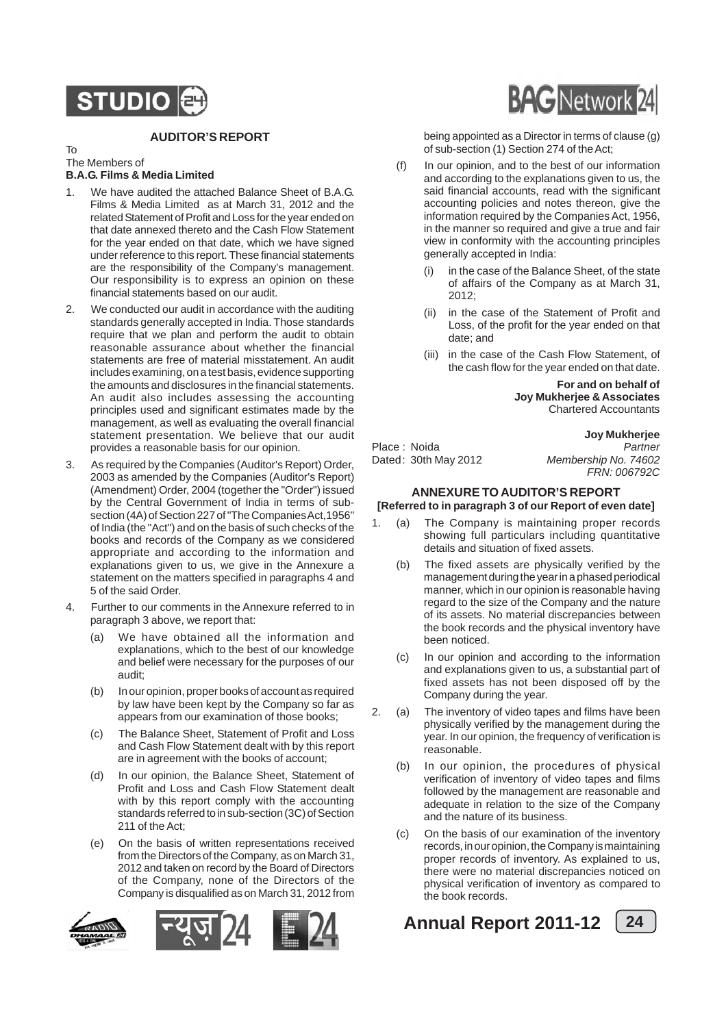## AUDITOR'S REPORT

To
The Members of
**B.A.G. Films & Media Limited**

1. We have audited the attached Balance Sheet of B.A.G. Films & Media Limited as at March 31, 2012 and the related Statement of Profit and Loss for the year ended on that date annexed thereto and the Cash Flow Statement for the year ended on that date, which we have signed under reference to this report. These financial statements are the responsibility of the Company's management. Our responsibility is to express an opinion on these financial statements based on our audit.

2. We conducted our audit in accordance with the auditing standards generally accepted in India. Those standards require that we plan and perform the audit to obtain reasonable assurance about whether the financial statements are free of material misstatement. An audit includes examining, on a test basis, evidence supporting the amounts and disclosures in the financial statements. An audit also includes assessing the accounting principles used and significant estimates made by the management, as well as evaluating the overall financial statement presentation. We believe that our audit provides a reasonable basis for our opinion.

3. As required by the Companies (Auditor's Report) Order, 2003 as amended by the Companies (Auditor's Report) (Amendment) Order, 2004 (together the "Order") issued by the Central Government of India in terms of sub-section (4A) of Section 227 of "The Companies Act,1956" of India (the "Act") and on the basis of such checks of the books and records of the Company as we considered appropriate and according to the information and explanations given to us, we give in the Annexure a statement on the matters specified in paragraphs 4 and 5 of the said Order.

4. Further to our comments in the Annexure referred to in paragraph 3 above, we report that:

   (a) We have obtained all the information and explanations, which to the best of our knowledge and belief were necessary for the purposes of our audit;

   (b) In our opinion, proper books of account as required by law have been kept by the Company so far as appears from our examination of those books;

   (c) The Balance Sheet, Statement of Profit and Loss and Cash Flow Statement dealt with by this report are in agreement with the books of account;

   (d) In our opinion, the Balance Sheet, Statement of Profit and Loss and Cash Flow Statement dealt with by this report comply with the accounting standards referred to in sub-section (3C) of Section 211 of the Act;

   (e) On the basis of written representations received from the Directors of the Company, as on March 31, 2012 and taken on record by the Board of Directors of the Company, none of the Directors of the Company is disqualified as on March 31, 2012 from being appointed as a Director in terms of clause (g) of sub-section (1) Section 274 of the Act;

   (f) In our opinion, and to the best of our information and according to the explanations given to us, the said financial accounts, read with the significant accounting policies and notes thereon, give the information required by the Companies Act, 1956, in the manner so required and give a true and fair view in conformity with the accounting principles generally accepted in India:

      (i) in the case of the Balance Sheet, of the state of affairs of the Company as at March 31, 2012;

      (ii) in the case of the Statement of Profit and Loss, of the profit for the year ended on that date; and

      (iii) in the case of the Cash Flow Statement, of the cash flow for the year ended on that date.

**For and on behalf of**
**Joy Mukherjee & Associates**
Chartered Accountants

**Joy Mukherjee**
*Partner*
*Membership No. 74602*
*FRN: 006792C*

Place : Noida
Dated: 30th May 2012

## ANNEXURE TO AUDITOR'S REPORT

**[Referred to in paragraph 3 of our Report of even date]**

1. (a) The Company is maintaining proper records showing full particulars including quantitative details and situation of fixed assets.

   (b) The fixed assets are physically verified by the management during the year in a phased periodical manner, which in our opinion is reasonable having regard to the size of the Company and the nature of its assets. No material discrepancies between the book records and the physical inventory have been noticed.

   (c) In our opinion and according to the information and explanations given to us, a substantial part of fixed assets has not been disposed off by the Company during the year.

2. (a) The inventory of video tapes and films have been physically verified by the management during the year. In our opinion, the frequency of verification is reasonable.

   (b) In our opinion, the procedures of physical verification of inventory of video tapes and films followed by the management are reasonable and adequate in relation to the size of the Company and the nature of its business.

   (c) On the basis of our examination of the inventory records, in our opinion, the Company is maintaining proper records of inventory. As explained to us, there were no material discrepancies noticed on physical verification of inventory as compared to the book records.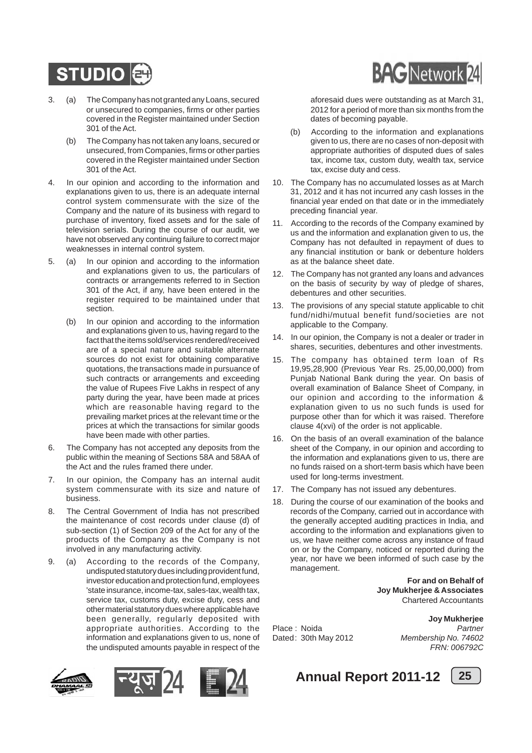3. (a) The Company has not granted any Loans, secured or unsecured to companies, firms or other parties covered in the Register maintained under Section 301 of the Act.

   (b) The Company has not taken any loans, secured or unsecured, from Companies, firms or other parties covered in the Register maintained under Section 301 of the Act.

4. In our opinion and according to the information and explanations given to us, there is an adequate internal control system commensurate with the size of the Company and the nature of its business with regard to purchase of inventory, fixed assets and for the sale of television serials. During the course of our audit, we have not observed any continuing failure to correct major weaknesses in internal control system.

5. (a) In our opinion and according to the information and explanations given to us, the particulars of contracts or arrangements referred to in Section 301 of the Act, if any, have been entered in the register required to be maintained under that section.

   (b) In our opinion and according to the information and explanations given to us, having regard to the fact that the items sold/services rendered/received are of a special nature and suitable alternate sources do not exist for obtaining comparative quotations, the transactions made in pursuance of such contracts or arrangements and exceeding the value of Rupees Five Lakhs in respect of any party during the year, have been made at prices which are reasonable having regard to the prevailing market prices at the relevant time or the prices at which the transactions for similar goods have been made with other parties.

6. The Company has not accepted any deposits from the public within the meaning of Sections 58A and 58AA of the Act and the rules framed there under.

7. In our opinion, the Company has an internal audit system commensurate with its size and nature of business.

8. The Central Government of India has not prescribed the maintenance of cost records under clause (d) of sub-section (1) of Section 209 of the Act for any of the products of the Company as the Company is not involved in any manufacturing activity.

9. (a) According to the records of the Company, undisputed statutory dues including provident fund, investor education and protection fund, employees 'state insurance, income-tax, sales-tax, wealth tax, service tax, customs duty, excise duty, cess and other material statutory dues where applicable have been generally, regularly deposited with appropriate authorities. According to the information and explanations given to us, none of the undisputed amounts payable in respect of the aforesaid dues were outstanding as at March 31, 2012 for a period of more than six months from the dates of becoming payable.

   (b) According to the information and explanations given to us, there are no cases of non-deposit with appropriate authorities of disputed dues of sales tax, income tax, custom duty, wealth tax, service tax, excise duty and cess.

10. The Company has no accumulated losses as at March 31, 2012 and it has not incurred any cash losses in the financial year ended on that date or in the immediately preceding financial year.

11. According to the records of the Company examined by us and the information and explanation given to us, the Company has not defaulted in repayment of dues to any financial institution or bank or debenture holders as at the balance sheet date.

12. The Company has not granted any loans and advances on the basis of security by way of pledge of shares, debentures and other securities.

13. The provisions of any special statute applicable to chit fund/nidhi/mutual benefit fund/societies are not applicable to the Company.

14. In our opinion, the Company is not a dealer or trader in shares, securities, debentures and other investments.

15. The company has obtained term loan of Rs 19,95,28,900 (Previous Year Rs. 25,00,00,000) from Punjab National Bank during the year. On basis of overall examination of Balance Sheet of Company, in our opinion and according to the information & explanation given to us no such funds is used for purpose other than for which it was raised. Therefore clause 4(xvi) of the order is not applicable.

16. On the basis of an overall examination of the balance sheet of the Company, in our opinion and according to the information and explanations given to us, there are no funds raised on a short-term basis which have been used for long-terms investment.

17. The Company has not issued any debentures.

18. During the course of our examination of the books and records of the Company, carried out in accordance with the generally accepted auditing practices in India, and according to the information and explanations given to us, we have neither come across any instance of fraud on or by the Company, noticed or reported during the year, nor have we been informed of such case by the management.

**For and on Behalf of**
**Joy Mukherjee & Associates**
Chartered Accountants

**Joy Mukherjee**
*Partner*
*Membership No. 74602*
*FRN: 006792C*

Place : Noida
Dated : 30th May 2012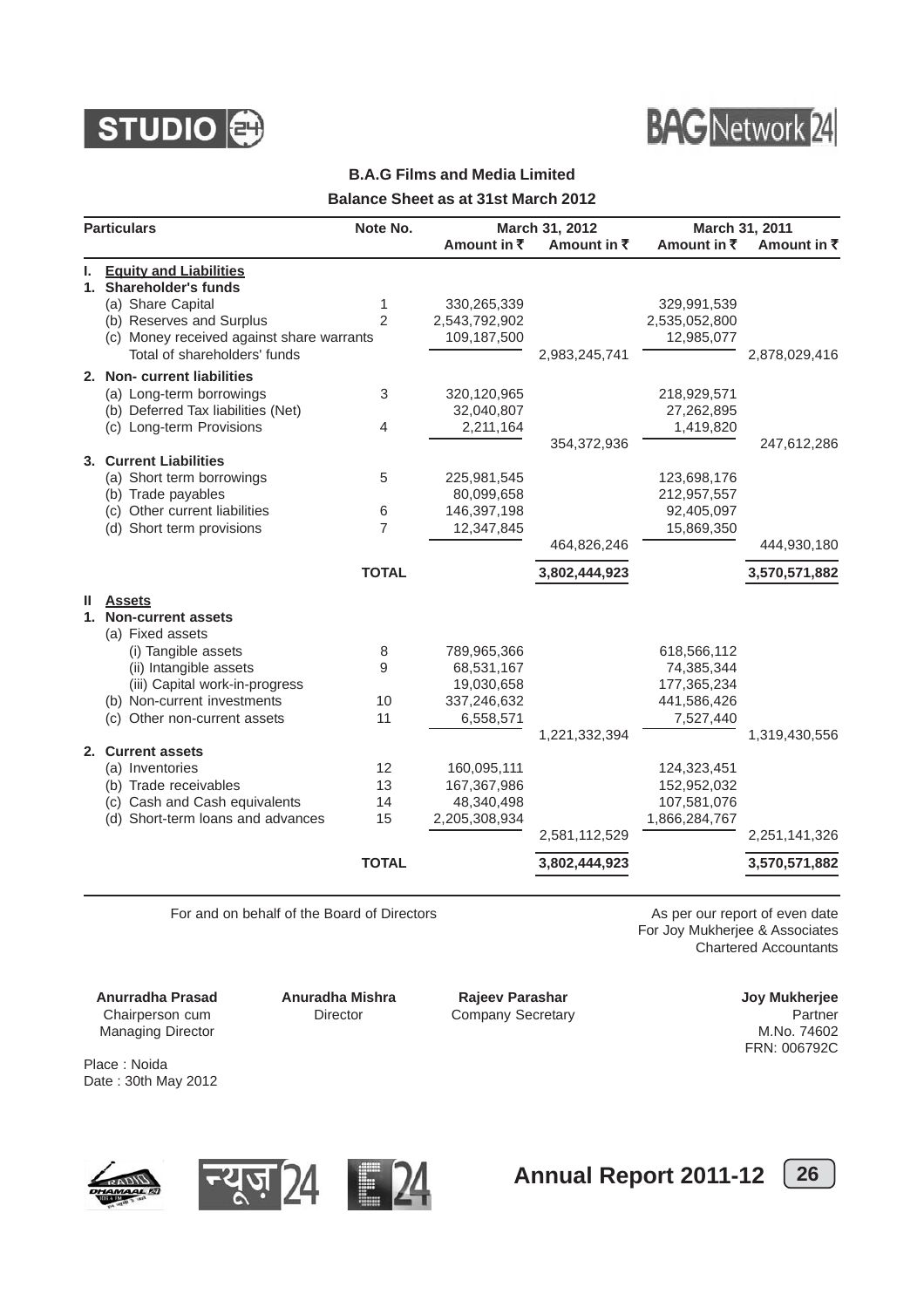## B.A.G Films and Media Limited

### Balance Sheet as at 31st March 2012

| Particulars | Note No. | March 31, 2012 Amount in ₹ | March 31, 2012 Amount in ₹ | March 31, 2011 Amount in ₹ | March 31, 2011 Amount in ₹ |
|---|---|---|---|---|---|
| **I. Equity and Liabilities** | | | | | |
| **1. Shareholder's funds** | | | | | |
| (a) Share Capital | 1 | 330,265,339 | | 329,991,539 | |
| (b) Reserves and Surplus | 2 | 2,543,792,902 | | 2,535,052,800 | |
| (c) Money received against share warrants | | 109,187,500 | | 12,985,077 | |
| Total of shareholders' funds | | | 2,983,245,741 | | 2,878,029,416 |
| **2. Non- current liabilities** | | | | | |
| (a) Long-term borrowings | 3 | 320,120,965 | | 218,929,571 | |
| (b) Deferred Tax liabilities (Net) | | 32,040,807 | | 27,262,895 | |
| (c) Long-term Provisions | 4 | 2,211,164 | | 1,419,820 | |
| | | | 354,372,936 | | 247,612,286 |
| **3. Current Liabilities** | | | | | |
| (a) Short term borrowings | 5 | 225,981,545 | | 123,698,176 | |
| (b) Trade payables | | 80,099,658 | | 212,957,557 | |
| (c) Other current liabilities | 6 | 146,397,198 | | 92,405,097 | |
| (d) Short term provisions | 7 | 12,347,845 | | 15,869,350 | |
| | | | 464,826,246 | | 444,930,180 |
| | **TOTAL** | | **3,802,444,923** | | **3,570,571,882** |
| **II Assets** | | | | | |
| **1. Non-current assets** | | | | | |
| (a) Fixed assets | | | | | |
| (i) Tangible assets | 8 | 789,965,366 | | 618,566,112 | |
| (ii) Intangible assets | 9 | 68,531,167 | | 74,385,344 | |
| (iii) Capital work-in-progress | | 19,030,658 | | 177,365,234 | |
| (b) Non-current investments | 10 | 337,246,632 | | 441,586,426 | |
| (c) Other non-current assets | 11 | 6,558,571 | | 7,527,440 | |
| | | | 1,221,332,394 | | 1,319,430,556 |
| **2. Current assets** | | | | | |
| (a) Inventories | 12 | 160,095,111 | | 124,323,451 | |
| (b) Trade receivables | 13 | 167,367,986 | | 152,952,032 | |
| (c) Cash and Cash equivalents | 14 | 48,340,498 | | 107,581,076 | |
| (d) Short-term loans and advances | 15 | 2,205,308,934 | | 1,866,284,767 | |
| | | | 2,581,112,529 | | 2,251,141,326 |
| | **TOTAL** | | **3,802,444,923** | | **3,570,571,882** |

For and on behalf of the Board of Directors

As per our report of even date
For Joy Mukherjee & Associates
Chartered Accountants

**Anurradha Prasad**
Chairperson cum
Managing Director

**Anuradha Mishra**
Director

**Rajeev Parashar**
Company Secretary

**Joy Mukherjee**
Partner
M.No. 74602
FRN: 006792C

Place : Noida
Date : 30th May 2012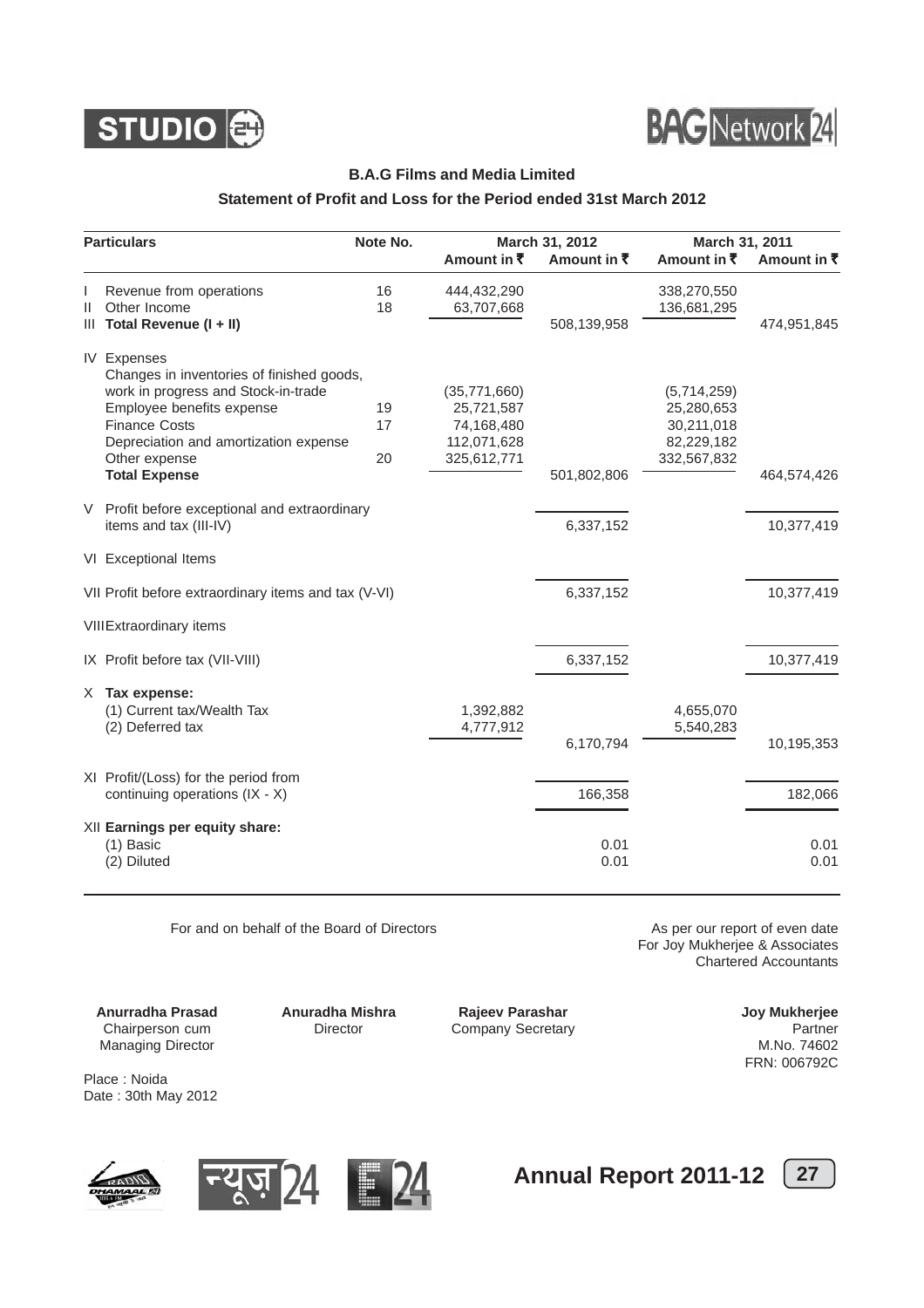## B.A.G Films and Media Limited

### Statement of Profit and Loss for the Period ended 31st March 2012

| Particulars | Note No. | March 31, 2012 Amount in ₹ | March 31, 2012 Amount in ₹ | March 31, 2011 Amount in ₹ | March 31, 2011 Amount in ₹ |
|---|---|---|---|---|---|
| I Revenue from operations | 16 | 444,432,290 | | 338,270,550 | |
| II Other Income | 18 | 63,707,668 | | 136,681,295 | |
| III **Total Revenue (I + II)** | | | 508,139,958 | | 474,951,845 |
| IV Expenses | | | | | |
| Changes in inventories of finished goods, work in progress and Stock-in-trade | | (35,771,660) | | (5,714,259) | |
| Employee benefits expense | 19 | 25,721,587 | | 25,280,653 | |
| Finance Costs | 17 | 74,168,480 | | 30,211,018 | |
| Depreciation and amortization expense | | 112,071,628 | | 82,229,182 | |
| Other expense | 20 | 325,612,771 | | 332,567,832 | |
| **Total Expense** | | | 501,802,806 | | 464,574,426 |
| V Profit before exceptional and extraordinary items and tax (III-IV) | | | 6,337,152 | | 10,377,419 |
| VI Exceptional Items | | | | | |
| VII Profit before extraordinary items and tax (V-VI) | | | 6,337,152 | | 10,377,419 |
| VIII Extraordinary items | | | | | |
| IX Profit before tax (VII-VIII) | | | 6,337,152 | | 10,377,419 |
| X **Tax expense:** | | | | | |
| (1) Current tax/Wealth Tax | | 1,392,882 | | 4,655,070 | |
| (2) Deferred tax | | 4,777,912 | | 5,540,283 | |
| | | | 6,170,794 | | 10,195,353 |
| XI Profit/(Loss) for the period from continuing operations (IX - X) | | | 166,358 | | 182,066 |
| XII **Earnings per equity share:** | | | | | |
| (1) Basic | | | 0.01 | | 0.01 |
| (2) Diluted | | | 0.01 | | 0.01 |

For and on behalf of the Board of Directors

As per our report of even date
For Joy Mukherjee & Associates
Chartered Accountants

**Anurradha Prasad**
Chairperson cum
Managing Director

**Anuradha Mishra**
Director

**Rajeev Parashar**
Company Secretary

**Joy Mukherjee**
Partner
M.No. 74602
FRN: 006792C

Place : Noida
Date : 30th May 2012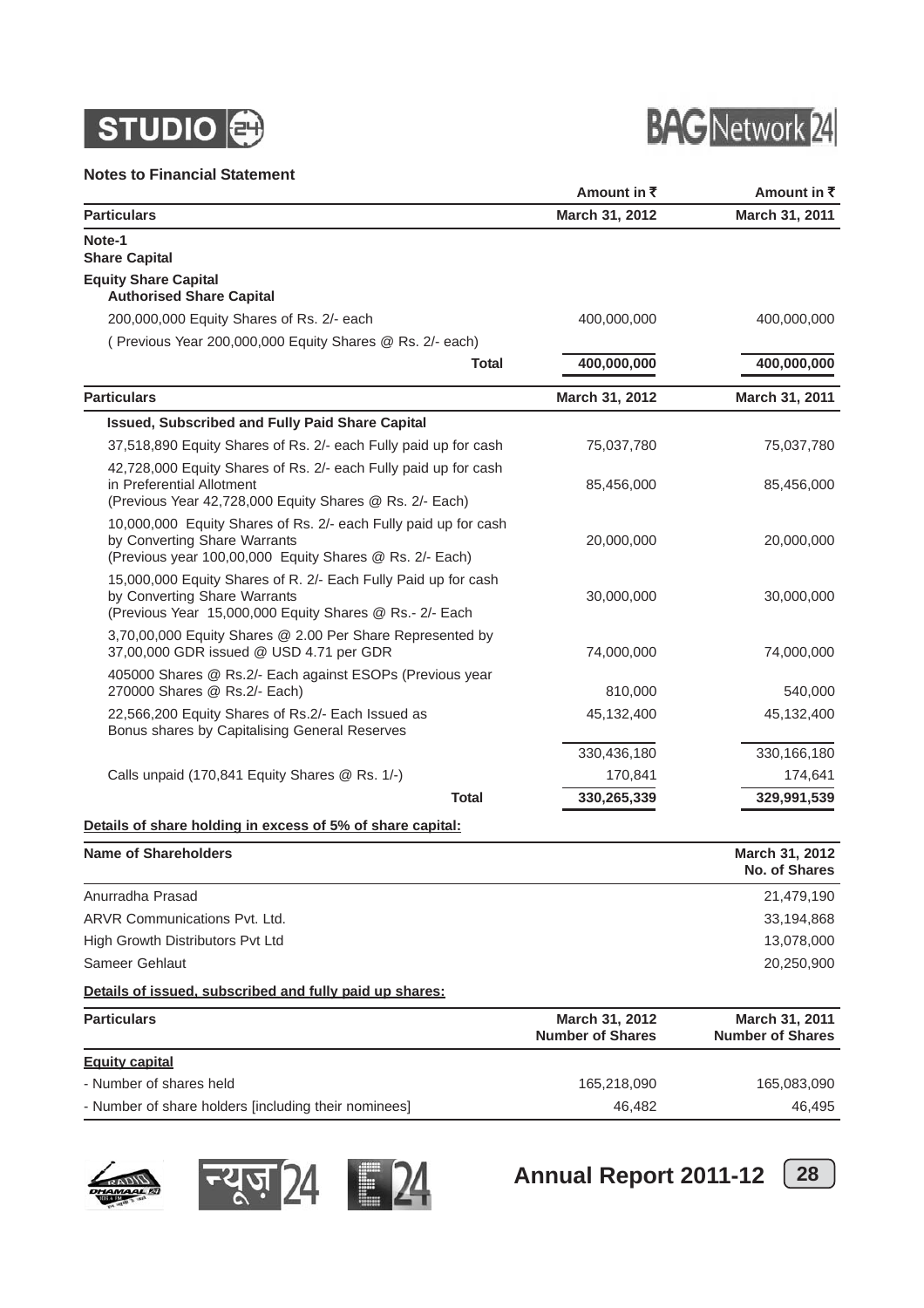**Notes to Financial Statement**

| Particulars | Amount in ₹ March 31, 2012 | Amount in ₹ March 31, 2011 |
|---|---|---|
| **Note-1** | | |
| **Share Capital** | | |
| **Equity Share Capital** | | |
| **Authorised Share Capital** | | |
| 200,000,000 Equity Shares of Rs. 2/- each | 400,000,000 | 400,000,000 |
| ( Previous Year 200,000,000 Equity Shares @ Rs. 2/- each) | | |
| **Total** | **400,000,000** | **400,000,000** |

| Particulars | March 31, 2012 | March 31, 2011 |
|---|---|---|
| **Issued, Subscribed and Fully Paid Share Capital** | | |
| 37,518,890 Equity Shares of Rs. 2/- each Fully paid up for cash | 75,037,780 | 75,037,780 |
| 42,728,000 Equity Shares of Rs. 2/- each Fully paid up for cash in Preferential Allotment (Previous Year 42,728,000 Equity Shares @ Rs. 2/- Each) | 85,456,000 | 85,456,000 |
| 10,000,000 Equity Shares of Rs. 2/- each Fully paid up for cash by Converting Share Warrants (Previous year 100,00,000 Equity Shares @ Rs. 2/- Each) | 20,000,000 | 20,000,000 |
| 15,000,000 Equity Shares of R. 2/- Each Fully Paid up for cash by Converting Share Warrants (Previous Year 15,000,000 Equity Shares @ Rs.- 2/- Each | 30,000,000 | 30,000,000 |
| 3,70,00,000 Equity Shares @ 2.00 Per Share Represented by 37,00,000 GDR issued @ USD 4.71 per GDR | 74,000,000 | 74,000,000 |
| 405000 Shares @ Rs.2/- Each against ESOPs (Previous year 270000 Shares @ Rs.2/- Each) | 810,000 | 540,000 |
| 22,566,200 Equity Shares of Rs.2/- Each Issued as Bonus shares by Capitalising General Reserves | 45,132,400 | 45,132,400 |
| | 330,436,180 | 330,166,180 |
| Calls unpaid (170,841 Equity Shares @ Rs. 1/-) | 170,841 | 174,641 |
| **Total** | **330,265,339** | **329,991,539** |

**Details of share holding in excess of 5% of share capital:**

| Name of Shareholders | March 31, 2012 No. of Shares |
|---|---|
| Anurradha Prasad | 21,479,190 |
| ARVR Communications Pvt. Ltd. | 33,194,868 |
| High Growth Distributors Pvt Ltd | 13,078,000 |
| Sameer Gehlaut | 20,250,900 |

**Details of issued, subscribed and fully paid up shares:**

| Particulars | March 31, 2012 Number of Shares | March 31, 2011 Number of Shares |
|---|---|---|
| **Equity capital** | | |
| - Number of shares held | 165,218,090 | 165,083,090 |
| - Number of share holders [including their nominees] | 46,482 | 46,495 |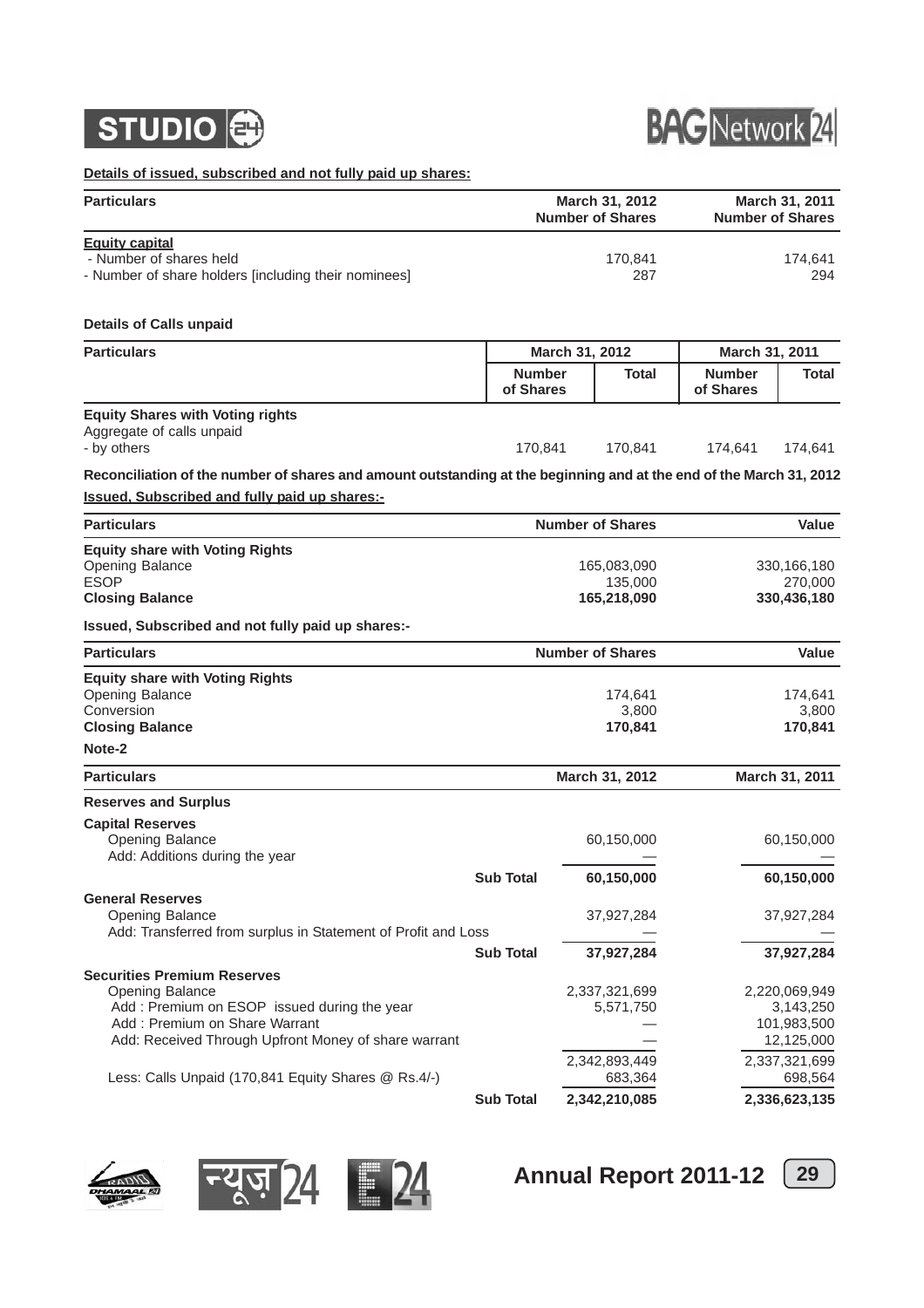**Details of issued, subscribed and not fully paid up shares:**

| Particulars | March 31, 2012 Number of Shares | March 31, 2011 Number of Shares |
|---|---|---|
| **Equity capital** | | |
| - Number of shares held | 170,841 | 174,641 |
| - Number of share holders [including their nominees] | 287 | 294 |

**Details of Calls unpaid**

| Particulars | March 31, 2012 | | March 31, 2011 | |
|---|---|---|---|---|
| | Number of Shares | Total | Number of Shares | Total |
| **Equity Shares with Voting rights** | | | | |
| Aggregate of calls unpaid | | | | |
| - by others | 170,841 | 170,841 | 174,641 | 174,641 |

**Reconciliation of the number of shares and amount outstanding at the beginning and at the end of the March 31, 2012**

**Issued, Subscribed and fully paid up shares:-**

| Particulars | Number of Shares | Value |
|---|---|---|
| **Equity share with Voting Rights** | | |
| Opening Balance | 165,083,090 | 330,166,180 |
| ESOP | 135,000 | 270,000 |
| **Closing Balance** | **165,218,090** | **330,436,180** |

**Issued, Subscribed and not fully paid up shares:-**

| Particulars | Number of Shares | Value |
|---|---|---|
| **Equity share with Voting Rights** | | |
| Opening Balance | 174,641 | 174,641 |
| Conversion | 3,800 | 3,800 |
| **Closing Balance** | **170,841** | **170,841** |

**Note-2**

| Particulars | | March 31, 2012 | March 31, 2011 |
|---|---|---|---|
| **Reserves and Surplus** | | | |
| **Capital Reserves** | | | |
| Opening Balance | | 60,150,000 | 60,150,000 |
| Add: Additions during the year | | — | — |
| | **Sub Total** | **60,150,000** | **60,150,000** |
| **General Reserves** | | | |
| Opening Balance | | 37,927,284 | 37,927,284 |
| Add: Transferred from surplus in Statement of Profit and Loss | | — | — |
| | **Sub Total** | **37,927,284** | **37,927,284** |
| **Securities Premium Reserves** | | | |
| Opening Balance | | 2,337,321,699 | 2,220,069,949 |
| Add : Premium on ESOP issued during the year | | 5,571,750 | 3,143,250 |
| Add : Premium on Share Warrant | | — | 101,983,500 |
| Add: Received Through Upfront Money of share warrant | | — | 12,125,000 |
| | | 2,342,893,449 | 2,337,321,699 |
| Less: Calls Unpaid (170,841 Equity Shares @ Rs.4/-) | | 683,364 | 698,564 |
| | **Sub Total** | **2,342,210,085** | **2,336,623,135** |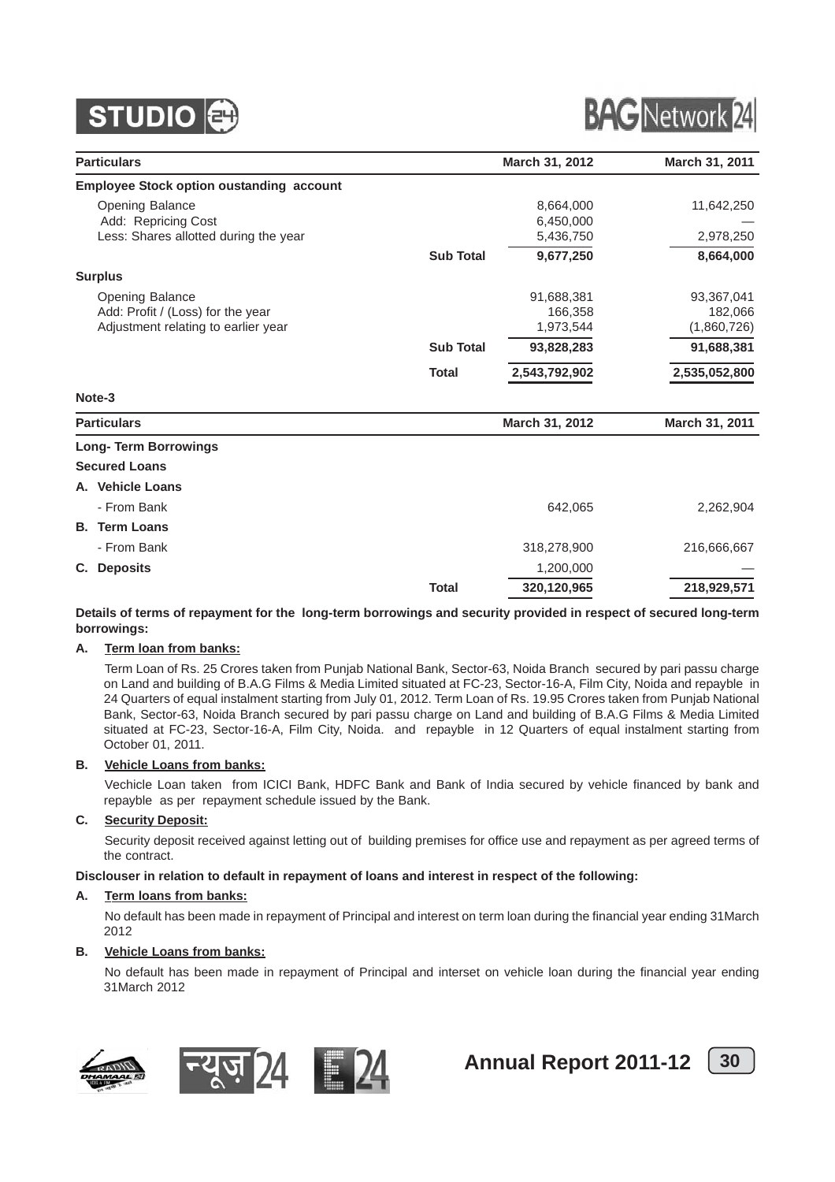| Particulars | | March 31, 2012 | March 31, 2011 |
|---|---|---|---|
| **Employee Stock option oustanding account** | | | |
| Opening Balance | | 8,664,000 | 11,642,250 |
| Add: Repricing Cost | | 6,450,000 | — |
| Less: Shares allotted during the year | | 5,436,750 | 2,978,250 |
| | **Sub Total** | **9,677,250** | **8,664,000** |
| **Surplus** | | | |
| Opening Balance | | 91,688,381 | 93,367,041 |
| Add: Profit / (Loss) for the year | | 166,358 | 182,066 |
| Adjustment relating to earlier year | | 1,973,544 | (1,860,726) |
| | **Sub Total** | **93,828,283** | **91,688,381** |
| | **Total** | **2,543,792,902** | **2,535,052,800** |

**Note-3**

| Particulars | | March 31, 2012 | March 31, 2011 |
|---|---|---|---|
| **Long- Term Borrowings** | | | |
| **Secured Loans** | | | |
| **A. Vehicle Loans** | | | |
| - From Bank | | 642,065 | 2,262,904 |
| **B. Term Loans** | | | |
| - From Bank | | 318,278,900 | 216,666,667 |
| **C. Deposits** | | 1,200,000 | — |
| | **Total** | **320,120,965** | **218,929,571** |

**Details of terms of repayment for the long-term borrowings and security provided in respect of secured long-term borrowings:**

**A. Term loan from banks:**

Term Loan of Rs. 25 Crores taken from Punjab National Bank, Sector-63, Noida Branch secured by pari passu charge on Land and building of B.A.G Films & Media Limited situated at FC-23, Sector-16-A, Film City, Noida and repayble in 24 Quarters of equal instalment starting from July 01, 2012. Term Loan of Rs. 19.95 Crores taken from Punjab National Bank, Sector-63, Noida Branch secured by pari passu charge on Land and building of B.A.G Films & Media Limited situated at FC-23, Sector-16-A, Film City, Noida. and repayble in 12 Quarters of equal instalment starting from October 01, 2011.

**B. Vehicle Loans from banks:**

Vechicle Loan taken from ICICI Bank, HDFC Bank and Bank of India secured by vehicle financed by bank and repayble as per repayment schedule issued by the Bank.

**C. Security Deposit:**

Security deposit received against letting out of building premises for office use and repayment as per agreed terms of the contract.

**Disclouser in relation to default in repayment of loans and interest in respect of the following:**

**A. Term loans from banks:**

No default has been made in repayment of Principal and interest on term loan during the financial year ending 31March 2012

**B. Vehicle Loans from banks:**

No default has been made in repayment of Principal and interset on vehicle loan during the financial year ending 31March 2012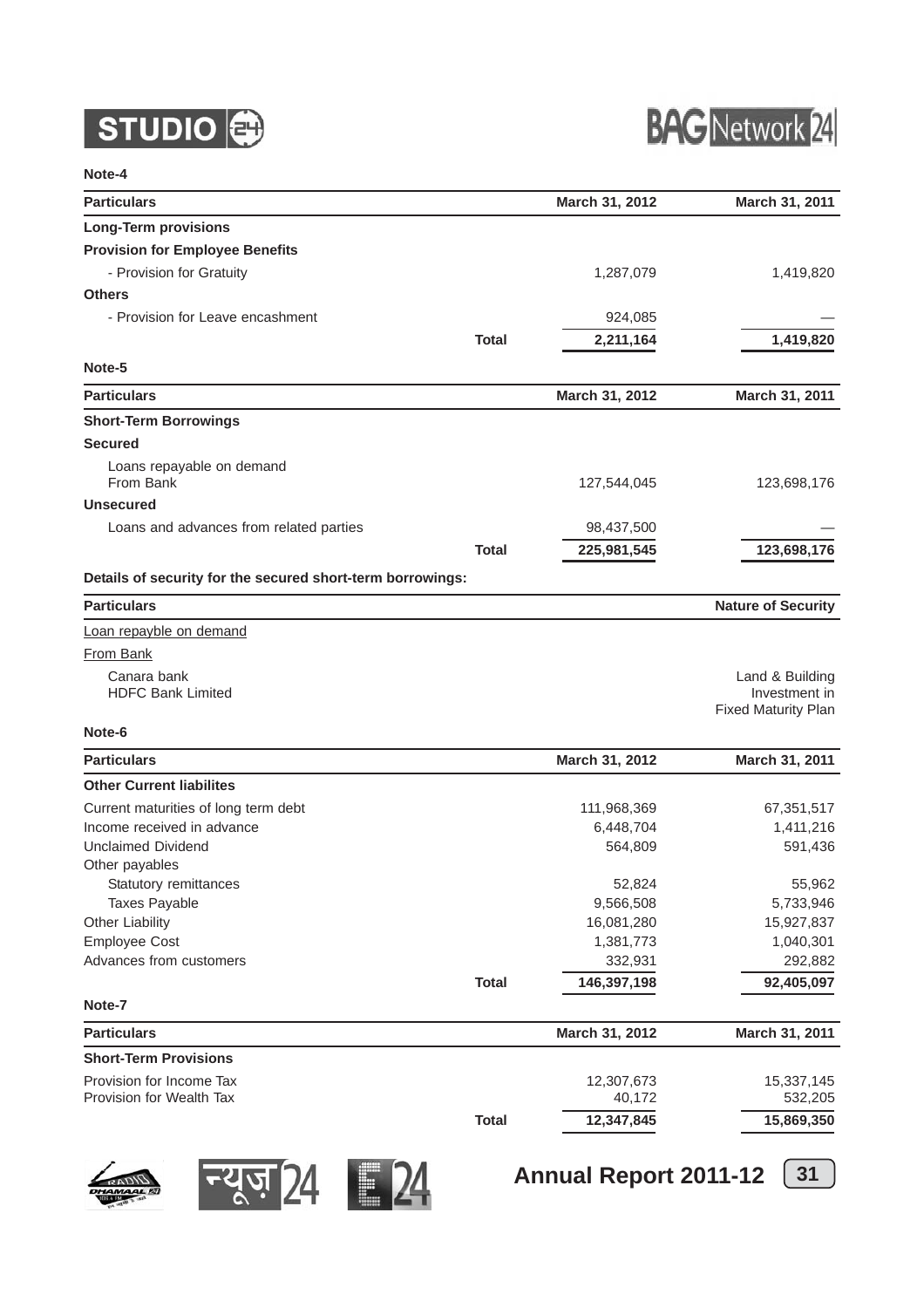**Note-4**

| Particulars | | March 31, 2012 | March 31, 2011 |
|---|---|---|---|
| **Long-Term provisions** | | | |
| **Provision for Employee Benefits** | | | |
| - Provision for Gratuity | | 1,287,079 | 1,419,820 |
| **Others** | | | |
| - Provision for Leave encashment | | 924,085 | — |
| | **Total** | **2,211,164** | **1,419,820** |

**Note-5**

| Particulars | | March 31, 2012 | March 31, 2011 |
|---|---|---|---|
| **Short-Term Borrowings** | | | |
| **Secured** | | | |
| Loans repayable on demand From Bank | | 127,544,045 | 123,698,176 |
| **Unsecured** | | | |
| Loans and advances from related parties | | 98,437,500 | — |
| | **Total** | **225,981,545** | **123,698,176** |

**Details of security for the secured short-term borrowings:**

| Particulars | Nature of Security |
|---|---|
| Loan repayble on demand | |
| From Bank | |
| Canara bank | Land & Building |
| HDFC Bank Limited | Investment in Fixed Maturity Plan |

**Note-6**

| Particulars | | March 31, 2012 | March 31, 2011 |
|---|---|---|---|
| **Other Current liabilites** | | | |
| Current maturities of long term debt | | 111,968,369 | 67,351,517 |
| Income received in advance | | 6,448,704 | 1,411,216 |
| Unclaimed Dividend | | 564,809 | 591,436 |
| Other payables | | | |
| Statutory remittances | | 52,824 | 55,962 |
| Taxes Payable | | 9,566,508 | 5,733,946 |
| Other Liability | | 16,081,280 | 15,927,837 |
| Employee Cost | | 1,381,773 | 1,040,301 |
| Advances from customers | | 332,931 | 292,882 |
| | **Total** | **146,397,198** | **92,405,097** |

**Note-7**

| Particulars | | March 31, 2012 | March 31, 2011 |
|---|---|---|---|
| **Short-Term Provisions** | | | |
| Provision for Income Tax | | 12,307,673 | 15,337,145 |
| Provision for Wealth Tax | | 40,172 | 532,205 |
| | **Total** | **12,347,845** | **15,869,350** |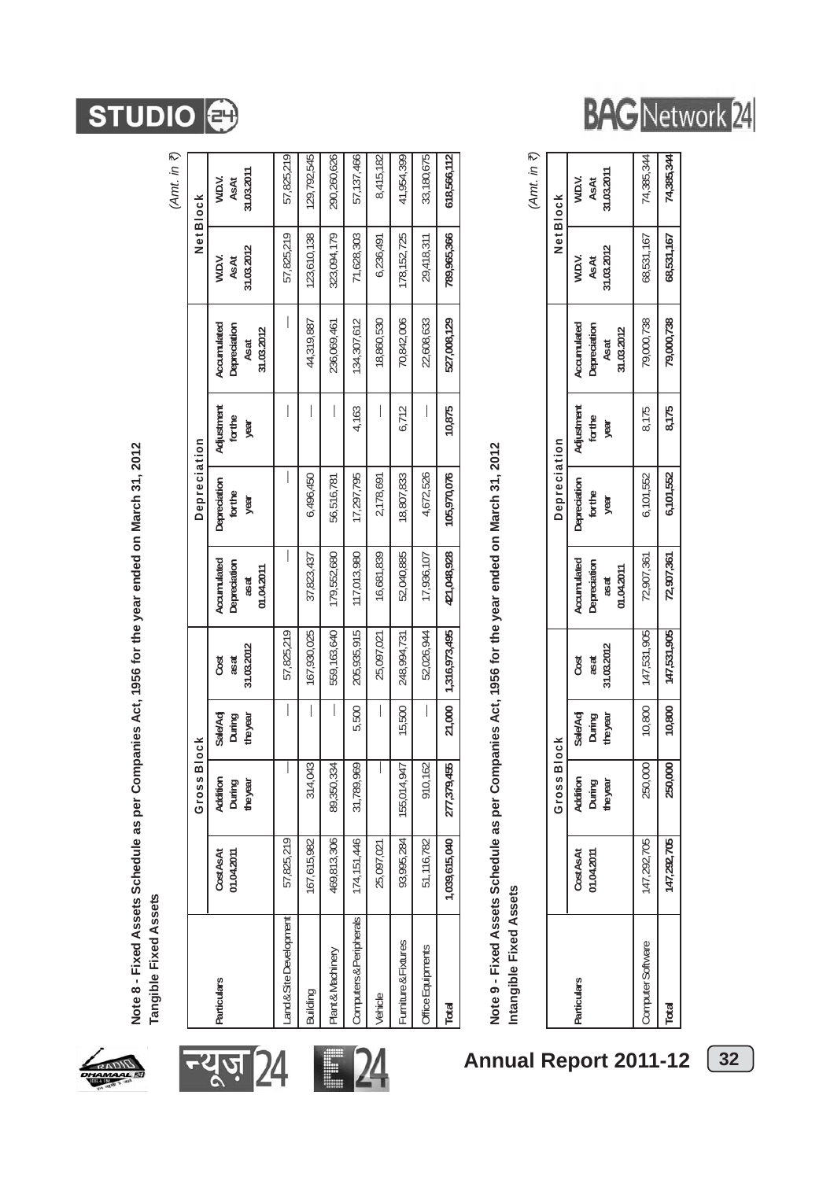## Note 8 - Fixed Assets Schedule as per Companies Act, 1956 for the year ended on March 31, 2012

### Tangible Fixed Assets

(Amt. in ₹)

| Particulars | Gross Block | | | | Depreciation | | | | Net Block | |
|---|---|---|---|---|---|---|---|---|---|---|
| | Cost As At 01.04.2011 | Addition During the year | Sale/Adj During the year | Cost as at 31.03.2012 | Accumulated Depreciation as at 01.04.2011 | Depreciation for the year | Adjustment for the year | Accumulated Depreciation As at 31.03.2012 | W.D.V. As At 31.03.2012 | W.D.V. As At 31.03.2011 |
| Land & Site Development | 57,825,219 | — | — | 57,825,219 | — | — | — | — | 57,825,219 | 57,825,219 |
| Building | 167,615,982 | 314,043 | — | 167,930,025 | 37,823,437 | 6,496,450 | — | 44,319,887 | 123,610,138 | 129,792,545 |
| Plant & Machinery | 469,813,306 | 89,350,334 | — | 559,163,640 | 179,552,680 | 56,516,781 | — | 236,069,461 | 323,094,179 | 290,260,626 |
| Computers & Peripherals | 174,151,446 | 31,789,969 | 5,500 | 205,935,915 | 117,013,980 | 17,297,795 | 4,163 | 134,307,612 | 71,628,303 | 57,137,466 |
| Vehicle | 25,097,021 | — | — | 25,097,021 | 16,681,839 | 2,178,691 | — | 18,860,530 | 6,236,491 | 8,415,182 |
| Furniture & Fixtures | 93,995,284 | 155,014,947 | 15,500 | 248,994,731 | 52,040,885 | 18,807,833 | 6,712 | 70,842,006 | 178,152,725 | 41,954,399 |
| Office Equipments | 51,116,782 | 910,162 | — | 52,026,944 | 17,936,107 | 4,672,526 | — | 22,608,633 | 29,418,311 | 33,180,675 |
| **Total** | **1,039,615,040** | **277,379,455** | **21,000** | **1,316,973,495** | **421,048,928** | **105,970,076** | **10,875** | **527,008,129** | **789,965,366** | **618,566,112** |

## Note 9 - Fixed Assets Schedule as per Companies Act, 1956 for the year ended on March 31, 2012

### Intangible Fixed Assets

(Amt. in ₹)

| Particulars | Gross Block | | | | Depreciation | | | | Net Block | |
|---|---|---|---|---|---|---|---|---|---|---|
| | Cost As At 01.04.2011 | Addition During the year | Sale/Adj During the year | Cost as at 31.03.2012 | Accumulated Depreciation as at 01.04.2011 | Depreciation for the year | Adjustment for the year | Accumulated Depreciation As at 31.03.2012 | W.D.V. As At 31.03.2012 | W.D.V. As At 31.03.2011 |
| Computer Software | 147,292,705 | 250,000 | 10,800 | 147,531,905 | 72,907,361 | 6,101,552 | 8,175 | 79,000,738 | 68,531,167 | 74,385,344 |
| **Total** | **147,292,705** | **250,000** | **10,800** | **147,531,905** | **72,907,361** | **6,101,552** | **8,175** | **79,000,738** | **68,531,167** | **74,385,344** |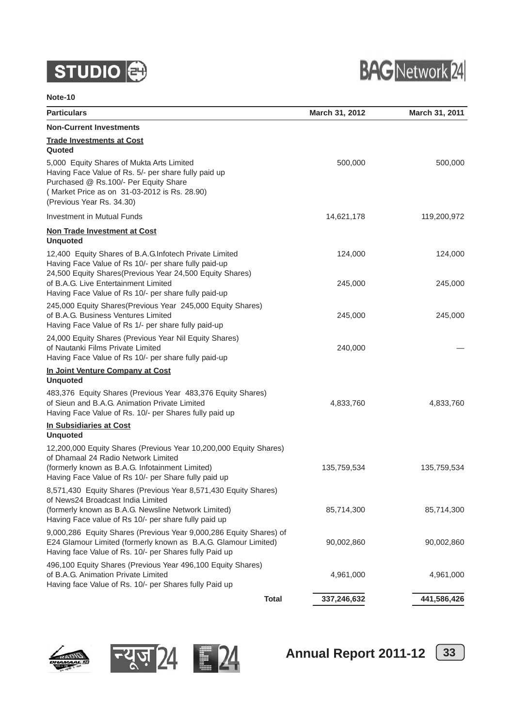**Note-10**

| Particulars | March 31, 2012 | March 31, 2011 |
|---|---|---|
| **Non-Current Investments** | | |
| **Trade Investments at Cost** | | |
| **Quoted** | | |
| 5,000 Equity Shares of Mukta Arts Limited Having Face Value of Rs. 5/- per share fully paid up Purchased @ Rs.100/- Per Equity Share ( Market Price as on 31-03-2012 is Rs. 28.90) (Previous Year Rs. 34.30) | 500,000 | 500,000 |
| Investment in Mutual Funds | 14,621,178 | 119,200,972 |
| **Non Trade Investment at Cost** | | |
| **Unquoted** | | |
| 12,400 Equity Shares of B.A.G.Infotech Private Limited Having Face Value of Rs 10/- per share fully paid-up | 124,000 | 124,000 |
| 24,500 Equity Shares(Previous Year 24,500 Equity Shares) of B.A.G. Live Entertainment Limited Having Face Value of Rs 10/- per share fully paid-up | 245,000 | 245,000 |
| 245,000 Equity Shares(Previous Year 245,000 Equity Shares) of B.A.G. Business Ventures Limited Having Face Value of Rs 1/- per share fully paid-up | 245,000 | 245,000 |
| 24,000 Equity Shares (Previous Year Nil Equity Shares) of Nautanki Films Private Limited Having Face Value of Rs 10/- per share fully paid-up | 240,000 | — |
| **In Joint Venture Company at Cost** | | |
| **Unquoted** | | |
| 483,376 Equity Shares (Previous Year 483,376 Equity Shares) of Sieun and B.A.G. Animation Private Limited Having Face Value of Rs. 10/- per Shares fully paid up | 4,833,760 | 4,833,760 |
| **In Subsidiaries at Cost** | | |
| **Unquoted** | | |
| 12,200,000 Equity Shares (Previous Year 10,200,000 Equity Shares) of Dhamaal 24 Radio Network Limited (formerly known as B.A.G. Infotainment Limited) Having Face Value of Rs 10/- per Share fully paid up | 135,759,534 | 135,759,534 |
| 8,571,430 Equity Shares (Previous Year 8,571,430 Equity Shares) of News24 Broadcast India Limited (formerly known as B.A.G. Newsline Network Limited) Having Face value of Rs 10/- per share fully paid up | 85,714,300 | 85,714,300 |
| 9,000,286 Equity Shares (Previous Year 9,000,286 Equity Shares) of E24 Glamour Limited (formerly known as B.A.G. Glamour Limited) Having face Value of Rs. 10/- per Shares fully Paid up | 90,002,860 | 90,002,860 |
| 496,100 Equity Shares (Previous Year 496,100 Equity Shares) of B.A.G. Animation Private Limited Having face Value of Rs. 10/- per Shares fully Paid up | 4,961,000 | 4,961,000 |
| **Total** | **337,246,632** | **441,586,426** |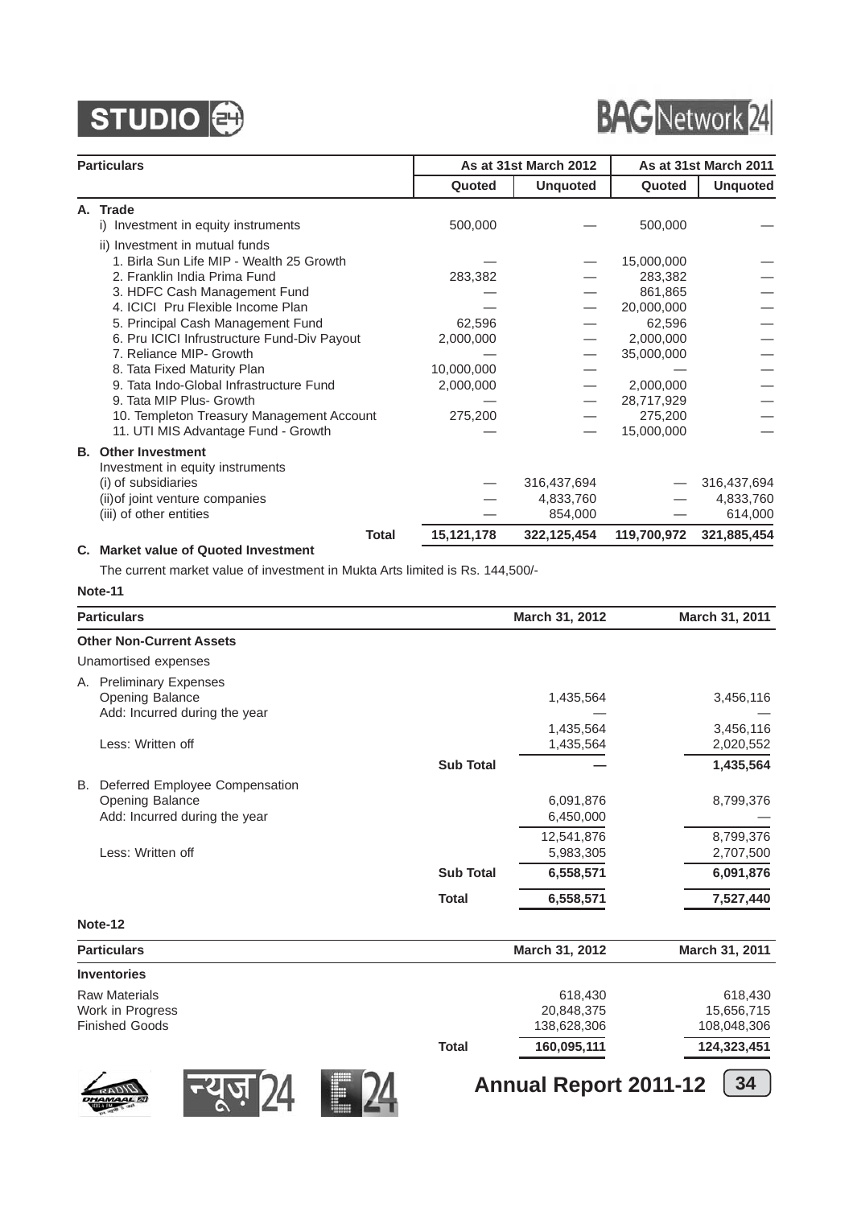| Particulars | As at 31st March 2012 | | As at 31st March 2011 | |
|---|---|---|---|---|
| | Quoted | Unquoted | Quoted | Unquoted |
| **A. Trade** | | | | |
| i) Investment in equity instruments | 500,000 | — | 500,000 | — |
| ii) Investment in mutual funds | | | | |
| 1. Birla Sun Life MIP - Wealth 25 Growth | — | — | 15,000,000 | — |
| 2. Franklin India Prima Fund | 283,382 | — | 283,382 | — |
| 3. HDFC Cash Management Fund | — | — | 861,865 | — |
| 4. ICICI Pru Flexible Income Plan | — | — | 20,000,000 | — |
| 5. Principal Cash Management Fund | 62,596 | — | 62,596 | — |
| 6. Pru ICICI Infrustructure Fund-Div Payout | 2,000,000 | — | 2,000,000 | — |
| 7. Reliance MIP- Growth | — | — | 35,000,000 | — |
| 8. Tata Fixed Maturity Plan | 10,000,000 | — | — | — |
| 9. Tata Indo-Global Infrastructure Fund | 2,000,000 | — | 2,000,000 | — |
| 9. Tata MIP Plus- Growth | — | — | 28,717,929 | — |
| 10. Templeton Treasury Management Account | 275,200 | — | 275,200 | — |
| 11. UTI MIS Advantage Fund - Growth | — | — | 15,000,000 | — |
| **B. Other Investment** | | | | |
| Investment in equity instruments | | | | |
| (i) of subsidiaries | — | 316,437,694 | — | 316,437,694 |
| (ii)of joint venture companies | — | 4,833,760 | — | 4,833,760 |
| (iii) of other entities | — | 854,000 | — | 614,000 |
| **Total** | **15,121,178** | **322,125,454** | **119,700,972** | **321,885,454** |

**C. Market value of Quoted Investment**

The current market value of investment in Mukta Arts limited is Rs. 144,500/-

**Note-11**

| Particulars | | March 31, 2012 | March 31, 2011 |
|---|---|---|---|
| **Other Non-Current Assets** | | | |
| Unamortised expenses | | | |
| A. Preliminary Expenses | | | |
| Opening Balance | | 1,435,564 | 3,456,116 |
| Add: Incurred during the year | | — | — |
| | | 1,435,564 | 3,456,116 |
| Less: Written off | | 1,435,564 | 2,020,552 |
| | **Sub Total** | **—** | **1,435,564** |
| B. Deferred Employee Compensation | | | |
| Opening Balance | | 6,091,876 | 8,799,376 |
| Add: Incurred during the year | | 6,450,000 | — |
| | | 12,541,876 | 8,799,376 |
| Less: Written off | | 5,983,305 | 2,707,500 |
| | **Sub Total** | **6,558,571** | **6,091,876** |
| | **Total** | **6,558,571** | **7,527,440** |

**Note-12**

| Particulars | | March 31, 2012 | March 31, 2011 |
|---|---|---|---|
| **Inventories** | | | |
| Raw Materials | | 618,430 | 618,430 |
| Work in Progress | | 20,848,375 | 15,656,715 |
| Finished Goods | | 138,628,306 | 108,048,306 |
| | **Total** | **160,095,111** | **124,323,451** |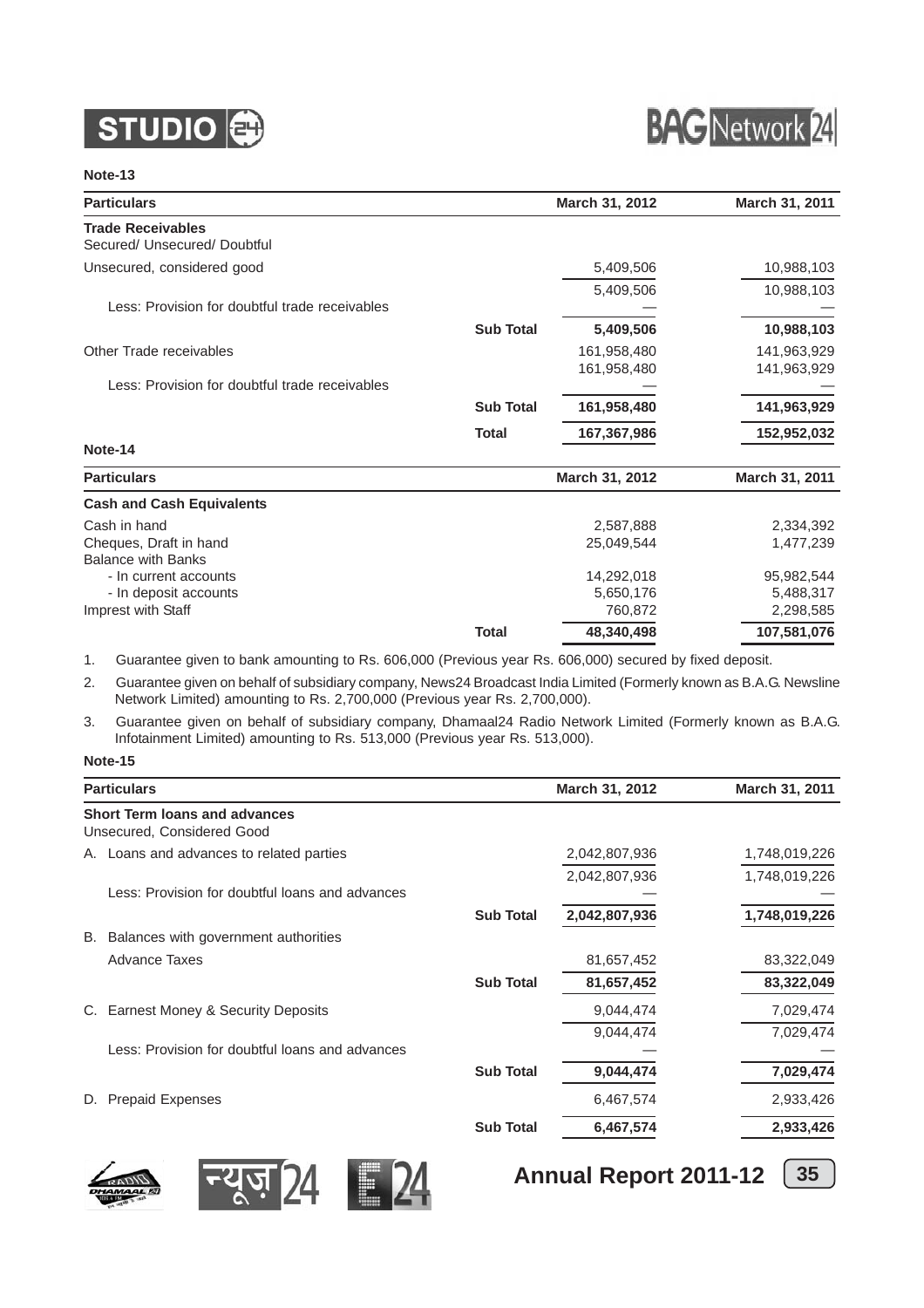**Note-13**

| Particulars | | March 31, 2012 | March 31, 2011 |
|---|---|---|---|
| **Trade Receivables** | | | |
| Secured/ Unsecured/ Doubtful | | | |
| Unsecured, considered good | | 5,409,506 | 10,988,103 |
| | | 5,409,506 | 10,988,103 |
| Less: Provision for doubtful trade receivables | | — | — |
| | **Sub Total** | **5,409,506** | **10,988,103** |
| Other Trade receivables | | 161,958,480 | 141,963,929 |
| | | 161,958,480 | 141,963,929 |
| Less: Provision for doubtful trade receivables | | — | — |
| | **Sub Total** | **161,958,480** | **141,963,929** |
| | **Total** | **167,367,986** | **152,952,032** |

**Note-14**

| Particulars | | March 31, 2012 | March 31, 2011 |
|---|---|---|---|
| **Cash and Cash Equivalents** | | | |
| Cash in hand | | 2,587,888 | 2,334,392 |
| Cheques, Draft in hand | | 25,049,544 | 1,477,239 |
| Balance with Banks | | | |
| - In current accounts | | 14,292,018 | 95,982,544 |
| - In deposit accounts | | 5,650,176 | 5,488,317 |
| Imprest with Staff | | 760,872 | 2,298,585 |
| | **Total** | **48,340,498** | **107,581,076** |

1. Guarantee given to bank amounting to Rs. 606,000 (Previous year Rs. 606,000) secured by fixed deposit.
2. Guarantee given on behalf of subsidiary company, News24 Broadcast India Limited (Formerly known as B.A.G. Newsline Network Limited) amounting to Rs. 2,700,000 (Previous year Rs. 2,700,000).
3. Guarantee given on behalf of subsidiary company, Dhamaal24 Radio Network Limited (Formerly known as B.A.G. Infotainment Limited) amounting to Rs. 513,000 (Previous year Rs. 513,000).

**Note-15**

| Particulars | | March 31, 2012 | March 31, 2011 |
|---|---|---|---|
| **Short Term loans and advances** | | | |
| Unsecured, Considered Good | | | |
| A. Loans and advances to related parties | | 2,042,807,936 | 1,748,019,226 |
| | | 2,042,807,936 | 1,748,019,226 |
| Less: Provision for doubtful loans and advances | | — | — |
| | **Sub Total** | **2,042,807,936** | **1,748,019,226** |
| B. Balances with government authorities | | | |
| Advance Taxes | | 81,657,452 | 83,322,049 |
| | **Sub Total** | **81,657,452** | **83,322,049** |
| C. Earnest Money & Security Deposits | | 9,044,474 | 7,029,474 |
| | | 9,044,474 | 7,029,474 |
| Less: Provision for doubtful loans and advances | | — | — |
| | **Sub Total** | **9,044,474** | **7,029,474** |
| D. Prepaid Expenses | | 6,467,574 | 2,933,426 |
| | **Sub Total** | **6,467,574** | **2,933,426** |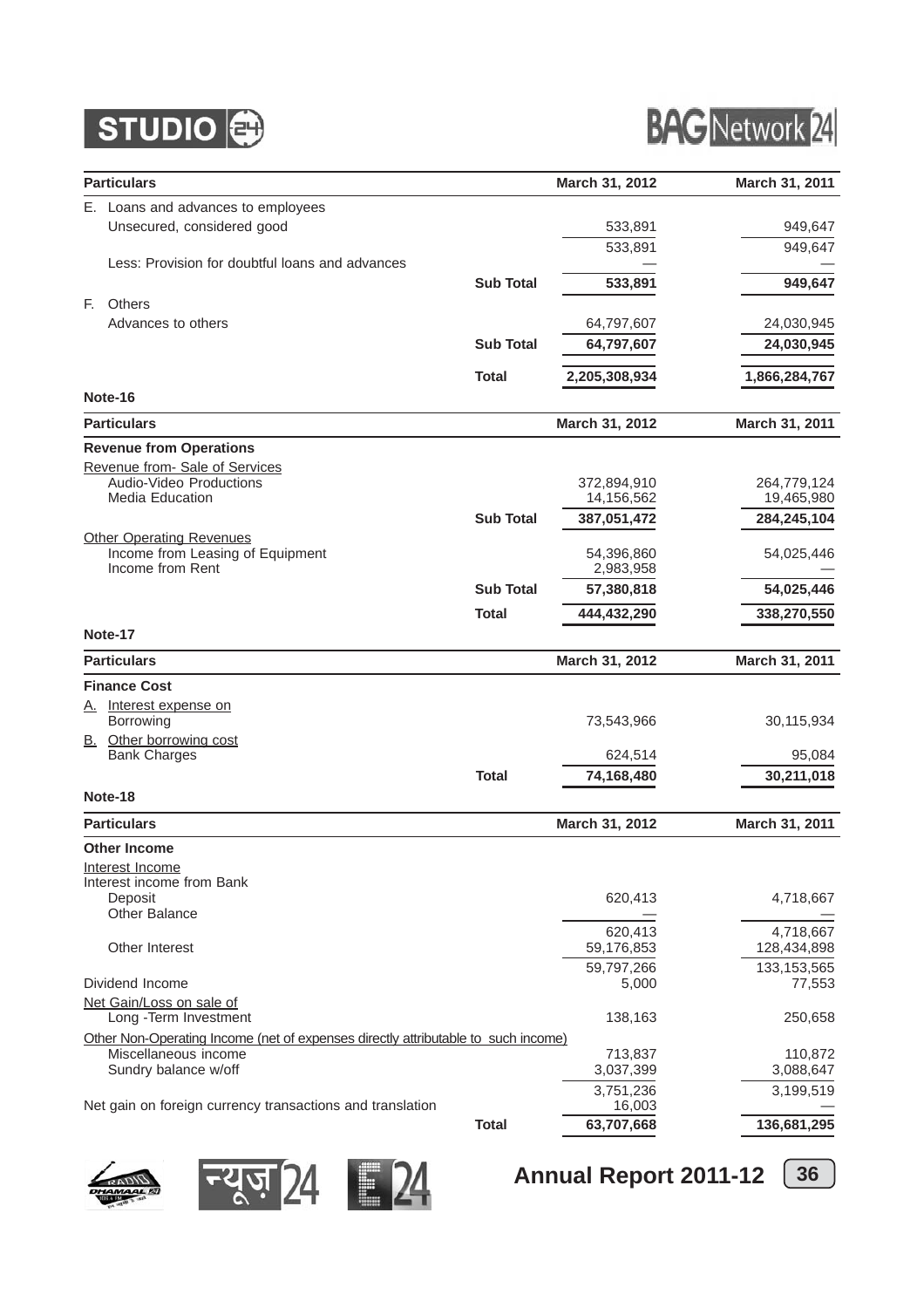| Particulars | | March 31, 2012 | March 31, 2011 |
|---|---|---|---|
| E. Loans and advances to employees | | | |
| Unsecured, considered good | | 533,891 | 949,647 |
| | | 533,891 | 949,647 |
| Less: Provision for doubtful loans and advances | | — | — |
| | Sub Total | **533,891** | **949,647** |
| F. Others | | | |
| Advances to others | | 64,797,607 | 24,030,945 |
| | Sub Total | **64,797,607** | **24,030,945** |
| | Total | **2,205,308,934** | **1,866,284,767** |

**Note-16**

| Particulars | | March 31, 2012 | March 31, 2011 |
|---|---|---|---|
| **Revenue from Operations** | | | |
| Revenue from- Sale of Services | | | |
| Audio-Video Productions | | 372,894,910 | 264,779,124 |
| Media Education | | 14,156,562 | 19,465,980 |
| | Sub Total | **387,051,472** | **284,245,104** |
| Other Operating Revenues | | | |
| Income from Leasing of Equipment | | 54,396,860 | 54,025,446 |
| Income from Rent | | 2,983,958 | — |
| | Sub Total | **57,380,818** | **54,025,446** |
| | Total | **444,432,290** | **338,270,550** |

**Note-17**

| Particulars | | March 31, 2012 | March 31, 2011 |
|---|---|---|---|
| **Finance Cost** | | | |
| A. Interest expense on | | | |
| Borrowing | | 73,543,966 | 30,115,934 |
| B. Other borrowing cost | | | |
| Bank Charges | | 624,514 | 95,084 |
| | Total | **74,168,480** | **30,211,018** |

**Note-18**

| Particulars | | March 31, 2012 | March 31, 2011 |
|---|---|---|---|
| **Other Income** | | | |
| Interest Income | | | |
| Interest income from Bank | | | |
| Deposit | | 620,413 | 4,718,667 |
| Other Balance | | — | — |
| | | 620,413 | 4,718,667 |
| Other Interest | | 59,176,853 | 128,434,898 |
| | | 59,797,266 | 133,153,565 |
| Dividend Income | | 5,000 | 77,553 |
| Net Gain/Loss on sale of | | | |
| Long -Term Investment | | 138,163 | 250,658 |
| Other Non-Operating Income (net of expenses directly attributable to such income) | | | |
| Miscellaneous income | | 713,837 | 110,872 |
| Sundry balance w/off | | 3,037,399 | 3,088,647 |
| | | 3,751,236 | 3,199,519 |
| Net gain on foreign currency transactions and translation | | 16,003 | — |
| | Total | **63,707,668** | **136,681,295** |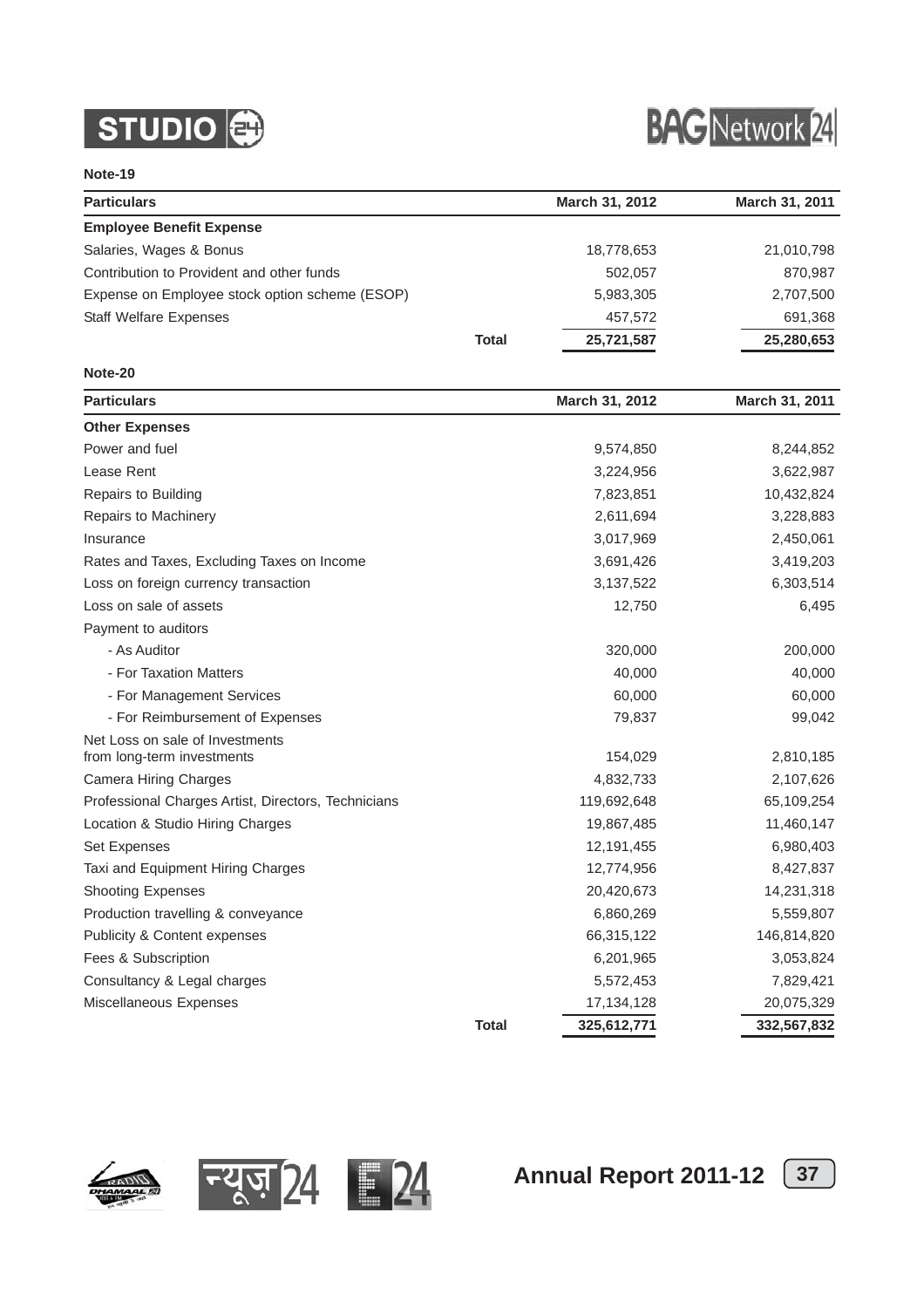**Note-19**

| Particulars | | March 31, 2012 | March 31, 2011 |
|---|---|---|---|
| **Employee Benefit Expense** | | | |
| Salaries, Wages & Bonus | | 18,778,653 | 21,010,798 |
| Contribution to Provident and other funds | | 502,057 | 870,987 |
| Expense on Employee stock option scheme (ESOP) | | 5,983,305 | 2,707,500 |
| Staff Welfare Expenses | | 457,572 | 691,368 |
| | **Total** | **25,721,587** | **25,280,653** |

**Note-20**

| Particulars | | March 31, 2012 | March 31, 2011 |
|---|---|---|---|
| **Other Expenses** | | | |
| Power and fuel | | 9,574,850 | 8,244,852 |
| Lease Rent | | 3,224,956 | 3,622,987 |
| Repairs to Building | | 7,823,851 | 10,432,824 |
| Repairs to Machinery | | 2,611,694 | 3,228,883 |
| Insurance | | 3,017,969 | 2,450,061 |
| Rates and Taxes, Excluding Taxes on Income | | 3,691,426 | 3,419,203 |
| Loss on foreign currency transaction | | 3,137,522 | 6,303,514 |
| Loss on sale of assets | | 12,750 | 6,495 |
| Payment to auditors | | | |
| - As Auditor | | 320,000 | 200,000 |
| - For Taxation Matters | | 40,000 | 40,000 |
| - For Management Services | | 60,000 | 60,000 |
| - For Reimbursement of Expenses | | 79,837 | 99,042 |
| Net Loss on sale of Investments from long-term investments | | 154,029 | 2,810,185 |
| Camera Hiring Charges | | 4,832,733 | 2,107,626 |
| Professional Charges Artist, Directors, Technicians | | 119,692,648 | 65,109,254 |
| Location & Studio Hiring Charges | | 19,867,485 | 11,460,147 |
| Set Expenses | | 12,191,455 | 6,980,403 |
| Taxi and Equipment Hiring Charges | | 12,774,956 | 8,427,837 |
| Shooting Expenses | | 20,420,673 | 14,231,318 |
| Production travelling & conveyance | | 6,860,269 | 5,559,807 |
| Publicity & Content expenses | | 66,315,122 | 146,814,820 |
| Fees & Subscription | | 6,201,965 | 3,053,824 |
| Consultancy & Legal charges | | 5,572,453 | 7,829,421 |
| Miscellaneous Expenses | | 17,134,128 | 20,075,329 |
| | **Total** | **325,612,771** | **332,567,832** |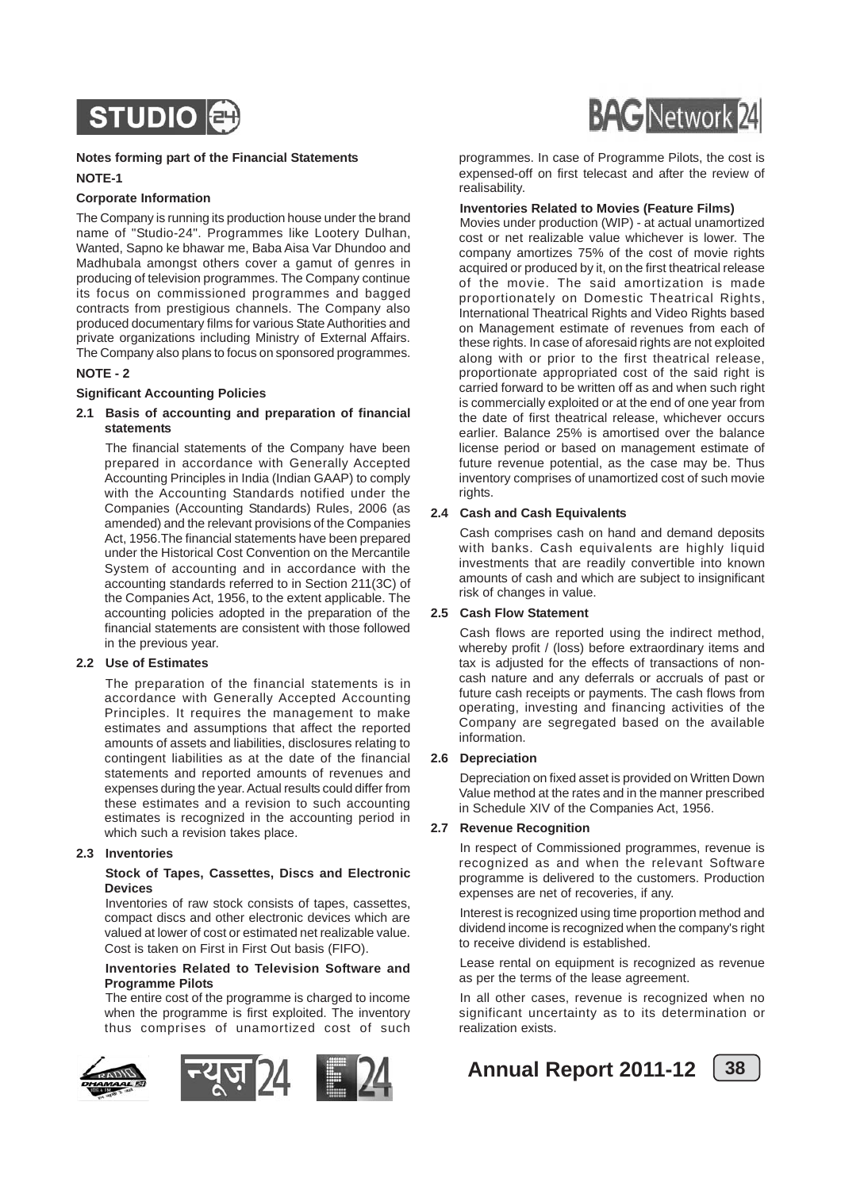**Notes forming part of the Financial Statements**

**NOTE-1**

**Corporate Information**

The Company is running its production house under the brand name of "Studio-24". Programmes like Lootery Dulhan, Wanted, Sapno ke bhawar me, Baba Aisa Var Dhundoo and Madhubala amongst others cover a gamut of genres in producing of television programmes. The Company continue its focus on commissioned programmes and bagged contracts from prestigious channels. The Company also produced documentary films for various State Authorities and private organizations including Ministry of External Affairs. The Company also plans to focus on sponsored programmes.

**NOTE - 2**

**Significant Accounting Policies**

**2.1 Basis of accounting and preparation of financial statements**

The financial statements of the Company have been prepared in accordance with Generally Accepted Accounting Principles in India (Indian GAAP) to comply with the Accounting Standards notified under the Companies (Accounting Standards) Rules, 2006 (as amended) and the relevant provisions of the Companies Act, 1956.The financial statements have been prepared under the Historical Cost Convention on the Mercantile System of accounting and in accordance with the accounting standards referred to in Section 211(3C) of the Companies Act, 1956, to the extent applicable. The accounting policies adopted in the preparation of the financial statements are consistent with those followed in the previous year.

**2.2 Use of Estimates**

The preparation of the financial statements is in accordance with Generally Accepted Accounting Principles. It requires the management to make estimates and assumptions that affect the reported amounts of assets and liabilities, disclosures relating to contingent liabilities as at the date of the financial statements and reported amounts of revenues and expenses during the year. Actual results could differ from these estimates and a revision to such accounting estimates is recognized in the accounting period in which such a revision takes place.

**2.3 Inventories**

**Stock of Tapes, Cassettes, Discs and Electronic Devices**

Inventories of raw stock consists of tapes, cassettes, compact discs and other electronic devices which are valued at lower of cost or estimated net realizable value. Cost is taken on First in First Out basis (FIFO).

**Inventories Related to Television Software and Programme Pilots**

The entire cost of the programme is charged to income when the programme is first exploited. The inventory thus comprises of unamortized cost of such programmes. In case of Programme Pilots, the cost is expensed-off on first telecast and after the review of realisability.

**Inventories Related to Movies (Feature Films)**

Movies under production (WIP) - at actual unamortized cost or net realizable value whichever is lower. The company amortizes 75% of the cost of movie rights acquired or produced by it, on the first theatrical release of the movie. The said amortization is made proportionately on Domestic Theatrical Rights, International Theatrical Rights and Video Rights based on Management estimate of revenues from each of these rights. In case of aforesaid rights are not exploited along with or prior to the first theatrical release, proportionate appropriated cost of the said right is carried forward to be written off as and when such right is commercially exploited or at the end of one year from the date of first theatrical release, whichever occurs earlier. Balance 25% is amortised over the balance license period or based on management estimate of future revenue potential, as the case may be. Thus inventory comprises of unamortized cost of such movie rights.

**2.4 Cash and Cash Equivalents**

Cash comprises cash on hand and demand deposits with banks. Cash equivalents are highly liquid investments that are readily convertible into known amounts of cash and which are subject to insignificant risk of changes in value.

**2.5 Cash Flow Statement**

Cash flows are reported using the indirect method, whereby profit / (loss) before extraordinary items and tax is adjusted for the effects of transactions of non-cash nature and any deferrals or accruals of past or future cash receipts or payments. The cash flows from operating, investing and financing activities of the Company are segregated based on the available information.

**2.6 Depreciation**

Depreciation on fixed asset is provided on Written Down Value method at the rates and in the manner prescribed in Schedule XIV of the Companies Act, 1956.

**2.7 Revenue Recognition**

In respect of Commissioned programmes, revenue is recognized as and when the relevant Software programme is delivered to the customers. Production expenses are net of recoveries, if any.

Interest is recognized using time proportion method and dividend income is recognized when the company's right to receive dividend is established.

Lease rental on equipment is recognized as revenue as per the terms of the lease agreement.

In all other cases, revenue is recognized when no significant uncertainty as to its determination or realization exists.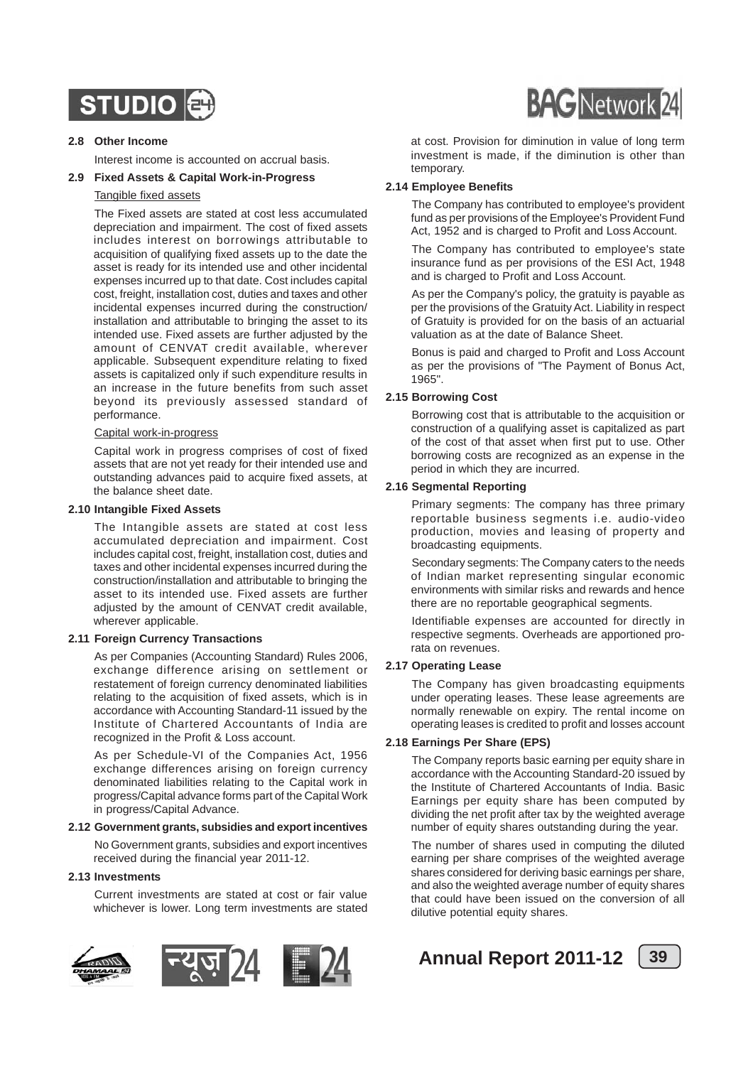### 2.8 Other Income

Interest income is accounted on accrual basis.

### 2.9 Fixed Assets & Capital Work-in-Progress

Tangible fixed assets

The Fixed assets are stated at cost less accumulated depreciation and impairment. The cost of fixed assets includes interest on borrowings attributable to acquisition of qualifying fixed assets up to the date the asset is ready for its intended use and other incidental expenses incurred up to that date. Cost includes capital cost, freight, installation cost, duties and taxes and other incidental expenses incurred during the construction/ installation and attributable to bringing the asset to its intended use. Fixed assets are further adjusted by the amount of CENVAT credit available, wherever applicable. Subsequent expenditure relating to fixed assets is capitalized only if such expenditure results in an increase in the future benefits from such asset beyond its previously assessed standard of performance.

Capital work-in-progress

Capital work in progress comprises of cost of fixed assets that are not yet ready for their intended use and outstanding advances paid to acquire fixed assets, at the balance sheet date.

### 2.10 Intangible Fixed Assets

The Intangible assets are stated at cost less accumulated depreciation and impairment. Cost includes capital cost, freight, installation cost, duties and taxes and other incidental expenses incurred during the construction/installation and attributable to bringing the asset to its intended use. Fixed assets are further adjusted by the amount of CENVAT credit available, wherever applicable.

### 2.11 Foreign Currency Transactions

As per Companies (Accounting Standard) Rules 2006, exchange difference arising on settlement or restatement of foreign currency denominated liabilities relating to the acquisition of fixed assets, which is in accordance with Accounting Standard-11 issued by the Institute of Chartered Accountants of India are recognized in the Profit & Loss account.

As per Schedule-VI of the Companies Act, 1956 exchange differences arising on foreign currency denominated liabilities relating to the Capital work in progress/Capital advance forms part of the Capital Work in progress/Capital Advance.

### 2.12 Government grants, subsidies and export incentives

No Government grants, subsidies and export incentives received during the financial year 2011-12.

### 2.13 Investments

Current investments are stated at cost or fair value whichever is lower. Long term investments are stated at cost. Provision for diminution in value of long term investment is made, if the diminution is other than temporary.

### 2.14 Employee Benefits

The Company has contributed to employee's provident fund as per provisions of the Employee's Provident Fund Act, 1952 and is charged to Profit and Loss Account.

The Company has contributed to employee's state insurance fund as per provisions of the ESI Act, 1948 and is charged to Profit and Loss Account.

As per the Company's policy, the gratuity is payable as per the provisions of the Gratuity Act. Liability in respect of Gratuity is provided for on the basis of an actuarial valuation as at the date of Balance Sheet.

Bonus is paid and charged to Profit and Loss Account as per the provisions of "The Payment of Bonus Act, 1965".

### 2.15 Borrowing Cost

Borrowing cost that is attributable to the acquisition or construction of a qualifying asset is capitalized as part of the cost of that asset when first put to use. Other borrowing costs are recognized as an expense in the period in which they are incurred.

### 2.16 Segmental Reporting

Primary segments: The company has three primary reportable business segments i.e. audio-video production, movies and leasing of property and broadcasting equipments.

Secondary segments: The Company caters to the needs of Indian market representing singular economic environments with similar risks and rewards and hence there are no reportable geographical segments.

Identifiable expenses are accounted for directly in respective segments. Overheads are apportioned pro-rata on revenues.

### 2.17 Operating Lease

The Company has given broadcasting equipments under operating leases. These lease agreements are normally renewable on expiry. The rental income on operating leases is credited to profit and losses account

### 2.18 Earnings Per Share (EPS)

The Company reports basic earning per equity share in accordance with the Accounting Standard-20 issued by the Institute of Chartered Accountants of India. Basic Earnings per equity share has been computed by dividing the net profit after tax by the weighted average number of equity shares outstanding during the year.

The number of shares used in computing the diluted earning per share comprises of the weighted average shares considered for deriving basic earnings per share, and also the weighted average number of equity shares that could have been issued on the conversion of all dilutive potential equity shares.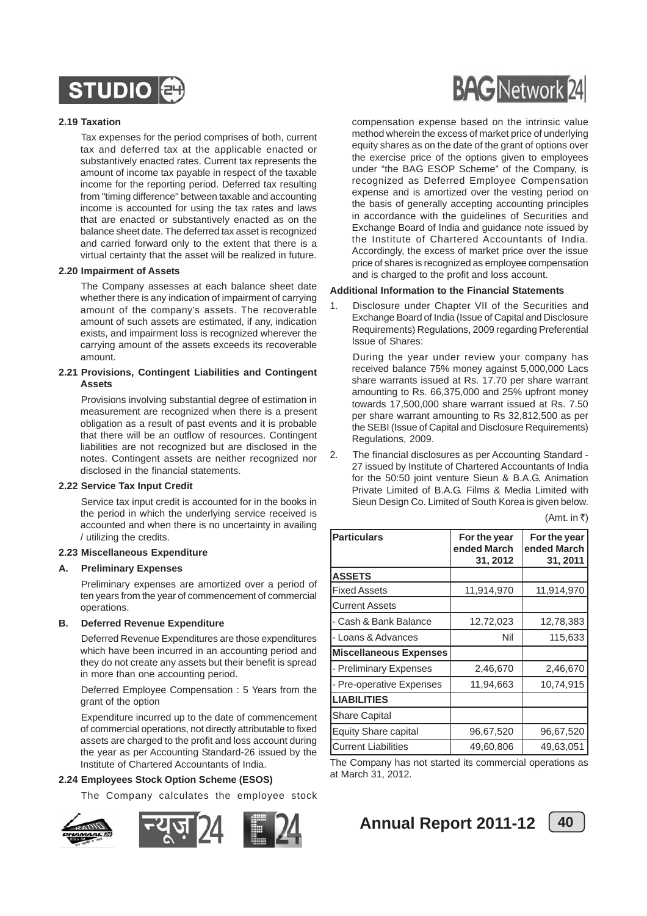### 2.19 Taxation

Tax expenses for the period comprises of both, current tax and deferred tax at the applicable enacted or substantively enacted rates. Current tax represents the amount of income tax payable in respect of the taxable income for the reporting period. Deferred tax resulting from "timing difference" between taxable and accounting income is accounted for using the tax rates and laws that are enacted or substantively enacted as on the balance sheet date. The deferred tax asset is recognized and carried forward only to the extent that there is a virtual certainty that the asset will be realized in future.

### 2.20 Impairment of Assets

The Company assesses at each balance sheet date whether there is any indication of impairment of carrying amount of the company's assets. The recoverable amount of such assets are estimated, if any, indication exists, and impairment loss is recognized wherever the carrying amount of the assets exceeds its recoverable amount.

### 2.21 Provisions, Contingent Liabilities and Contingent Assets

Provisions involving substantial degree of estimation in measurement are recognized when there is a present obligation as a result of past events and it is probable that there will be an outflow of resources. Contingent liabilities are not recognized but are disclosed in the notes. Contingent assets are neither recognized nor disclosed in the financial statements.

### 2.22 Service Tax Input Credit

Service tax input credit is accounted for in the books in the period in which the underlying service received is accounted and when there is no uncertainty in availing / utilizing the credits.

### 2.23 Miscellaneous Expenditure

**A. Preliminary Expenses**

Preliminary expenses are amortized over a period of ten years from the year of commencement of commercial operations.

**B. Deferred Revenue Expenditure**

Deferred Revenue Expenditures are those expenditures which have been incurred in an accounting period and they do not create any assets but their benefit is spread in more than one accounting period.

Deferred Employee Compensation : 5 Years from the grant of the option

Expenditure incurred up to the date of commencement of commercial operations, not directly attributable to fixed assets are charged to the profit and loss account during the year as per Accounting Standard-26 issued by the Institute of Chartered Accountants of India.

### 2.24 Employees Stock Option Scheme (ESOS)

The Company calculates the employee stock compensation expense based on the intrinsic value method wherein the excess of market price of underlying equity shares as on the date of the grant of options over the exercise price of the options given to employees under "the BAG ESOP Scheme" of the Company, is recognized as Deferred Employee Compensation expense and is amortized over the vesting period on the basis of generally accepting accounting principles in accordance with the guidelines of Securities and Exchange Board of India and guidance note issued by the Institute of Chartered Accountants of India. Accordingly, the excess of market price over the issue price of shares is recognized as employee compensation and is charged to the profit and loss account.

### Additional Information to the Financial Statements

1. Disclosure under Chapter VII of the Securities and Exchange Board of India (Issue of Capital and Disclosure Requirements) Regulations, 2009 regarding Preferential Issue of Shares:

   During the year under review your company has received balance 75% money against 5,000,000 Lacs share warrants issued at Rs. 17.70 per share warrant amounting to Rs. 66,375,000 and 25% upfront money towards 17,500,000 share warrant issued at Rs. 7.50 per share warrant amounting to Rs 32,812,500 as per the SEBI (Issue of Capital and Disclosure Requirements) Regulations, 2009.

2. The financial disclosures as per Accounting Standard - 27 issued by Institute of Chartered Accountants of India for the 50:50 joint venture Sieun & B.A.G. Animation Private Limited of B.A.G. Films & Media Limited with Sieun Design Co. Limited of South Korea is given below.

(Amt. in ₹)

| Particulars | For the year ended March 31, 2012 | For the year ended March 31, 2011 |
|---|---|---|
| **ASSETS** | | |
| Fixed Assets | 11,914,970 | 11,914,970 |
| Current Assets | | |
| - Cash & Bank Balance | 12,72,023 | 12,78,383 |
| - Loans & Advances | Nil | 115,633 |
| **Miscellaneous Expenses** | | |
| - Preliminary Expenses | 2,46,670 | 2,46,670 |
| - Pre-operative Expenses | 11,94,663 | 10,74,915 |
| **LIABILITIES** | | |
| Share Capital | | |
| Equity Share capital | 96,67,520 | 96,67,520 |
| Current Liabilities | 49,60,806 | 49,63,051 |

The Company has not started its commercial operations as at March 31, 2012.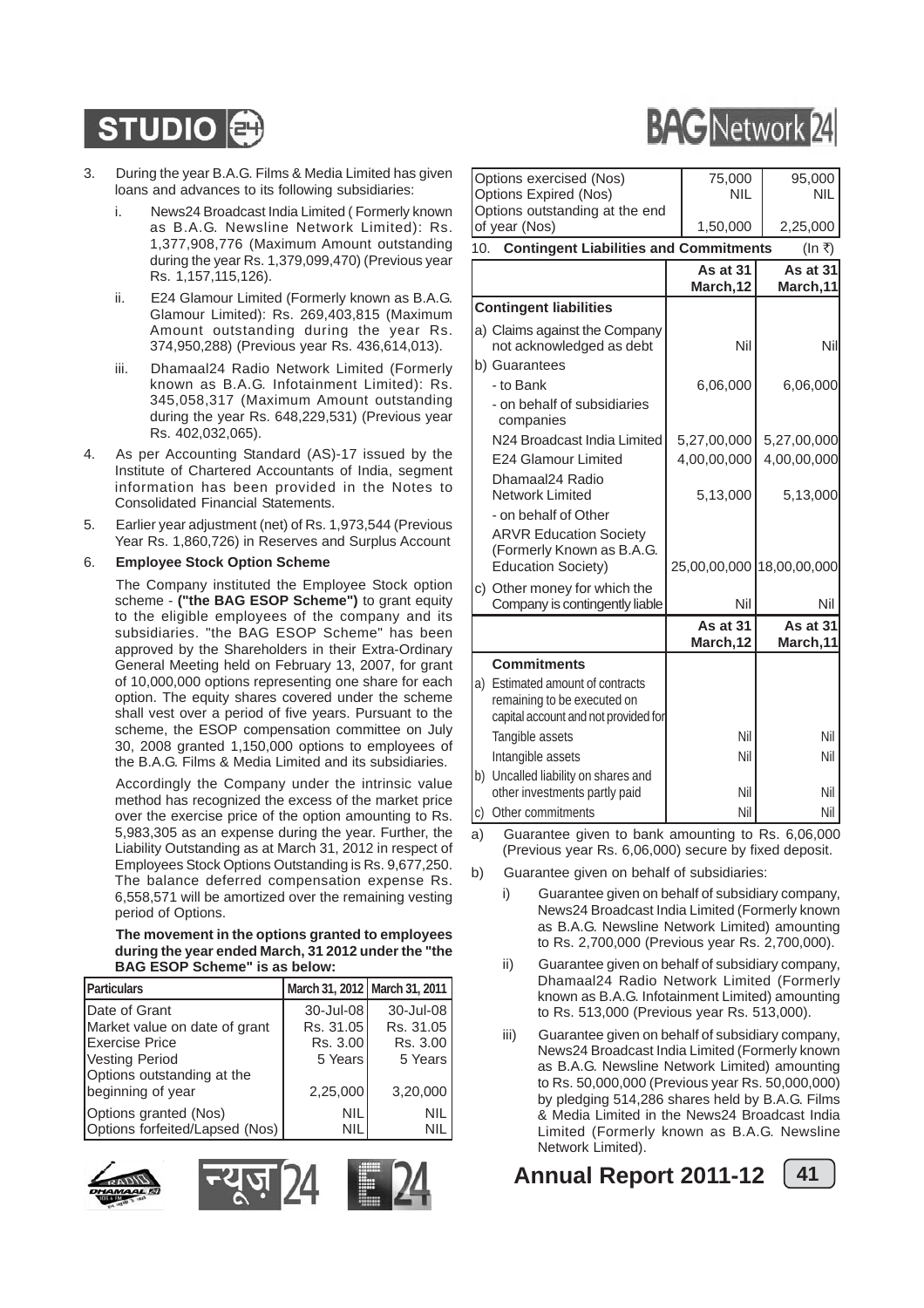3. During the year B.A.G. Films & Media Limited has given loans and advances to its following subsidiaries:

   i. News24 Broadcast India Limited ( Formerly known as B.A.G. Newsline Network Limited): Rs. 1,377,908,776 (Maximum Amount outstanding during the year Rs. 1,379,099,470) (Previous year Rs. 1,157,115,126).

   ii. E24 Glamour Limited (Formerly known as B.A.G. Glamour Limited): Rs. 269,403,815 (Maximum Amount outstanding during the year Rs. 374,950,288) (Previous year Rs. 436,614,013).

   iii. Dhamaal24 Radio Network Limited (Formerly known as B.A.G. Infotainment Limited): Rs. 345,058,317 (Maximum Amount outstanding during the year Rs. 648,229,531) (Previous year Rs. 402,032,065).

4. As per Accounting Standard (AS)-17 issued by the Institute of Chartered Accountants of India, segment information has been provided in the Notes to Consolidated Financial Statements.

5. Earlier year adjustment (net) of Rs. 1,973,544 (Previous Year Rs. 1,860,726) in Reserves and Surplus Account

6. **Employee Stock Option Scheme**

   The Company instituted the Employee Stock option scheme - **("the BAG ESOP Scheme")** to grant equity to the eligible employees of the company and its subsidiaries. "the BAG ESOP Scheme" has been approved by the Shareholders in their Extra-Ordinary General Meeting held on February 13, 2007, for grant of 10,000,000 options representing one share for each option. The equity shares covered under the scheme shall vest over a period of five years. Pursuant to the scheme, the ESOP compensation committee on July 30, 2008 granted 1,150,000 options to employees of the B.A.G. Films & Media Limited and its subsidiaries.

   Accordingly the Company under the intrinsic value method has recognized the excess of the market price over the exercise price of the option amounting to Rs. 5,983,305 as an expense during the year. Further, the Liability Outstanding as at March 31, 2012 in respect of Employees Stock Options Outstanding is Rs. 9,677,250. The balance deferred compensation expense Rs. 6,558,571 will be amortized over the remaining vesting period of Options.

   **The movement in the options granted to employees during the year ended March, 31 2012 under the "the BAG ESOP Scheme" is as below:**

| Particulars | March 31, 2012 | March 31, 2011 |
|---|---|---|
| Date of Grant | 30-Jul-08 | 30-Jul-08 |
| Market value on date of grant | Rs. 31.05 | Rs. 31.05 |
| Exercise Price | Rs. 3.00 | Rs. 3.00 |
| Vesting Period | 5 Years | 5 Years |
| Options outstanding at the beginning of year | 2,25,000 | 3,20,000 |
| Options granted (Nos) | NIL | NIL |
| Options forfeited/Lapsed (Nos) | NIL | NIL |
| Options exercised (Nos) | 75,000 | 95,000 |
| Options Expired (Nos) | NIL | NIL |
| Options outstanding at the end of year (Nos) | 1,50,000 | 2,25,000 |

10. **Contingent Liabilities and Commitments** (In ₹)

| | As at 31 March,12 | As at 31 March,11 |
|---|---|---|
| **Contingent liabilities** | | |
| a) Claims against the Company not acknowledged as debt | Nil | Nil |
| b) Guarantees | | |
| - to Bank | 6,06,000 | 6,06,000 |
| - on behalf of subsidiaries companies | | |
| N24 Broadcast India Limited | 5,27,00,000 | 5,27,00,000 |
| E24 Glamour Limited | 4,00,00,000 | 4,00,00,000 |
| Dhamaal24 Radio Network Limited | 5,13,000 | 5,13,000 |
| - on behalf of Other | | |
| ARVR Education Society (Formerly Known as B.A.G. Education Society) | 25,00,00,000 | 18,00,00,000 |
| c) Other money for which the Company is contingently liable | Nil | Nil |

| | As at 31 March,12 | As at 31 March,11 |
|---|---|---|
| **Commitments** | | |
| a) Estimated amount of contracts remaining to be executed on capital account and not provided for | | |
| Tangible assets | Nil | Nil |
| Intangible assets | Nil | Nil |
| b) Uncalled liability on shares and other investments partly paid | Nil | Nil |
| c) Other commitments | Nil | Nil |

a) Guarantee given to bank amounting to Rs. 6,06,000 (Previous year Rs. 6,06,000) secure by fixed deposit.

b) Guarantee given on behalf of subsidiaries:

   i) Guarantee given on behalf of subsidiary company, News24 Broadcast India Limited (Formerly known as B.A.G. Newsline Network Limited) amounting to Rs. 2,700,000 (Previous year Rs. 2,700,000).

   ii) Guarantee given on behalf of subsidiary company, Dhamaal24 Radio Network Limited (Formerly known as B.A.G. Infotainment Limited) amounting to Rs. 513,000 (Previous year Rs. 513,000).

   iii) Guarantee given on behalf of subsidiary company, News24 Broadcast India Limited (Formerly known as B.A.G. Newsline Network Limited) amounting to Rs. 50,000,000 (Previous year Rs. 50,000,000) by pledging 514,286 shares held by B.A.G. Films & Media Limited in the News24 Broadcast India Limited (Formerly known as B.A.G. Newsline Network Limited).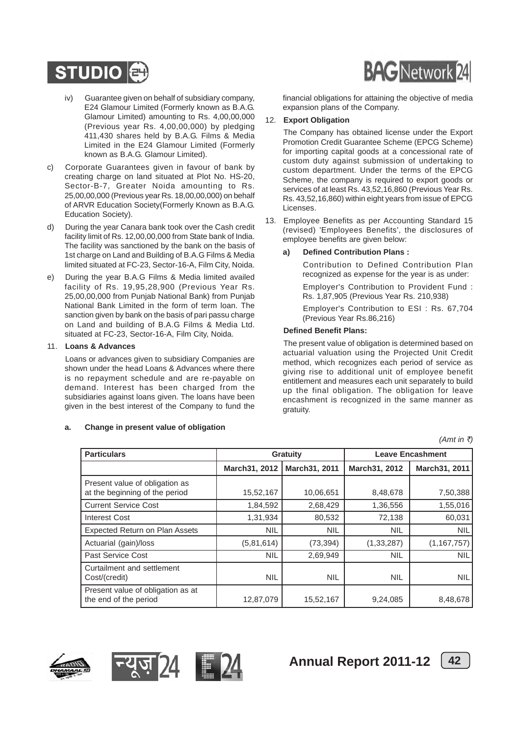iv) Guarantee given on behalf of subsidiary company, E24 Glamour Limited (Formerly known as B.A.G. Glamour Limited) amounting to Rs. 4,00,00,000 (Previous year Rs. 4,00,00,000) by pledging 411,430 shares held by B.A.G. Films & Media Limited in the E24 Glamour Limited (Formerly known as B.A.G. Glamour Limited).

c) Corporate Guarantees given in favour of bank by creating charge on land situated at Plot No. HS-20, Sector-B-7, Greater Noida amounting to Rs. 25,00,00,000 (Previous year Rs. 18,00,00,000) on behalf of ARVR Education Society(Formerly Known as B.A.G. Education Society).

d) During the year Canara bank took over the Cash credit facility limit of Rs. 12,00,00,000 from State bank of India. The facility was sanctioned by the bank on the basis of 1st charge on Land and Building of B.A.G Films & Media limited situated at FC-23, Sector-16-A, Film City, Noida.

e) During the year B.A.G Films & Media limited availed facility of Rs. 19,95,28,900 (Previous Year Rs. 25,00,00,000 from Punjab National Bank) from Punjab National Bank Limited in the form of term loan. The sanction given by bank on the basis of pari passu charge on Land and building of B.A.G Films & Media Ltd. situated at FC-23, Sector-16-A, Film City, Noida.

11. **Loans & Advances**

Loans or advances given to subsidiary Companies are shown under the head Loans & Advances where there is no repayment schedule and are re-payable on demand. Interest has been charged from the subsidiaries against loans given. The loans have been given in the best interest of the Company to fund the financial obligations for attaining the objective of media expansion plans of the Company.

12. **Export Obligation**

The Company has obtained license under the Export Promotion Credit Guarantee Scheme (EPCG Scheme) for importing capital goods at a concessional rate of custom duty against submission of undertaking to custom department. Under the terms of the EPCG Scheme, the company is required to export goods or services of at least Rs. 43,52,16,860 (Previous Year Rs. Rs. 43,52,16,860) within eight years from issue of EPCG Licenses.

13. Employee Benefits as per Accounting Standard 15 (revised) 'Employees Benefits', the disclosures of employee benefits are given below:

**a) Defined Contribution Plans :**

Contribution to Defined Contribution Plan recognized as expense for the year is as under:

Employer's Contribution to Provident Fund : Rs. 1,87,905 (Previous Year Rs. 210,938)

Employer's Contribution to ESI : Rs. 67,704 (Previous Year Rs.86,216)

**Defined Benefit Plans:**

The present value of obligation is determined based on actuarial valuation using the Projected Unit Credit method, which recognizes each period of service as giving rise to additional unit of employee benefit entitlement and measures each unit separately to build up the final obligation. The obligation for leave encashment is recognized in the same manner as gratuity.

**a. Change in present value of obligation**

*(Amt in ₹)*

| Particulars | Gratuity | | Leave Encashment | |
|---|---|---|---|---|
| | March31, 2012 | March31, 2011 | March31, 2012 | March31, 2011 |
| Present value of obligation as at the beginning of the period | 15,52,167 | 10,06,651 | 8,48,678 | 7,50,388 |
| Current Service Cost | 1,84,592 | 2,68,429 | 1,36,556 | 1,55,016 |
| Interest Cost | 1,31,934 | 80,532 | 72,138 | 60,031 |
| Expected Return on Plan Assets | NIL | NIL | NIL | NIL |
| Actuarial (gain)/loss | (5,81,614) | (73,394) | (1,33,287) | (1,167,757) |
| Past Service Cost | NIL | 2,69,949 | NIL | NIL |
| Curtailment and settlement Cost/(credit) | NIL | NIL | NIL | NIL |
| Present value of obligation as at the end of the period | 12,87,079 | 15,52,167 | 9,24,085 | 8,48,678 |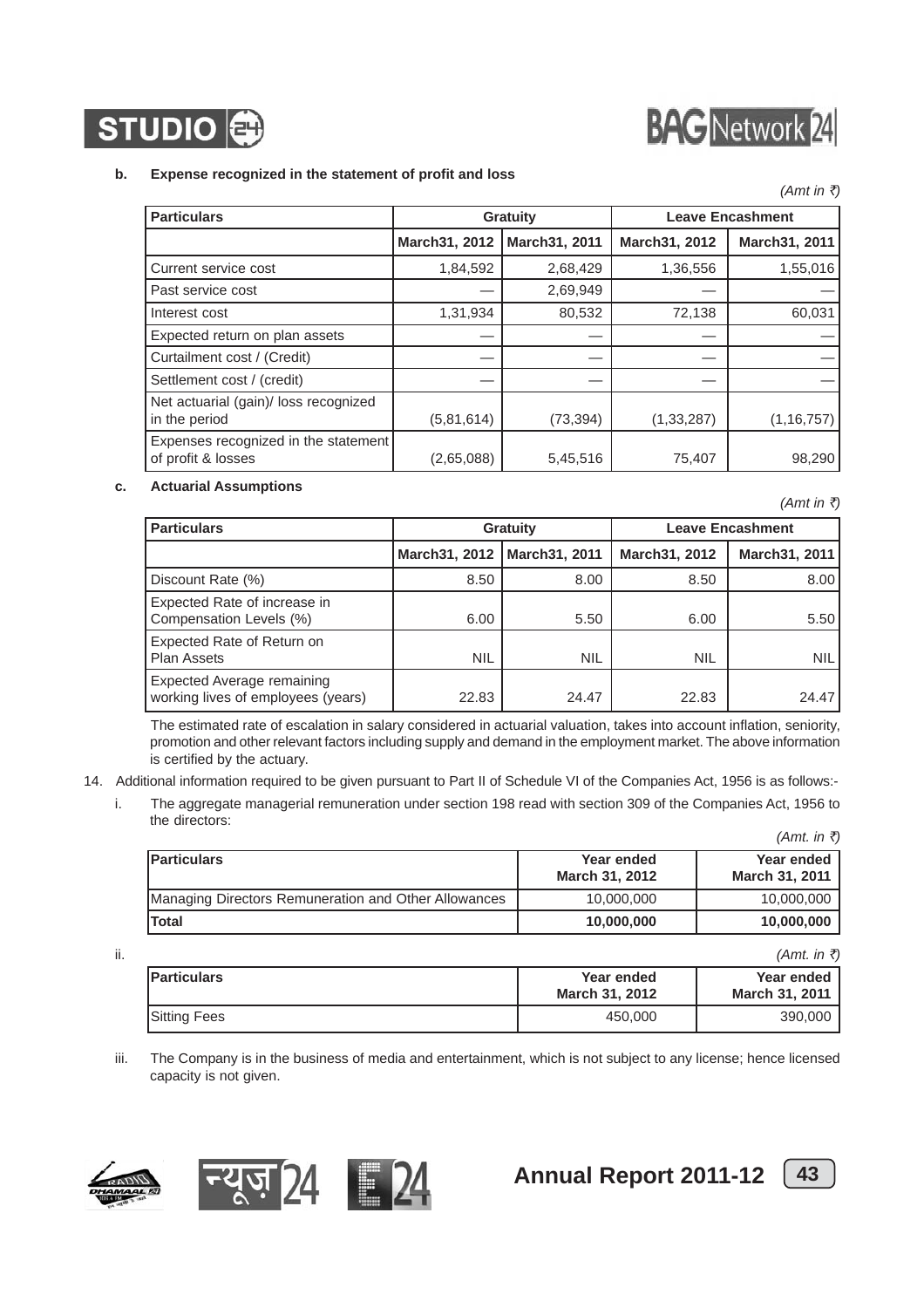**b. Expense recognized in the statement of profit and loss**

*(Amt in ₹)*

| Particulars | Gratuity | | Leave Encashment | |
|---|---|---|---|---|
| | March31, 2012 | March31, 2011 | March31, 2012 | March31, 2011 |
| Current service cost | 1,84,592 | 2,68,429 | 1,36,556 | 1,55,016 |
| Past service cost | — | 2,69,949 | — | — |
| Interest cost | 1,31,934 | 80,532 | 72,138 | 60,031 |
| Expected return on plan assets | — | — | — | — |
| Curtailment cost / (Credit) | — | — | — | — |
| Settlement cost / (credit) | — | — | — | — |
| Net actuarial (gain)/ loss recognized in the period | (5,81,614) | (73,394) | (1,33,287) | (1,16,757) |
| Expenses recognized in the statement of profit & losses | (2,65,088) | 5,45,516 | 75,407 | 98,290 |

**c. Actuarial Assumptions**

*(Amt in ₹)*

| Particulars | Gratuity | | Leave Encashment | |
|---|---|---|---|---|
| | March31, 2012 | March31, 2011 | March31, 2012 | March31, 2011 |
| Discount Rate (%) | 8.50 | 8.00 | 8.50 | 8.00 |
| Expected Rate of increase in Compensation Levels (%) | 6.00 | 5.50 | 6.00 | 5.50 |
| Expected Rate of Return on Plan Assets | NIL | NIL | NIL | NIL |
| Expected Average remaining working lives of employees (years) | 22.83 | 24.47 | 22.83 | 24.47 |

The estimated rate of escalation in salary considered in actuarial valuation, takes into account inflation, seniority, promotion and other relevant factors including supply and demand in the employment market. The above information is certified by the actuary.

14. Additional information required to be given pursuant to Part II of Schedule VI of the Companies Act, 1956 is as follows:-

i. The aggregate managerial remuneration under section 198 read with section 309 of the Companies Act, 1956 to the directors:

*(Amt. in ₹)*

| Particulars | Year ended March 31, 2012 | Year ended March 31, 2011 |
|---|---|---|
| Managing Directors Remuneration and Other Allowances | 10,000,000 | 10,000,000 |
| **Total** | **10,000,000** | **10,000,000** |

ii.

*(Amt. in ₹)*

| Particulars | Year ended March 31, 2012 | Year ended March 31, 2011 |
|---|---|---|
| Sitting Fees | 450,000 | 390,000 |

iii. The Company is in the business of media and entertainment, which is not subject to any license; hence licensed capacity is not given.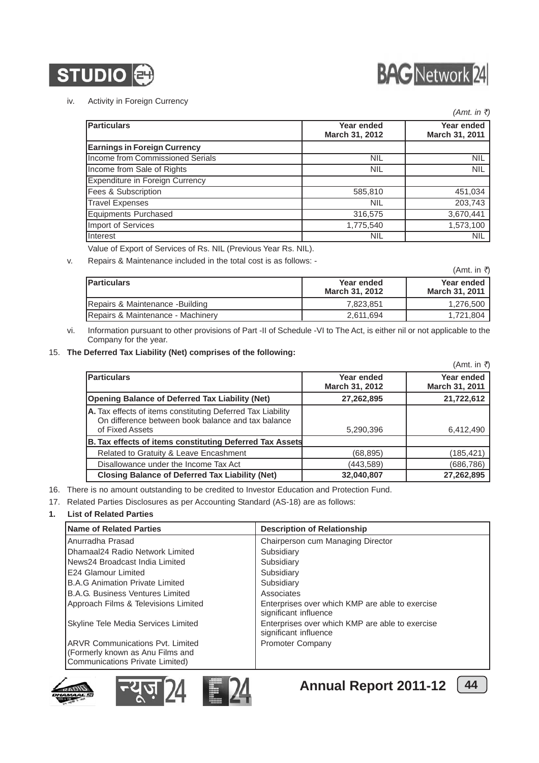iv. Activity in Foreign Currency

*(Amt. in ₹)*

| Particulars | Year ended March 31, 2012 | Year ended March 31, 2011 |
|---|---|---|
| **Earnings in Foreign Currency** | | |
| Income from Commissioned Serials | NIL | NIL |
| Income from Sale of Rights | NIL | NIL |
| Expenditure in Foreign Currency | | |
| Fees & Subscription | 585,810 | 451,034 |
| Travel Expenses | NIL | 203,743 |
| Equipments Purchased | 316,575 | 3,670,441 |
| Import of Services | 1,775,540 | 1,573,100 |
| Interest | NIL | NIL |

Value of Export of Services of Rs. NIL (Previous Year Rs. NIL).

v. Repairs & Maintenance included in the total cost is as follows: -

(Amt. in ₹)

| Particulars | Year ended March 31, 2012 | Year ended March 31, 2011 |
|---|---|---|
| Repairs & Maintenance -Building | 7,823,851 | 1,276,500 |
| Repairs & Maintenance - Machinery | 2,611,694 | 1,721,804 |

vi. Information pursuant to other provisions of Part -II of Schedule -VI to The Act, is either nil or not applicable to the Company for the year.

15. **The Deferred Tax Liability (Net) comprises of the following:**

(Amt. in ₹)

| Particulars | Year ended March 31, 2012 | Year ended March 31, 2011 |
|---|---|---|
| **Opening Balance of Deferred Tax Liability (Net)** | **27,262,895** | **21,722,612** |
| **A.** Tax effects of items constituting Deferred Tax Liability On difference between book balance and tax balance of Fixed Assets | 5,290,396 | 6,412,490 |
| **B. Tax effects of items constituting Deferred Tax Assets** | | |
| Related to Gratuity & Leave Encashment | (68,895) | (185,421) |
| Disallowance under the Income Tax Act | (443,589) | (686,786) |
| **Closing Balance of Deferred Tax Liability (Net)** | **32,040,807** | **27,262,895** |

16. There is no amount outstanding to be credited to Investor Education and Protection Fund.

17. Related Parties Disclosures as per Accounting Standard (AS-18) are as follows:

**1. List of Related Parties**

| Name of Related Parties | Description of Relationship |
|---|---|
| Anurradha Prasad | Chairperson cum Managing Director |
| Dhamaal24 Radio Network Limited | Subsidiary |
| News24 Broadcast India Limited | Subsidiary |
| E24 Glamour Limited | Subsidiary |
| B.A.G Animation Private Limited | Subsidiary |
| B.A.G. Business Ventures Limited | Associates |
| Approach Films & Televisions Limited | Enterprises over which KMP are able to exercise significant influence |
| Skyline Tele Media Services Limited | Enterprises over which KMP are able to exercise significant influence |
| ARVR Communications Pvt. Limited (Formerly known as Anu Films and Communications Private Limited) | Promoter Company |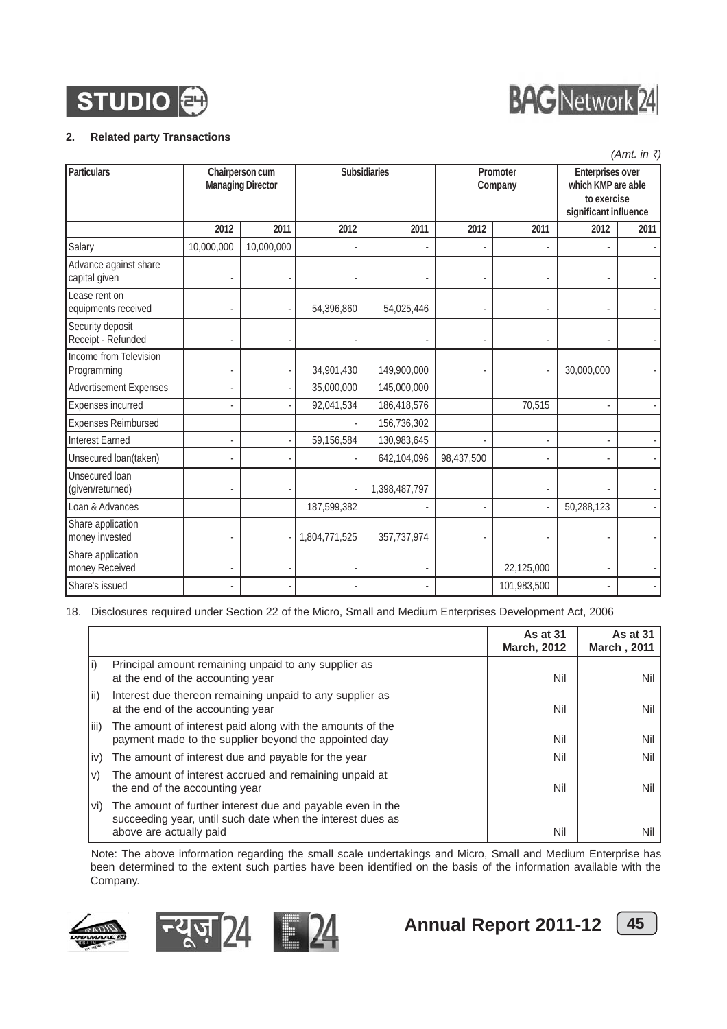## 2. Related party Transactions

*(Amt. in ₹)*

| Particulars | Chairperson cum Managing Director | | Subsidiaries | | Promoter Company | | Enterprises over which KMP are able to exercise significant influence | |
|---|---|---|---|---|---|---|---|---|
| | 2012 | 2011 | 2012 | 2011 | 2012 | 2011 | 2012 | 2011 |
| Salary | 10,000,000 | 10,000,000 | - | - | - | - | - | - |
| Advance against share capital given | - | - | - | - | - | - | - | - |
| Lease rent on equipments received | - | - | 54,396,860 | 54,025,446 | - | - | - | - |
| Security deposit Receipt - Refunded | - | - | - | - | - | - | - | - |
| Income from Television Programming | - | - | 34,901,430 | 149,900,000 | - | - | 30,000,000 | - |
| Advertisement Expenses | - | - | 35,000,000 | 145,000,000 | | | | |
| Expenses incurred | - | - | 92,041,534 | 186,418,576 | | 70,515 | - | - |
| Expenses Reimbursed | | | - | 156,736,302 | | | | |
| Interest Earned | - | - | 59,156,584 | 130,983,645 | - | - | - | - |
| Unsecured loan(taken) | - | - | - | 642,104,096 | 98,437,500 | - | - | - |
| Unsecured loan (given/returned) | - | - | - | 1,398,487,797 | | - | - | - |
| Loan & Advances | | | 187,599,382 | - | - | - | 50,288,123 | - |
| Share application money invested | - | - | 1,804,771,525 | 357,737,974 | - | - | - | - |
| Share application money Received | - | - | - | - | | 22,125,000 | - | - |
| Share's issued | - | - | - | - | | 101,983,500 | - | - |

18. Disclosures required under Section 22 of the Micro, Small and Medium Enterprises Development Act, 2006

| | | As at 31 March, 2012 | As at 31 March , 2011 |
|---|---|---|---|
| i) | Principal amount remaining unpaid to any supplier as at the end of the accounting year | Nil | Nil |
| ii) | Interest due thereon remaining unpaid to any supplier as at the end of the accounting year | Nil | Nil |
| iii) | The amount of interest paid along with the amounts of the payment made to the supplier beyond the appointed day | Nil | Nil |
| iv) | The amount of interest due and payable for the year | Nil | Nil |
| v) | The amount of interest accrued and remaining unpaid at the end of the accounting year | Nil | Nil |
| vi) | The amount of further interest due and payable even in the succeeding year, until such date when the interest dues as above are actually paid | Nil | Nil |

Note: The above information regarding the small scale undertakings and Micro, Small and Medium Enterprise has been determined to the extent such parties have been identified on the basis of the information available with the Company.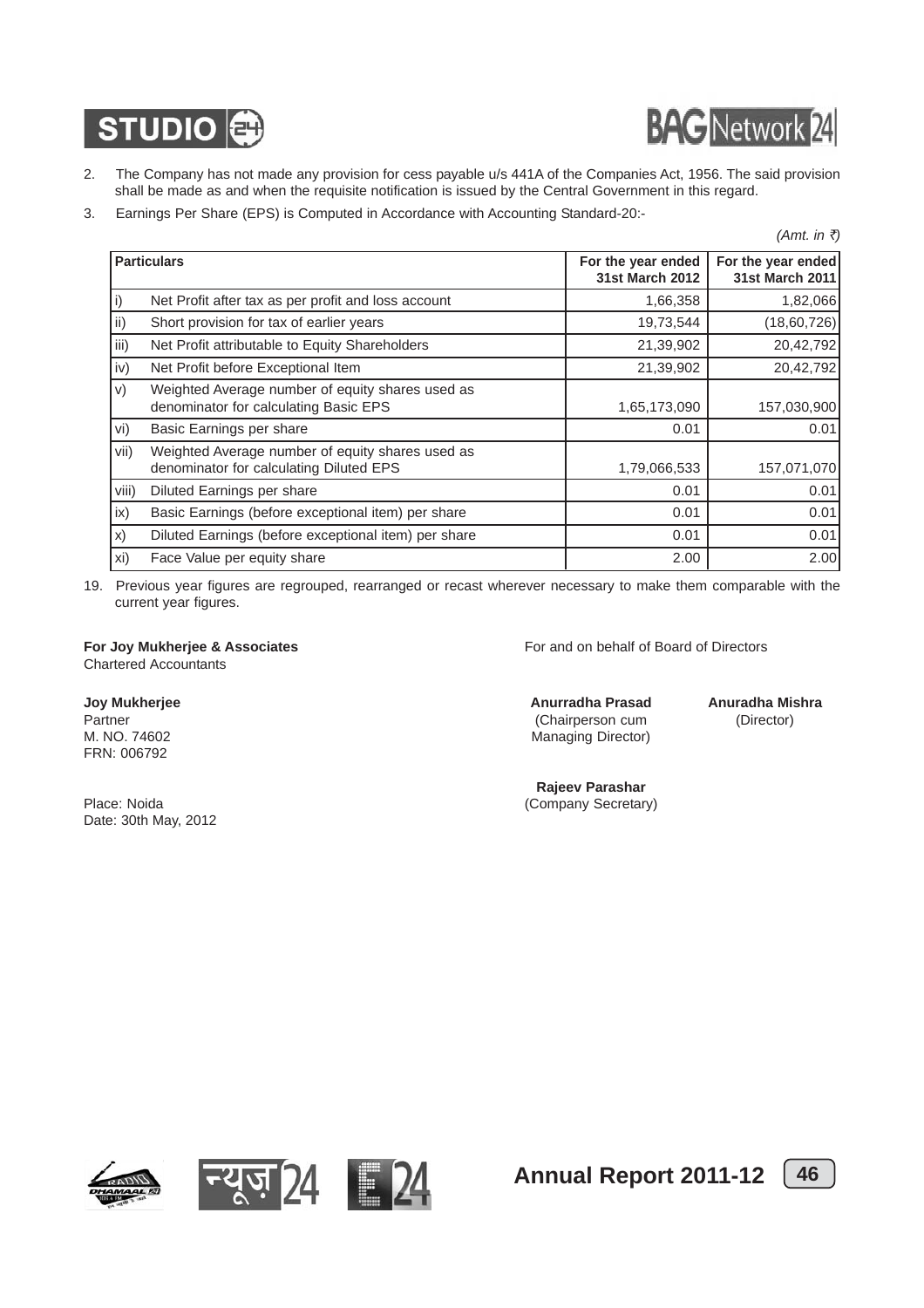2. The Company has not made any provision for cess payable u/s 441A of the Companies Act, 1956. The said provision shall be made as and when the requisite notification is issued by the Central Government in this regard.

3. Earnings Per Share (EPS) is Computed in Accordance with Accounting Standard-20:-

*(Amt. in ₹)*

| | Particulars | For the year ended 31st March 2012 | For the year ended 31st March 2011 |
|---|---|---|---|
| i) | Net Profit after tax as per profit and loss account | 1,66,358 | 1,82,066 |
| ii) | Short provision for tax of earlier years | 19,73,544 | (18,60,726) |
| iii) | Net Profit attributable to Equity Shareholders | 21,39,902 | 20,42,792 |
| iv) | Net Profit before Exceptional Item | 21,39,902 | 20,42,792 |
| v) | Weighted Average number of equity shares used as denominator for calculating Basic EPS | 1,65,173,090 | 157,030,900 |
| vi) | Basic Earnings per share | 0.01 | 0.01 |
| vii) | Weighted Average number of equity shares used as denominator for calculating Diluted EPS | 1,79,066,533 | 157,071,070 |
| viii) | Diluted Earnings per share | 0.01 | 0.01 |
| ix) | Basic Earnings (before exceptional item) per share | 0.01 | 0.01 |
| x) | Diluted Earnings (before exceptional item) per share | 0.01 | 0.01 |
| xi) | Face Value per equity share | 2.00 | 2.00 |

19. Previous year figures are regrouped, rearranged or recast wherever necessary to make them comparable with the current year figures.

**For Joy Mukherjee & Associates**
Chartered Accountants

**Joy Mukherjee**
Partner
M. NO. 74602
FRN: 006792

Place: Noida
Date: 30th May, 2012

For and on behalf of Board of Directors

**Anurradha Prasad**
(Chairperson cum Managing Director)

**Anuradha Mishra**
(Director)

**Rajeev Parashar**
(Company Secretary)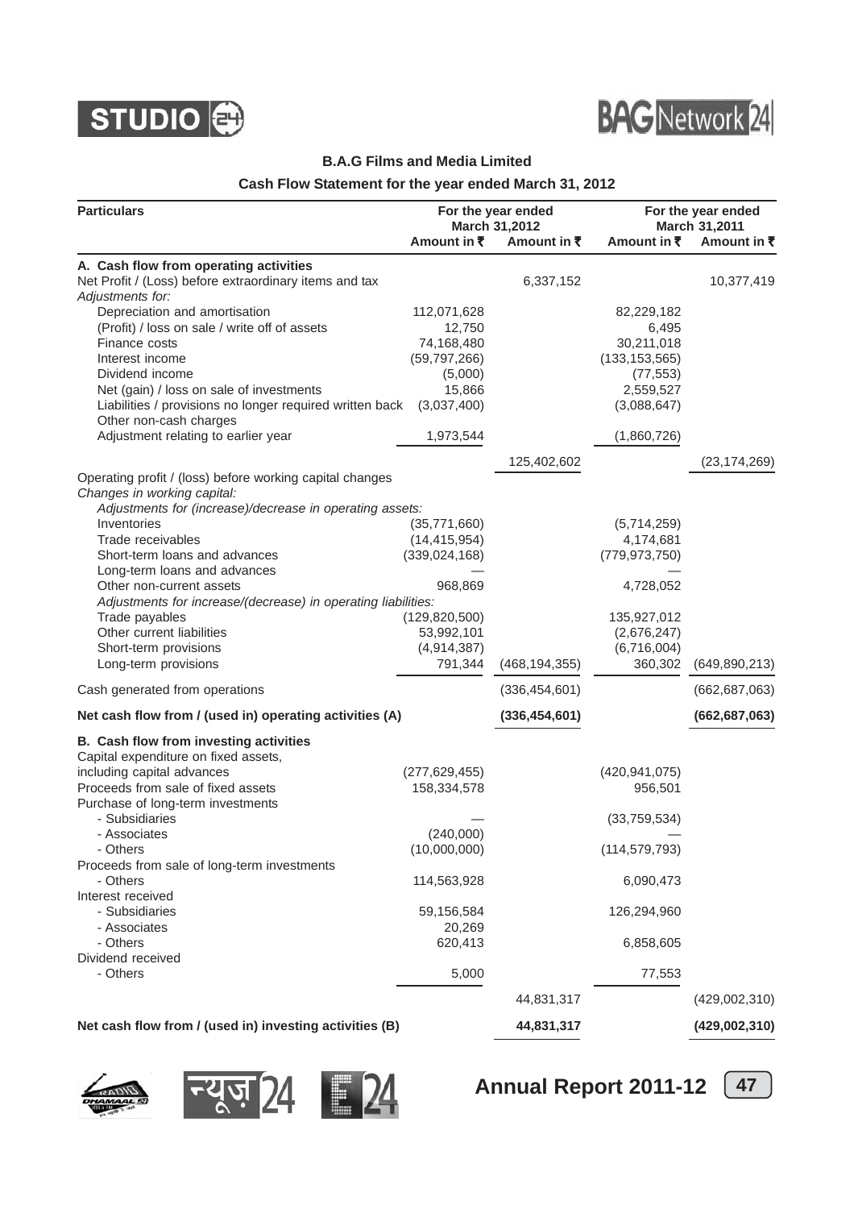## B.A.G Films and Media Limited

### Cash Flow Statement for the year ended March 31, 2012

| Particulars | For the year ended March 31,2012 | | For the year ended March 31,2011 | |
|---|---|---|---|---|
| | Amount in ₹ | Amount in ₹ | Amount in ₹ | Amount in ₹ |
| **A. Cash flow from operating activities** | | | | |
| Net Profit / (Loss) before extraordinary items and tax | | 6,337,152 | | 10,377,419 |
| *Adjustments for:* | | | | |
| Depreciation and amortisation | 112,071,628 | | 82,229,182 | |
| (Profit) / loss on sale / write off of assets | 12,750 | | 6,495 | |
| Finance costs | 74,168,480 | | 30,211,018 | |
| Interest income | (59,797,266) | | (133,153,565) | |
| Dividend income | (5,000) | | (77,553) | |
| Net (gain) / loss on sale of investments | 15,866 | | 2,559,527 | |
| Liabilities / provisions no longer required written back | (3,037,400) | | (3,088,647) | |
| Other non-cash charges | | | | |
| Adjustment relating to earlier year | 1,973,544 | | (1,860,726) | |
| | | 125,402,602 | | (23,174,269) |
| Operating profit / (loss) before working capital changes | | | | |
| *Changes in working capital:* | | | | |
| *Adjustments for (increase)/decrease in operating assets:* | | | | |
| Inventories | (35,771,660) | | (5,714,259) | |
| Trade receivables | (14,415,954) | | 4,174,681 | |
| Short-term loans and advances | (339,024,168) | | (779,973,750) | |
| Long-term loans and advances | — | | — | |
| Other non-current assets | 968,869 | | 4,728,052 | |
| *Adjustments for increase/(decrease) in operating liabilities:* | | | | |
| Trade payables | (129,820,500) | | 135,927,012 | |
| Other current liabilities | 53,992,101 | | (2,676,247) | |
| Short-term provisions | (4,914,387) | | (6,716,004) | |
| Long-term provisions | 791,344 | (468,194,355) | 360,302 | (649,890,213) |
| Cash generated from operations | | (336,454,601) | | (662,687,063) |
| **Net cash flow from / (used in) operating activities (A)** | | **(336,454,601)** | | **(662,687,063)** |
| **B. Cash flow from investing activities** | | | | |
| Capital expenditure on fixed assets, including capital advances | (277,629,455) | | (420,941,075) | |
| Proceeds from sale of fixed assets | 158,334,578 | | 956,501 | |
| Purchase of long-term investments | | | | |
| - Subsidiaries | — | | (33,759,534) | |
| - Associates | (240,000) | | — | |
| - Others | (10,000,000) | | (114,579,793) | |
| Proceeds from sale of long-term investments | | | | |
| - Others | 114,563,928 | | 6,090,473 | |
| Interest received | | | | |
| - Subsidiaries | 59,156,584 | | 126,294,960 | |
| - Associates | 20,269 | | | |
| - Others | 620,413 | | 6,858,605 | |
| Dividend received | | | | |
| - Others | 5,000 | | 77,553 | |
| | | 44,831,317 | | (429,002,310) |
| **Net cash flow from / (used in) investing activities (B)** | | **44,831,317** | | **(429,002,310)** |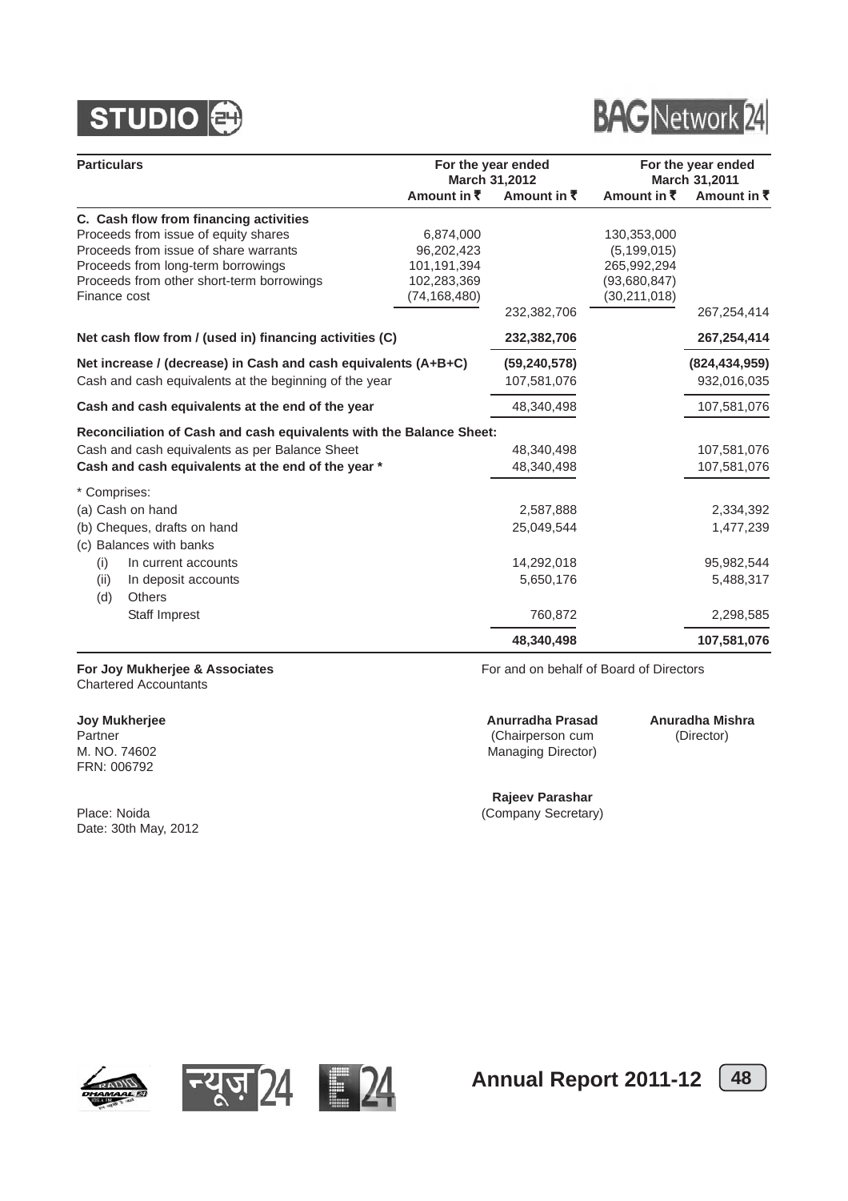| Particulars | For the year ended March 31,2012 | | For the year ended March 31,2011 | |
|---|---|---|---|---|
| | Amount in ₹ | Amount in ₹ | Amount in ₹ | Amount in ₹ |
| **C. Cash flow from financing activities** | | | | |
| Proceeds from issue of equity shares | 6,874,000 | | 130,353,000 | |
| Proceeds from issue of share warrants | 96,202,423 | | (5,199,015) | |
| Proceeds from long-term borrowings | 101,191,394 | | 265,992,294 | |
| Proceeds from other short-term borrowings | 102,283,369 | | (93,680,847) | |
| Finance cost | (74,168,480) | | (30,211,018) | |
| | | 232,382,706 | | 267,254,414 |
| **Net cash flow from / (used in) financing activities (C)** | | **232,382,706** | | **267,254,414** |
| **Net increase / (decrease) in Cash and cash equivalents (A+B+C)** | | **(59,240,578)** | | **(824,434,959)** |
| Cash and cash equivalents at the beginning of the year | | 107,581,076 | | 932,016,035 |
| **Cash and cash equivalents at the end of the year** | | 48,340,498 | | 107,581,076 |
| **Reconciliation of Cash and cash equivalents with the Balance Sheet:** | | | | |
| Cash and cash equivalents as per Balance Sheet | | 48,340,498 | | 107,581,076 |
| **Cash and cash equivalents at the end of the year \*** | | 48,340,498 | | 107,581,076 |
| \* Comprises: | | | | |
| (a) Cash on hand | | 2,587,888 | | 2,334,392 |
| (b) Cheques, drafts on hand | | 25,049,544 | | 1,477,239 |
| (c) Balances with banks | | | | |
| (i) In current accounts | | 14,292,018 | | 95,982,544 |
| (ii) In deposit accounts | | 5,650,176 | | 5,488,317 |
| (d) Others | | | | |
| Staff Imprest | | 760,872 | | 2,298,585 |
| | | **48,340,498** | | **107,581,076** |

**For Joy Mukherjee & Associates**
Chartered Accountants

**Joy Mukherjee**
Partner
M. NO. 74602
FRN: 006792

Place: Noida
Date: 30th May, 2012

For and on behalf of Board of Directors

**Anurradha Prasad**
(Chairperson cum Managing Director)

**Anuradha Mishra**
(Director)

**Rajeev Parashar**
(Company Secretary)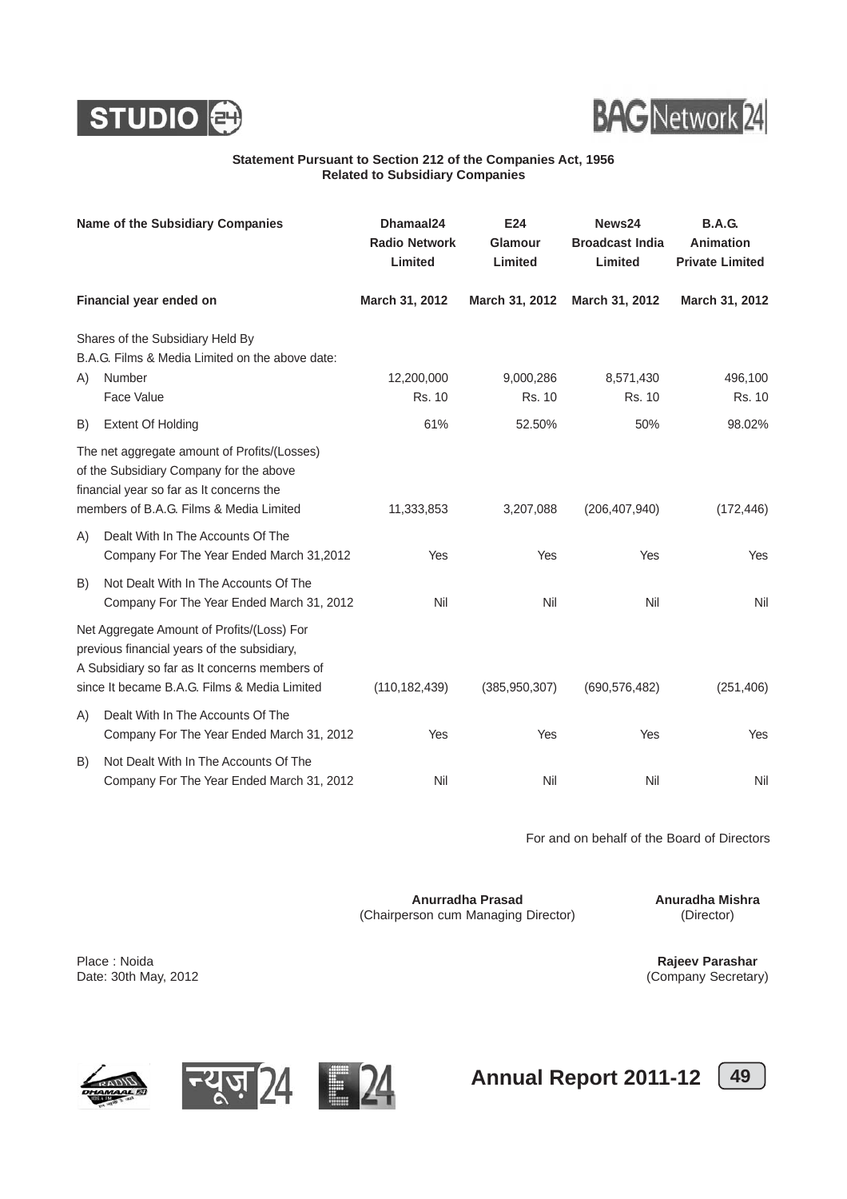**Statement Pursuant to Section 212 of the Companies Act, 1956**
**Related to Subsidiary Companies**

| Name of the Subsidiary Companies | Dhamaal24 Radio Network Limited | E24 Glamour Limited | News24 Broadcast India Limited | B.A.G. Animation Private Limited |
|---|---|---|---|---|
| **Financial year ended on** | **March 31, 2012** | **March 31, 2012** | **March 31, 2012** | **March 31, 2012** |
| Shares of the Subsidiary Held By B.A.G. Films & Media Limited on the above date: | | | | |
| A) Number | 12,200,000 | 9,000,286 | 8,571,430 | 496,100 |
| Face Value | Rs. 10 | Rs. 10 | Rs. 10 | Rs. 10 |
| B) Extent Of Holding | 61% | 52.50% | 50% | 98.02% |
| The net aggregate amount of Profits/(Losses) of the Subsidiary Company for the above financial year so far as It concerns the members of B.A.G. Films & Media Limited | 11,333,853 | 3,207,088 | (206,407,940) | (172,446) |
| A) Dealt With In The Accounts Of The Company For The Year Ended March 31,2012 | Yes | Yes | Yes | Yes |
| B) Not Dealt With In The Accounts Of The Company For The Year Ended March 31, 2012 | Nil | Nil | Nil | Nil |
| Net Aggregate Amount of Profits/(Loss) For previous financial years of the subsidiary, A Subsidiary so far as It concerns members of since It became B.A.G. Films & Media Limited | (110,182,439) | (385,950,307) | (690,576,482) | (251,406) |
| A) Dealt With In The Accounts Of The Company For The Year Ended March 31, 2012 | Yes | Yes | Yes | Yes |
| B) Not Dealt With In The Accounts Of The Company For The Year Ended March 31, 2012 | Nil | Nil | Nil | Nil |

For and on behalf of the Board of Directors

**Anurradha Prasad**
(Chairperson cum Managing Director)

**Anuradha Mishra**
(Director)

Place : Noida
Date: 30th May, 2012

**Rajeev Parashar**
(Company Secretary)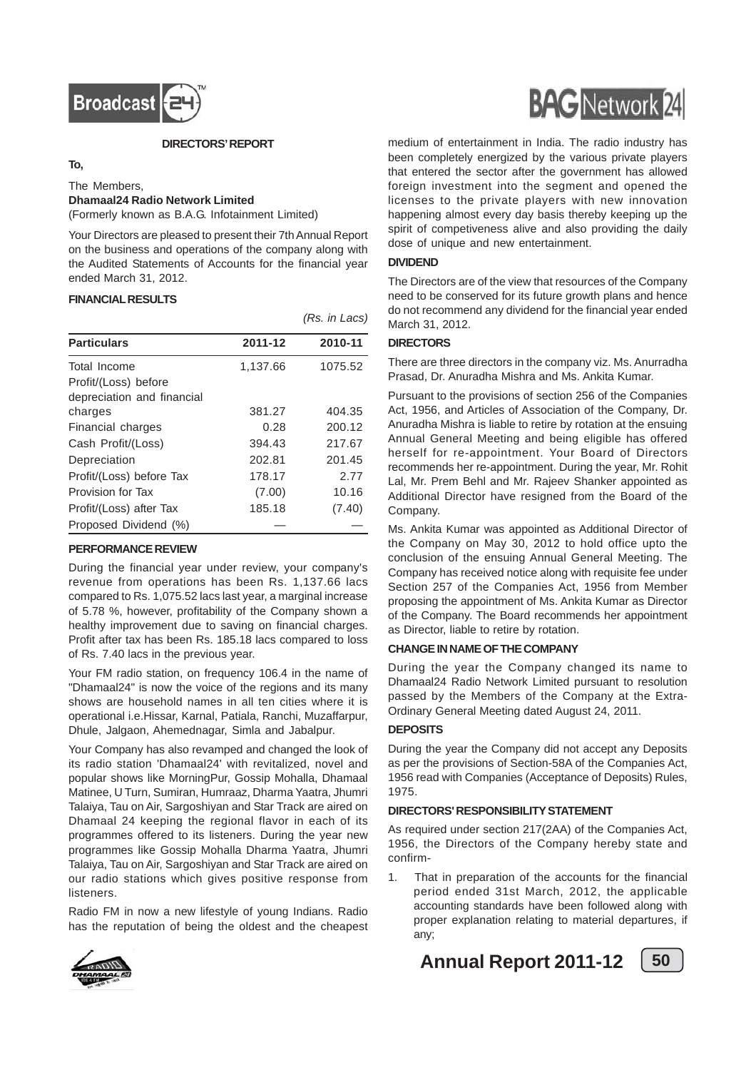### DIRECTORS' REPORT

**To,**

The Members,
**Dhamaal24 Radio Network Limited**
(Formerly known as B.A.G. Infotainment Limited)

Your Directors are pleased to present their 7th Annual Report on the business and operations of the company along with the Audited Statements of Accounts for the financial year ended March 31, 2012.

#### FINANCIAL RESULTS

*(Rs. in Lacs)*

| Particulars | 2011-12 | 2010-11 |
|---|---|---|
| Total Income | 1,137.66 | 1075.52 |
| Profit/(Loss) before depreciation and financial charges | 381.27 | 404.35 |
| Financial charges | 0.28 | 200.12 |
| Cash Profit/(Loss) | 394.43 | 217.67 |
| Depreciation | 202.81 | 201.45 |
| Profit/(Loss) before Tax | 178.17 | 2.77 |
| Provision for Tax | (7.00) | 10.16 |
| Profit/(Loss) after Tax | 185.18 | (7.40) |
| Proposed Dividend (%) | — | — |

#### PERFORMANCE REVIEW

During the financial year under review, your company's revenue from operations has been Rs. 1,137.66 lacs compared to Rs. 1,075.52 lacs last year, a marginal increase of 5.78 %, however, profitability of the Company shown a healthy improvement due to saving on financial charges. Profit after tax has been Rs. 185.18 lacs compared to loss of Rs. 7.40 lacs in the previous year.

Your FM radio station, on frequency 106.4 in the name of "Dhamaal24" is now the voice of the regions and its many shows are household names in all ten cities where it is operational i.e.Hissar, Karnal, Patiala, Ranchi, Muzaffarpur, Dhule, Jalgaon, Ahemednagar, Simla and Jabalpur.

Your Company has also revamped and changed the look of its radio station 'Dhamaal24' with revitalized, novel and popular shows like MorningPur, Gossip Mohalla, Dhamaal Matinee, U Turn, Sumiran, Humraaz, Dharma Yaatra, Jhumri Talaiya, Tau on Air, Sargoshiyan and Star Track are aired on Dhamaal 24 keeping the regional flavor in each of its programmes offered to its listeners. During the year new programmes like Gossip Mohalla Dharma Yaatra, Jhumri Talaiya, Tau on Air, Sargoshiyan and Star Track are aired on our radio stations which gives positive response from listeners.

Radio FM in now a new lifestyle of young Indians. Radio has the reputation of being the oldest and the cheapest medium of entertainment in India. The radio industry has been completely energized by the various private players that entered the sector after the government has allowed foreign investment into the segment and opened the licenses to the private players with new innovation happening almost every day basis thereby keeping up the spirit of competiveness alive and also providing the daily dose of unique and new entertainment.

#### DIVIDEND

The Directors are of the view that resources of the Company need to be conserved for its future growth plans and hence do not recommend any dividend for the financial year ended March 31, 2012.

#### DIRECTORS

There are three directors in the company viz. Ms. Anurradha Prasad, Dr. Anuradha Mishra and Ms. Ankita Kumar.

Pursuant to the provisions of section 256 of the Companies Act, 1956, and Articles of Association of the Company, Dr. Anuradha Mishra is liable to retire by rotation at the ensuing Annual General Meeting and being eligible has offered herself for re-appointment. Your Board of Directors recommends her re-appointment. During the year, Mr. Rohit Lal, Mr. Prem Behl and Mr. Rajeev Shanker appointed as Additional Director have resigned from the Board of the Company.

Ms. Ankita Kumar was appointed as Additional Director of the Company on May 30, 2012 to hold office upto the conclusion of the ensuing Annual General Meeting. The Company has received notice along with requisite fee under Section 257 of the Companies Act, 1956 from Member proposing the appointment of Ms. Ankita Kumar as Director of the Company. The Board recommends her appointment as Director, liable to retire by rotation.

#### CHANGE IN NAME OF THE COMPANY

During the year the Company changed its name to Dhamaal24 Radio Network Limited pursuant to resolution passed by the Members of the Company at the Extra-Ordinary General Meeting dated August 24, 2011.

#### DEPOSITS

During the year the Company did not accept any Deposits as per the provisions of Section-58A of the Companies Act, 1956 read with Companies (Acceptance of Deposits) Rules, 1975.

#### DIRECTORS' RESPONSIBILITY STATEMENT

As required under section 217(2AA) of the Companies Act, 1956, the Directors of the Company hereby state and confirm-

1. That in preparation of the accounts for the financial period ended 31st March, 2012, the applicable accounting standards have been followed along with proper explanation relating to material departures, if any;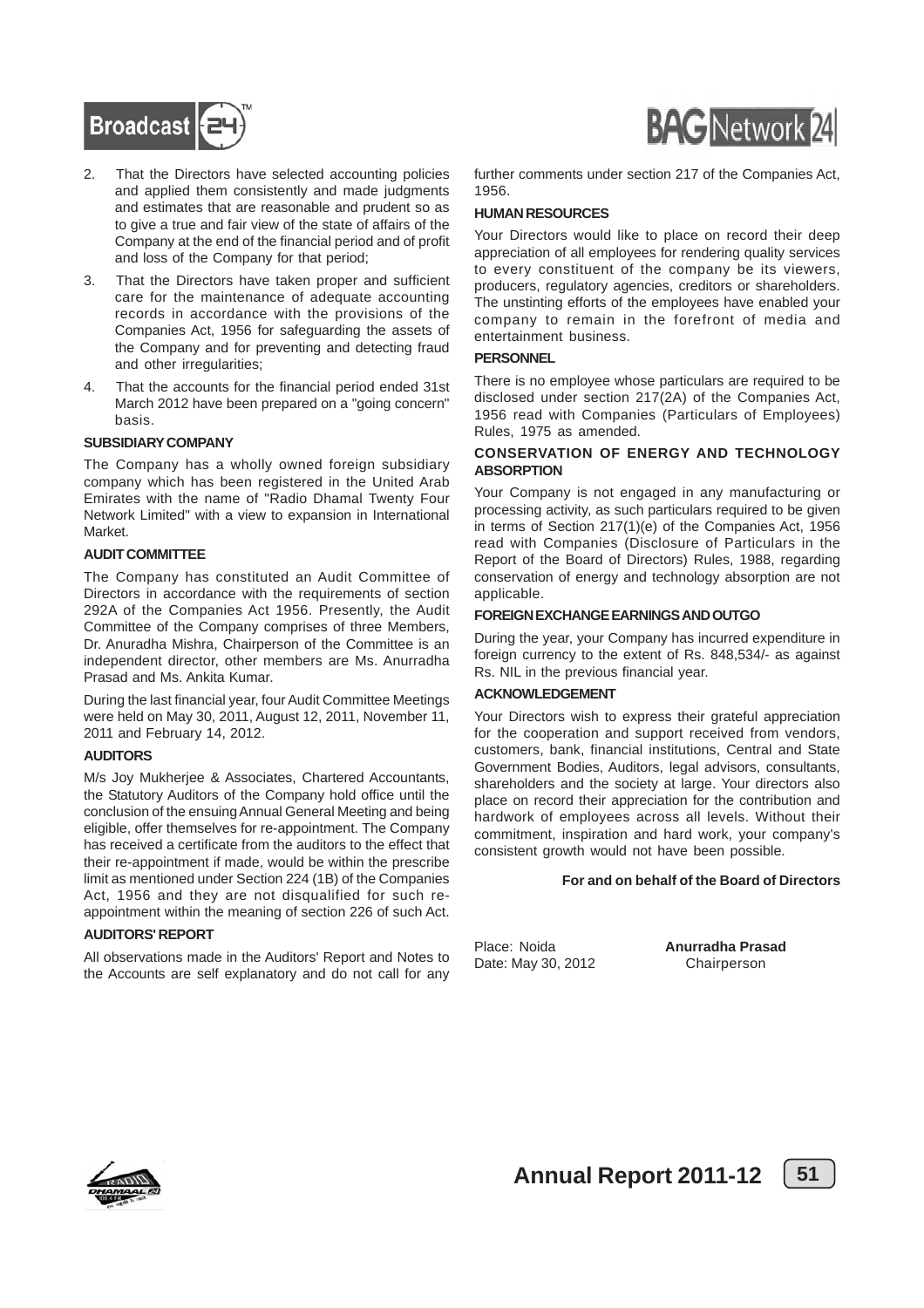2. That the Directors have selected accounting policies and applied them consistently and made judgments and estimates that are reasonable and prudent so as to give a true and fair view of the state of affairs of the Company at the end of the financial period and of profit and loss of the Company for that period;

3. That the Directors have taken proper and sufficient care for the maintenance of adequate accounting records in accordance with the provisions of the Companies Act, 1956 for safeguarding the assets of the Company and for preventing and detecting fraud and other irregularities;

4. That the accounts for the financial period ended 31st March 2012 have been prepared on a "going concern" basis.

**SUBSIDIARY COMPANY**

The Company has a wholly owned foreign subsidiary company which has been registered in the United Arab Emirates with the name of "Radio Dhamal Twenty Four Network Limited" with a view to expansion in International Market.

**AUDIT COMMITTEE**

The Company has constituted an Audit Committee of Directors in accordance with the requirements of section 292A of the Companies Act 1956. Presently, the Audit Committee of the Company comprises of three Members, Dr. Anuradha Mishra, Chairperson of the Committee is an independent director, other members are Ms. Anurradha Prasad and Ms. Ankita Kumar.

During the last financial year, four Audit Committee Meetings were held on May 30, 2011, August 12, 2011, November 11, 2011 and February 14, 2012.

**AUDITORS**

M/s Joy Mukherjee & Associates, Chartered Accountants, the Statutory Auditors of the Company hold office until the conclusion of the ensuing Annual General Meeting and being eligible, offer themselves for re-appointment. The Company has received a certificate from the auditors to the effect that their re-appointment if made, would be within the prescribe limit as mentioned under Section 224 (1B) of the Companies Act, 1956 and they are not disqualified for such re-appointment within the meaning of section 226 of such Act.

**AUDITORS' REPORT**

All observations made in the Auditors' Report and Notes to the Accounts are self explanatory and do not call for any further comments under section 217 of the Companies Act, 1956.

**HUMAN RESOURCES**

Your Directors would like to place on record their deep appreciation of all employees for rendering quality services to every constituent of the company be its viewers, producers, regulatory agencies, creditors or shareholders. The unstinting efforts of the employees have enabled your company to remain in the forefront of media and entertainment business.

**PERSONNEL**

There is no employee whose particulars are required to be disclosed under section 217(2A) of the Companies Act, 1956 read with Companies (Particulars of Employees) Rules, 1975 as amended.

**CONSERVATION OF ENERGY AND TECHNOLOGY ABSORPTION**

Your Company is not engaged in any manufacturing or processing activity, as such particulars required to be given in terms of Section 217(1)(e) of the Companies Act, 1956 read with Companies (Disclosure of Particulars in the Report of the Board of Directors) Rules, 1988, regarding conservation of energy and technology absorption are not applicable.

**FOREIGN EXCHANGE EARNINGS AND OUTGO**

During the year, your Company has incurred expenditure in foreign currency to the extent of Rs. 848,534/- as against Rs. NIL in the previous financial year.

**ACKNOWLEDGEMENT**

Your Directors wish to express their grateful appreciation for the cooperation and support received from vendors, customers, bank, financial institutions, Central and State Government Bodies, Auditors, legal advisors, consultants, shareholders and the society at large. Your directors also place on record their appreciation for the contribution and hardwork of employees across all levels. Without their commitment, inspiration and hard work, your company's consistent growth would not have been possible.

**For and on behalf of the Board of Directors**

Place: Noida
Date: May 30, 2012

**Anurradha Prasad**
Chairperson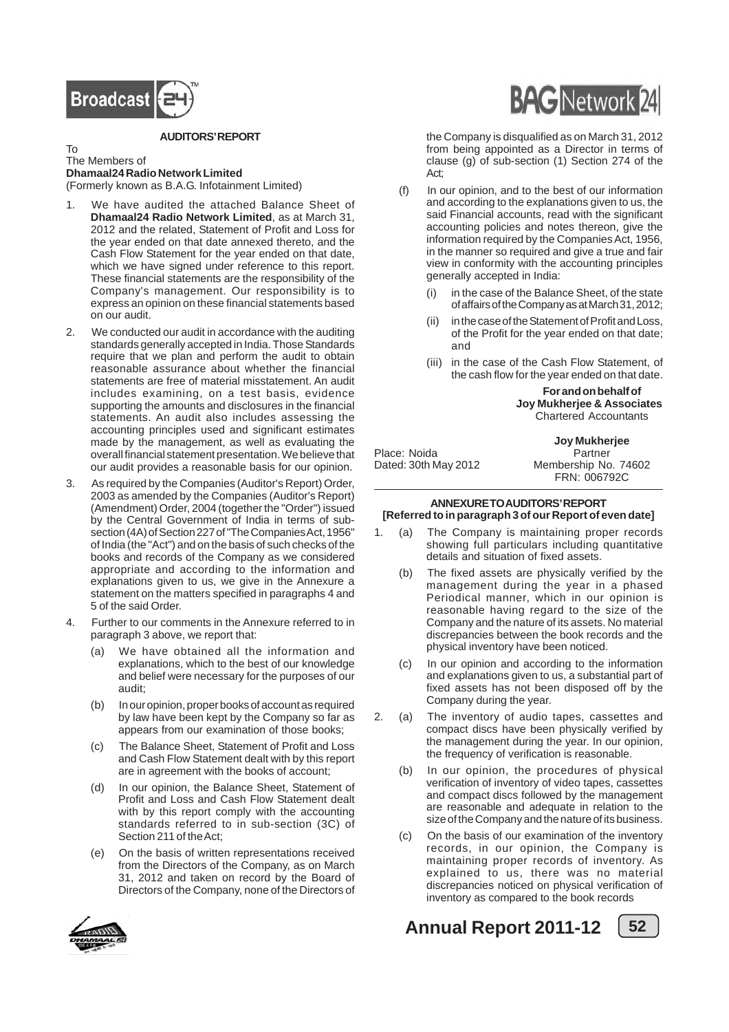## AUDITORS' REPORT

To
The Members of
**Dhamaal24 Radio Network Limited**
(Formerly known as B.A.G. Infotainment Limited)

1. We have audited the attached Balance Sheet of **Dhamaal24 Radio Network Limited**, as at March 31, 2012 and the related, Statement of Profit and Loss for the year ended on that date annexed thereto, and the Cash Flow Statement for the year ended on that date, which we have signed under reference to this report. These financial statements are the responsibility of the Company's management. Our responsibility is to express an opinion on these financial statements based on our audit.

2. We conducted our audit in accordance with the auditing standards generally accepted in India. Those Standards require that we plan and perform the audit to obtain reasonable assurance about whether the financial statements are free of material misstatement. An audit includes examining, on a test basis, evidence supporting the amounts and disclosures in the financial statements. An audit also includes assessing the accounting principles used and significant estimates made by the management, as well as evaluating the overall financial statement presentation. We believe that our audit provides a reasonable basis for our opinion.

3. As required by the Companies (Auditor's Report) Order, 2003 as amended by the Companies (Auditor's Report) (Amendment) Order, 2004 (together the "Order") issued by the Central Government of India in terms of sub-section (4A) of Section 227 of "The Companies Act, 1956" of India (the "Act") and on the basis of such checks of the books and records of the Company as we considered appropriate and according to the information and explanations given to us, we give in the Annexure a statement on the matters specified in paragraphs 4 and 5 of the said Order.

4. Further to our comments in the Annexure referred to in paragraph 3 above, we report that:

   (a) We have obtained all the information and explanations, which to the best of our knowledge and belief were necessary for the purposes of our audit;

   (b) In our opinion, proper books of account as required by law have been kept by the Company so far as appears from our examination of those books;

   (c) The Balance Sheet, Statement of Profit and Loss and Cash Flow Statement dealt with by this report are in agreement with the books of account;

   (d) In our opinion, the Balance Sheet, Statement of Profit and Loss and Cash Flow Statement dealt with by this report comply with the accounting standards referred to in sub-section (3C) of Section 211 of the Act;

   (e) On the basis of written representations received from the Directors of the Company, as on March 31, 2012 and taken on record by the Board of Directors of the Company, none of the Directors of the Company is disqualified as on March 31, 2012 from being appointed as a Director in terms of clause (g) of sub-section (1) Section 274 of the Act;

   (f) In our opinion, and to the best of our information and according to the explanations given to us, the said Financial accounts, read with the significant accounting policies and notes thereon, give the information required by the Companies Act, 1956, in the manner so required and give a true and fair view in conformity with the accounting principles generally accepted in India:

      (i) in the case of the Balance Sheet, of the state of affairs of the Company as at March 31, 2012;

      (ii) in the case of the Statement of Profit and Loss, of the Profit for the year ended on that date; and

      (iii) in the case of the Cash Flow Statement, of the cash flow for the year ended on that date.

**For and on behalf of**
**Joy Mukherjee & Associates**
Chartered Accountants

**Joy Mukherjee**
Partner
Membership No. 74602
FRN: 006792C

Place: Noida
Dated: 30th May 2012

---

## ANNEXURE TO AUDITORS' REPORT
**[Referred to in paragraph 3 of our Report of even date]**

1. (a) The Company is maintaining proper records showing full particulars including quantitative details and situation of fixed assets.

   (b) The fixed assets are physically verified by the management during the year in a phased Periodical manner, which in our opinion is reasonable having regard to the size of the Company and the nature of its assets. No material discrepancies between the book records and the physical inventory have been noticed.

   (c) In our opinion and according to the information and explanations given to us, a substantial part of fixed assets has not been disposed off by the Company during the year.

2. (a) The inventory of audio tapes, cassettes and compact discs have been physically verified by the management during the year. In our opinion, the frequency of verification is reasonable.

   (b) In our opinion, the procedures of physical verification of inventory of video tapes, cassettes and compact discs followed by the management are reasonable and adequate in relation to the size of the Company and the nature of its business.

   (c) On the basis of our examination of the inventory records, in our opinion, the Company is maintaining proper records of inventory. As explained to us, there was no material discrepancies noticed on physical verification of inventory as compared to the book records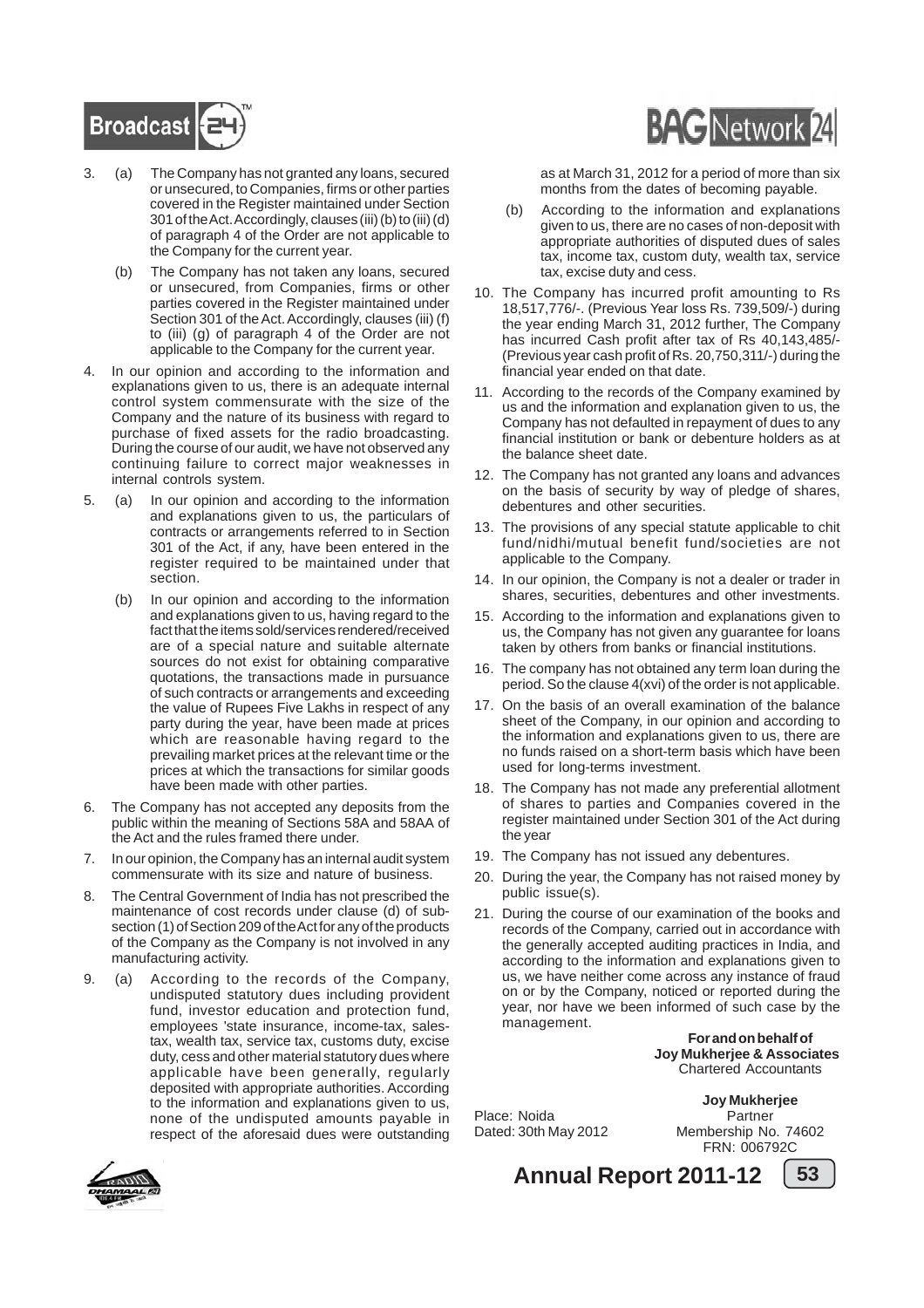3. (a) The Company has not granted any loans, secured or unsecured, to Companies, firms or other parties covered in the Register maintained under Section 301 of the Act. Accordingly, clauses (iii) (b) to (iii) (d) of paragraph 4 of the Order are not applicable to the Company for the current year.

   (b) The Company has not taken any loans, secured or unsecured, from Companies, firms or other parties covered in the Register maintained under Section 301 of the Act. Accordingly, clauses (iii) (f) to (iii) (g) of paragraph 4 of the Order are not applicable to the Company for the current year.

4. In our opinion and according to the information and explanations given to us, there is an adequate internal control system commensurate with the size of the Company and the nature of its business with regard to purchase of fixed assets for the radio broadcasting. During the course of our audit, we have not observed any continuing failure to correct major weaknesses in internal controls system.

5. (a) In our opinion and according to the information and explanations given to us, the particulars of contracts or arrangements referred to in Section 301 of the Act, if any, have been entered in the register required to be maintained under that section.

   (b) In our opinion and according to the information and explanations given to us, having regard to the fact that the items sold/services rendered/received are of a special nature and suitable alternate sources do not exist for obtaining comparative quotations, the transactions made in pursuance of such contracts or arrangements and exceeding the value of Rupees Five Lakhs in respect of any party during the year, have been made at prices which are reasonable having regard to the prevailing market prices at the relevant time or the prices at which the transactions for similar goods have been made with other parties.

6. The Company has not accepted any deposits from the public within the meaning of Sections 58A and 58AA of the Act and the rules framed there under.

7. In our opinion, the Company has an internal audit system commensurate with its size and nature of business.

8. The Central Government of India has not prescribed the maintenance of cost records under clause (d) of sub-section (1) of Section 209 of the Act for any of the products of the Company as the Company is not involved in any manufacturing activity.

9. (a) According to the records of the Company, undisputed statutory dues including provident fund, investor education and protection fund, employees 'state insurance, income-tax, sales-tax, wealth tax, service tax, customs duty, excise duty, cess and other material statutory dues where applicable have been generally, regularly deposited with appropriate authorities. According to the information and explanations given to us, none of the undisputed amounts payable in respect of the aforesaid dues were outstanding as at March 31, 2012 for a period of more than six months from the dates of becoming payable.

   (b) According to the information and explanations given to us, there are no cases of non-deposit with appropriate authorities of disputed dues of sales tax, income tax, custom duty, wealth tax, service tax, excise duty and cess.

10. The Company has incurred profit amounting to Rs 18,517,776/-. (Previous Year loss Rs. 739,509/-) during the year ending March 31, 2012 further, The Company has incurred Cash profit after tax of Rs 40,143,485/- (Previous year cash profit of Rs. 20,750,311/-) during the financial year ended on that date.

11. According to the records of the Company examined by us and the information and explanation given to us, the Company has not defaulted in repayment of dues to any financial institution or bank or debenture holders as at the balance sheet date.

12. The Company has not granted any loans and advances on the basis of security by way of pledge of shares, debentures and other securities.

13. The provisions of any special statute applicable to chit fund/nidhi/mutual benefit fund/societies are not applicable to the Company.

14. In our opinion, the Company is not a dealer or trader in shares, securities, debentures and other investments.

15. According to the information and explanations given to us, the Company has not given any guarantee for loans taken by others from banks or financial institutions.

16. The company has not obtained any term loan during the period. So the clause 4(xvi) of the order is not applicable.

17. On the basis of an overall examination of the balance sheet of the Company, in our opinion and according to the information and explanations given to us, there are no funds raised on a short-term basis which have been used for long-terms investment.

18. The Company has not made any preferential allotment of shares to parties and Companies covered in the register maintained under Section 301 of the Act during the year

19. The Company has not issued any debentures.

20. During the year, the Company has not raised money by public issue(s).

21. During the course of our examination of the books and records of the Company, carried out in accordance with the generally accepted auditing practices in India, and according to the information and explanations given to us, we have neither come across any instance of fraud on or by the Company, noticed or reported during the year, nor have we been informed of such case by the management.

**For and on behalf of**
**Joy Mukherjee & Associates**
Chartered Accountants

**Joy Mukherjee**
Partner
Membership No. 74602
FRN: 006792C

Place: Noida
Dated: 30th May 2012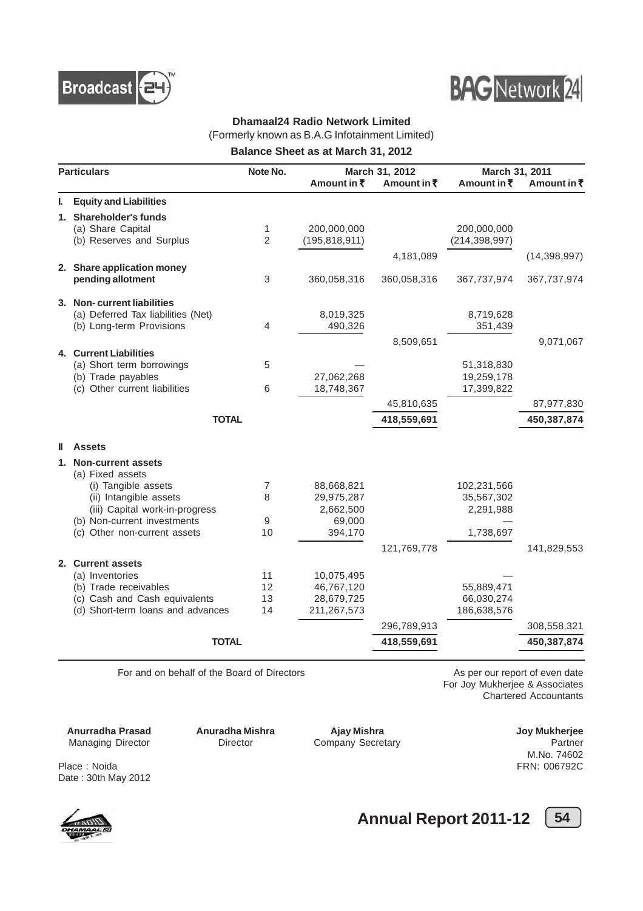**Dhamaal24 Radio Network Limited**

(Formerly known as B.A.G Infotainment Limited)

**Balance Sheet as at March 31, 2012**

| Particulars | Note No. | March 31, 2012 Amount in ₹ | March 31, 2012 Amount in ₹ | March 31, 2011 Amount in ₹ | March 31, 2011 Amount in ₹ |
|---|---|---|---|---|---|
| **I. Equity and Liabilities** | | | | | |
| **1. Shareholder's funds** | | | | | |
| (a) Share Capital | 1 | 200,000,000 | | 200,000,000 | |
| (b) Reserves and Surplus | 2 | (195,818,911) | | (214,398,997) | |
| | | | 4,181,089 | | (14,398,997) |
| **2. Share application money pending allotment** | 3 | 360,058,316 | 360,058,316 | 367,737,974 | 367,737,974 |
| **3. Non- current liabilities** | | | | | |
| (a) Deferred Tax liabilities (Net) | | 8,019,325 | | 8,719,628 | |
| (b) Long-term Provisions | 4 | 490,326 | | 351,439 | |
| | | | 8,509,651 | | 9,071,067 |
| **4. Current Liabilities** | | | | | |
| (a) Short term borrowings | 5 | — | | 51,318,830 | |
| (b) Trade payables | | 27,062,268 | | 19,259,178 | |
| (c) Other current liabilities | 6 | 18,748,367 | | 17,399,822 | |
| | | | 45,810,635 | | 87,977,830 |
| **TOTAL** | | | **418,559,691** | | **450,387,874** |
| **II Assets** | | | | | |
| **1. Non-current assets** | | | | | |
| (a) Fixed assets | | | | | |
| (i) Tangible assets | 7 | 88,668,821 | | 102,231,566 | |
| (ii) Intangible assets | 8 | 29,975,287 | | 35,567,302 | |
| (iii) Capital work-in-progress | | 2,662,500 | | 2,291,988 | |
| (b) Non-current investments | 9 | 69,000 | | — | |
| (c) Other non-current assets | 10 | 394,170 | | 1,738,697 | |
| | | | 121,769,778 | | 141,829,553 |
| **2. Current assets** | | | | | |
| (a) Inventories | 11 | 10,075,495 | | — | |
| (b) Trade receivables | 12 | 46,767,120 | | 55,889,471 | |
| (c) Cash and Cash equivalents | 13 | 28,679,725 | | 66,030,274 | |
| (d) Short-term loans and advances | 14 | 211,267,573 | | 186,638,576 | |
| | | | 296,789,913 | | 308,558,321 |
| **TOTAL** | | | **418,559,691** | | **450,387,874** |

For and on behalf of the Board of Directors

As per our report of even date
For Joy Mukherjee & Associates
Chartered Accountants

**Anurradha Prasad**
Managing Director

**Anuradha Mishra**
Director

**Ajay Mishra**
Company Secretary

**Joy Mukherjee**
Partner
M.No. 74602
FRN: 006792C

Place : Noida
Date : 30th May 2012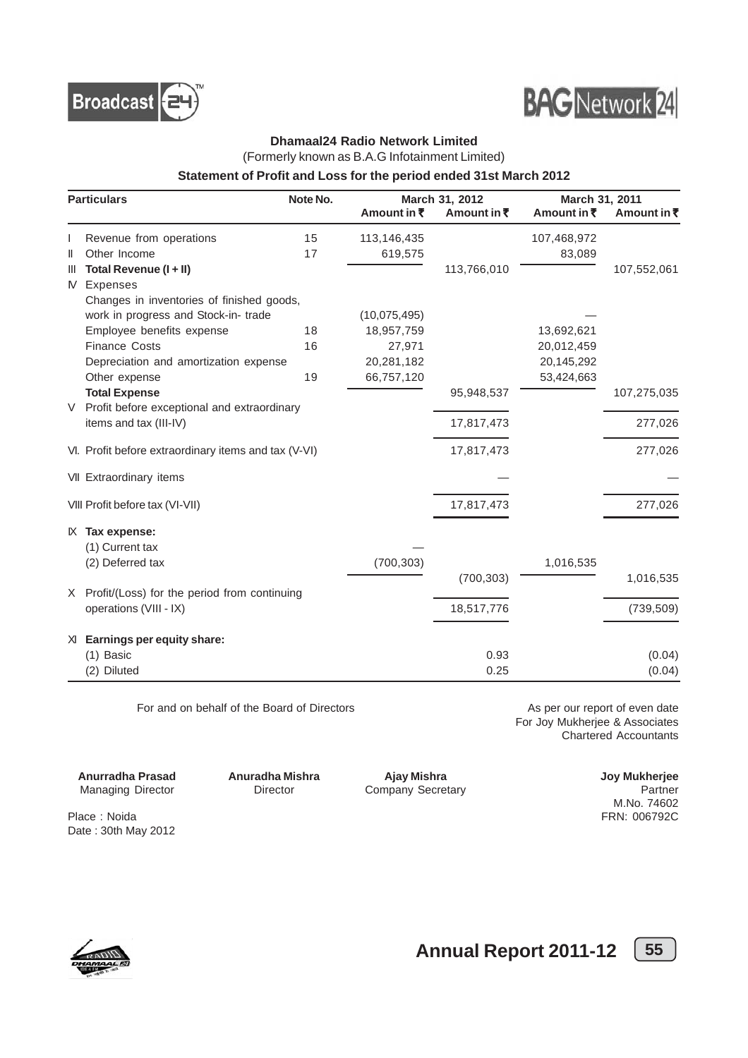**Dhamaal24 Radio Network Limited**

(Formerly known as B.A.G Infotainment Limited)

**Statement of Profit and Loss for the period ended 31st March 2012**

| | Particulars | Note No. | March 31, 2012 | | March 31, 2011 | |
|---|---|---|---|---|---|---|
| | | | Amount in ₹ | Amount in ₹ | Amount in ₹ | Amount in ₹ |
| I | Revenue from operations | 15 | 113,146,435 | | 107,468,972 | |
| II | Other Income | 17 | 619,575 | | 83,089 | |
| III | **Total Revenue (I + II)** | | | 113,766,010 | | 107,552,061 |
| IV | Expenses | | | | | |
| | Changes in inventories of finished goods, work in progress and Stock-in- trade | | (10,075,495) | | — | |
| | Employee benefits expense | 18 | 18,957,759 | | 13,692,621 | |
| | Finance Costs | 16 | 27,971 | | 20,012,459 | |
| | Depreciation and amortization expense | | 20,281,182 | | 20,145,292 | |
| | Other expense | 19 | 66,757,120 | | 53,424,663 | |
| | **Total Expense** | | | 95,948,537 | | 107,275,035 |
| V | Profit before exceptional and extraordinary items and tax (III-IV) | | | 17,817,473 | | 277,026 |
| VI. | Profit before extraordinary items and tax (V-VI) | | | 17,817,473 | | 277,026 |
| VII | Extraordinary items | | | — | | — |
| VIII | Profit before tax (VI-VII) | | | 17,817,473 | | 277,026 |
| IX | **Tax expense:** | | | | | |
| | (1) Current tax | | — | | | |
| | (2) Deferred tax | | (700,303) | | 1,016,535 | |
| | | | | (700,303) | | 1,016,535 |
| X | Profit/(Loss) for the period from continuing operations (VIII - IX) | | | 18,517,776 | | (739,509) |
| XI | **Earnings per equity share:** | | | | | |
| | (1) Basic | | | 0.93 | | (0.04) |
| | (2) Diluted | | | 0.25 | | (0.04) |

For and on behalf of the Board of Directors

As per our report of even date
For Joy Mukherjee & Associates
Chartered Accountants

**Anurradha Prasad**
Managing Director

**Anuradha Mishra**
Director

**Ajay Mishra**
Company Secretary

**Joy Mukherjee**
Partner
M.No. 74602
FRN: 006792C

Place : Noida
Date : 30th May 2012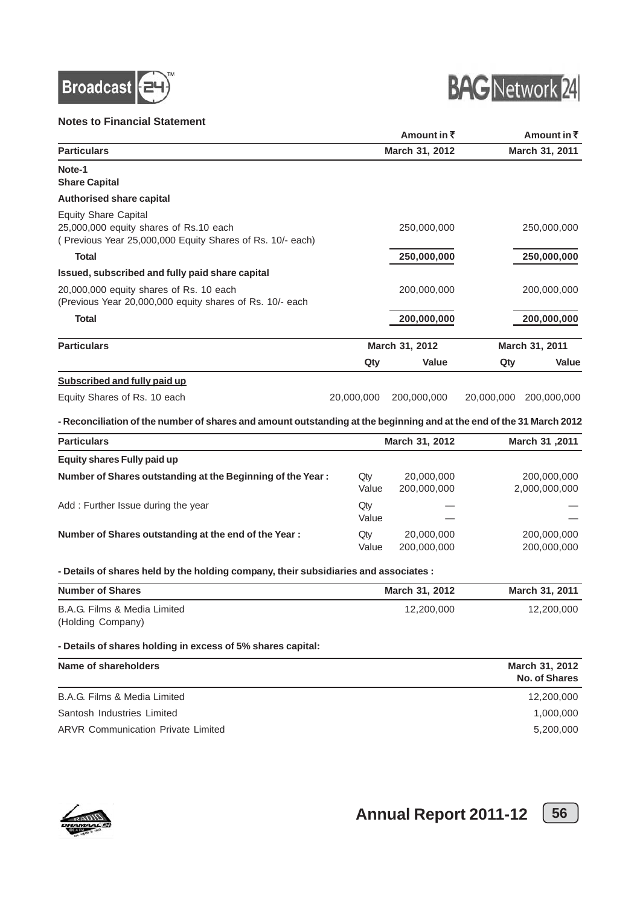**Notes to Financial Statement**

| Particulars | Amount in ₹ March 31, 2012 | Amount in ₹ March 31, 2011 |
|---|---|---|
| **Note-1** | | |
| **Share Capital** | | |
| **Authorised share capital** | | |
| Equity Share Capital<br>25,000,000 equity shares of Rs.10 each<br>( Previous Year 25,000,000 Equity Shares of Rs. 10/- each) | 250,000,000 | 250,000,000 |
| **Total** | **250,000,000** | **250,000,000** |
| **Issued, subscribed and fully paid share capital** | | |
| 20,000,000 equity shares of Rs. 10 each<br>(Previous Year 20,000,000 equity shares of Rs. 10/- each | 200,000,000 | 200,000,000 |
| **Total** | **200,000,000** | **200,000,000** |

| Particulars | March 31, 2012 | | March 31, 2011 | |
|---|---|---|---|---|
| | Qty | Value | Qty | Value |
| Subscribed and fully paid up | | | | |
| Equity Shares of Rs. 10 each | 20,000,000 | 200,000,000 | 20,000,000 | 200,000,000 |

**- Reconciliation of the number of shares and amount outstanding at the beginning and at the end of the 31 March 2012**

| Particulars | | March 31, 2012 | March 31 ,2011 |
|---|---|---|---|
| **Equity shares Fully paid up** | | | |
| **Number of Shares outstanding at the Beginning of the Year :** | Qty | 20,000,000 | 200,000,000 |
| | Value | 200,000,000 | 2,000,000,000 |
| Add : Further Issue during the year | Qty | — | — |
| | Value | — | — |
| **Number of Shares outstanding at the end of the Year :** | Qty | 20,000,000 | 200,000,000 |
| | Value | 200,000,000 | 200,000,000 |

**- Details of shares held by the holding company, their subsidiaries and associates :**

| Number of Shares | March 31, 2012 | March 31, 2011 |
|---|---|---|
| B.A.G. Films & Media Limited<br>(Holding Company) | 12,200,000 | 12,200,000 |

**- Details of shares holding in excess of 5% shares capital:**

| Name of shareholders | March 31, 2012 No. of Shares |
|---|---|
| B.A.G. Films & Media Limited | 12,200,000 |
| Santosh Industries Limited | 1,000,000 |
| ARVR Communication Private Limited | 5,200,000 |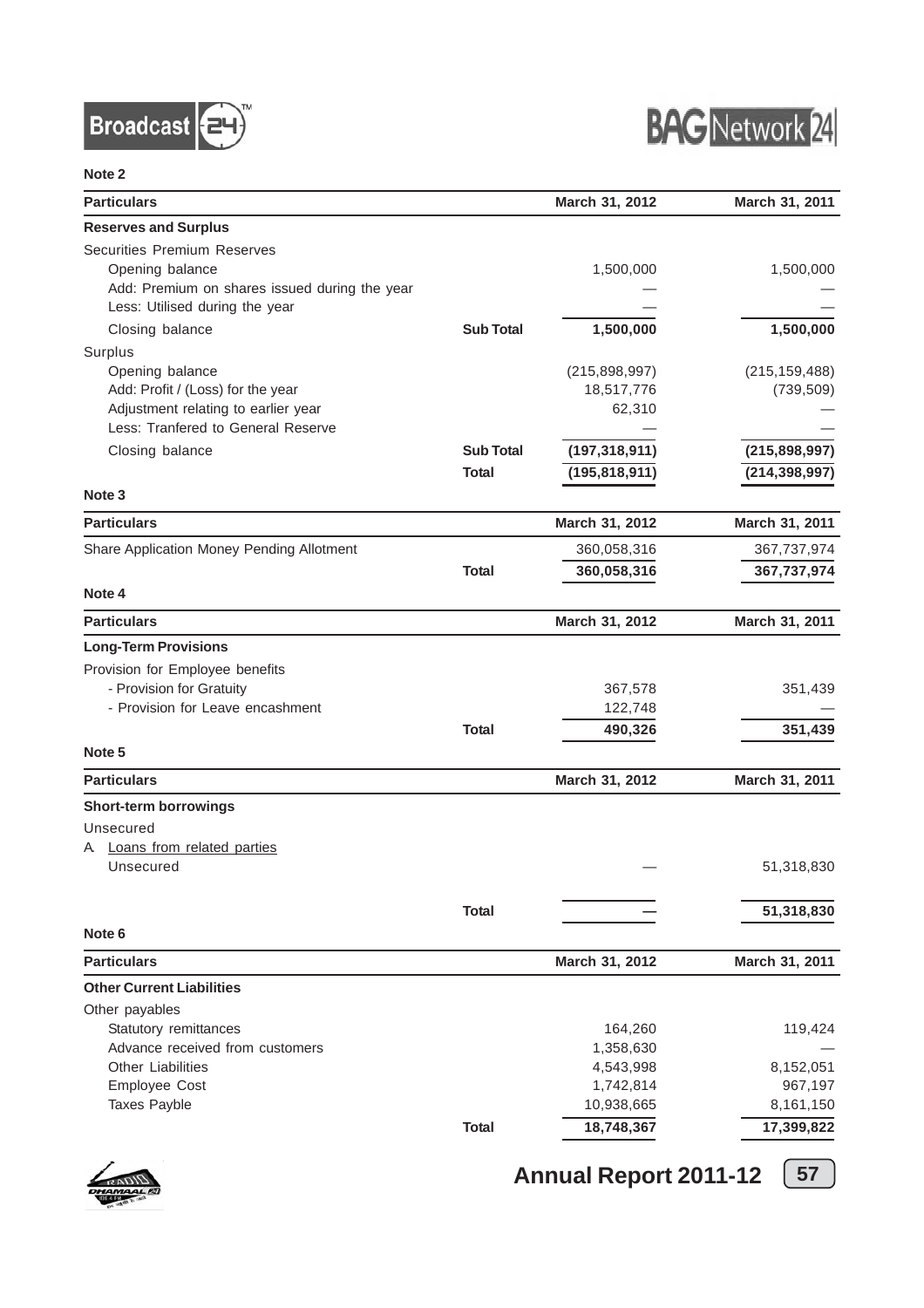**Note 2**

| Particulars | | March 31, 2012 | March 31, 2011 |
|---|---|---|---|
| **Reserves and Surplus** | | | |
| Securities Premium Reserves | | | |
| Opening balance | | 1,500,000 | 1,500,000 |
| Add: Premium on shares issued during the year | | — | — |
| Less: Utilised during the year | | — | — |
| Closing balance | **Sub Total** | **1,500,000** | **1,500,000** |
| Surplus | | | |
| Opening balance | | (215,898,997) | (215,159,488) |
| Add: Profit / (Loss) for the year | | 18,517,776 | (739,509) |
| Adjustment relating to earlier year | | 62,310 | — |
| Less: Tranfered to General Reserve | | — | — |
| Closing balance | **Sub Total** | **(197,318,911)** | **(215,898,997)** |
| | **Total** | **(195,818,911)** | **(214,398,997)** |

**Note 3**

| Particulars | | March 31, 2012 | March 31, 2011 |
|---|---|---|---|
| Share Application Money Pending Allotment | | 360,058,316 | 367,737,974 |
| | **Total** | **360,058,316** | **367,737,974** |

**Note 4**

| Particulars | | March 31, 2012 | March 31, 2011 |
|---|---|---|---|
| **Long-Term Provisions** | | | |
| Provision for Employee benefits | | | |
| - Provision for Gratuity | | 367,578 | 351,439 |
| - Provision for Leave encashment | | 122,748 | — |
| | **Total** | **490,326** | **351,439** |

**Note 5**

| Particulars | | March 31, 2012 | March 31, 2011 |
|---|---|---|---|
| **Short-term borrowings** | | | |
| Unsecured | | | |
| A. Loans from related parties | | | |
| Unsecured | | — | 51,318,830 |
| | **Total** | **—** | **51,318,830** |

**Note 6**

| Particulars | | March 31, 2012 | March 31, 2011 |
|---|---|---|---|
| **Other Current Liabilities** | | | |
| Other payables | | | |
| Statutory remittances | | 164,260 | 119,424 |
| Advance received from customers | | 1,358,630 | — |
| Other Liabilities | | 4,543,998 | 8,152,051 |
| Employee Cost | | 1,742,814 | 967,197 |
| Taxes Payble | | 10,938,665 | 8,161,150 |
| | **Total** | **18,748,367** | **17,399,822** |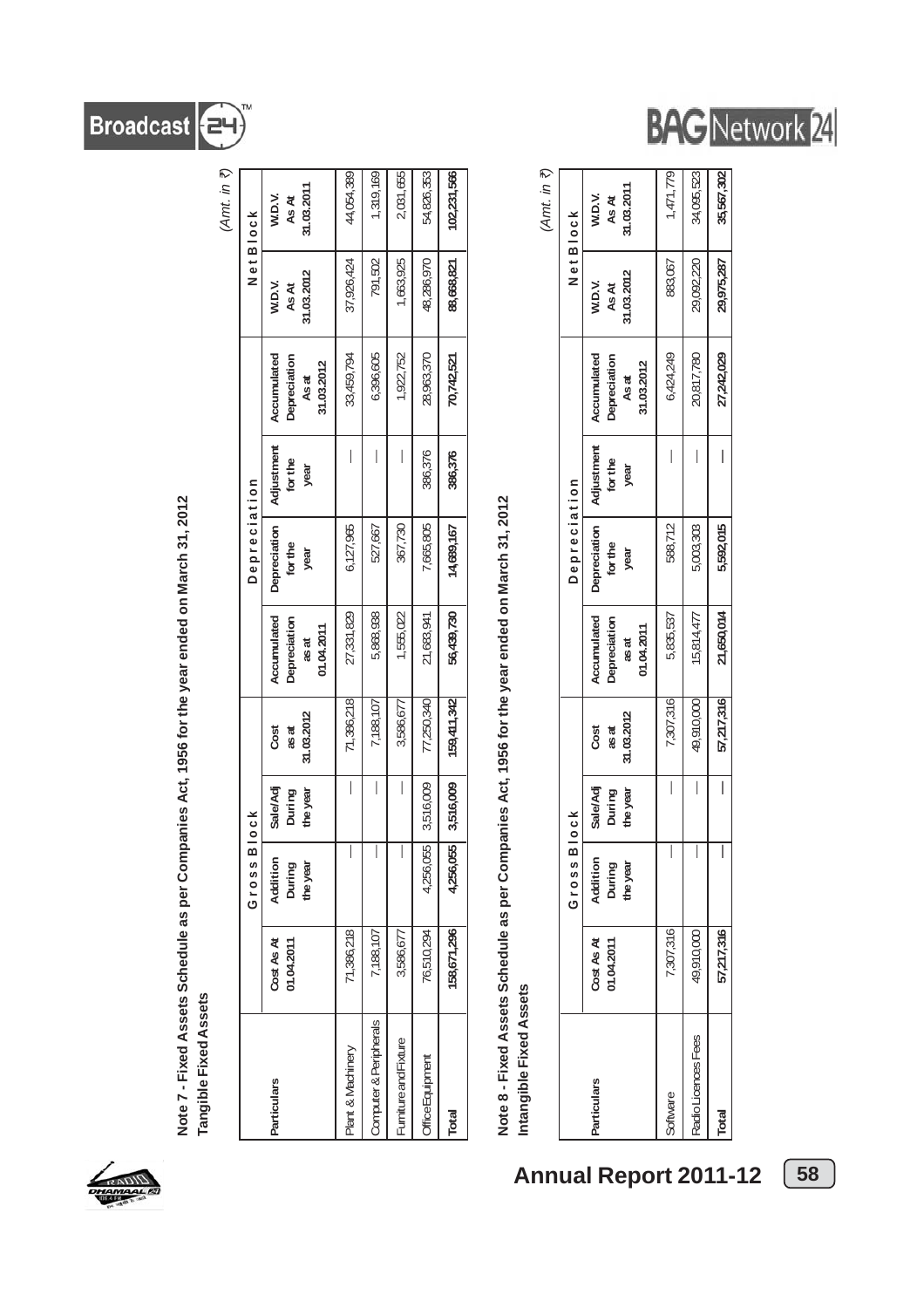**Note 7 - Fixed Assets Schedule as per Companies Act, 1956 for the year ended on March 31, 2012**

**Tangible Fixed Assets**

*(Amt. in ₹)*

| Particulars | Gross Block | | | | Depreciation | | | | Net Block | |
|---|---|---|---|---|---|---|---|---|---|---|
| | Cost As At 01.04.2011 | Addition During the year | Sale/Adj During the year | Cost as at 31.03.2012 | Accumulated Depreciation as at 01.04.2011 | Depreciation for the year | Adjustment for the year | Accumulated Depreciation As at 31.03.2012 | W.D.V. As At 31.03.2012 | W.D.V. As At 31.03.2011 |
| Plant & Machinery | 71,386,218 | — | — | 71,386,218 | 27,331,829 | 6,127,965 | — | 33,459,794 | 37,926,424 | 44,054,389 |
| Computer & Peripherals | 7,188,107 | — | — | 7,188,107 | 5,868,938 | 527,667 | — | 6,396,605 | 791,502 | 1,319,169 |
| Furniture and Fixture | 3,586,677 | — | — | 3,586,677 | 1,555,022 | 367,730 | — | 1,922,752 | 1,663,925 | 2,031,655 |
| Office Equipment | 76,510,294 | 4,256,055 | 3,516,009 | 77,250,340 | 21,683,941 | 7,665,805 | 386,376 | 28,963,370 | 48,286,970 | 54,826,353 |
| **Total** | **158,671,296** | **4,256,055** | **3,516,009** | **159,411,342** | **56,439,730** | **14,689,167** | **386,376** | **70,742,521** | **88,668,821** | **102,231,566** |

**Note 8 - Fixed Assets Schedule as per Companies Act, 1956 for the year ended on March 31, 2012**

**Intangible Fixed Assets**

*(Amt. in ₹)*

| Particulars | Gross Block | | | | Depreciation | | | | Net Block | |
|---|---|---|---|---|---|---|---|---|---|---|
| | Cost As At 01.04.2011 | Addition During the year | Sale/Adj During the year | Cost as at 31.03.2012 | Accumulated Depreciation as at 01.04.2011 | Depreciation for the year | Adjustment for the year | Accumulated Depreciation As at 31.03.2012 | W.D.V. As At 31.03.2012 | W.D.V. As At 31.03.2011 |
| Software | 7,307,316 | — | — | 7,307,316 | 5,835,537 | 588,712 | — | 6,424,249 | 883,067 | 1,471,779 |
| Radio Licences Fees | 49,910,000 | — | — | 49,910,000 | 15,814,477 | 5,003,303 | — | 20,817,780 | 29,092,220 | 34,095,523 |
| **Total** | **57,217,316** | — | — | **57,217,316** | **21,650,014** | **5,592,015** | — | **27,242,029** | **29,975,287** | **35,567,302** |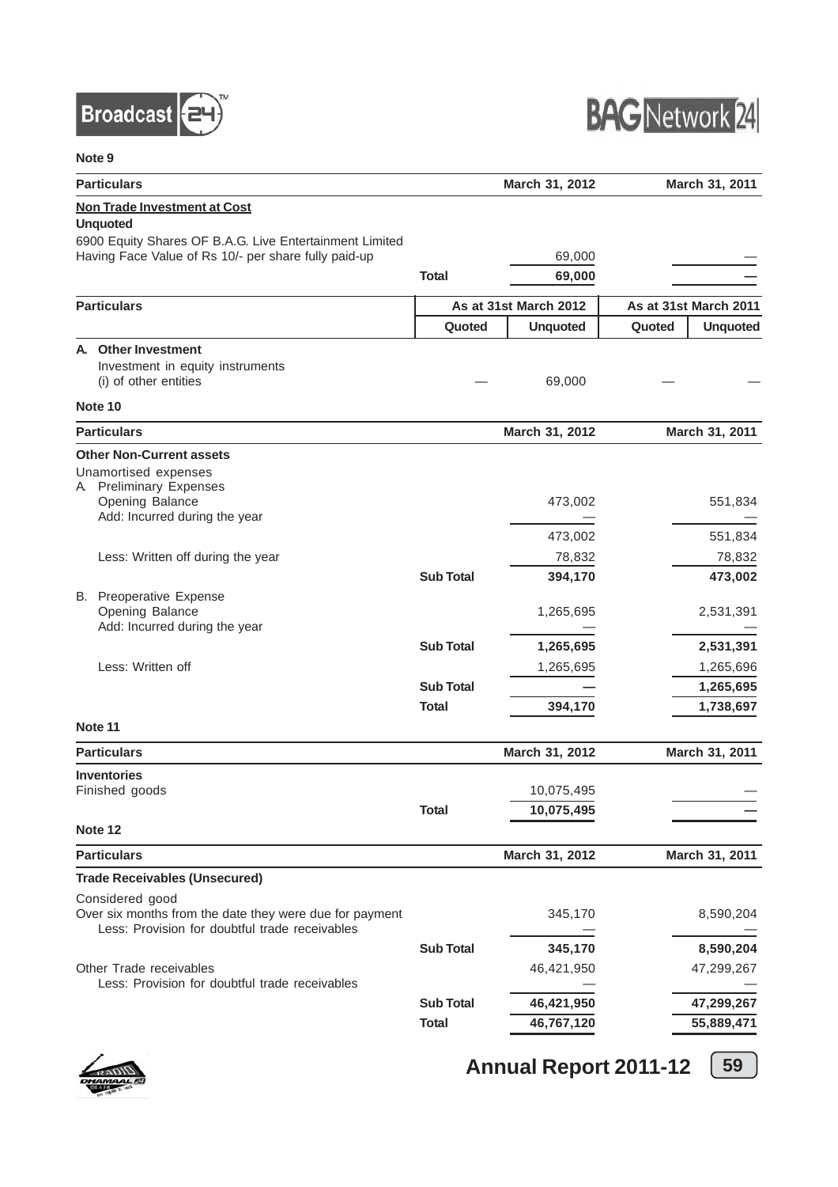**Note 9**

| Particulars | | March 31, 2012 | March 31, 2011 |
|---|---|---|---|
| **Non Trade Investment at Cost** | | | |
| **Unquoted** | | | |
| 6900 Equity Shares OF B.A.G. Live Entertainment Limited Having Face Value of Rs 10/- per share fully paid-up | | 69,000 | — |
| | **Total** | **69,000** | **—** |

| Particulars | As at 31st March 2012 | | As at 31st March 2011 | |
|---|---|---|---|---|
| | Quoted | Unquoted | Quoted | Unquoted |
| **A. Other Investment** | | | | |
| Investment in equity instruments | | | | |
| (i) of other entities | — | 69,000 | — | — |

**Note 10**

| Particulars | | March 31, 2012 | March 31, 2011 |
|---|---|---|---|
| **Other Non-Current assets** | | | |
| Unamortised expenses | | | |
| A. Preliminary Expenses | | | |
| Opening Balance | | 473,002 | 551,834 |
| Add: Incurred during the year | | — | — |
| | | 473,002 | 551,834 |
| Less: Written off during the year | | 78,832 | 78,832 |
| | **Sub Total** | **394,170** | **473,002** |
| B. Preoperative Expense | | | |
| Opening Balance | | 1,265,695 | 2,531,391 |
| Add: Incurred during the year | | — | — |
| | **Sub Total** | **1,265,695** | **2,531,391** |
| Less: Written off | | 1,265,695 | 1,265,696 |
| | **Sub Total** | **—** | **1,265,695** |
| | **Total** | **394,170** | **1,738,697** |

**Note 11**

| Particulars | | March 31, 2012 | March 31, 2011 |
|---|---|---|---|
| **Inventories** | | | |
| Finished goods | | 10,075,495 | — |
| | **Total** | **10,075,495** | **—** |

**Note 12**

| Particulars | | March 31, 2012 | March 31, 2011 |
|---|---|---|---|
| **Trade Receivables (Unsecured)** | | | |
| Considered good | | | |
| Over six months from the date they were due for payment | | 345,170 | 8,590,204 |
| Less: Provision for doubtful trade receivables | | — | — |
| | **Sub Total** | **345,170** | **8,590,204** |
| Other Trade receivables | | 46,421,950 | 47,299,267 |
| Less: Provision for doubtful trade receivables | | — | — |
| | **Sub Total** | **46,421,950** | **47,299,267** |
| | **Total** | **46,767,120** | **55,889,471** |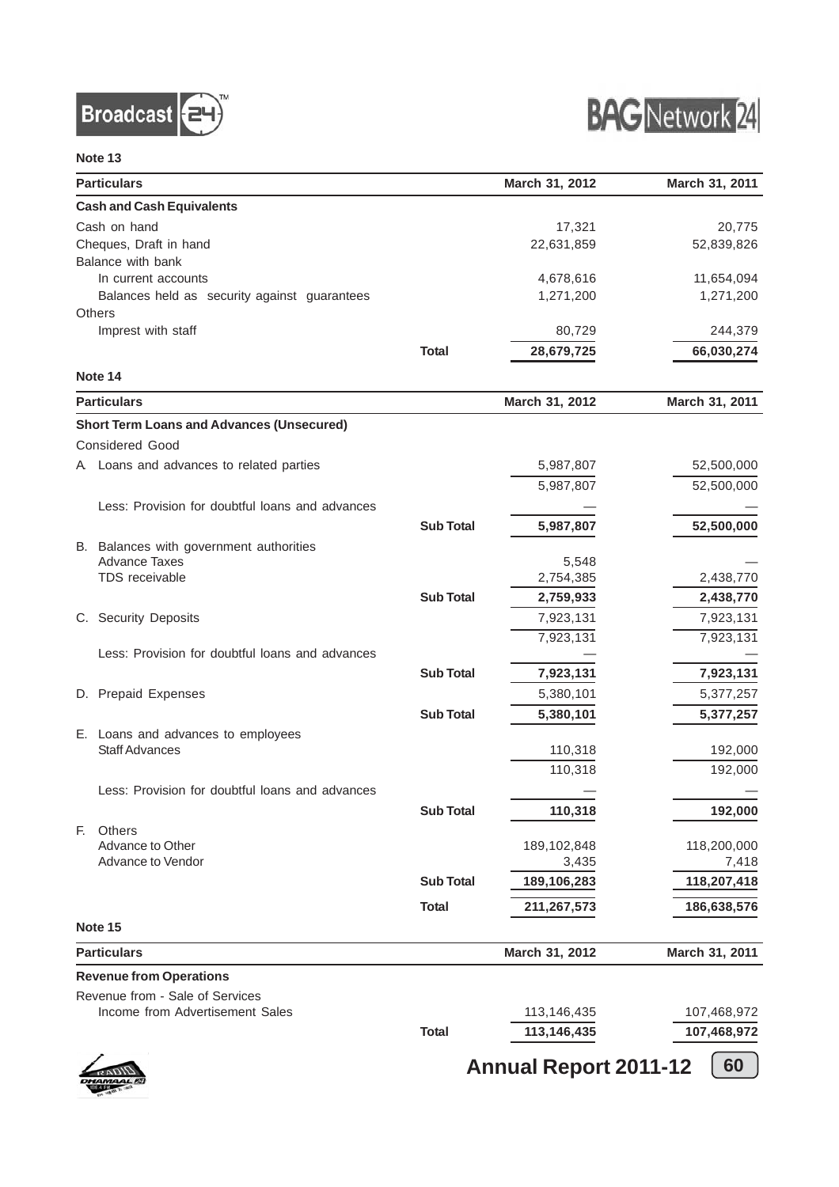**Note 13**

| Particulars | | March 31, 2012 | March 31, 2011 |
|---|---|---|---|
| **Cash and Cash Equivalents** | | | |
| Cash on hand | | 17,321 | 20,775 |
| Cheques, Draft in hand | | 22,631,859 | 52,839,826 |
| Balance with bank | | | |
| In current accounts | | 4,678,616 | 11,654,094 |
| Balances held as security against guarantees | | 1,271,200 | 1,271,200 |
| Others | | | |
| Imprest with staff | | 80,729 | 244,379 |
| | **Total** | **28,679,725** | **66,030,274** |

**Note 14**

| Particulars | | March 31, 2012 | March 31, 2011 |
|---|---|---|---|
| **Short Term Loans and Advances (Unsecured)** | | | |
| Considered Good | | | |
| A. Loans and advances to related parties | | 5,987,807 | 52,500,000 |
| | | 5,987,807 | 52,500,000 |
| Less: Provision for doubtful loans and advances | | — | — |
| | **Sub Total** | **5,987,807** | **52,500,000** |
| B. Balances with government authorities | | | |
| Advance Taxes | | 5,548 | — |
| TDS receivable | | 2,754,385 | 2,438,770 |
| | **Sub Total** | **2,759,933** | **2,438,770** |
| C. Security Deposits | | 7,923,131 | 7,923,131 |
| | | 7,923,131 | 7,923,131 |
| Less: Provision for doubtful loans and advances | | — | — |
| | **Sub Total** | **7,923,131** | **7,923,131** |
| D. Prepaid Expenses | | 5,380,101 | 5,377,257 |
| | **Sub Total** | **5,380,101** | **5,377,257** |
| E. Loans and advances to employees | | | |
| Staff Advances | | 110,318 | 192,000 |
| | | 110,318 | 192,000 |
| Less: Provision for doubtful loans and advances | | — | — |
| | **Sub Total** | **110,318** | **192,000** |
| F. Others | | | |
| Advance to Other | | 189,102,848 | 118,200,000 |
| Advance to Vendor | | 3,435 | 7,418 |
| | **Sub Total** | **189,106,283** | **118,207,418** |
| | **Total** | **211,267,573** | **186,638,576** |

**Note 15**

| Particulars | | March 31, 2012 | March 31, 2011 |
|---|---|---|---|
| **Revenue from Operations** | | | |
| Revenue from - Sale of Services | | | |
| Income from Advertisement Sales | | 113,146,435 | 107,468,972 |
| | **Total** | **113,146,435** | **107,468,972** |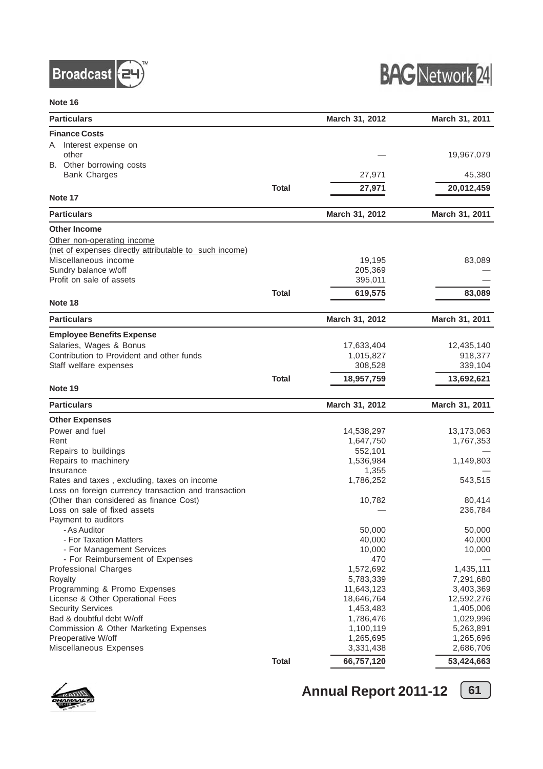**Note 16**

| Particulars | | March 31, 2012 | March 31, 2011 |
|---|---|---|---|
| **Finance Costs** | | | |
| A. Interest expense on other | | — | 19,967,079 |
| B. Other borrowing costs Bank Charges | | 27,971 | 45,380 |
| | **Total** | **27,971** | **20,012,459** |

**Note 17**

| Particulars | | March 31, 2012 | March 31, 2011 |
|---|---|---|---|
| **Other Income** | | | |
| Other non-operating income (net of expenses directly attributable to such income) | | | |
| Miscellaneous income | | 19,195 | 83,089 |
| Sundry balance w/off | | 205,369 | — |
| Profit on sale of assets | | 395,011 | — |
| | **Total** | **619,575** | **83,089** |

**Note 18**

| Particulars | | March 31, 2012 | March 31, 2011 |
|---|---|---|---|
| **Employee Benefits Expense** | | | |
| Salaries, Wages & Bonus | | 17,633,404 | 12,435,140 |
| Contribution to Provident and other funds | | 1,015,827 | 918,377 |
| Staff welfare expenses | | 308,528 | 339,104 |
| | **Total** | **18,957,759** | **13,692,621** |

**Note 19**

| Particulars | | March 31, 2012 | March 31, 2011 |
|---|---|---|---|
| **Other Expenses** | | | |
| Power and fuel | | 14,538,297 | 13,173,063 |
| Rent | | 1,647,750 | 1,767,353 |
| Repairs to buildings | | 552,101 | — |
| Repairs to machinery | | 1,536,984 | 1,149,803 |
| Insurance | | 1,355 | — |
| Rates and taxes , excluding, taxes on income | | 1,786,252 | 543,515 |
| Loss on foreign currency transaction and transaction (Other than considered as finance Cost) | | 10,782 | 80,414 |
| Loss on sale of fixed assets | | — | 236,784 |
| Payment to auditors | | | |
| - As Auditor | | 50,000 | 50,000 |
| - For Taxation Matters | | 40,000 | 40,000 |
| - For Management Services | | 10,000 | 10,000 |
| - For Reimbursement of Expenses | | 470 | — |
| Professional Charges | | 1,572,692 | 1,435,111 |
| Royalty | | 5,783,339 | 7,291,680 |
| Programming & Promo Expenses | | 11,643,123 | 3,403,369 |
| License & Other Operational Fees | | 18,646,764 | 12,592,276 |
| Security Services | | 1,453,483 | 1,405,006 |
| Bad & doubtful debt W/off | | 1,786,476 | 1,029,996 |
| Commission & Other Marketing Expenses | | 1,100,119 | 5,263,891 |
| Preoperative W/off | | 1,265,695 | 1,265,696 |
| Miscellaneous Expenses | | 3,331,438 | 2,686,706 |
| | **Total** | **66,757,120** | **53,424,663** |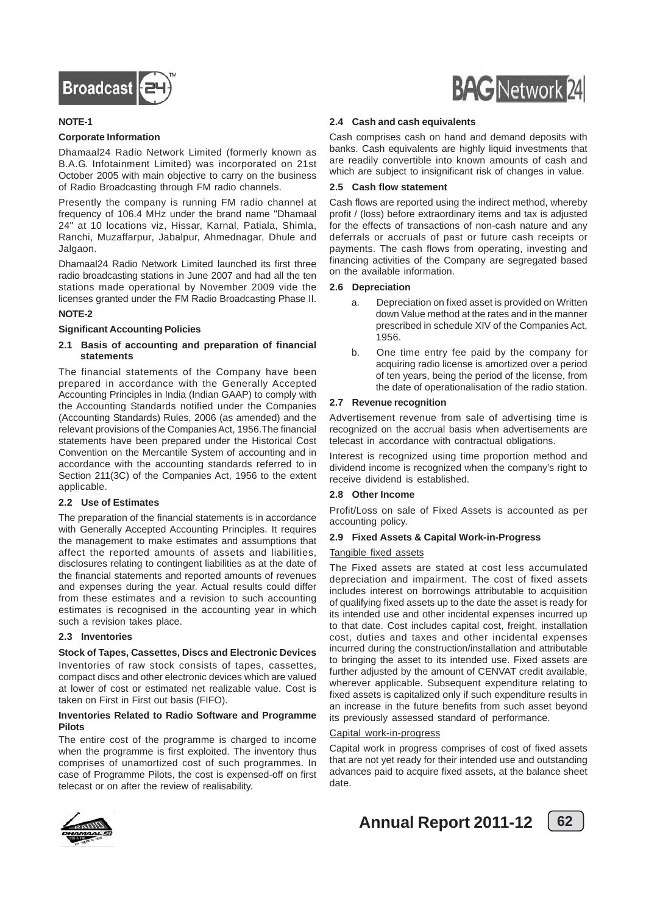## NOTE-1

### Corporate Information

Dhamaal24 Radio Network Limited (formerly known as B.A.G. Infotainment Limited) was incorporated on 21st October 2005 with main objective to carry on the business of Radio Broadcasting through FM radio channels.

Presently the company is running FM radio channel at frequency of 106.4 MHz under the brand name "Dhamaal 24" at 10 locations viz, Hissar, Karnal, Patiala, Shimla, Ranchi, Muzaffarpur, Jabalpur, Ahmednagar, Dhule and Jalgaon.

Dhamaal24 Radio Network Limited launched its first three radio broadcasting stations in June 2007 and had all the ten stations made operational by November 2009 vide the licenses granted under the FM Radio Broadcasting Phase II.

## NOTE-2

### Significant Accounting Policies

#### 2.1 Basis of accounting and preparation of financial statements

The financial statements of the Company have been prepared in accordance with the Generally Accepted Accounting Principles in India (Indian GAAP) to comply with the Accounting Standards notified under the Companies (Accounting Standards) Rules, 2006 (as amended) and the relevant provisions of the Companies Act, 1956.The financial statements have been prepared under the Historical Cost Convention on the Mercantile System of accounting and in accordance with the accounting standards referred to in Section 211(3C) of the Companies Act, 1956 to the extent applicable.

#### 2.2 Use of Estimates

The preparation of the financial statements is in accordance with Generally Accepted Accounting Principles. It requires the management to make estimates and assumptions that affect the reported amounts of assets and liabilities, disclosures relating to contingent liabilities as at the date of the financial statements and reported amounts of revenues and expenses during the year. Actual results could differ from these estimates and a revision to such accounting estimates is recognised in the accounting year in which such a revision takes place.

#### 2.3 Inventories

**Stock of Tapes, Cassettes, Discs and Electronic Devices**

Inventories of raw stock consists of tapes, cassettes, compact discs and other electronic devices which are valued at lower of cost or estimated net realizable value. Cost is taken on First in First out basis (FIFO).

**Inventories Related to Radio Software and Programme Pilots**

The entire cost of the programme is charged to income when the programme is first exploited. The inventory thus comprises of unamortized cost of such programmes. In case of Programme Pilots, the cost is expensed-off on first telecast or on after the review of realisability.

#### 2.4 Cash and cash equivalents

Cash comprises cash on hand and demand deposits with banks. Cash equivalents are highly liquid investments that are readily convertible into known amounts of cash and which are subject to insignificant risk of changes in value.

#### 2.5 Cash flow statement

Cash flows are reported using the indirect method, whereby profit / (loss) before extraordinary items and tax is adjusted for the effects of transactions of non-cash nature and any deferrals or accruals of past or future cash receipts or payments. The cash flows from operating, investing and financing activities of the Company are segregated based on the available information.

#### 2.6 Depreciation

a. Depreciation on fixed asset is provided on Written down Value method at the rates and in the manner prescribed in schedule XIV of the Companies Act, 1956.

b. One time entry fee paid by the company for acquiring radio license is amortized over a period of ten years, being the period of the license, from the date of operationalisation of the radio station.

#### 2.7 Revenue recognition

Advertisement revenue from sale of advertising time is recognized on the accrual basis when advertisements are telecast in accordance with contractual obligations.

Interest is recognized using time proportion method and dividend income is recognized when the company's right to receive dividend is established.

#### 2.8 Other Income

Profit/Loss on sale of Fixed Assets is accounted as per accounting policy.

#### 2.9 Fixed Assets & Capital Work-in-Progress

Tangible fixed assets

The Fixed assets are stated at cost less accumulated depreciation and impairment. The cost of fixed assets includes interest on borrowings attributable to acquisition of qualifying fixed assets up to the date the asset is ready for its intended use and other incidental expenses incurred up to that date. Cost includes capital cost, freight, installation cost, duties and taxes and other incidental expenses incurred during the construction/installation and attributable to bringing the asset to its intended use. Fixed assets are further adjusted by the amount of CENVAT credit available, wherever applicable. Subsequent expenditure relating to fixed assets is capitalized only if such expenditure results in an increase in the future benefits from such asset beyond its previously assessed standard of performance.

Capital work-in-progress

Capital work in progress comprises of cost of fixed assets that are not yet ready for their intended use and outstanding advances paid to acquire fixed assets, at the balance sheet date.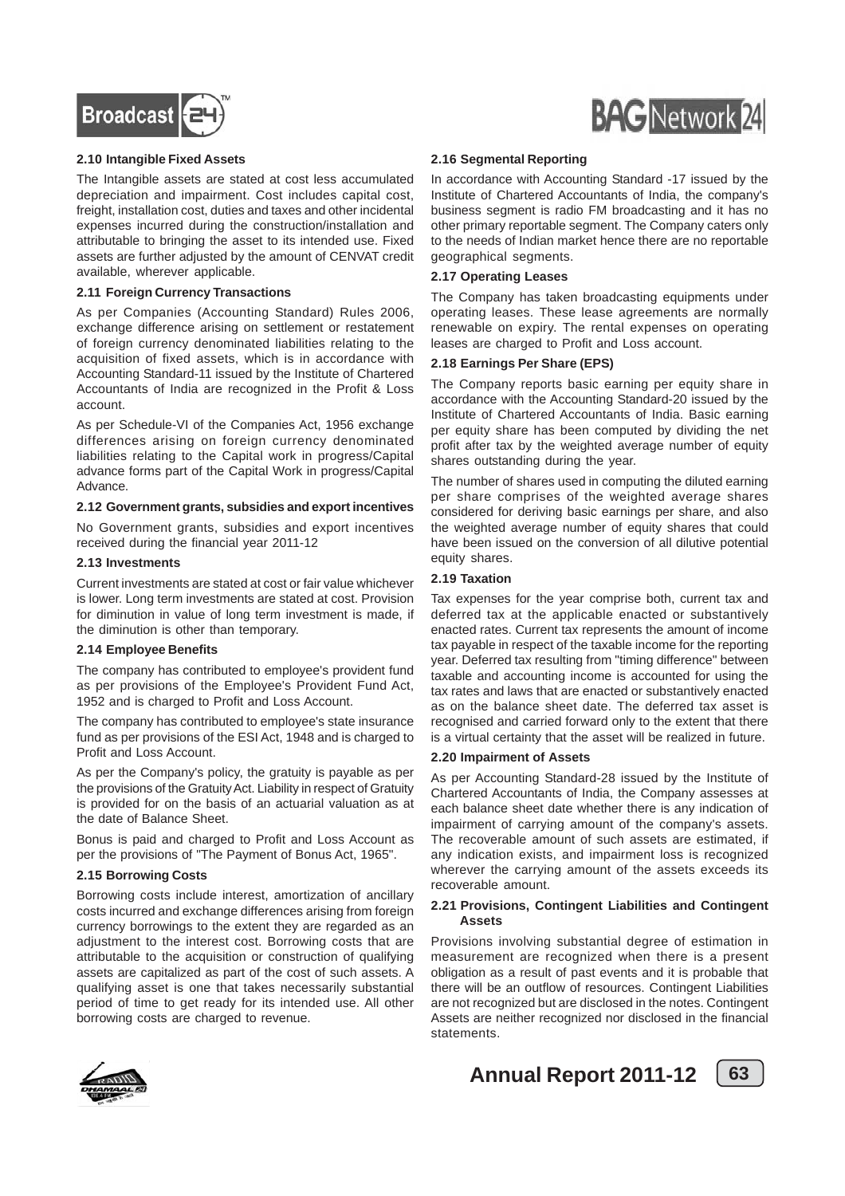### 2.10 Intangible Fixed Assets

The Intangible assets are stated at cost less accumulated depreciation and impairment. Cost includes capital cost, freight, installation cost, duties and taxes and other incidental expenses incurred during the construction/installation and attributable to bringing the asset to its intended use. Fixed assets are further adjusted by the amount of CENVAT credit available, wherever applicable.

### 2.11 Foreign Currency Transactions

As per Companies (Accounting Standard) Rules 2006, exchange difference arising on settlement or restatement of foreign currency denominated liabilities relating to the acquisition of fixed assets, which is in accordance with Accounting Standard-11 issued by the Institute of Chartered Accountants of India are recognized in the Profit & Loss account.

As per Schedule-VI of the Companies Act, 1956 exchange differences arising on foreign currency denominated liabilities relating to the Capital work in progress/Capital advance forms part of the Capital Work in progress/Capital Advance.

### 2.12 Government grants, subsidies and export incentives

No Government grants, subsidies and export incentives received during the financial year 2011-12

### 2.13 Investments

Current investments are stated at cost or fair value whichever is lower. Long term investments are stated at cost. Provision for diminution in value of long term investment is made, if the diminution is other than temporary.

### 2.14 Employee Benefits

The company has contributed to employee's provident fund as per provisions of the Employee's Provident Fund Act, 1952 and is charged to Profit and Loss Account.

The company has contributed to employee's state insurance fund as per provisions of the ESI Act, 1948 and is charged to Profit and Loss Account.

As per the Company's policy, the gratuity is payable as per the provisions of the Gratuity Act. Liability in respect of Gratuity is provided for on the basis of an actuarial valuation as at the date of Balance Sheet.

Bonus is paid and charged to Profit and Loss Account as per the provisions of "The Payment of Bonus Act, 1965".

### 2.15 Borrowing Costs

Borrowing costs include interest, amortization of ancillary costs incurred and exchange differences arising from foreign currency borrowings to the extent they are regarded as an adjustment to the interest cost. Borrowing costs that are attributable to the acquisition or construction of qualifying assets are capitalized as part of the cost of such assets. A qualifying asset is one that takes necessarily substantial period of time to get ready for its intended use. All other borrowing costs are charged to revenue.

### 2.16 Segmental Reporting

In accordance with Accounting Standard -17 issued by the Institute of Chartered Accountants of India, the company's business segment is radio FM broadcasting and it has no other primary reportable segment. The Company caters only to the needs of Indian market hence there are no reportable geographical segments.

### 2.17 Operating Leases

The Company has taken broadcasting equipments under operating leases. These lease agreements are normally renewable on expiry. The rental expenses on operating leases are charged to Profit and Loss account.

### 2.18 Earnings Per Share (EPS)

The Company reports basic earning per equity share in accordance with the Accounting Standard-20 issued by the Institute of Chartered Accountants of India. Basic earning per equity share has been computed by dividing the net profit after tax by the weighted average number of equity shares outstanding during the year.

The number of shares used in computing the diluted earning per share comprises of the weighted average shares considered for deriving basic earnings per share, and also the weighted average number of equity shares that could have been issued on the conversion of all dilutive potential equity shares.

### 2.19 Taxation

Tax expenses for the year comprise both, current tax and deferred tax at the applicable enacted or substantively enacted rates. Current tax represents the amount of income tax payable in respect of the taxable income for the reporting year. Deferred tax resulting from "timing difference" between taxable and accounting income is accounted for using the tax rates and laws that are enacted or substantively enacted as on the balance sheet date. The deferred tax asset is recognised and carried forward only to the extent that there is a virtual certainty that the asset will be realized in future.

### 2.20 Impairment of Assets

As per Accounting Standard-28 issued by the Institute of Chartered Accountants of India, the Company assesses at each balance sheet date whether there is any indication of impairment of carrying amount of the company's assets. The recoverable amount of such assets are estimated, if any indication exists, and impairment loss is recognized wherever the carrying amount of the assets exceeds its recoverable amount.

### 2.21 Provisions, Contingent Liabilities and Contingent Assets

Provisions involving substantial degree of estimation in measurement are recognized when there is a present obligation as a result of past events and it is probable that there will be an outflow of resources. Contingent Liabilities are not recognized but are disclosed in the notes. Contingent Assets are neither recognized nor disclosed in the financial statements.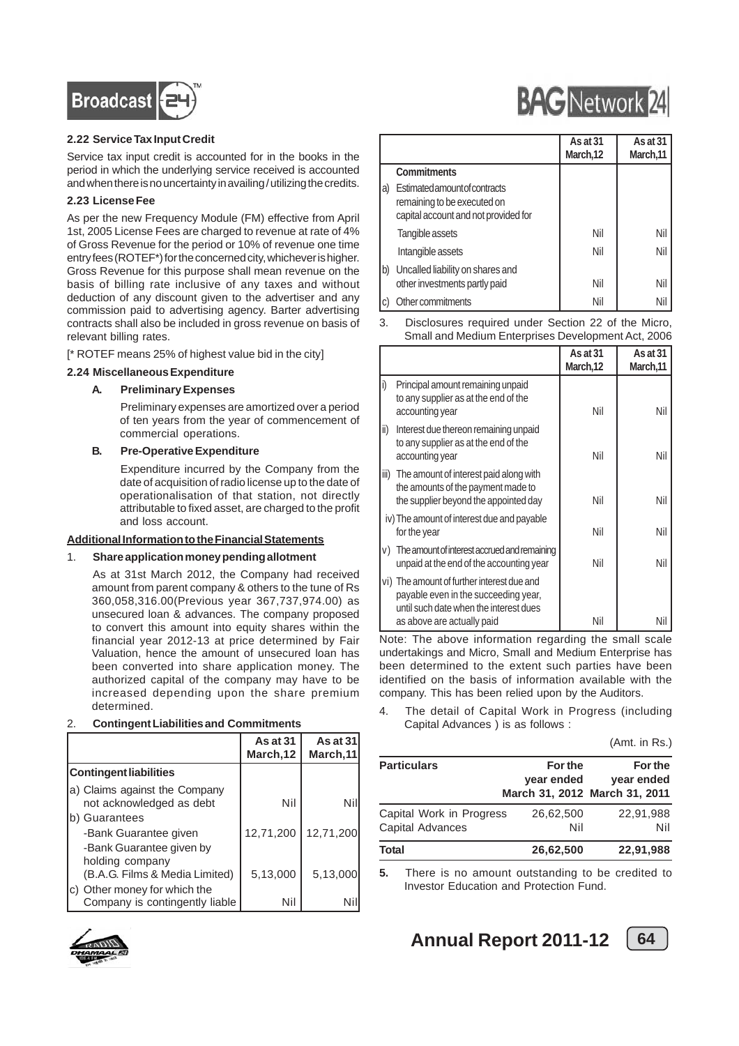### 2.22 Service Tax Input Credit

Service tax input credit is accounted for in the books in the period in which the underlying service received is accounted and when there is no uncertainty in availing / utilizing the credits.

### 2.23 License Fee

As per the new Frequency Module (FM) effective from April 1st, 2005 License Fees are charged to revenue at rate of 4% of Gross Revenue for the period or 10% of revenue one time entry fees (ROTEF*) for the concerned city, whichever is higher. Gross Revenue for this purpose shall mean revenue on the basis of billing rate inclusive of any taxes and without deduction of any discount given to the advertiser and any commission paid to advertising agency. Barter advertising contracts shall also be included in gross revenue on basis of relevant billing rates.

[* ROTEF means 25% of highest value bid in the city]

### 2.24 Miscellaneous Expenditure

**A. Preliminary Expenses**

Preliminary expenses are amortized over a period of ten years from the year of commencement of commercial operations.

**B. Pre-Operative Expenditure**

Expenditure incurred by the Company from the date of acquisition of radio license up to the date of operationalisation of that station, not directly attributable to fixed asset, are charged to the profit and loss account.

### Additional Information to the Financial Statements

1. **Share application money pending allotment**

As at 31st March 2012, the Company had received amount from parent company & others to the tune of Rs 360,058,316.00(Previous year 367,737,974.00) as unsecured loan & advances. The company proposed to convert this amount into equity shares within the financial year 2012-13 at price determined by Fair Valuation, hence the amount of unsecured loan has been converted into share application money. The authorized capital of the company may have to be increased depending upon the share premium determined.

2. **Contingent Liabilities and Commitments**

| | As at 31 March,12 | As at 31 March,11 |
|---|---|---|
| **Contingent liabilities** | | |
| a) Claims against the Company not acknowledged as debt | Nil | Nil |
| b) Guarantees | | |
| -Bank Guarantee given | 12,71,200 | 12,71,200 |
| -Bank Guarantee given by holding company (B.A.G. Films & Media Limited) | 5,13,000 | 5,13,000 |
| c) Other money for which the Company is contingently liable | Nil | Nil |
| **Commitments** | | |
| a) Estimated amount of contracts remaining to be executed on capital account and not provided for | | |
| Tangible assets | Nil | Nil |
| Intangible assets | Nil | Nil |
| b) Uncalled liability on shares and other investments partly paid | Nil | Nil |
| c) Other commitments | Nil | Nil |

3. Disclosures required under Section 22 of the Micro, Small and Medium Enterprises Development Act, 2006

| | As at 31 March,12 | As at 31 March,11 |
|---|---|---|
| i) Principal amount remaining unpaid to any supplier as at the end of the accounting year | Nil | Nil |
| ii) Interest due thereon remaining unpaid to any supplier as at the end of the accounting year | Nil | Nil |
| iii) The amount of interest paid along with the amounts of the payment made to the supplier beyond the appointed day | Nil | Nil |
| iv) The amount of interest due and payable for the year | Nil | Nil |
| v) The amount of interest accrued and remaining unpaid at the end of the accounting year | Nil | Nil |
| vi) The amount of further interest due and payable even in the succeeding year, until such date when the interest dues as above are actually paid | Nil | Nil |

Note: The above information regarding the small scale undertakings and Micro, Small and Medium Enterprise has been determined to the extent such parties have been identified on the basis of information available with the company. This has been relied upon by the Auditors.

4. The detail of Capital Work in Progress (including Capital Advances ) is as follows :

(Amt. in Rs.)

| Particulars | For the year ended March 31, 2012 | For the year ended March 31, 2011 |
|---|---|---|
| Capital Work in Progress | 26,62,500 | 22,91,988 |
| Capital Advances | Nil | Nil |
| **Total** | **26,62,500** | **22,91,988** |

**5.** There is no amount outstanding to be credited to Investor Education and Protection Fund.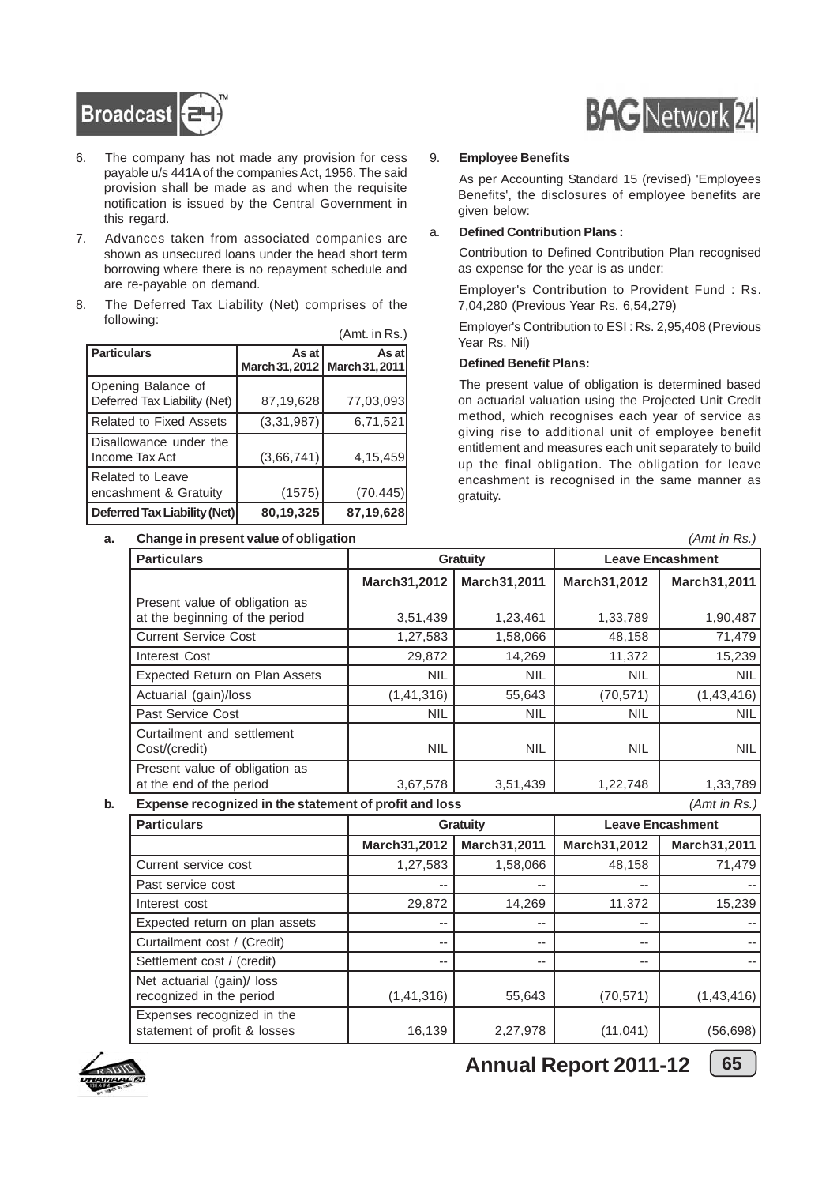6. The company has not made any provision for cess payable u/s 441A of the companies Act, 1956. The said provision shall be made as and when the requisite notification is issued by the Central Government in this regard.

7. Advances taken from associated companies are shown as unsecured loans under the head short term borrowing where there is no repayment schedule and are re-payable on demand.

8. The Deferred Tax Liability (Net) comprises of the following:

(Amt. in Rs.)

| Particulars | As at March 31, 2012 | As at March 31, 2011 |
|---|---|---|
| Opening Balance of Deferred Tax Liability (Net) | 87,19,628 | 77,03,093 |
| Related to Fixed Assets | (3,31,987) | 6,71,521 |
| Disallowance under the Income Tax Act | (3,66,741) | 4,15,459 |
| Related to Leave encashment & Gratuity | (1575) | (70,445) |
| **Deferred Tax Liability (Net)** | **80,19,325** | **87,19,628** |

9. **Employee Benefits**

As per Accounting Standard 15 (revised) 'Employees Benefits', the disclosures of employee benefits are given below:

a. **Defined Contribution Plans :**

Contribution to Defined Contribution Plan recognised as expense for the year is as under:

Employer's Contribution to Provident Fund : Rs. 7,04,280 (Previous Year Rs. 6,54,279)

Employer's Contribution to ESI : Rs. 2,95,408 (Previous Year Rs. Nil)

**Defined Benefit Plans:**

The present value of obligation is determined based on actuarial valuation using the Projected Unit Credit method, which recognises each year of service as giving rise to additional unit of employee benefit entitlement and measures each unit separately to build up the final obligation. The obligation for leave encashment is recognised in the same manner as gratuity.

**a. Change in present value of obligation** *(Amt in Rs.)*

| Particulars | Gratuity | | Leave Encashment | |
|---|---|---|---|---|
| | March31,2012 | March31,2011 | March31,2012 | March31,2011 |
| Present value of obligation as at the beginning of the period | 3,51,439 | 1,23,461 | 1,33,789 | 1,90,487 |
| Current Service Cost | 1,27,583 | 1,58,066 | 48,158 | 71,479 |
| Interest Cost | 29,872 | 14,269 | 11,372 | 15,239 |
| Expected Return on Plan Assets | NIL | NIL | NIL | NIL |
| Actuarial (gain)/loss | (1,41,316) | 55,643 | (70,571) | (1,43,416) |
| Past Service Cost | NIL | NIL | NIL | NIL |
| Curtailment and settlement Cost/(credit) | NIL | NIL | NIL | NIL |
| Present value of obligation as at the end of the period | 3,67,578 | 3,51,439 | 1,22,748 | 1,33,789 |

**b. Expense recognized in the statement of profit and loss** *(Amt in Rs.)*

| Particulars | Gratuity | | Leave Encashment | |
|---|---|---|---|---|
| | March31,2012 | March31,2011 | March31,2012 | March31,2011 |
| Current service cost | 1,27,583 | 1,58,066 | 48,158 | 71,479 |
| Past service cost | -- | -- | -- | -- |
| Interest cost | 29,872 | 14,269 | 11,372 | 15,239 |
| Expected return on plan assets | -- | -- | -- | -- |
| Curtailment cost / (Credit) | -- | -- | -- | -- |
| Settlement cost / (credit) | -- | -- | -- | -- |
| Net actuarial (gain)/ loss recognized in the period | (1,41,316) | 55,643 | (70,571) | (1,43,416) |
| Expenses recognized in the statement of profit & losses | 16,139 | 2,27,978 | (11,041) | (56,698) |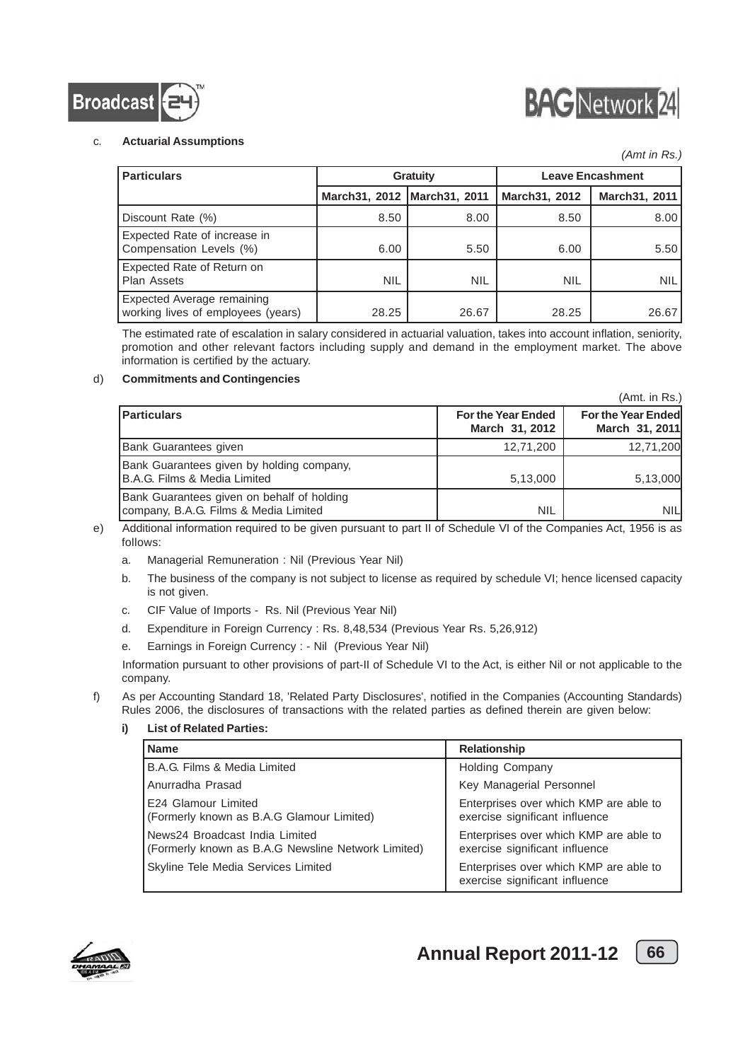c. **Actuarial Assumptions**

*(Amt in Rs.)*

| Particulars | Gratuity | | Leave Encashment | |
|---|---|---|---|---|
| | March31, 2012 | March31, 2011 | March31, 2012 | March31, 2011 |
| Discount Rate (%) | 8.50 | 8.00 | 8.50 | 8.00 |
| Expected Rate of increase in Compensation Levels (%) | 6.00 | 5.50 | 6.00 | 5.50 |
| Expected Rate of Return on Plan Assets | NIL | NIL | NIL | NIL |
| Expected Average remaining working lives of employees (years) | 28.25 | 26.67 | 28.25 | 26.67 |

The estimated rate of escalation in salary considered in actuarial valuation, takes into account inflation, seniority, promotion and other relevant factors including supply and demand in the employment market. The above information is certified by the actuary.

d) **Commitments and Contingencies**

(Amt. in Rs.)

| Particulars | For the Year Ended March 31, 2012 | For the Year Ended March 31, 2011 |
|---|---|---|
| Bank Guarantees given | 12,71,200 | 12,71,200 |
| Bank Guarantees given by holding company, B.A.G. Films & Media Limited | 5,13,000 | 5,13,000 |
| Bank Guarantees given on behalf of holding company, B.A.G. Films & Media Limited | NIL | NIL |

e) Additional information required to be given pursuant to part II of Schedule VI of the Companies Act, 1956 is as follows:

a. Managerial Remuneration : Nil (Previous Year Nil)

b. The business of the company is not subject to license as required by schedule VI; hence licensed capacity is not given.

c. CIF Value of Imports - Rs. Nil (Previous Year Nil)

d. Expenditure in Foreign Currency : Rs. 8,48,534 (Previous Year Rs. 5,26,912)

e. Earnings in Foreign Currency : - Nil (Previous Year Nil)

Information pursuant to other provisions of part-II of Schedule VI to the Act, is either Nil or not applicable to the company.

f) As per Accounting Standard 18, 'Related Party Disclosures', notified in the Companies (Accounting Standards) Rules 2006, the disclosures of transactions with the related parties as defined therein are given below:

**i) List of Related Parties:**

| Name | Relationship |
|---|---|
| B.A.G. Films & Media Limited | Holding Company |
| Anurradha Prasad | Key Managerial Personnel |
| E24 Glamour Limited (Formerly known as B.A.G Glamour Limited) | Enterprises over which KMP are able to exercise significant influence |
| News24 Broadcast India Limited (Formerly known as B.A.G Newsline Network Limited) | Enterprises over which KMP are able to exercise significant influence |
| Skyline Tele Media Services Limited | Enterprises over which KMP are able to exercise significant influence |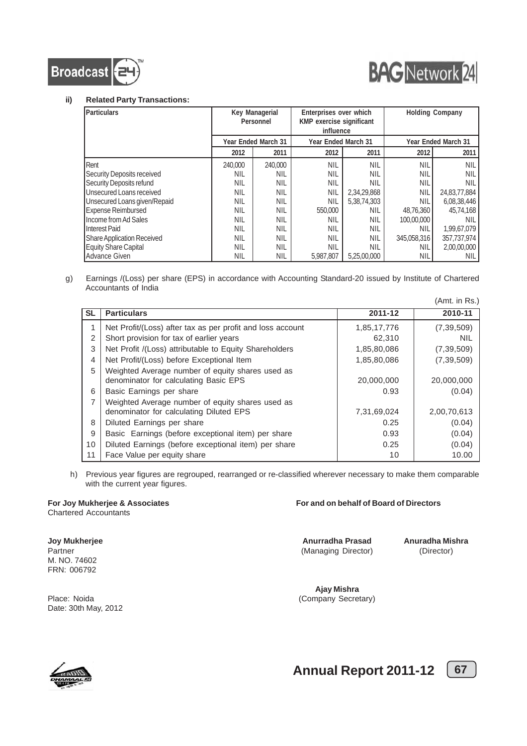**ii) Related Party Transactions:**

| Particulars | Key Managerial Personnel | | Enterprises over which KMP exercise significant influence | | Holding Company | |
|---|---|---|---|---|---|---|
| | Year Ended March 31 | | Year Ended March 31 | | Year Ended March 31 | |
| | 2012 | 2011 | 2012 | 2011 | 2012 | 2011 |
| Rent | 240,000 | 240,000 | NIL | NIL | NIL | NIL |
| Security Deposits received | NIL | NIL | NIL | NIL | NIL | NIL |
| Security Deposits refund | NIL | NIL | NIL | NIL | NIL | NIL |
| Unsecured Loans received | NIL | NIL | NIL | 2,34,29,868 | NIL | 24,83,77,884 |
| Unsecured Loans given/Repaid | NIL | NIL | NIL | 5,38,74,303 | NIL | 6,08,38,446 |
| Expense Reimbursed | NIL | NIL | 550,000 | NIL | 48,76,360 | 45,74,168 |
| Income from Ad Sales | NIL | NIL | NIL | NIL | 100,00,000 | NIL |
| Interest Paid | NIL | NIL | NIL | NIL | NIL | 1,99,67,079 |
| Share Application Received | NIL | NIL | NIL | NIL | 345,058,316 | 357,737,974 |
| Equity Share Capital | NIL | NIL | NIL | NIL | NIL | 2,00,00,000 |
| Advance Given | NIL | NIL | 5,987,807 | 5,25,00,000 | NIL | NIL |

g) Earnings /(Loss) per share (EPS) in accordance with Accounting Standard-20 issued by Institute of Chartered Accountants of India

(Amt. in Rs.)

| SL | Particulars | 2011-12 | 2010-11 |
|---|---|---|---|
| 1 | Net Profit/(Loss) after tax as per profit and loss account | 1,85,17,776 | (7,39,509) |
| 2 | Short provision for tax of earlier years | 62,310 | NIL |
| 3 | Net Profit /(Loss) attributable to Equity Shareholders | 1,85,80,086 | (7,39,509) |
| 4 | Net Profit/(Loss) before Exceptional Item | 1,85,80,086 | (7,39,509) |
| 5 | Weighted Average number of equity shares used as denominator for calculating Basic EPS | 20,000,000 | 20,000,000 |
| 6 | Basic Earnings per share | 0.93 | (0.04) |
| 7 | Weighted Average number of equity shares used as denominator for calculating Diluted EPS | 7,31,69,024 | 2,00,70,613 |
| 8 | Diluted Earnings per share | 0.25 | (0.04) |
| 9 | Basic Earnings (before exceptional item) per share | 0.93 | (0.04) |
| 10 | Diluted Earnings (before exceptional item) per share | 0.25 | (0.04) |
| 11 | Face Value per equity share | 10 | 10.00 |

h) Previous year figures are regrouped, rearranged or re-classified wherever necessary to make them comparable with the current year figures.

**For Joy Mukherjee & Associates**
Chartered Accountants

**Joy Mukherjee**
Partner
M. NO. 74602
FRN: 006792

Place: Noida
Date: 30th May, 2012

**For and on behalf of Board of Directors**

**Anurradha Prasad**
(Managing Director)

**Anuradha Mishra**
(Director)

**Ajay Mishra**
(Company Secretary)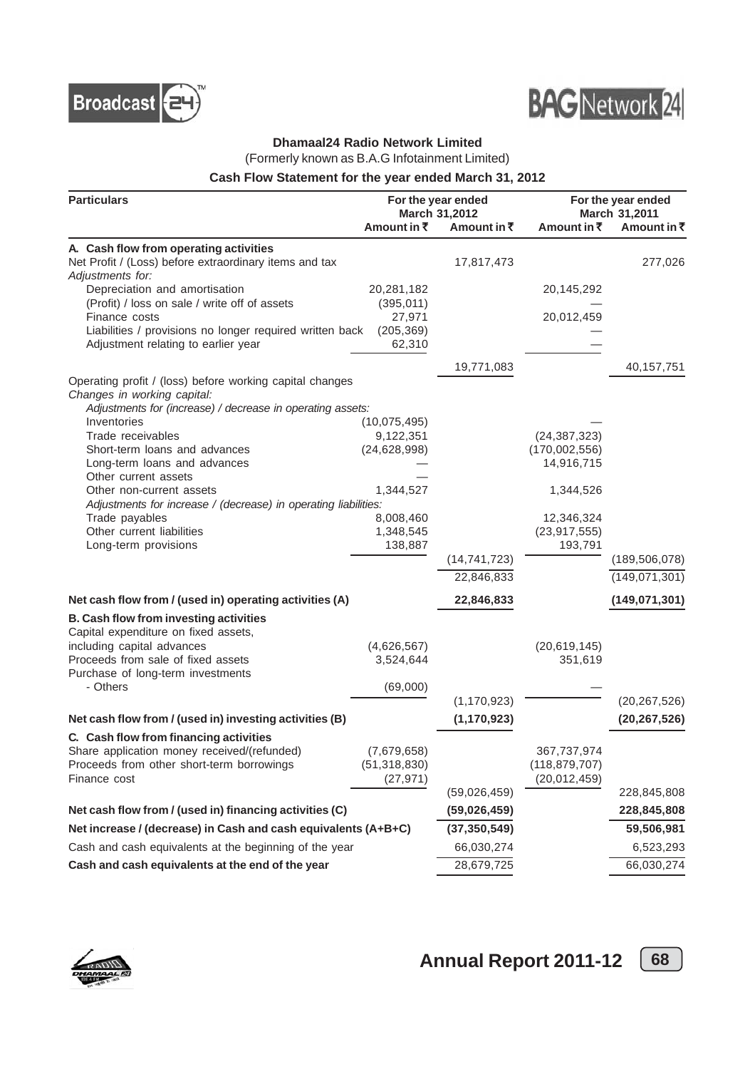**Dhamaal24 Radio Network Limited**

(Formerly known as B.A.G Infotainment Limited)

**Cash Flow Statement for the year ended March 31, 2012**

| Particulars | For the year ended March 31,2012 | | For the year ended March 31,2011 | |
|---|---|---|---|---|
| | Amount in ₹ | Amount in ₹ | Amount in ₹ | Amount in ₹ |
| **A. Cash flow from operating activities** | | | | |
| Net Profit / (Loss) before extraordinary items and tax | | 17,817,473 | | 277,026 |
| *Adjustments for:* | | | | |
| Depreciation and amortisation | 20,281,182 | | 20,145,292 | |
| (Profit) / loss on sale / write off of assets | (395,011) | | — | |
| Finance costs | 27,971 | | 20,012,459 | |
| Liabilities / provisions no longer required written back | (205,369) | | — | |
| Adjustment relating to earlier year | 62,310 | | — | |
| | | 19,771,083 | | 40,157,751 |
| Operating profit / (loss) before working capital changes | | | | |
| *Changes in working capital:* | | | | |
| *Adjustments for (increase) / decrease in operating assets:* | | | | |
| Inventories | (10,075,495) | | — | |
| Trade receivables | 9,122,351 | | (24,387,323) | |
| Short-term loans and advances | (24,628,998) | | (170,002,556) | |
| Long-term loans and advances | — | | 14,916,715 | |
| Other current assets | — | | | |
| Other non-current assets | 1,344,527 | | 1,344,526 | |
| *Adjustments for increase / (decrease) in operating liabilities:* | | | | |
| Trade payables | 8,008,460 | | 12,346,324 | |
| Other current liabilities | 1,348,545 | | (23,917,555) | |
| Long-term provisions | 138,887 | | 193,791 | |
| | | (14,741,723) | | (189,506,078) |
| | | 22,846,833 | | (149,071,301) |
| **Net cash flow from / (used in) operating activities (A)** | | **22,846,833** | | **(149,071,301)** |
| **B. Cash flow from investing activities** | | | | |
| Capital expenditure on fixed assets, including capital advances | (4,626,567) | | (20,619,145) | |
| Proceeds from sale of fixed assets | 3,524,644 | | 351,619 | |
| Purchase of long-term investments | | | | |
| - Others | (69,000) | | — | |
| | | (1,170,923) | | (20,267,526) |
| **Net cash flow from / (used in) investing activities (B)** | | **(1,170,923)** | | **(20,267,526)** |
| **C. Cash flow from financing activities** | | | | |
| Share application money received/(refunded) | (7,679,658) | | 367,737,974 | |
| Proceeds from other short-term borrowings | (51,318,830) | | (118,879,707) | |
| Finance cost | (27,971) | | (20,012,459) | |
| | | (59,026,459) | | 228,845,808 |
| **Net cash flow from / (used in) financing activities (C)** | | **(59,026,459)** | | **228,845,808** |
| **Net increase / (decrease) in Cash and cash equivalents (A+B+C)** | | **(37,350,549)** | | **59,506,981** |
| Cash and cash equivalents at the beginning of the year | | 66,030,274 | | 6,523,293 |
| **Cash and cash equivalents at the end of the year** | | 28,679,725 | | 66,030,274 |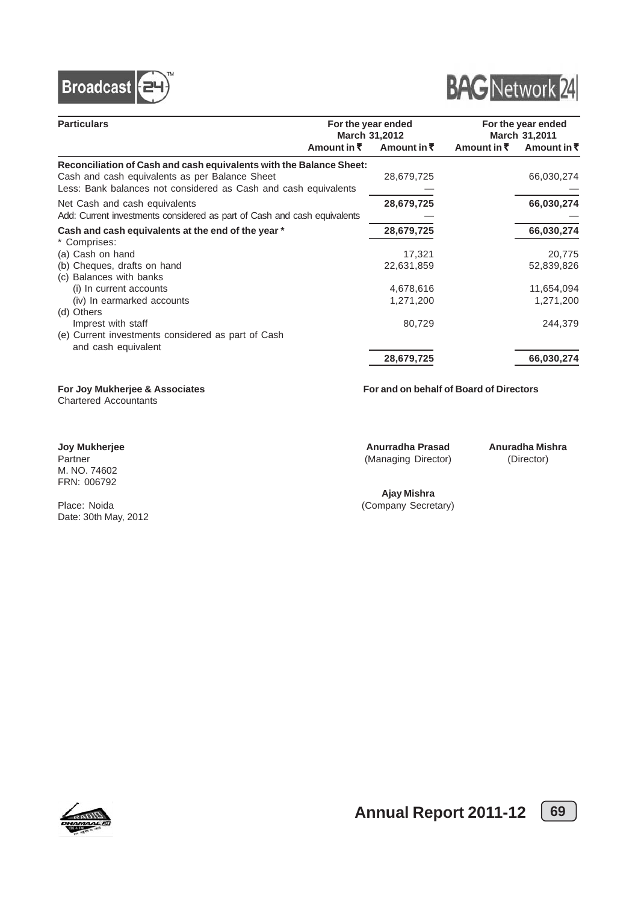| Particulars | For the year ended March 31,2012 | | For the year ended March 31,2011 | |
|---|---|---|---|---|
| | Amount in ₹ | Amount in ₹ | Amount in ₹ | Amount in ₹ |
| **Reconciliation of Cash and cash equivalents with the Balance Sheet:** | | | | |
| Cash and cash equivalents as per Balance Sheet | | 28,679,725 | | 66,030,274 |
| Less: Bank balances not considered as Cash and cash equivalents | | — | | — |
| Net Cash and cash equivalents | | **28,679,725** | | **66,030,274** |
| Add: Current investments considered as part of Cash and cash equivalents | | — | | — |
| **Cash and cash equivalents at the end of the year \*** | | **28,679,725** | | **66,030,274** |
| \* Comprises: | | | | |
| (a) Cash on hand | | 17,321 | | 20,775 |
| (b) Cheques, drafts on hand | | 22,631,859 | | 52,839,826 |
| (c) Balances with banks | | | | |
| (i) In current accounts | | 4,678,616 | | 11,654,094 |
| (iv) In earmarked accounts | | 1,271,200 | | 1,271,200 |
| (d) Others | | | | |
| Imprest with staff | | 80,729 | | 244,379 |
| (e) Current investments considered as part of Cash and cash equivalent | | | | |
| | | **28,679,725** | | **66,030,274** |

**For Joy Mukherjee & Associates**
Chartered Accountants

**For and on behalf of Board of Directors**

**Joy Mukherjee**
Partner
M. NO. 74602
FRN: 006792

Place: Noida
Date: 30th May, 2012

**Anurradha Prasad**
(Managing Director)

**Anuradha Mishra**
(Director)

**Ajay Mishra**
(Company Secretary)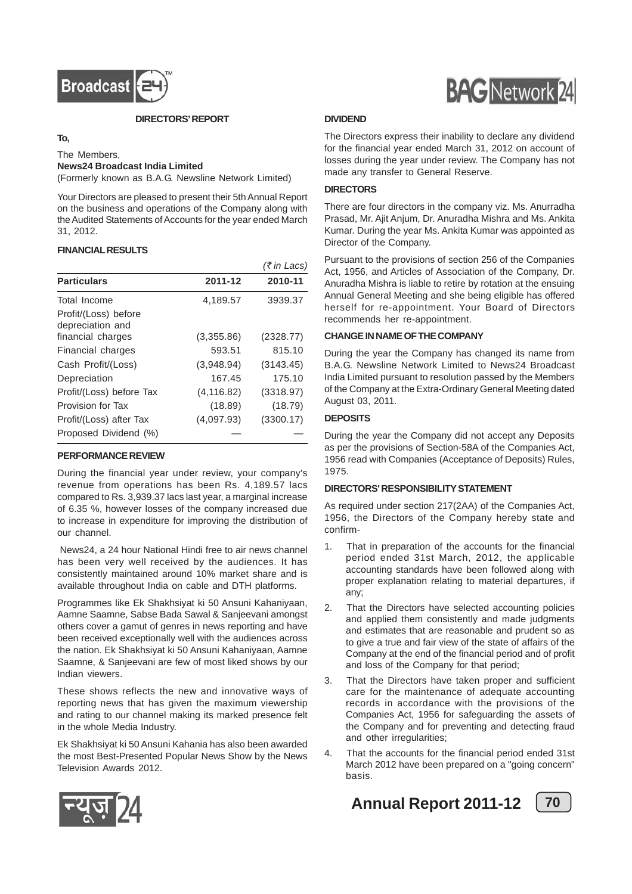## DIRECTORS' REPORT

**To,**

The Members,
**News24 Broadcast India Limited**
(Formerly known as B.A.G. Newsline Network Limited)

Your Directors are pleased to present their 5th Annual Report on the business and operations of the Company along with the Audited Statements of Accounts for the year ended March 31, 2012.

### FINANCIAL RESULTS

*(₹ in Lacs)*

| Particulars | 2011-12 | 2010-11 |
|---|---|---|
| Total Income | 4,189.57 | 3939.37 |
| Profit/(Loss) before depreciation and financial charges | (3,355.86) | (2328.77) |
| Financial charges | 593.51 | 815.10 |
| Cash Profit/(Loss) | (3,948.94) | (3143.45) |
| Depreciation | 167.45 | 175.10 |
| Profit/(Loss) before Tax | (4,116.82) | (3318.97) |
| Provision for Tax | (18.89) | (18.79) |
| Profit/(Loss) after Tax | (4,097.93) | (3300.17) |
| Proposed Dividend (%) | — | — |

### PERFORMANCE REVIEW

During the financial year under review, your company's revenue from operations has been Rs. 4,189.57 lacs compared to Rs. 3,939.37 lacs last year, a marginal increase of 6.35 %, however losses of the company increased due to increase in expenditure for improving the distribution of our channel.

News24, a 24 hour National Hindi free to air news channel has been very well received by the audiences. It has consistently maintained around 10% market share and is available throughout India on cable and DTH platforms.

Programmes like Ek Shakhsiyat ki 50 Ansuni Kahaniyaan, Aamne Saamne, Sabse Bada Sawal & Sanjeevani amongst others cover a gamut of genres in news reporting and have been received exceptionally well with the audiences across the nation. Ek Shakhsiyat ki 50 Ansuni Kahaniyaan, Aamne Saamne, & Sanjeevani are few of most liked shows by our Indian viewers.

These shows reflects the new and innovative ways of reporting news that has given the maximum viewership and rating to our channel making its marked presence felt in the whole Media Industry.

Ek Shakhsiyat ki 50 Ansuni Kahania has also been awarded the most Best-Presented Popular News Show by the News Television Awards 2012.

### DIVIDEND

The Directors express their inability to declare any dividend for the financial year ended March 31, 2012 on account of losses during the year under review. The Company has not made any transfer to General Reserve.

### DIRECTORS

There are four directors in the company viz. Ms. Anurradha Prasad, Mr. Ajit Anjum, Dr. Anuradha Mishra and Ms. Ankita Kumar. During the year Ms. Ankita Kumar was appointed as Director of the Company.

Pursuant to the provisions of section 256 of the Companies Act, 1956, and Articles of Association of the Company, Dr. Anuradha Mishra is liable to retire by rotation at the ensuing Annual General Meeting and she being eligible has offered herself for re-appointment. Your Board of Directors recommends her re-appointment.

### CHANGE IN NAME OF THE COMPANY

During the year the Company has changed its name from B.A.G. Newsline Network Limited to News24 Broadcast India Limited pursuant to resolution passed by the Members of the Company at the Extra-Ordinary General Meeting dated August 03, 2011.

### DEPOSITS

During the year the Company did not accept any Deposits as per the provisions of Section-58A of the Companies Act, 1956 read with Companies (Acceptance of Deposits) Rules, 1975.

### DIRECTORS' RESPONSIBILITY STATEMENT

As required under section 217(2AA) of the Companies Act, 1956, the Directors of the Company hereby state and confirm-

1. That in preparation of the accounts for the financial period ended 31st March, 2012, the applicable accounting standards have been followed along with proper explanation relating to material departures, if any;
2. That the Directors have selected accounting policies and applied them consistently and made judgments and estimates that are reasonable and prudent so as to give a true and fair view of the state of affairs of the Company at the end of the financial period and of profit and loss of the Company for that period;
3. That the Directors have taken proper and sufficient care for the maintenance of adequate accounting records in accordance with the provisions of the Companies Act, 1956 for safeguarding the assets of the Company and for preventing and detecting fraud and other irregularities;
4. That the accounts for the financial period ended 31st March 2012 have been prepared on a "going concern" basis.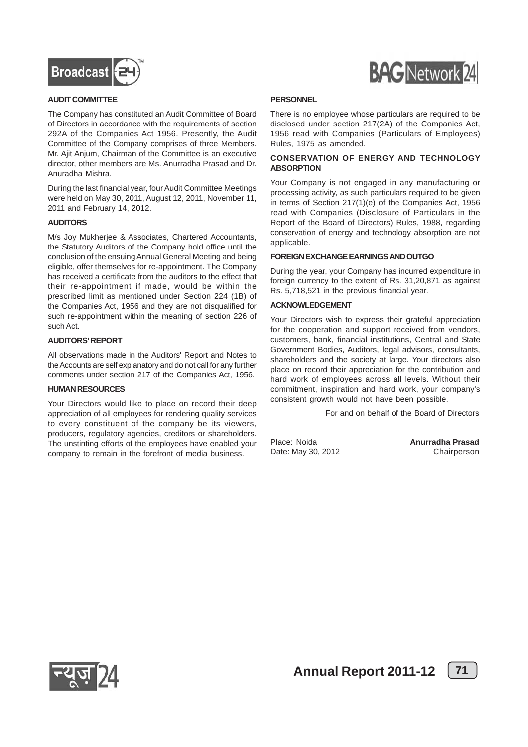## AUDIT COMMITTEE

The Company has constituted an Audit Committee of Board of Directors in accordance with the requirements of section 292A of the Companies Act 1956. Presently, the Audit Committee of the Company comprises of three Members. Mr. Ajit Anjum, Chairman of the Committee is an executive director, other members are Ms. Anurradha Prasad and Dr. Anuradha Mishra.

During the last financial year, four Audit Committee Meetings were held on May 30, 2011, August 12, 2011, November 11, 2011 and February 14, 2012.

## AUDITORS

M/s Joy Mukherjee & Associates, Chartered Accountants, the Statutory Auditors of the Company hold office until the conclusion of the ensuing Annual General Meeting and being eligible, offer themselves for re-appointment. The Company has received a certificate from the auditors to the effect that their re-appointment if made, would be within the prescribed limit as mentioned under Section 224 (1B) of the Companies Act, 1956 and they are not disqualified for such re-appointment within the meaning of section 226 of such Act.

## AUDITORS' REPORT

All observations made in the Auditors' Report and Notes to the Accounts are self explanatory and do not call for any further comments under section 217 of the Companies Act, 1956.

## HUMAN RESOURCES

Your Directors would like to place on record their deep appreciation of all employees for rendering quality services to every constituent of the company be its viewers, producers, regulatory agencies, creditors or shareholders. The unstinting efforts of the employees have enabled your company to remain in the forefront of media business.

## PERSONNEL

There is no employee whose particulars are required to be disclosed under section 217(2A) of the Companies Act, 1956 read with Companies (Particulars of Employees) Rules, 1975 as amended.

## CONSERVATION OF ENERGY AND TECHNOLOGY ABSORPTION

Your Company is not engaged in any manufacturing or processing activity, as such particulars required to be given in terms of Section 217(1)(e) of the Companies Act, 1956 read with Companies (Disclosure of Particulars in the Report of the Board of Directors) Rules, 1988, regarding conservation of energy and technology absorption are not applicable.

## FOREIGN EXCHANGE EARNINGS AND OUTGO

During the year, your Company has incurred expenditure in foreign currency to the extent of Rs. 31,20,871 as against Rs. 5,718,521 in the previous financial year.

## ACKNOWLEDGEMENT

Your Directors wish to express their grateful appreciation for the cooperation and support received from vendors, customers, bank, financial institutions, Central and State Government Bodies, Auditors, legal advisors, consultants, shareholders and the society at large. Your directors also place on record their appreciation for the contribution and hard work of employees across all levels. Without their commitment, inspiration and hard work, your company's consistent growth would not have been possible.

For and on behalf of the Board of Directors

Place: Noida
Date: May 30, 2012

**Anurradha Prasad**
Chairperson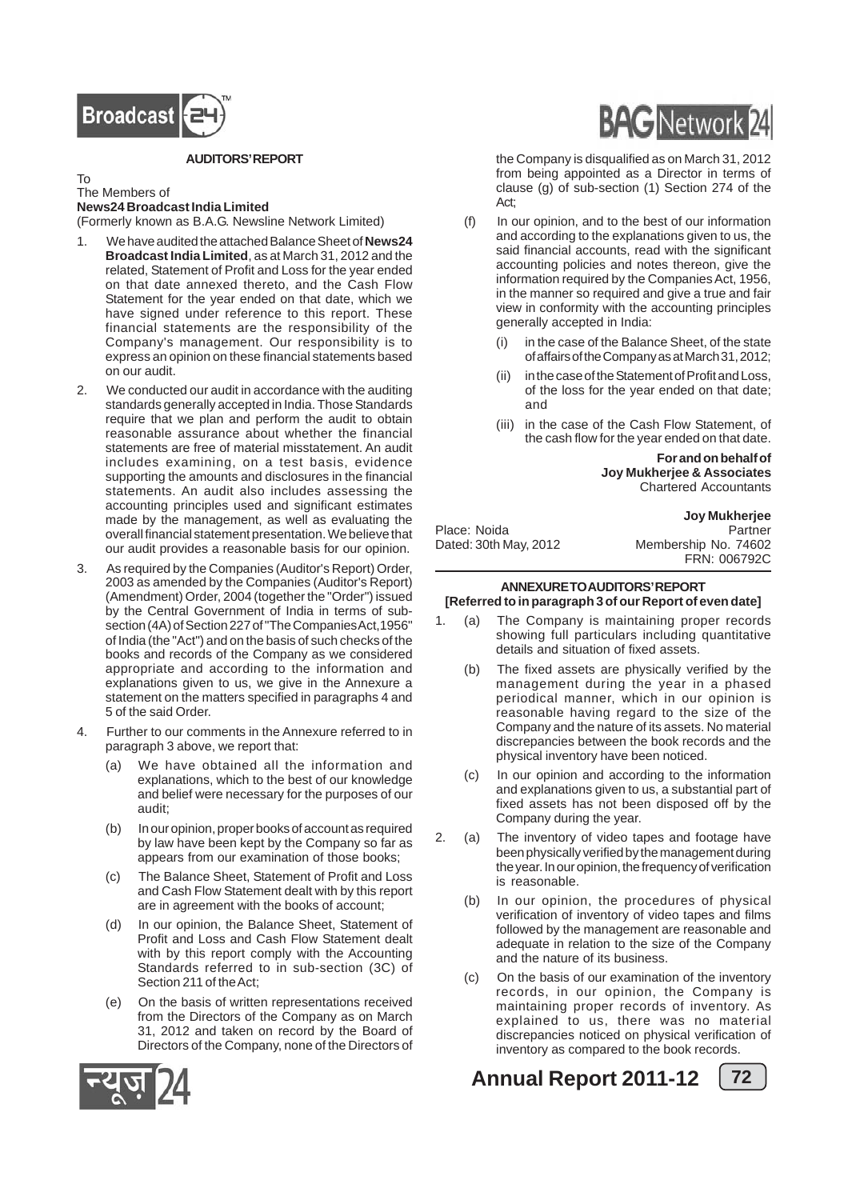## AUDITORS' REPORT

To
The Members of
**News24 Broadcast India Limited**
(Formerly known as B.A.G. Newsline Network Limited)

1. We have audited the attached Balance Sheet of **News24 Broadcast India Limited**, as at March 31, 2012 and the related, Statement of Profit and Loss for the year ended on that date annexed thereto, and the Cash Flow Statement for the year ended on that date, which we have signed under reference to this report. These financial statements are the responsibility of the Company's management. Our responsibility is to express an opinion on these financial statements based on our audit.

2. We conducted our audit in accordance with the auditing standards generally accepted in India. Those Standards require that we plan and perform the audit to obtain reasonable assurance about whether the financial statements are free of material misstatement. An audit includes examining, on a test basis, evidence supporting the amounts and disclosures in the financial statements. An audit also includes assessing the accounting principles used and significant estimates made by the management, as well as evaluating the overall financial statement presentation. We believe that our audit provides a reasonable basis for our opinion.

3. As required by the Companies (Auditor's Report) Order, 2003 as amended by the Companies (Auditor's Report) (Amendment) Order, 2004 (together the "Order") issued by the Central Government of India in terms of sub-section (4A) of Section 227 of "The Companies Act,1956" of India (the "Act") and on the basis of such checks of the books and records of the Company as we considered appropriate and according to the information and explanations given to us, we give in the Annexure a statement on the matters specified in paragraphs 4 and 5 of the said Order.

4. Further to our comments in the Annexure referred to in paragraph 3 above, we report that:

   (a) We have obtained all the information and explanations, which to the best of our knowledge and belief were necessary for the purposes of our audit;

   (b) In our opinion, proper books of account as required by law have been kept by the Company so far as appears from our examination of those books;

   (c) The Balance Sheet, Statement of Profit and Loss and Cash Flow Statement dealt with by this report are in agreement with the books of account;

   (d) In our opinion, the Balance Sheet, Statement of Profit and Loss and Cash Flow Statement dealt with by this report comply with the Accounting Standards referred to in sub-section (3C) of Section 211 of the Act;

   (e) On the basis of written representations received from the Directors of the Company as on March 31, 2012 and taken on record by the Board of Directors of the Company, none of the Directors of the Company is disqualified as on March 31, 2012 from being appointed as a Director in terms of clause (g) of sub-section (1) Section 274 of the Act;

   (f) In our opinion, and to the best of our information and according to the explanations given to us, the said financial accounts, read with the significant accounting policies and notes thereon, give the information required by the Companies Act, 1956, in the manner so required and give a true and fair view in conformity with the accounting principles generally accepted in India:

      (i) in the case of the Balance Sheet, of the state of affairs of the Company as at March 31, 2012;

      (ii) in the case of the Statement of Profit and Loss, of the loss for the year ended on that date; and

      (iii) in the case of the Cash Flow Statement, of the cash flow for the year ended on that date.

**For and on behalf of**
**Joy Mukherjee & Associates**
Chartered Accountants

**Joy Mukherjee**
Partner
Membership No. 74602
FRN: 006792C

Place: Noida
Dated: 30th May, 2012

## ANNEXURE TO AUDITORS' REPORT

**[Referred to in paragraph 3 of our Report of even date]**

1. (a) The Company is maintaining proper records showing full particulars including quantitative details and situation of fixed assets.

   (b) The fixed assets are physically verified by the management during the year in a phased periodical manner, which in our opinion is reasonable having regard to the size of the Company and the nature of its assets. No material discrepancies between the book records and the physical inventory have been noticed.

   (c) In our opinion and according to the information and explanations given to us, a substantial part of fixed assets has not been disposed off by the Company during the year.

2. (a) The inventory of video tapes and footage have been physically verified by the management during the year. In our opinion, the frequency of verification is reasonable.

   (b) In our opinion, the procedures of physical verification of inventory of video tapes and films followed by the management are reasonable and adequate in relation to the size of the Company and the nature of its business.

   (c) On the basis of our examination of the inventory records, in our opinion, the Company is maintaining proper records of inventory. As explained to us, there was no material discrepancies noticed on physical verification of inventory as compared to the book records.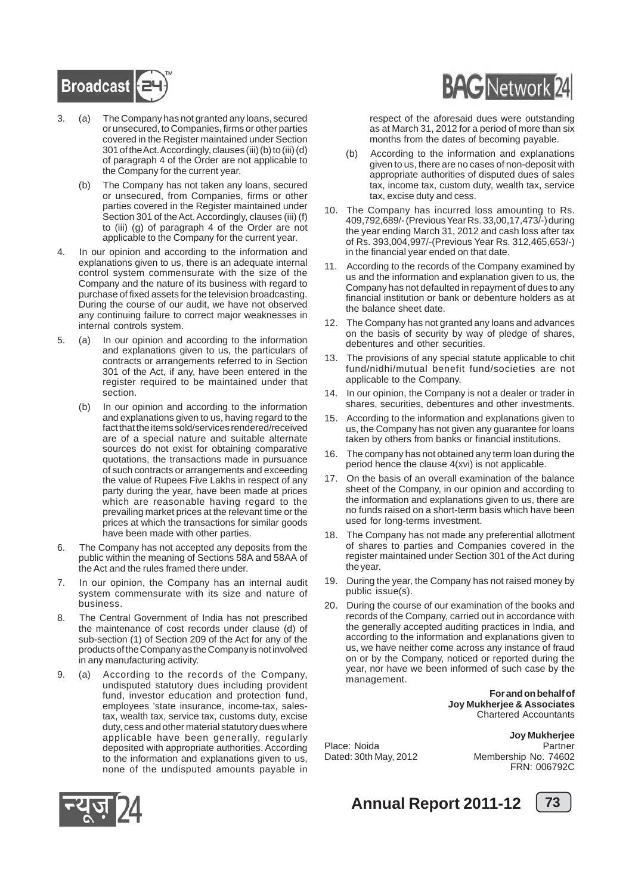3. (a) The Company has not granted any loans, secured or unsecured, to Companies, firms or other parties covered in the Register maintained under Section 301 of the Act. Accordingly, clauses (iii) (b) to (iii) (d) of paragraph 4 of the Order are not applicable to the Company for the current year.

   (b) The Company has not taken any loans, secured or unsecured, from Companies, firms or other parties covered in the Register maintained under Section 301 of the Act. Accordingly, clauses (iii) (f) to (iii) (g) of paragraph 4 of the Order are not applicable to the Company for the current year.

4. In our opinion and according to the information and explanations given to us, there is an adequate internal control system commensurate with the size of the Company and the nature of its business with regard to purchase of fixed assets for the television broadcasting. During the course of our audit, we have not observed any continuing failure to correct major weaknesses in internal controls system.

5. (a) In our opinion and according to the information and explanations given to us, the particulars of contracts or arrangements referred to in Section 301 of the Act, if any, have been entered in the register required to be maintained under that section.

   (b) In our opinion and according to the information and explanations given to us, having regard to the fact that the items sold/services rendered/received are of a special nature and suitable alternate sources do not exist for obtaining comparative quotations, the transactions made in pursuance of such contracts or arrangements and exceeding the value of Rupees Five Lakhs in respect of any party during the year, have been made at prices which are reasonable having regard to the prevailing market prices at the relevant time or the prices at which the transactions for similar goods have been made with other parties.

6. The Company has not accepted any deposits from the public within the meaning of Sections 58A and 58AA of the Act and the rules framed there under.

7. In our opinion, the Company has an internal audit system commensurate with its size and nature of business.

8. The Central Government of India has not prescribed the maintenance of cost records under clause (d) of sub-section (1) of Section 209 of the Act for any of the products of the Company as the Company is not involved in any manufacturing activity.

9. (a) According to the records of the Company, undisputed statutory dues including provident fund, investor education and protection fund, employees 'state insurance, income-tax, sales-tax, wealth tax, service tax, customs duty, excise duty, cess and other material statutory dues where applicable have been generally, regularly deposited with appropriate authorities. According to the information and explanations given to us, none of the undisputed amounts payable in respect of the aforesaid dues were outstanding as at March 31, 2012 for a period of more than six months from the dates of becoming payable.

   (b) According to the information and explanations given to us, there are no cases of non-deposit with appropriate authorities of disputed dues of sales tax, income tax, custom duty, wealth tax, service tax, excise duty and cess.

10. The Company has incurred loss amounting to Rs. 409,792,689/- (Previous Year Rs. 33,00,17,473/-) during the year ending March 31, 2012 and cash loss after tax of Rs. 393,004,997/-(Previous Year Rs. 312,465,653/-) in the financial year ended on that date.

11. According to the records of the Company examined by us and the information and explanation given to us, the Company has not defaulted in repayment of dues to any financial institution or bank or debenture holders as at the balance sheet date.

12. The Company has not granted any loans and advances on the basis of security by way of pledge of shares, debentures and other securities.

13. The provisions of any special statute applicable to chit fund/nidhi/mutual benefit fund/societies are not applicable to the Company.

14. In our opinion, the Company is not a dealer or trader in shares, securities, debentures and other investments.

15. According to the information and explanations given to us, the Company has not given any guarantee for loans taken by others from banks or financial institutions.

16. The company has not obtained any term loan during the period hence the clause 4(xvi) is not applicable.

17. On the basis of an overall examination of the balance sheet of the Company, in our opinion and according to the information and explanations given to us, there are no funds raised on a short-term basis which have been used for long-terms investment.

18. The Company has not made any preferential allotment of shares to parties and Companies covered in the register maintained under Section 301 of the Act during the year.

19. During the year, the Company has not raised money by public issue(s).

20. During the course of our examination of the books and records of the Company, carried out in accordance with the generally accepted auditing practices in India, and according to the information and explanations given to us, we have neither come across any instance of fraud on or by the Company, noticed or reported during the year, nor have we been informed of such case by the management.

**For and on behalf of**
**Joy Mukherjee & Associates**
Chartered Accountants

**Joy Mukherjee**
Partner
Membership No. 74602
FRN: 006792C

Place: Noida
Dated: 30th May, 2012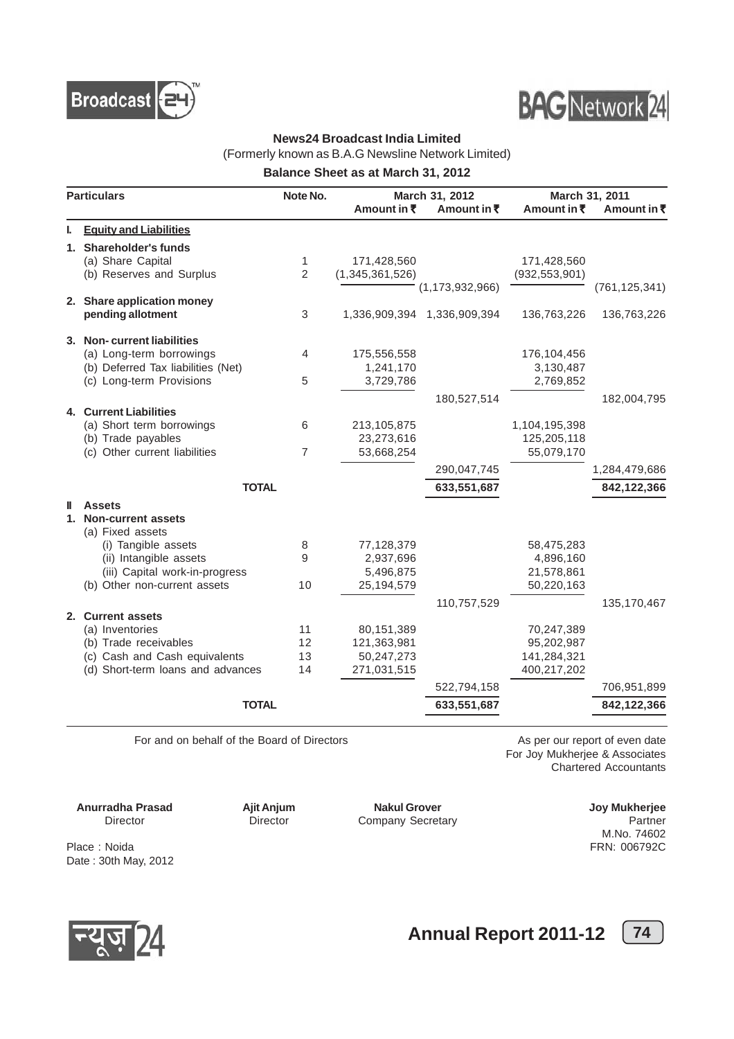**News24 Broadcast India Limited**

(Formerly known as B.A.G Newsline Network Limited)

**Balance Sheet as at March 31, 2012**

| Particulars | Note No. | March 31, 2012 Amount in ₹ | March 31, 2012 Amount in ₹ | March 31, 2011 Amount in ₹ | March 31, 2011 Amount in ₹ |
|---|---|---|---|---|---|
| **I. Equity and Liabilities** | | | | | |
| **1. Shareholder's funds** | | | | | |
| (a) Share Capital | 1 | 171,428,560 | | 171,428,560 | |
| (b) Reserves and Surplus | 2 | (1,345,361,526) | | (932,553,901) | |
| | | | (1,173,932,966) | | (761,125,341) |
| **2. Share application money pending allotment** | 3 | 1,336,909,394 | 1,336,909,394 | 136,763,226 | 136,763,226 |
| **3. Non- current liabilities** | | | | | |
| (a) Long-term borrowings | 4 | 175,556,558 | | 176,104,456 | |
| (b) Deferred Tax liabilities (Net) | | 1,241,170 | | 3,130,487 | |
| (c) Long-term Provisions | 5 | 3,729,786 | | 2,769,852 | |
| | | | 180,527,514 | | 182,004,795 |
| **4. Current Liabilities** | | | | | |
| (a) Short term borrowings | 6 | 213,105,875 | | 1,104,195,398 | |
| (b) Trade payables | | 23,273,616 | | 125,205,118 | |
| (c) Other current liabilities | 7 | 53,668,254 | | 55,079,170 | |
| | | | 290,047,745 | | 1,284,479,686 |
| **TOTAL** | | | **633,551,687** | | **842,122,366** |
| **II Assets** | | | | | |
| **1. Non-current assets** | | | | | |
| (a) Fixed assets | | | | | |
| (i) Tangible assets | 8 | 77,128,379 | | 58,475,283 | |
| (ii) Intangible assets | 9 | 2,937,696 | | 4,896,160 | |
| (iii) Capital work-in-progress | | 5,496,875 | | 21,578,861 | |
| (b) Other non-current assets | 10 | 25,194,579 | | 50,220,163 | |
| | | | 110,757,529 | | 135,170,467 |
| **2. Current assets** | | | | | |
| (a) Inventories | 11 | 80,151,389 | | 70,247,389 | |
| (b) Trade receivables | 12 | 121,363,981 | | 95,202,987 | |
| (c) Cash and Cash equivalents | 13 | 50,247,273 | | 141,284,321 | |
| (d) Short-term loans and advances | 14 | 271,031,515 | | 400,217,202 | |
| | | | 522,794,158 | | 706,951,899 |
| **TOTAL** | | | **633,551,687** | | **842,122,366** |

For and on behalf of the Board of Directors

As per our report of even date
For Joy Mukherjee & Associates
Chartered Accountants

**Anurradha Prasad**
Director

**Ajit Anjum**
Director

**Nakul Grover**
Company Secretary

**Joy Mukherjee**
Partner
M.No. 74602
FRN: 006792C

Place : Noida
Date : 30th May, 2012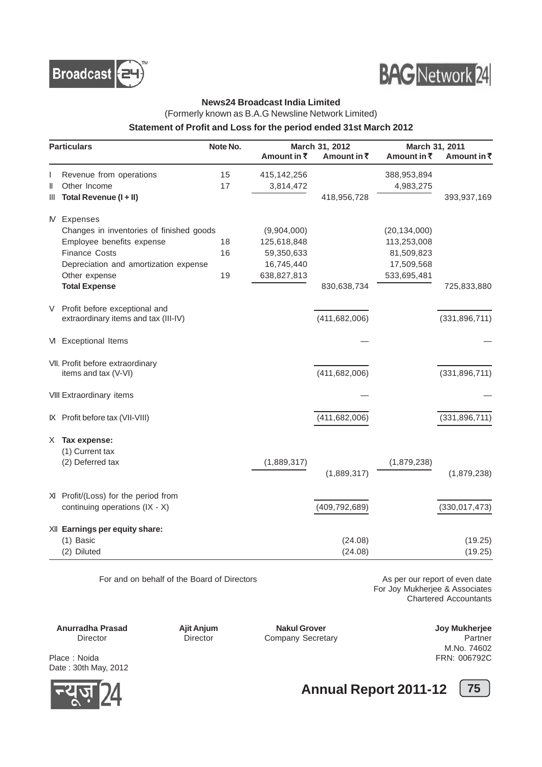**News24 Broadcast India Limited**

(Formerly known as B.A.G Newsline Network Limited)

**Statement of Profit and Loss for the period ended 31st March 2012**

| | Particulars | Note No. | March 31, 2012 | | March 31, 2011 | |
|---|---|---|---|---|---|---|
| | | | Amount in ₹ | Amount in ₹ | Amount in ₹ | Amount in ₹ |
| I | Revenue from operations | 15 | 415,142,256 | | 388,953,894 | |
| II | Other Income | 17 | 3,814,472 | | 4,983,275 | |
| III | **Total Revenue (I + II)** | | | 418,956,728 | | 393,937,169 |
| IV | Expenses | | | | | |
| | Changes in inventories of finished goods | | (9,904,000) | | (20,134,000) | |
| | Employee benefits expense | 18 | 125,618,848 | | 113,253,008 | |
| | Finance Costs | 16 | 59,350,633 | | 81,509,823 | |
| | Depreciation and amortization expense | | 16,745,440 | | 17,509,568 | |
| | Other expense | 19 | 638,827,813 | | 533,695,481 | |
| | **Total Expense** | | | 830,638,734 | | 725,833,880 |
| V | Profit before exceptional and extraordinary items and tax (III-IV) | | | (411,682,006) | | (331,896,711) |
| VI | Exceptional Items | | | — | | — |
| VII. | Profit before extraordinary items and tax (V-VI) | | | (411,682,006) | | (331,896,711) |
| VIII | Extraordinary items | | | — | | — |
| IX | Profit before tax (VII-VIII) | | | (411,682,006) | | (331,896,711) |
| X | **Tax expense:** | | | | | |
| | (1) Current tax | | | | | |
| | (2) Deferred tax | | (1,889,317) | | (1,879,238) | |
| | | | | (1,889,317) | | (1,879,238) |
| XI | Profit/(Loss) for the period from continuing operations (IX - X) | | | (409,792,689) | | (330,017,473) |
| XII | **Earnings per equity share:** | | | | | |
| | (1) Basic | | | (24.08) | | (19.25) |
| | (2) Diluted | | | (24.08) | | (19.25) |

For and on behalf of the Board of Directors

As per our report of even date
For Joy Mukherjee & Associates
Chartered Accountants

**Anurradha Prasad**
Director

**Ajit Anjum**
Director

**Nakul Grover**
Company Secretary

**Joy Mukherjee**
Partner
M.No. 74602
FRN: 006792C

Place : Noida
Date : 30th May, 2012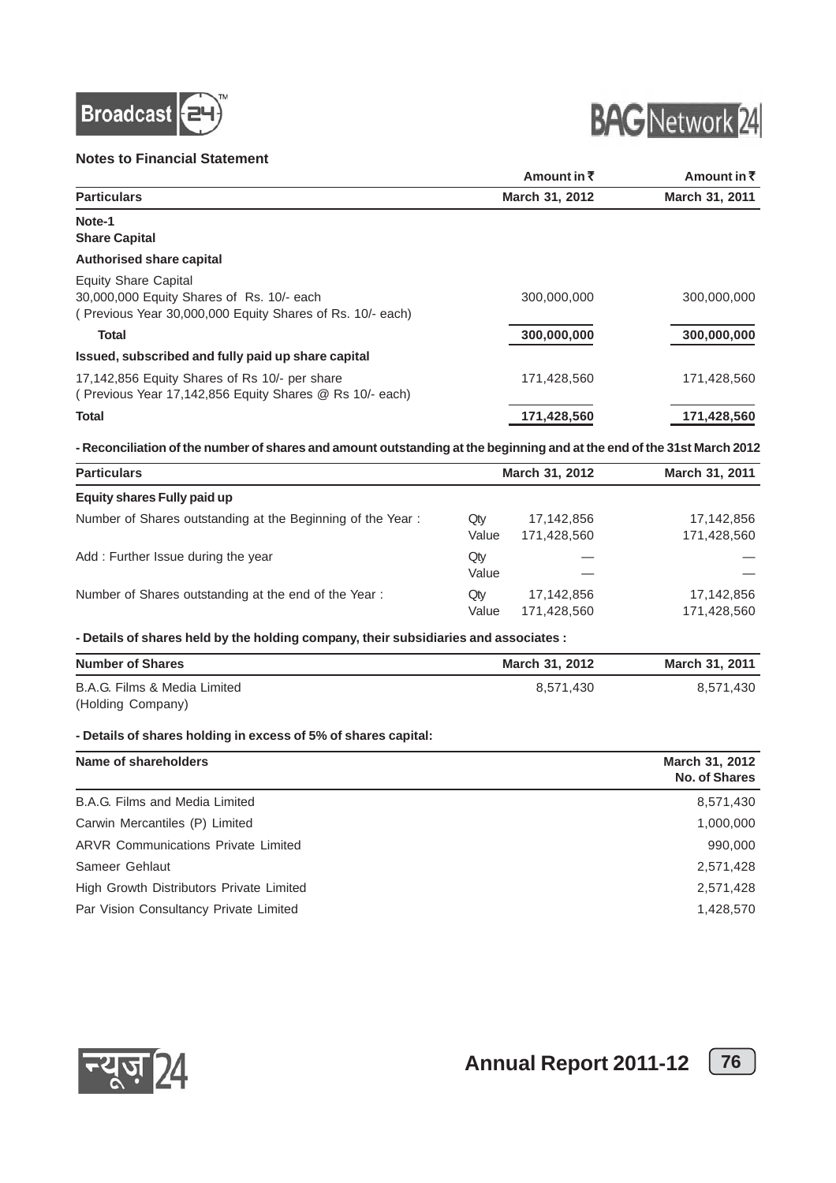## Notes to Financial Statement

| Particulars | Amount in ₹ March 31, 2012 | Amount in ₹ March 31, 2011 |
|---|---|---|
| **Note-1** | | |
| **Share Capital** | | |
| **Authorised share capital** | | |
| Equity Share Capital<br>30,000,000 Equity Shares of Rs. 10/- each<br>( Previous Year 30,000,000 Equity Shares of Rs. 10/- each) | 300,000,000 | 300,000,000 |
| **Total** | **300,000,000** | **300,000,000** |
| **Issued, subscribed and fully paid up share capital** | | |
| 17,142,856 Equity Shares of Rs 10/- per share<br>( Previous Year 17,142,856 Equity Shares @ Rs 10/- each) | 171,428,560 | 171,428,560 |
| **Total** | **171,428,560** | **171,428,560** |

**- Reconciliation of the number of shares and amount outstanding at the beginning and at the end of the 31st March 2012**

| Particulars | | March 31, 2012 | March 31, 2011 |
|---|---|---|---|
| **Equity shares Fully paid up** | | | |
| Number of Shares outstanding at the Beginning of the Year : | Qty | 17,142,856 | 17,142,856 |
| | Value | 171,428,560 | 171,428,560 |
| Add : Further Issue during the year | Qty | — | — |
| | Value | — | — |
| Number of Shares outstanding at the end of the Year : | Qty | 17,142,856 | 17,142,856 |
| | Value | 171,428,560 | 171,428,560 |

**- Details of shares held by the holding company, their subsidiaries and associates :**

| Number of Shares | March 31, 2012 | March 31, 2011 |
|---|---|---|
| B.A.G. Films & Media Limited<br>(Holding Company) | 8,571,430 | 8,571,430 |

**- Details of shares holding in excess of 5% of shares capital:**

| Name of shareholders | March 31, 2012 No. of Shares |
|---|---|
| B.A.G. Films and Media Limited | 8,571,430 |
| Carwin Mercantiles (P) Limited | 1,000,000 |
| ARVR Communications Private Limited | 990,000 |
| Sameer Gehlaut | 2,571,428 |
| High Growth Distributors Private Limited | 2,571,428 |
| Par Vision Consultancy Private Limited | 1,428,570 |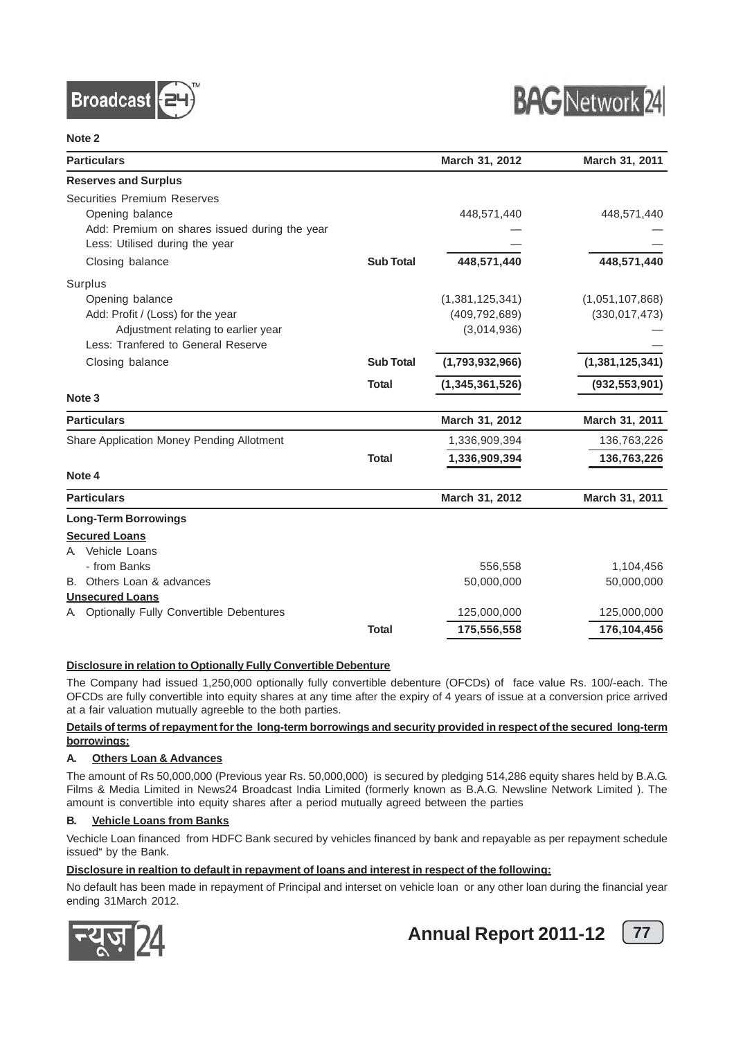**Note 2**

| Particulars | | March 31, 2012 | March 31, 2011 |
|---|---|---|---|
| **Reserves and Surplus** | | | |
| Securities Premium Reserves | | | |
| Opening balance | | 448,571,440 | 448,571,440 |
| Add: Premium on shares issued during the year | | — | — |
| Less: Utilised during the year | | — | — |
| Closing balance | **Sub Total** | **448,571,440** | **448,571,440** |
| Surplus | | | |
| Opening balance | | (1,381,125,341) | (1,051,107,868) |
| Add: Profit / (Loss) for the year | | (409,792,689) | (330,017,473) |
| Adjustment relating to earlier year | | (3,014,936) | — |
| Less: Tranfered to General Reserve | | | — |
| Closing balance | **Sub Total** | **(1,793,932,966)** | **(1,381,125,341)** |
| | **Total** | **(1,345,361,526)** | **(932,553,901)** |

**Note 3**

| Particulars | | March 31, 2012 | March 31, 2011 |
|---|---|---|---|
| Share Application Money Pending Allotment | | 1,336,909,394 | 136,763,226 |
| | **Total** | **1,336,909,394** | **136,763,226** |

**Note 4**

| Particulars | | March 31, 2012 | March 31, 2011 |
|---|---|---|---|
| **Long-Term Borrowings** | | | |
| **Secured Loans** | | | |
| A. Vehicle Loans | | | |
| - from Banks | | 556,558 | 1,104,456 |
| B. Others Loan & advances | | 50,000,000 | 50,000,000 |
| **Unsecured Loans** | | | |
| A. Optionally Fully Convertible Debentures | | 125,000,000 | 125,000,000 |
| | **Total** | **175,556,558** | **176,104,456** |

**Disclosure in relation to Optionally Fully Convertible Debenture**

The Company had issued 1,250,000 optionally fully convertible debenture (OFCDs) of face value Rs. 100/-each. The OFCDs are fully convertible into equity shares at any time after the expiry of 4 years of issue at a conversion price arrived at a fair valuation mutually agreeble to the both parties.

**Details of terms of repayment for the long-term borrowings and security provided in respect of the secured long-term borrowings:**

**A. Others Loan & Advances**

The amount of Rs 50,000,000 (Previous year Rs. 50,000,000) is secured by pledging 514,286 equity shares held by B.A.G. Films & Media Limited in News24 Broadcast India Limited (formerly known as B.A.G. Newsline Network Limited ). The amount is convertible into equity shares after a period mutually agreed between the parties

**B. Vehicle Loans from Banks**

Vechicle Loan financed from HDFC Bank secured by vehicles financed by bank and repayable as per repayment schedule issued" by the Bank.

**Disclosure in realtion to default in repayment of loans and interest in respect of the following:**

No default has been made in repayment of Principal and interset on vehicle loan or any other loan during the financial year ending 31March 2012.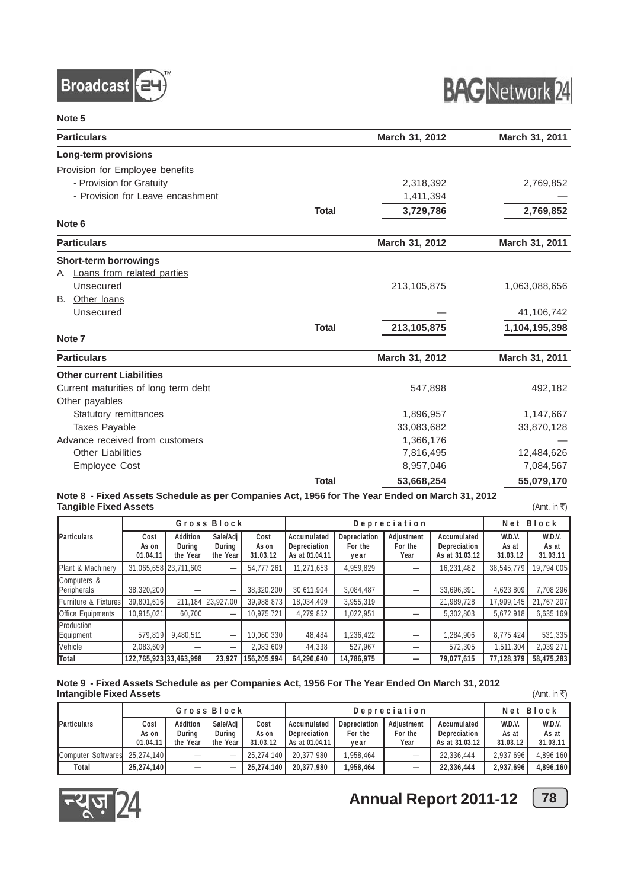**Note 5**

| Particulars | | March 31, 2012 | March 31, 2011 |
|---|---|---|---|
| **Long-term provisions** | | | |
| Provision for Employee benefits | | | |
| - Provision for Gratuity | | 2,318,392 | 2,769,852 |
| - Provision for Leave encashment | | 1,411,394 | — |
| | **Total** | **3,729,786** | **2,769,852** |

**Note 6**

| Particulars | | March 31, 2012 | March 31, 2011 |
|---|---|---|---|
| **Short-term borrowings** | | | |
| A. Loans from related parties | | | |
| Unsecured | | 213,105,875 | 1,063,088,656 |
| B. Other loans | | | |
| Unsecured | | — | 41,106,742 |
| | **Total** | **213,105,875** | **1,104,195,398** |

**Note 7**

| Particulars | | March 31, 2012 | March 31, 2011 |
|---|---|---|---|
| **Other current Liabilities** | | | |
| Current maturities of long term debt | | 547,898 | 492,182 |
| Other payables | | | |
| Statutory remittances | | 1,896,957 | 1,147,667 |
| Taxes Payable | | 33,083,682 | 33,870,128 |
| Advance received from customers | | 1,366,176 | — |
| Other Liabilities | | 7,816,495 | 12,484,626 |
| Employee Cost | | 8,957,046 | 7,084,567 |
| | **Total** | **53,668,254** | **55,079,170** |

**Note 8 - Fixed Assets Schedule as per Companies Act, 1956 for The Year Ended on March 31, 2012**
**Tangible Fixed Assets**

(Amt. in ₹)

| Particulars | Gross Block | | | | Depreciation | | | | Net Block | |
|---|---|---|---|---|---|---|---|---|---|---|
| | Cost As on 01.04.11 | Addition During the Year | Sale/Adj During the Year | Cost As on 31.03.12 | Accumulated Depreciation As at 01.04.11 | Depreciation For the year | Adjustment For the Year | Accumulated Depreciation As at 31.03.12 | W.D.V. As at 31.03.12 | W.D.V. As at 31.03.11 |
| Plant & Machinery | 31,065,658 | 23,711,603 | — | 54,777,261 | 11,271,653 | 4,959,829 | — | 16,231,482 | 38,545,779 | 19,794,005 |
| Computers & Peripherals | 38,320,200 | — | — | 38,320,200 | 30,611,904 | 3,084,487 | — | 33,696,391 | 4,623,809 | 7,708,296 |
| Furniture & Fixtures | 39,801,616 | 211,184 | 23,927.00 | 39,988,873 | 18,034,409 | 3,955,319 | | 21,989,728 | 17,999,145 | 21,767,207 |
| Office Equipments | 10,915,021 | 60,700 | — | 10,975,721 | 4,279,852 | 1,022,951 | — | 5,302,803 | 5,672,918 | 6,635,169 |
| Production Equipment | 579,819 | 9,480,511 | — | 10,060,330 | 48,484 | 1,236,422 | — | 1,284,906 | 8,775,424 | 531,335 |
| Vehicle | 2,083,609 | — | — | 2,083,609 | 44,338 | 527,967 | — | 572,305 | 1,511,304 | 2,039,271 |
| **Total** | **122,765,923** | **33,463,998** | **23,927** | **156,205,994** | **64,290,640** | **14,786,975** | **—** | **79,077,615** | **77,128,379** | **58,475,283** |

**Note 9 - Fixed Assets Schedule as per Companies Act, 1956 For The Year Ended On March 31, 2012**
**Intangible Fixed Assets**

(Amt. in ₹)

| Particulars | Gross Block | | | | Depreciation | | | | Net Block | |
|---|---|---|---|---|---|---|---|---|---|---|
| | Cost As on 01.04.11 | Addition During the Year | Sale/Adj During the Year | Cost As on 31.03.12 | Accumulated Depreciation As at 01.04.11 | Depreciation For the year | Adjustment For the Year | Accumulated Depreciation As at 31.03.12 | W.D.V. As at 31.03.12 | W.D.V. As at 31.03.11 |
| Computer Softwares | 25,274,140 | — | — | 25,274,140 | 20,377,980 | 1,958,464 | — | 22,336,444 | 2,937,696 | 4,896,160 |
| **Total** | **25,274,140** | **—** | **—** | **25,274,140** | **20,377,980** | **1,958,464** | **—** | **22,336,444** | **2,937,696** | **4,896,160** |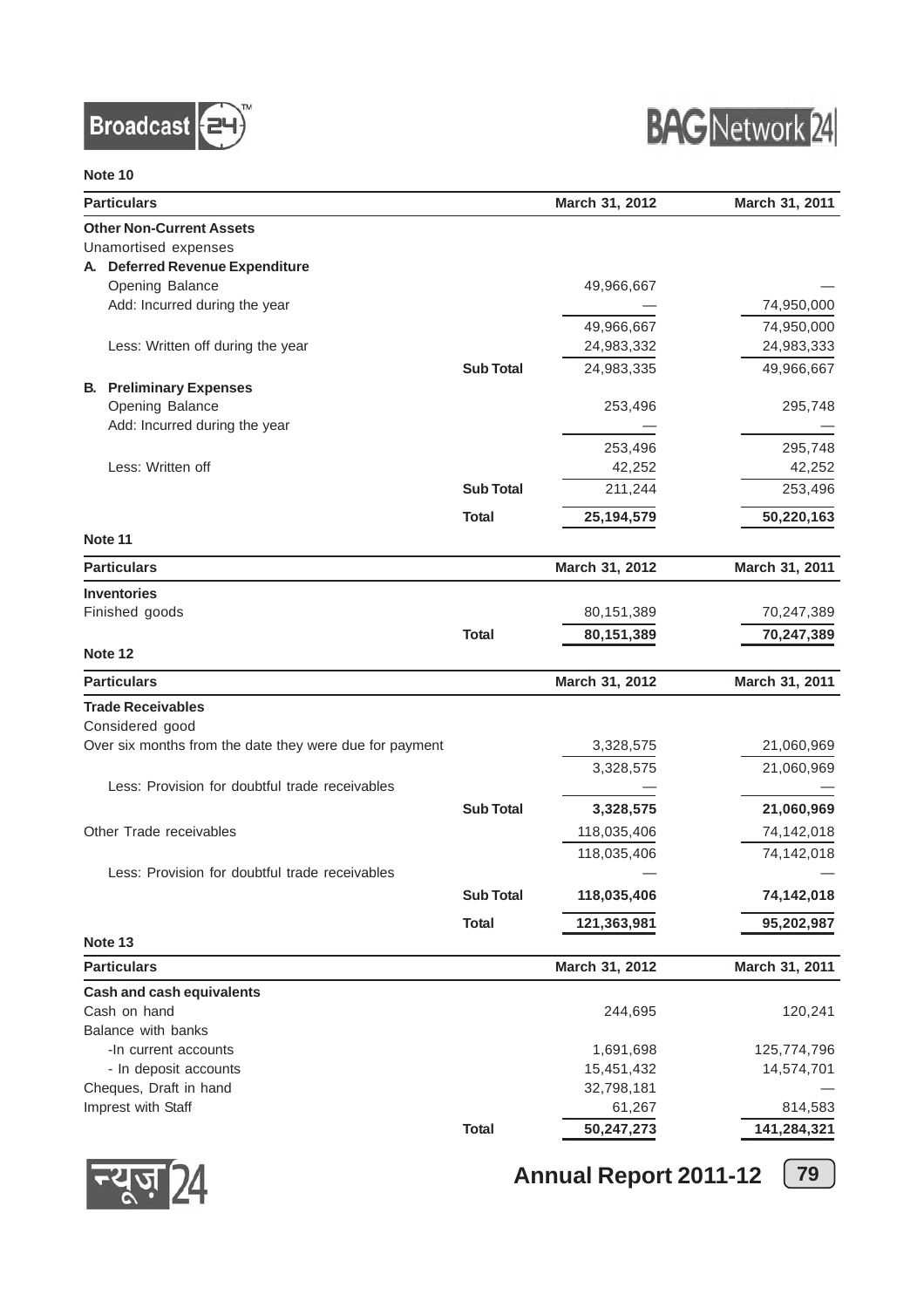**Note 10**

| Particulars | | March 31, 2012 | March 31, 2011 |
|---|---|---|---|
| **Other Non-Current Assets** | | | |
| Unamortised expenses | | | |
| **A. Deferred Revenue Expenditure** | | | |
| Opening Balance | | 49,966,667 | — |
| Add: Incurred during the year | | — | 74,950,000 |
| | | 49,966,667 | 74,950,000 |
| Less: Written off during the year | | 24,983,332 | 24,983,333 |
| | **Sub Total** | 24,983,335 | 49,966,667 |
| **B. Preliminary Expenses** | | | |
| Opening Balance | | 253,496 | 295,748 |
| Add: Incurred during the year | | — | — |
| | | 253,496 | 295,748 |
| Less: Written off | | 42,252 | 42,252 |
| | **Sub Total** | 211,244 | 253,496 |
| | **Total** | **25,194,579** | **50,220,163** |

**Note 11**

| Particulars | | March 31, 2012 | March 31, 2011 |
|---|---|---|---|
| **Inventories** | | | |
| Finished goods | | 80,151,389 | 70,247,389 |
| | **Total** | **80,151,389** | **70,247,389** |

**Note 12**

| Particulars | | March 31, 2012 | March 31, 2011 |
|---|---|---|---|
| **Trade Receivables** | | | |
| Considered good | | | |
| Over six months from the date they were due for payment | | 3,328,575 | 21,060,969 |
| | | 3,328,575 | 21,060,969 |
| Less: Provision for doubtful trade receivables | | — | — |
| | **Sub Total** | **3,328,575** | **21,060,969** |
| Other Trade receivables | | 118,035,406 | 74,142,018 |
| | | 118,035,406 | 74,142,018 |
| Less: Provision for doubtful trade receivables | | — | — |
| | **Sub Total** | **118,035,406** | **74,142,018** |
| | **Total** | **121,363,981** | **95,202,987** |

**Note 13**

| Particulars | | March 31, 2012 | March 31, 2011 |
|---|---|---|---|
| **Cash and cash equivalents** | | | |
| Cash on hand | | 244,695 | 120,241 |
| Balance with banks | | | |
| -In current accounts | | 1,691,698 | 125,774,796 |
| - In deposit accounts | | 15,451,432 | 14,574,701 |
| Cheques, Draft in hand | | 32,798,181 | — |
| Imprest with Staff | | 61,267 | 814,583 |
| | **Total** | **50,247,273** | **141,284,321** |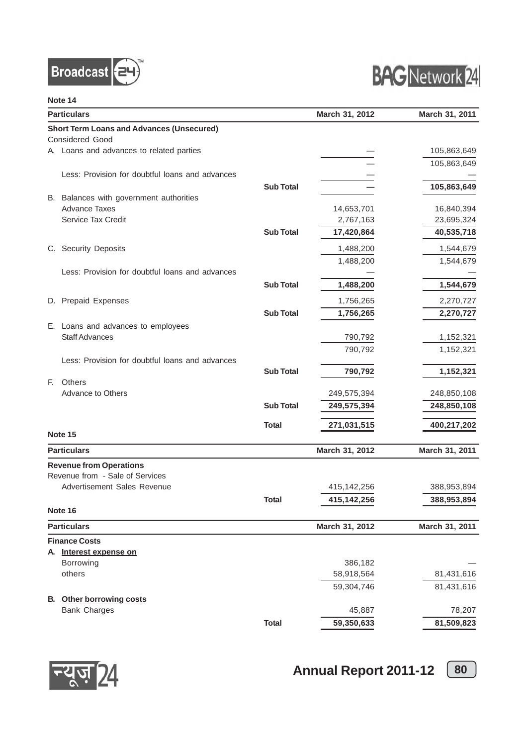### Note 14

| Particulars | | March 31, 2012 | March 31, 2011 |
|---|---|---|---|
| **Short Term Loans and Advances (Unsecured)** | | | |
| Considered Good | | | |
| A. Loans and advances to related parties | | — | 105,863,649 |
| | | — | 105,863,649 |
| Less: Provision for doubtful loans and advances | | — | — |
| | **Sub Total** | **—** | **105,863,649** |
| B. Balances with government authorities | | | |
| Advance Taxes | | 14,653,701 | 16,840,394 |
| Service Tax Credit | | 2,767,163 | 23,695,324 |
| | **Sub Total** | **17,420,864** | **40,535,718** |
| C. Security Deposits | | 1,488,200 | 1,544,679 |
| | | 1,488,200 | 1,544,679 |
| Less: Provision for doubtful loans and advances | | — | — |
| | **Sub Total** | **1,488,200** | **1,544,679** |
| D. Prepaid Expenses | | 1,756,265 | 2,270,727 |
| | **Sub Total** | **1,756,265** | **2,270,727** |
| E. Loans and advances to employees | | | |
| Staff Advances | | 790,792 | 1,152,321 |
| | | 790,792 | 1,152,321 |
| Less: Provision for doubtful loans and advances | | | |
| | **Sub Total** | **790,792** | **1,152,321** |
| F. Others | | | |
| Advance to Others | | 249,575,394 | 248,850,108 |
| | **Sub Total** | **249,575,394** | **248,850,108** |
| | **Total** | **271,031,515** | **400,217,202** |

### Note 15

| Particulars | | March 31, 2012 | March 31, 2011 |
|---|---|---|---|
| **Revenue from Operations** | | | |
| Revenue from - Sale of Services | | | |
| Advertisement Sales Revenue | | 415,142,256 | 388,953,894 |
| | **Total** | **415,142,256** | **388,953,894** |

### Note 16

| Particulars | | March 31, 2012 | March 31, 2011 |
|---|---|---|---|
| **Finance Costs** | | | |
| **A. Interest expense on** | | | |
| Borrowing | | 386,182 | — |
| others | | 58,918,564 | 81,431,616 |
| | | 59,304,746 | 81,431,616 |
| **B. Other borrowing costs** | | | |
| Bank Charges | | 45,887 | 78,207 |
| | **Total** | **59,350,633** | **81,509,823** |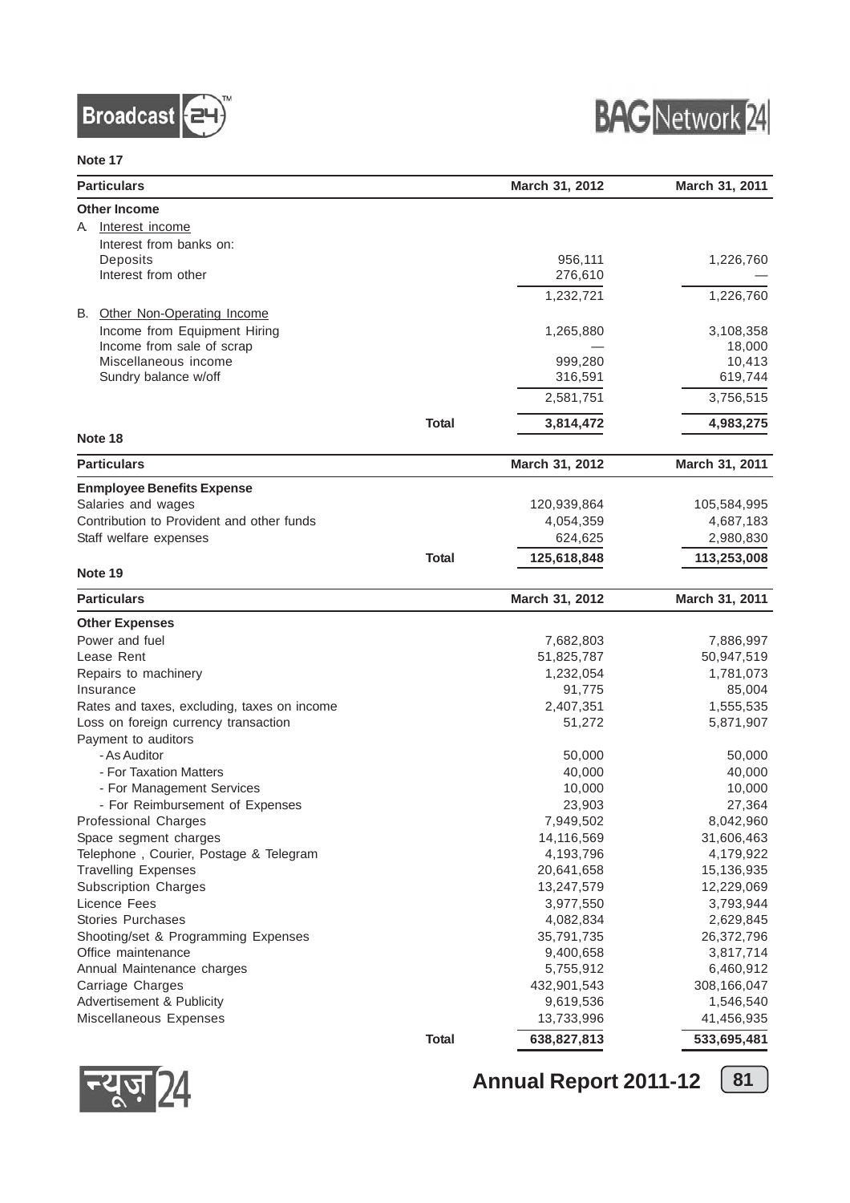**Note 17**

| Particulars | | March 31, 2012 | March 31, 2011 |
|---|---|---|---|
| **Other Income** | | | |
| A. Interest income | | | |
| Interest from banks on: | | | |
| Deposits | | 956,111 | 1,226,760 |
| Interest from other | | 276,610 | — |
| | | 1,232,721 | 1,226,760 |
| B. Other Non-Operating Income | | | |
| Income from Equipment Hiring | | 1,265,880 | 3,108,358 |
| Income from sale of scrap | | — | 18,000 |
| Miscellaneous income | | 999,280 | 10,413 |
| Sundry balance w/off | | 316,591 | 619,744 |
| | | 2,581,751 | 3,756,515 |
| | **Total** | **3,814,472** | **4,983,275** |

**Note 18**

| Particulars | | March 31, 2012 | March 31, 2011 |
|---|---|---|---|
| **Enmployee Benefits Expense** | | | |
| Salaries and wages | | 120,939,864 | 105,584,995 |
| Contribution to Provident and other funds | | 4,054,359 | 4,687,183 |
| Staff welfare expenses | | 624,625 | 2,980,830 |
| | **Total** | **125,618,848** | **113,253,008** |

**Note 19**

| Particulars | | March 31, 2012 | March 31, 2011 |
|---|---|---|---|
| **Other Expenses** | | | |
| Power and fuel | | 7,682,803 | 7,886,997 |
| Lease Rent | | 51,825,787 | 50,947,519 |
| Repairs to machinery | | 1,232,054 | 1,781,073 |
| Insurance | | 91,775 | 85,004 |
| Rates and taxes, excluding, taxes on income | | 2,407,351 | 1,555,535 |
| Loss on foreign currency transaction | | 51,272 | 5,871,907 |
| Payment to auditors | | | |
| - As Auditor | | 50,000 | 50,000 |
| - For Taxation Matters | | 40,000 | 40,000 |
| - For Management Services | | 10,000 | 10,000 |
| - For Reimbursement of Expenses | | 23,903 | 27,364 |
| Professional Charges | | 7,949,502 | 8,042,960 |
| Space segment charges | | 14,116,569 | 31,606,463 |
| Telephone , Courier, Postage & Telegram | | 4,193,796 | 4,179,922 |
| Travelling Expenses | | 20,641,658 | 15,136,935 |
| Subscription Charges | | 13,247,579 | 12,229,069 |
| Licence Fees | | 3,977,550 | 3,793,944 |
| Stories Purchases | | 4,082,834 | 2,629,845 |
| Shooting/set & Programming Expenses | | 35,791,735 | 26,372,796 |
| Office maintenance | | 9,400,658 | 3,817,714 |
| Annual Maintenance charges | | 5,755,912 | 6,460,912 |
| Carriage Charges | | 432,901,543 | 308,166,047 |
| Advertisement & Publicity | | 9,619,536 | 1,546,540 |
| Miscellaneous Expenses | | 13,733,996 | 41,456,935 |
| | **Total** | **638,827,813** | **533,695,481** |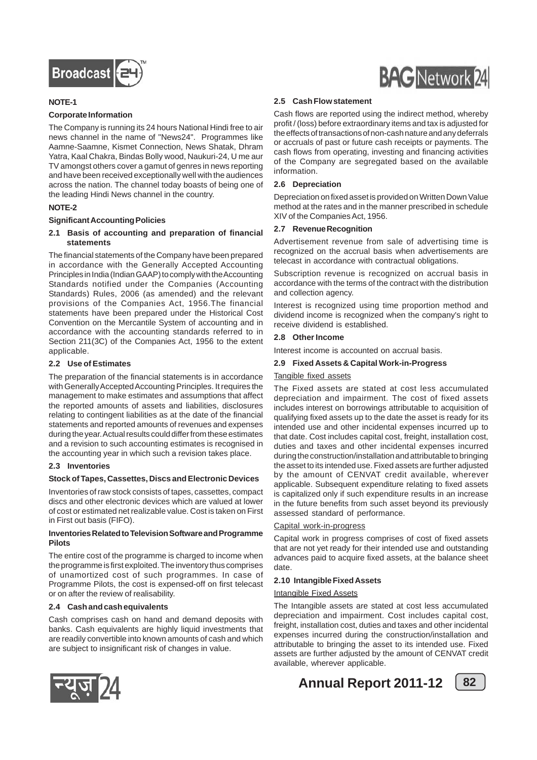### NOTE-1

#### Corporate Information

The Company is running its 24 hours National Hindi free to air news channel in the name of "News24". Programmes like Aamne-Saamne, Kismet Connection, News Shatak, Dhram Yatra, Kaal Chakra, Bindas Bolly wood, Naukuri-24, U me aur TV amongst others cover a gamut of genres in news reporting and have been received exceptionally well with the audiences across the nation. The channel today boasts of being one of the leading Hindi News channel in the country.

### NOTE-2

#### Significant Accounting Policies

**2.1 Basis of accounting and preparation of financial statements**

The financial statements of the Company have been prepared in accordance with the Generally Accepted Accounting Principles in India (Indian GAAP) to comply with the Accounting Standards notified under the Companies (Accounting Standards) Rules, 2006 (as amended) and the relevant provisions of the Companies Act, 1956.The financial statements have been prepared under the Historical Cost Convention on the Mercantile System of accounting and in accordance with the accounting standards referred to in Section 211(3C) of the Companies Act, 1956 to the extent applicable.

**2.2 Use of Estimates**

The preparation of the financial statements is in accordance with Generally Accepted Accounting Principles. It requires the management to make estimates and assumptions that affect the reported amounts of assets and liabilities, disclosures relating to contingent liabilities as at the date of the financial statements and reported amounts of revenues and expenses during the year. Actual results could differ from these estimates and a revision to such accounting estimates is recognised in the accounting year in which such a revision takes place.

**2.3 Inventories**

**Stock of Tapes, Cassettes, Discs and Electronic Devices**

Inventories of raw stock consists of tapes, cassettes, compact discs and other electronic devices which are valued at lower of cost or estimated net realizable value. Cost is taken on First in First out basis (FIFO).

**Inventories Related to Television Software and Programme Pilots**

The entire cost of the programme is charged to income when the programme is first exploited. The inventory thus comprises of unamortized cost of such programmes. In case of Programme Pilots, the cost is expensed-off on first telecast or on after the review of realisability.

**2.4 Cash and cash equivalents**

Cash comprises cash on hand and demand deposits with banks. Cash equivalents are highly liquid investments that are readily convertible into known amounts of cash and which are subject to insignificant risk of changes in value.

**2.5 Cash Flow statement**

Cash flows are reported using the indirect method, whereby profit / (loss) before extraordinary items and tax is adjusted for the effects of transactions of non-cash nature and any deferrals or accruals of past or future cash receipts or payments. The cash flows from operating, investing and financing activities of the Company are segregated based on the available information.

**2.6 Depreciation**

Depreciation on fixed asset is provided on Written Down Value method at the rates and in the manner prescribed in schedule XIV of the Companies Act, 1956.

**2.7 Revenue Recognition**

Advertisement revenue from sale of advertising time is recognized on the accrual basis when advertisements are telecast in accordance with contractual obligations.

Subscription revenue is recognized on accrual basis in accordance with the terms of the contract with the distribution and collection agency.

Interest is recognized using time proportion method and dividend income is recognized when the company's right to receive dividend is established.

**2.8 Other Income**

Interest income is accounted on accrual basis.

**2.9 Fixed Assets & Capital Work-in-Progress**

Tangible fixed assets

The Fixed assets are stated at cost less accumulated depreciation and impairment. The cost of fixed assets includes interest on borrowings attributable to acquisition of qualifying fixed assets up to the date the asset is ready for its intended use and other incidental expenses incurred up to that date. Cost includes capital cost, freight, installation cost, duties and taxes and other incidental expenses incurred during the construction/installation and attributable to bringing the asset to its intended use. Fixed assets are further adjusted by the amount of CENVAT credit available, wherever applicable. Subsequent expenditure relating to fixed assets is capitalized only if such expenditure results in an increase in the future benefits from such asset beyond its previously assessed standard of performance.

Capital work-in-progress

Capital work in progress comprises of cost of fixed assets that are not yet ready for their intended use and outstanding advances paid to acquire fixed assets, at the balance sheet date.

**2.10 Intangible Fixed Assets**

Intangible Fixed Assets

The Intangible assets are stated at cost less accumulated depreciation and impairment. Cost includes capital cost, freight, installation cost, duties and taxes and other incidental expenses incurred during the construction/installation and attributable to bringing the asset to its intended use. Fixed assets are further adjusted by the amount of CENVAT credit available, wherever applicable.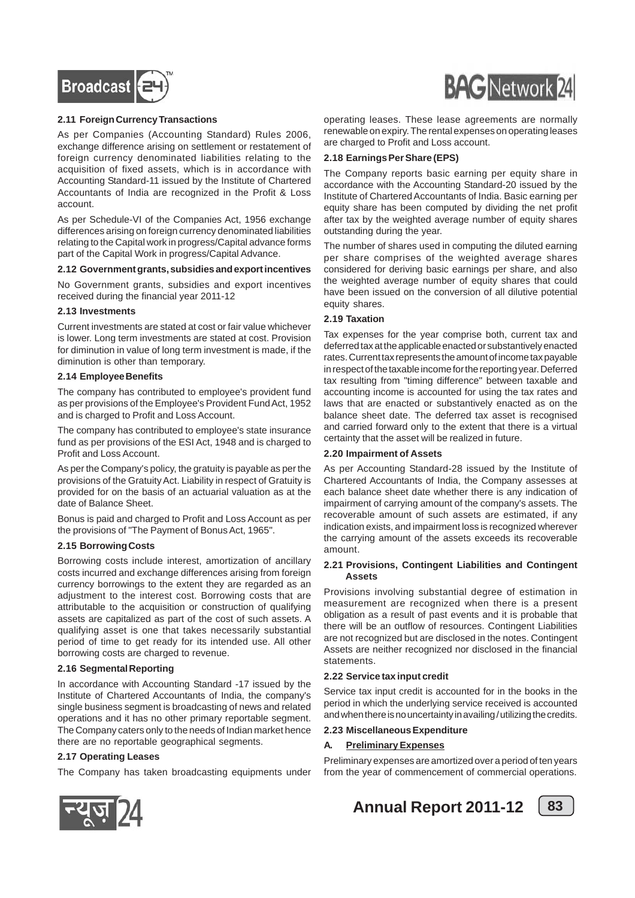### 2.11 Foreign Currency Transactions

As per Companies (Accounting Standard) Rules 2006, exchange difference arising on settlement or restatement of foreign currency denominated liabilities relating to the acquisition of fixed assets, which is in accordance with Accounting Standard-11 issued by the Institute of Chartered Accountants of India are recognized in the Profit & Loss account.

As per Schedule-VI of the Companies Act, 1956 exchange differences arising on foreign currency denominated liabilities relating to the Capital work in progress/Capital advance forms part of the Capital Work in progress/Capital Advance.

### 2.12 Government grants, subsidies and export incentives

No Government grants, subsidies and export incentives received during the financial year 2011-12

### 2.13 Investments

Current investments are stated at cost or fair value whichever is lower. Long term investments are stated at cost. Provision for diminution in value of long term investment is made, if the diminution is other than temporary.

### 2.14 Employee Benefits

The company has contributed to employee's provident fund as per provisions of the Employee's Provident Fund Act, 1952 and is charged to Profit and Loss Account.

The company has contributed to employee's state insurance fund as per provisions of the ESI Act, 1948 and is charged to Profit and Loss Account.

As per the Company's policy, the gratuity is payable as per the provisions of the Gratuity Act. Liability in respect of Gratuity is provided for on the basis of an actuarial valuation as at the date of Balance Sheet.

Bonus is paid and charged to Profit and Loss Account as per the provisions of "The Payment of Bonus Act, 1965".

### 2.15 Borrowing Costs

Borrowing costs include interest, amortization of ancillary costs incurred and exchange differences arising from foreign currency borrowings to the extent they are regarded as an adjustment to the interest cost. Borrowing costs that are attributable to the acquisition or construction of qualifying assets are capitalized as part of the cost of such assets. A qualifying asset is one that takes necessarily substantial period of time to get ready for its intended use. All other borrowing costs are charged to revenue.

### 2.16 Segmental Reporting

In accordance with Accounting Standard -17 issued by the Institute of Chartered Accountants of India, the company's single business segment is broadcasting of news and related operations and it has no other primary reportable segment. The Company caters only to the needs of Indian market hence there are no reportable geographical segments.

### 2.17 Operating Leases

The Company has taken broadcasting equipments under operating leases. These lease agreements are normally renewable on expiry. The rental expenses on operating leases are charged to Profit and Loss account.

### 2.18 Earnings Per Share (EPS)

The Company reports basic earning per equity share in accordance with the Accounting Standard-20 issued by the Institute of Chartered Accountants of India. Basic earning per equity share has been computed by dividing the net profit after tax by the weighted average number of equity shares outstanding during the year.

The number of shares used in computing the diluted earning per share comprises of the weighted average shares considered for deriving basic earnings per share, and also the weighted average number of equity shares that could have been issued on the conversion of all dilutive potential equity shares.

### 2.19 Taxation

Tax expenses for the year comprise both, current tax and deferred tax at the applicable enacted or substantively enacted rates. Current tax represents the amount of income tax payable in respect of the taxable income for the reporting year. Deferred tax resulting from "timing difference" between taxable and accounting income is accounted for using the tax rates and laws that are enacted or substantively enacted as on the balance sheet date. The deferred tax asset is recognised and carried forward only to the extent that there is a virtual certainty that the asset will be realized in future.

### 2.20 Impairment of Assets

As per Accounting Standard-28 issued by the Institute of Chartered Accountants of India, the Company assesses at each balance sheet date whether there is any indication of impairment of carrying amount of the company's assets. The recoverable amount of such assets are estimated, if any indication exists, and impairment loss is recognized wherever the carrying amount of the assets exceeds its recoverable amount.

### 2.21 Provisions, Contingent Liabilities and Contingent Assets

Provisions involving substantial degree of estimation in measurement are recognized when there is a present obligation as a result of past events and it is probable that there will be an outflow of resources. Contingent Liabilities are not recognized but are disclosed in the notes. Contingent Assets are neither recognized nor disclosed in the financial statements.

### 2.22 Service tax input credit

Service tax input credit is accounted for in the books in the period in which the underlying service received is accounted and when there is no uncertainty in availing / utilizing the credits.

### 2.23 Miscellaneous Expenditure

**A. Preliminary Expenses**

Preliminary expenses are amortized over a period of ten years from the year of commencement of commercial operations.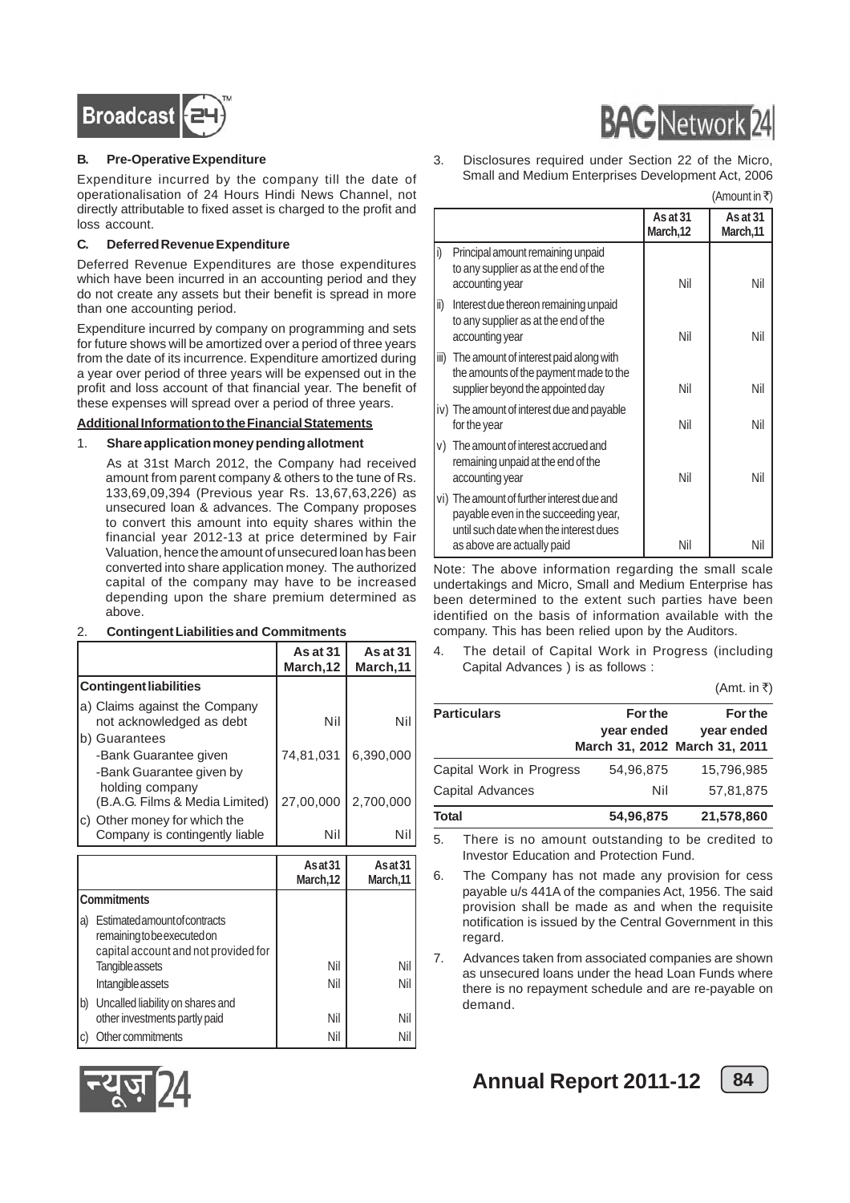### B. Pre-Operative Expenditure

Expenditure incurred by the company till the date of operationalisation of 24 Hours Hindi News Channel, not directly attributable to fixed asset is charged to the profit and loss account.

### C. Deferred Revenue Expenditure

Deferred Revenue Expenditures are those expenditures which have been incurred in an accounting period and they do not create any assets but their benefit is spread in more than one accounting period.

Expenditure incurred by company on programming and sets for future shows will be amortized over a period of three years from the date of its incurrence. Expenditure amortized during a year over period of three years will be expensed out in the profit and loss account of that financial year. The benefit of these expenses will spread over a period of three years.

**Additional Information to the Financial Statements**

1. **Share application money pending allotment**

   As at 31st March 2012, the Company had received amount from parent company & others to the tune of Rs. 133,69,09,394 (Previous year Rs. 13,67,63,226) as unsecured loan & advances. The Company proposes to convert this amount into equity shares within the financial year 2012-13 at price determined by Fair Valuation, hence the amount of unsecured loan has been converted into share application money. The authorized capital of the company may have to be increased depending upon the share premium determined as above.

2. **Contingent Liabilities and Commitments**

| | As at 31 March,12 | As at 31 March,11 |
|---|---|---|
| **Contingent liabilities** | | |
| a) Claims against the Company not acknowledged as debt | Nil | Nil |
| b) Guarantees | | |
| -Bank Guarantee given | 74,81,031 | 6,390,000 |
| -Bank Guarantee given by holding company (B.A.G. Films & Media Limited) | 27,00,000 | 2,700,000 |
| c) Other money for which the Company is contingently liable | Nil | Nil |

| | As at 31 March,12 | As at 31 March,11 |
|---|---|---|
| **Commitments** | | |
| a) Estimated amount of contracts remaining to be executed on capital account and not provided for | | |
| Tangible assets | Nil | Nil |
| Intangible assets | Nil | Nil |
| b) Uncalled liability on shares and other investments partly paid | Nil | Nil |
| c) Other commitments | Nil | Nil |

3. Disclosures required under Section 22 of the Micro, Small and Medium Enterprises Development Act, 2006

(Amount in ₹)

| | | As at 31 March,12 | As at 31 March,11 |
|---|---|---|---|
| i) | Principal amount remaining unpaid to any supplier as at the end of the accounting year | Nil | Nil |
| ii) | Interest due thereon remaining unpaid to any supplier as at the end of the accounting year | Nil | Nil |
| iii) | The amount of interest paid along with the amounts of the payment made to the supplier beyond the appointed day | Nil | Nil |
| iv) | The amount of interest due and payable for the year | Nil | Nil |
| v) | The amount of interest accrued and remaining unpaid at the end of the accounting year | Nil | Nil |
| vi) | The amount of further interest due and payable even in the succeeding year, until such date when the interest dues as above are actually paid | Nil | Nil |

Note: The above information regarding the small scale undertakings and Micro, Small and Medium Enterprise has been determined to the extent such parties have been identified on the basis of information available with the company. This has been relied upon by the Auditors.

4. The detail of Capital Work in Progress (including Capital Advances ) is as follows :

(Amt. in ₹)

| Particulars | For the year ended March 31, 2012 | For the year ended March 31, 2011 |
|---|---|---|
| Capital Work in Progress | 54,96,875 | 15,796,985 |
| Capital Advances | Nil | 57,81,875 |
| **Total** | **54,96,875** | **21,578,860** |

5. There is no amount outstanding to be credited to Investor Education and Protection Fund.

6. The Company has not made any provision for cess payable u/s 441A of the companies Act, 1956. The said provision shall be made as and when the requisite notification is issued by the Central Government in this regard.

7. Advances taken from associated companies are shown as unsecured loans under the head Loan Funds where there is no repayment schedule and are re-payable on demand.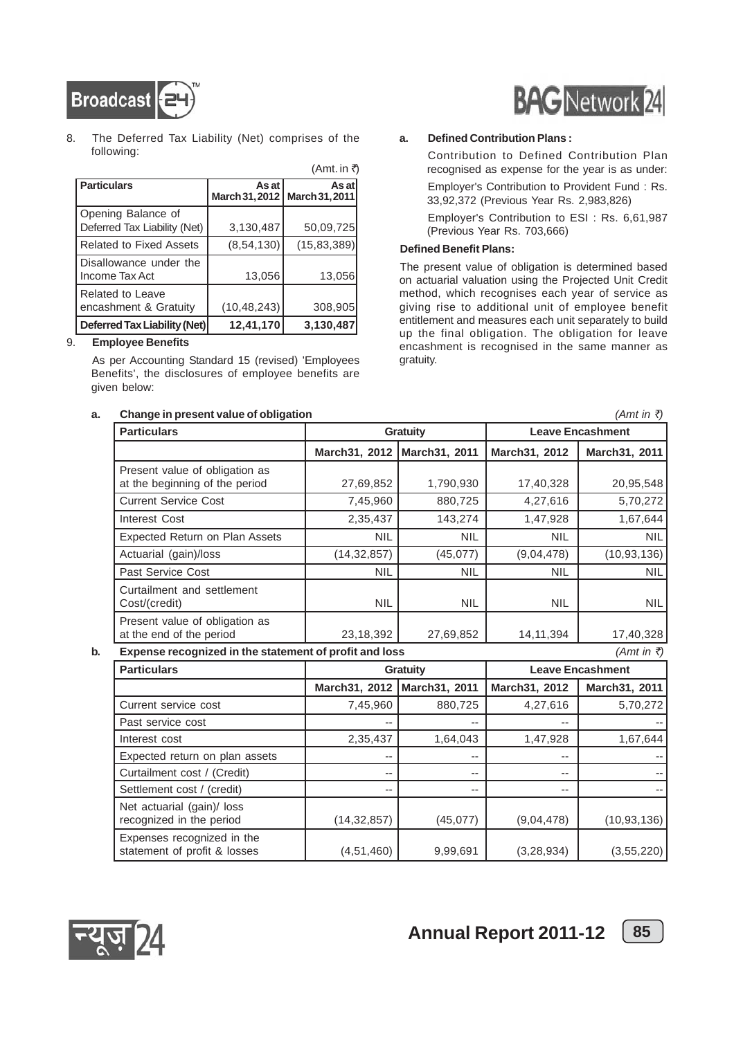8. The Deferred Tax Liability (Net) comprises of the following:

(Amt. in ₹)

| Particulars | As at March 31, 2012 | As at March 31, 2011 |
|---|---|---|
| Opening Balance of Deferred Tax Liability (Net) | 3,130,487 | 50,09,725 |
| Related to Fixed Assets | (8,54,130) | (15,83,389) |
| Disallowance under the Income Tax Act | 13,056 | 13,056 |
| Related to Leave encashment & Gratuity | (10,48,243) | 308,905 |
| **Deferred Tax Liability (Net)** | **12,41,170** | **3,130,487** |

9. **Employee Benefits**

As per Accounting Standard 15 (revised) 'Employees Benefits', the disclosures of employee benefits are given below:

**a. Defined Contribution Plans :**

Contribution to Defined Contribution Plan recognised as expense for the year is as under:

Employer's Contribution to Provident Fund : Rs. 33,92,372 (Previous Year Rs. 2,983,826)

Employer's Contribution to ESI : Rs. 6,61,987 (Previous Year Rs. 703,666)

**Defined Benefit Plans:**

The present value of obligation is determined based on actuarial valuation using the Projected Unit Credit method, which recognises each year of service as giving rise to additional unit of employee benefit entitlement and measures each unit separately to build up the final obligation. The obligation for leave encashment is recognised in the same manner as gratuity.

**a. Change in present value of obligation** *(Amt in ₹)*

| Particulars | Gratuity | | Leave Encashment | |
|---|---|---|---|---|
| | March31, 2012 | March31, 2011 | March31, 2012 | March31, 2011 |
| Present value of obligation as at the beginning of the period | 27,69,852 | 1,790,930 | 17,40,328 | 20,95,548 |
| Current Service Cost | 7,45,960 | 880,725 | 4,27,616 | 5,70,272 |
| Interest Cost | 2,35,437 | 143,274 | 1,47,928 | 1,67,644 |
| Expected Return on Plan Assets | NIL | NIL | NIL | NIL |
| Actuarial (gain)/loss | (14,32,857) | (45,077) | (9,04,478) | (10,93,136) |
| Past Service Cost | NIL | NIL | NIL | NIL |
| Curtailment and settlement Cost/(credit) | NIL | NIL | NIL | NIL |
| Present value of obligation as at the end of the period | 23,18,392 | 27,69,852 | 14,11,394 | 17,40,328 |

**b. Expense recognized in the statement of profit and loss** *(Amt in ₹)*

| Particulars | Gratuity | | Leave Encashment | |
|---|---|---|---|---|
| | March31, 2012 | March31, 2011 | March31, 2012 | March31, 2011 |
| Current service cost | 7,45,960 | 880,725 | 4,27,616 | 5,70,272 |
| Past service cost | -- | -- | -- | -- |
| Interest cost | 2,35,437 | 1,64,043 | 1,47,928 | 1,67,644 |
| Expected return on plan assets | -- | -- | -- | -- |
| Curtailment cost / (Credit) | -- | -- | -- | -- |
| Settlement cost / (credit) | -- | -- | -- | -- |
| Net actuarial (gain)/ loss recognized in the period | (14,32,857) | (45,077) | (9,04,478) | (10,93,136) |
| Expenses recognized in the statement of profit & losses | (4,51,460) | 9,99,691 | (3,28,934) | (3,55,220) |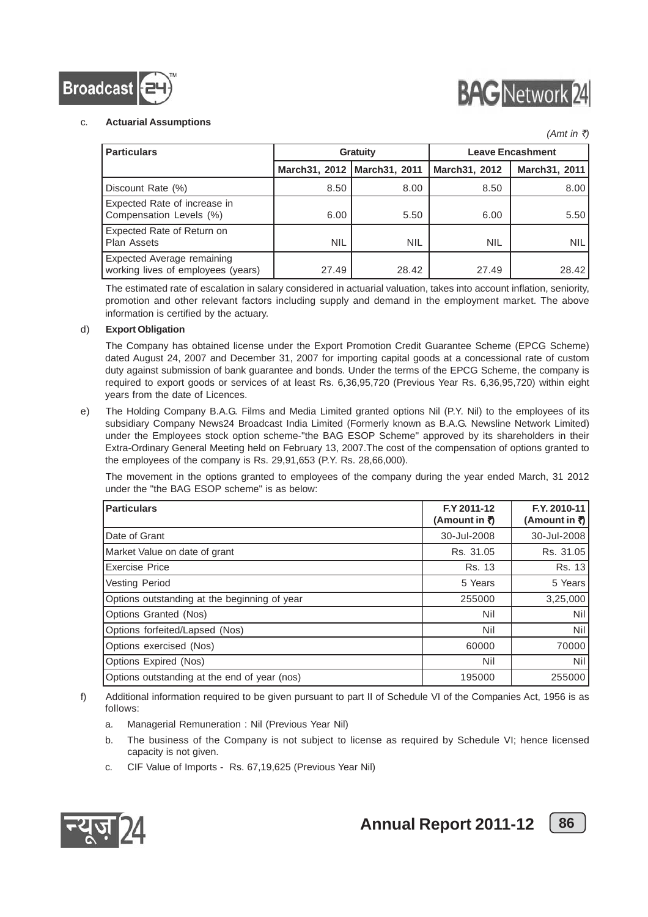c. **Actuarial Assumptions**

*(Amt in ₹)*

| Particulars | Gratuity | | Leave Encashment | |
|---|---|---|---|---|
| | March31, 2012 | March31, 2011 | March31, 2012 | March31, 2011 |
| Discount Rate (%) | 8.50 | 8.00 | 8.50 | 8.00 |
| Expected Rate of increase in Compensation Levels (%) | 6.00 | 5.50 | 6.00 | 5.50 |
| Expected Rate of Return on Plan Assets | NIL | NIL | NIL | NIL |
| Expected Average remaining working lives of employees (years) | 27.49 | 28.42 | 27.49 | 28.42 |

The estimated rate of escalation in salary considered in actuarial valuation, takes into account inflation, seniority, promotion and other relevant factors including supply and demand in the employment market. The above information is certified by the actuary.

d) **Export Obligation**

The Company has obtained license under the Export Promotion Credit Guarantee Scheme (EPCG Scheme) dated August 24, 2007 and December 31, 2007 for importing capital goods at a concessional rate of custom duty against submission of bank guarantee and bonds. Under the terms of the EPCG Scheme, the company is required to export goods or services of at least Rs. 6,36,95,720 (Previous Year Rs. 6,36,95,720) within eight years from the date of Licences.

e) The Holding Company B.A.G. Films and Media Limited granted options Nil (P.Y. Nil) to the employees of its subsidiary Company News24 Broadcast India Limited (Formerly known as B.A.G. Newsline Network Limited) under the Employees stock option scheme-"the BAG ESOP Scheme" approved by its shareholders in their Extra-Ordinary General Meeting held on February 13, 2007.The cost of the compensation of options granted to the employees of the company is Rs. 29,91,653 (P.Y. Rs. 28,66,000).

The movement in the options granted to employees of the company during the year ended March, 31 2012 under the "the BAG ESOP scheme" is as below:

| Particulars | F.Y 2011-12 (Amount in ₹) | F.Y. 2010-11 (Amount in ₹) |
|---|---|---|
| Date of Grant | 30-Jul-2008 | 30-Jul-2008 |
| Market Value on date of grant | Rs. 31.05 | Rs. 31.05 |
| Exercise Price | Rs. 13 | Rs. 13 |
| Vesting Period | 5 Years | 5 Years |
| Options outstanding at the beginning of year | 255000 | 3,25,000 |
| Options Granted (Nos) | Nil | Nil |
| Options forfeited/Lapsed (Nos) | Nil | Nil |
| Options exercised (Nos) | 60000 | 70000 |
| Options Expired (Nos) | Nil | Nil |
| Options outstanding at the end of year (nos) | 195000 | 255000 |

f) Additional information required to be given pursuant to part II of Schedule VI of the Companies Act, 1956 is as follows:

a. Managerial Remuneration : Nil (Previous Year Nil)

b. The business of the Company is not subject to license as required by Schedule VI; hence licensed capacity is not given.

c. CIF Value of Imports - Rs. 67,19,625 (Previous Year Nil)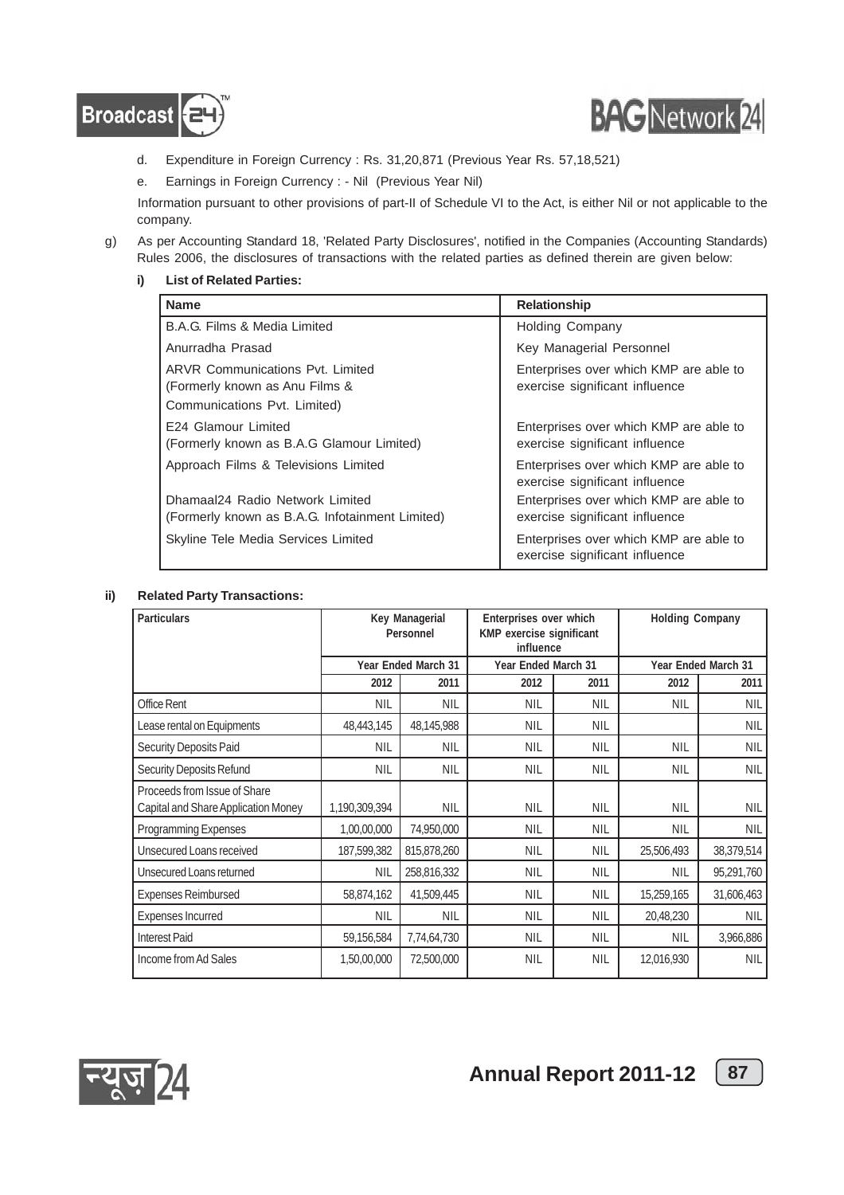d. Expenditure in Foreign Currency : Rs. 31,20,871 (Previous Year Rs. 57,18,521)

e. Earnings in Foreign Currency : - Nil (Previous Year Nil)

Information pursuant to other provisions of part-II of Schedule VI to the Act, is either Nil or not applicable to the company.

g) As per Accounting Standard 18, 'Related Party Disclosures', notified in the Companies (Accounting Standards) Rules 2006, the disclosures of transactions with the related parties as defined therein are given below:

**i) List of Related Parties:**

| Name | Relationship |
|---|---|
| B.A.G. Films & Media Limited | Holding Company |
| Anurradha Prasad | Key Managerial Personnel |
| ARVR Communications Pvt. Limited (Formerly known as Anu Films & Communications Pvt. Limited) | Enterprises over which KMP are able to exercise significant influence |
| E24 Glamour Limited (Formerly known as B.A.G Glamour Limited) | Enterprises over which KMP are able to exercise significant influence |
| Approach Films & Televisions Limited | Enterprises over which KMP are able to exercise significant influence |
| Dhamaal24 Radio Network Limited (Formerly known as B.A.G. Infotainment Limited) | Enterprises over which KMP are able to exercise significant influence |
| Skyline Tele Media Services Limited | Enterprises over which KMP are able to exercise significant influence |

**ii) Related Party Transactions:**

| Particulars | Key Managerial Personnel | | Enterprises over which KMP exercise significant influence | | Holding Company | |
|---|---|---|---|---|---|---|
| | Year Ended March 31 | | Year Ended March 31 | | Year Ended March 31 | |
| | 2012 | 2011 | 2012 | 2011 | 2012 | 2011 |
| Office Rent | NIL | NIL | NIL | NIL | NIL | NIL |
| Lease rental on Equipments | 48,443,145 | 48,145,988 | NIL | NIL | | NIL |
| Security Deposits Paid | NIL | NIL | NIL | NIL | NIL | NIL |
| Security Deposits Refund | NIL | NIL | NIL | NIL | NIL | NIL |
| Proceeds from Issue of Share Capital and Share Application Money | 1,190,309,394 | NIL | NIL | NIL | NIL | NIL |
| Programming Expenses | 1,00,00,000 | 74,950,000 | NIL | NIL | NIL | NIL |
| Unsecured Loans received | 187,599,382 | 815,878,260 | NIL | NIL | 25,506,493 | 38,379,514 |
| Unsecured Loans returned | NIL | 258,816,332 | NIL | NIL | NIL | 95,291,760 |
| Expenses Reimbursed | 58,874,162 | 41,509,445 | NIL | NIL | 15,259,165 | 31,606,463 |
| Expenses Incurred | NIL | NIL | NIL | NIL | 20,48,230 | NIL |
| Interest Paid | 59,156,584 | 7,74,64,730 | NIL | NIL | NIL | 3,966,886 |
| Income from Ad Sales | 1,50,00,000 | 72,500,000 | NIL | NIL | 12,016,930 | NIL |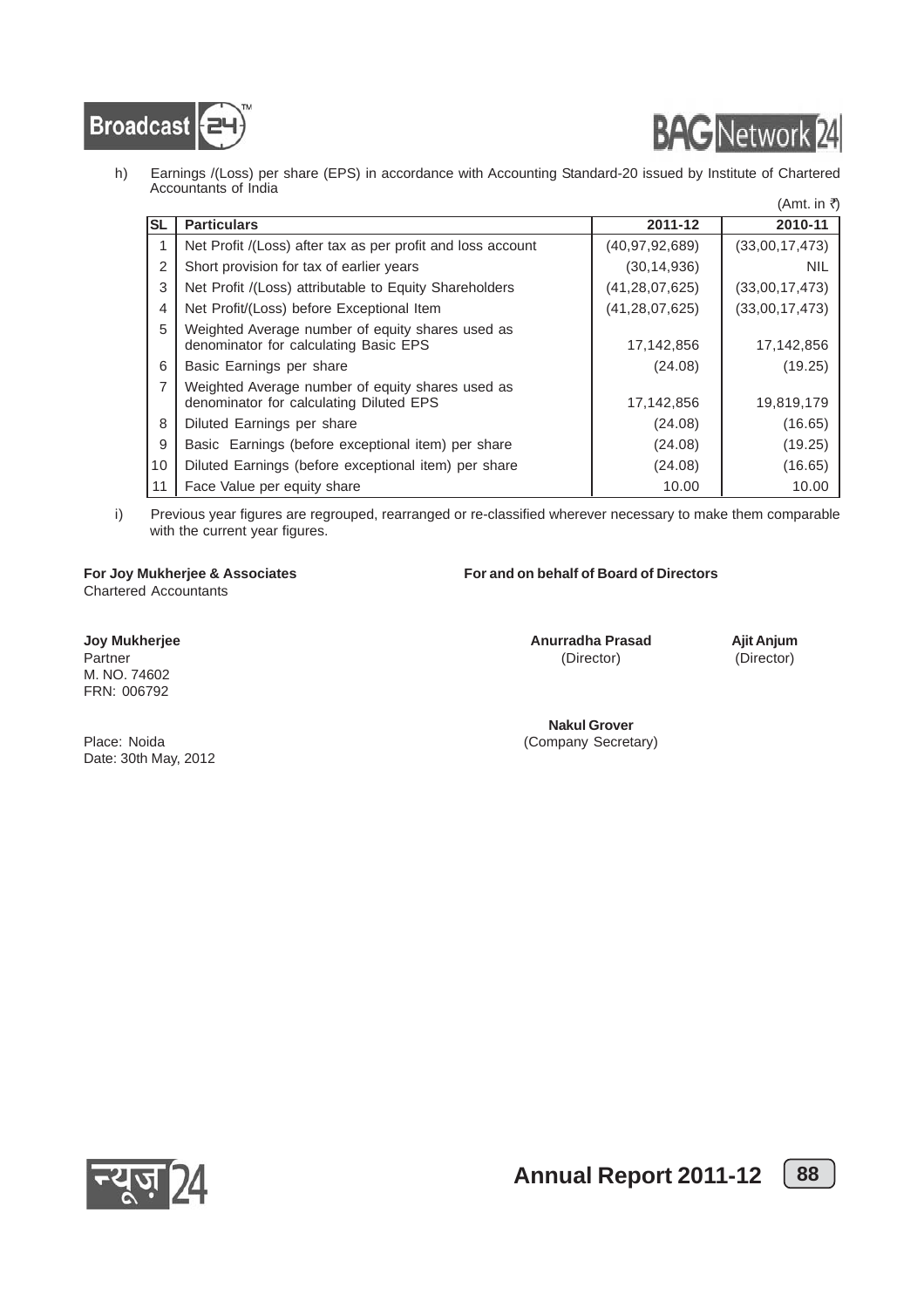h) Earnings /(Loss) per share (EPS) in accordance with Accounting Standard-20 issued by Institute of Chartered Accountants of India

(Amt. in ₹)

| SL | Particulars | 2011-12 | 2010-11 |
|---|---|---|---|
| 1 | Net Profit /(Loss) after tax as per profit and loss account | (40,97,92,689) | (33,00,17,473) |
| 2 | Short provision for tax of earlier years | (30,14,936) | NIL |
| 3 | Net Profit /(Loss) attributable to Equity Shareholders | (41,28,07,625) | (33,00,17,473) |
| 4 | Net Profit/(Loss) before Exceptional Item | (41,28,07,625) | (33,00,17,473) |
| 5 | Weighted Average number of equity shares used as denominator for calculating Basic EPS | 17,142,856 | 17,142,856 |
| 6 | Basic Earnings per share | (24.08) | (19.25) |
| 7 | Weighted Average number of equity shares used as denominator for calculating Diluted EPS | 17,142,856 | 19,819,179 |
| 8 | Diluted Earnings per share | (24.08) | (16.65) |
| 9 | Basic Earnings (before exceptional item) per share | (24.08) | (19.25) |
| 10 | Diluted Earnings (before exceptional item) per share | (24.08) | (16.65) |
| 11 | Face Value per equity share | 10.00 | 10.00 |

i) Previous year figures are regrouped, rearranged or re-classified wherever necessary to make them comparable with the current year figures.

**For Joy Mukherjee & Associates**
Chartered Accountants

**Joy Mukherjee**
Partner
M. NO. 74602
FRN: 006792

Place: Noida
Date: 30th May, 2012

**For and on behalf of Board of Directors**

**Anurradha Prasad**
(Director)

**Ajit Anjum**
(Director)

**Nakul Grover**
(Company Secretary)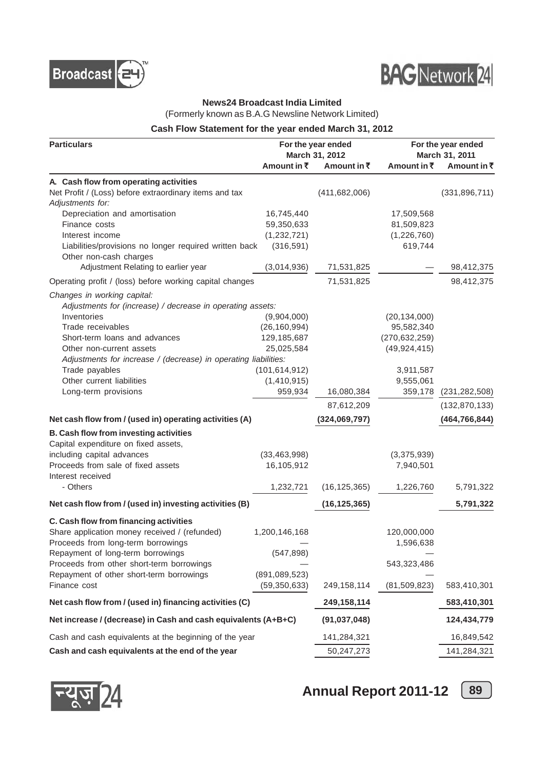**News24 Broadcast India Limited**

(Formerly known as B.A.G Newsline Network Limited)

**Cash Flow Statement for the year ended March 31, 2012**

| Particulars | For the year ended March 31, 2012 | | For the year ended March 31, 2011 | |
|---|---|---|---|---|
| | Amount in ₹ | Amount in ₹ | Amount in ₹ | Amount in ₹ |
| **A. Cash flow from operating activities** | | | | |
| Net Profit / (Loss) before extraordinary items and tax | | (411,682,006) | | (331,896,711) |
| *Adjustments for:* | | | | |
| Depreciation and amortisation | 16,745,440 | | 17,509,568 | |
| Finance costs | 59,350,633 | | 81,509,823 | |
| Interest income | (1,232,721) | | (1,226,760) | |
| Liabilities/provisions no longer required written back | (316,591) | | 619,744 | |
| Other non-cash charges | | | | |
| Adjustment Relating to earlier year | (3,014,936) | 71,531,825 | — | 98,412,375 |
| Operating profit / (loss) before working capital changes | | 71,531,825 | | 98,412,375 |
| *Changes in working capital:* | | | | |
| *Adjustments for (increase) / decrease in operating assets:* | | | | |
| Inventories | (9,904,000) | | (20,134,000) | |
| Trade receivables | (26,160,994) | | 95,582,340 | |
| Short-term loans and advances | 129,185,687 | | (270,632,259) | |
| Other non-current assets | 25,025,584 | | (49,924,415) | |
| *Adjustments for increase / (decrease) in operating liabilities:* | | | | |
| Trade payables | (101,614,912) | | 3,911,587 | |
| Other current liabilities | (1,410,915) | | 9,555,061 | |
| Long-term provisions | 959,934 | 16,080,384 | 359,178 | (231,282,508) |
| | | 87,612,209 | | (132,870,133) |
| **Net cash flow from / (used in) operating activities (A)** | | **(324,069,797)** | | **(464,766,844)** |
| **B. Cash flow from investing activities** | | | | |
| Capital expenditure on fixed assets, | | | | |
| including capital advances | (33,463,998) | | (3,375,939) | |
| Proceeds from sale of fixed assets | 16,105,912 | | 7,940,501 | |
| Interest received | | | | |
| - Others | 1,232,721 | (16,125,365) | 1,226,760 | 5,791,322 |
| **Net cash flow from / (used in) investing activities (B)** | | **(16,125,365)** | | **5,791,322** |
| **C. Cash flow from financing activities** | | | | |
| Share application money received / (refunded) | 1,200,146,168 | | 120,000,000 | |
| Proceeds from long-term borrowings | — | | 1,596,638 | |
| Repayment of long-term borrowings | (547,898) | | — | |
| Proceeds from other short-term borrowings | — | | 543,323,486 | |
| Repayment of other short-term borrowings | (891,089,523) | | — | |
| Finance cost | (59,350,633) | 249,158,114 | (81,509,823) | 583,410,301 |
| **Net cash flow from / (used in) financing activities (C)** | | **249,158,114** | | **583,410,301** |
| **Net increase / (decrease) in Cash and cash equivalents (A+B+C)** | | **(91,037,048)** | | **124,434,779** |
| Cash and cash equivalents at the beginning of the year | | 141,284,321 | | 16,849,542 |
| **Cash and cash equivalents at the end of the year** | | 50,247,273 | | 141,284,321 |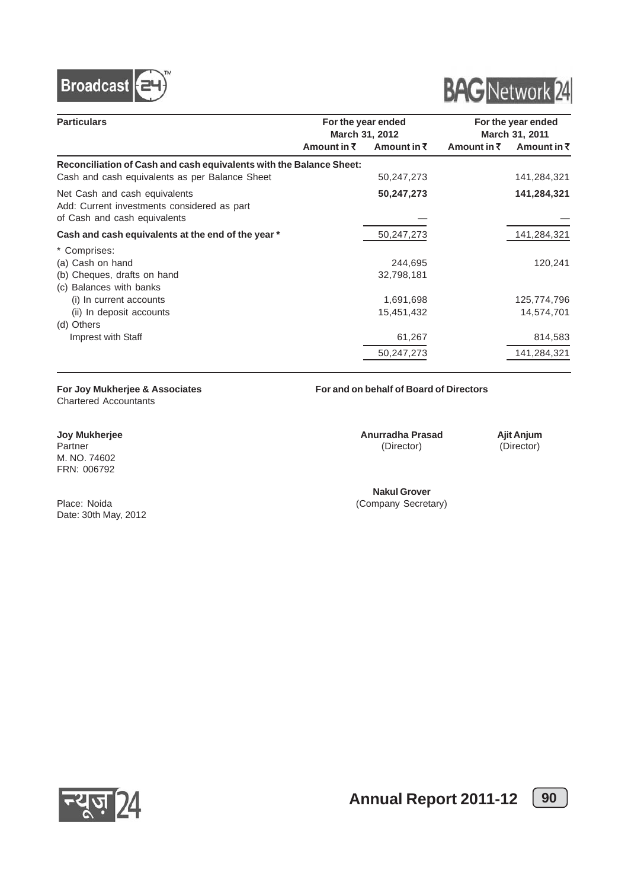| Particulars | For the year ended March 31, 2012 | | For the year ended March 31, 2011 | |
|---|---|---|---|---|
| | Amount in ₹ | Amount in ₹ | Amount in ₹ | Amount in ₹ |
| **Reconciliation of Cash and cash equivalents with the Balance Sheet:** | | | | |
| Cash and cash equivalents as per Balance Sheet | | 50,247,273 | | 141,284,321 |
| Net Cash and cash equivalents | | **50,247,273** | | **141,284,321** |
| Add: Current investments considered as part of Cash and cash equivalents | | — | | — |
| **Cash and cash equivalents at the end of the year *** | | 50,247,273 | | 141,284,321 |
| * Comprises: | | | | |
| (a) Cash on hand | | 244,695 | | 120,241 |
| (b) Cheques, drafts on hand | | 32,798,181 | | |
| (c) Balances with banks | | | | |
| (i) In current accounts | | 1,691,698 | | 125,774,796 |
| (ii) In deposit accounts | | 15,451,432 | | 14,574,701 |
| (d) Others | | | | |
| Imprest with Staff | | 61,267 | | 814,583 |
| | | 50,247,273 | | 141,284,321 |

**For Joy Mukherjee & Associates**
Chartered Accountants

**Joy Mukherjee**
Partner
M. NO. 74602
FRN: 006792

Place: Noida
Date: 30th May, 2012

**For and on behalf of Board of Directors**

**Anurradha Prasad**
(Director)

**Ajit Anjum**
(Director)

**Nakul Grover**
(Company Secretary)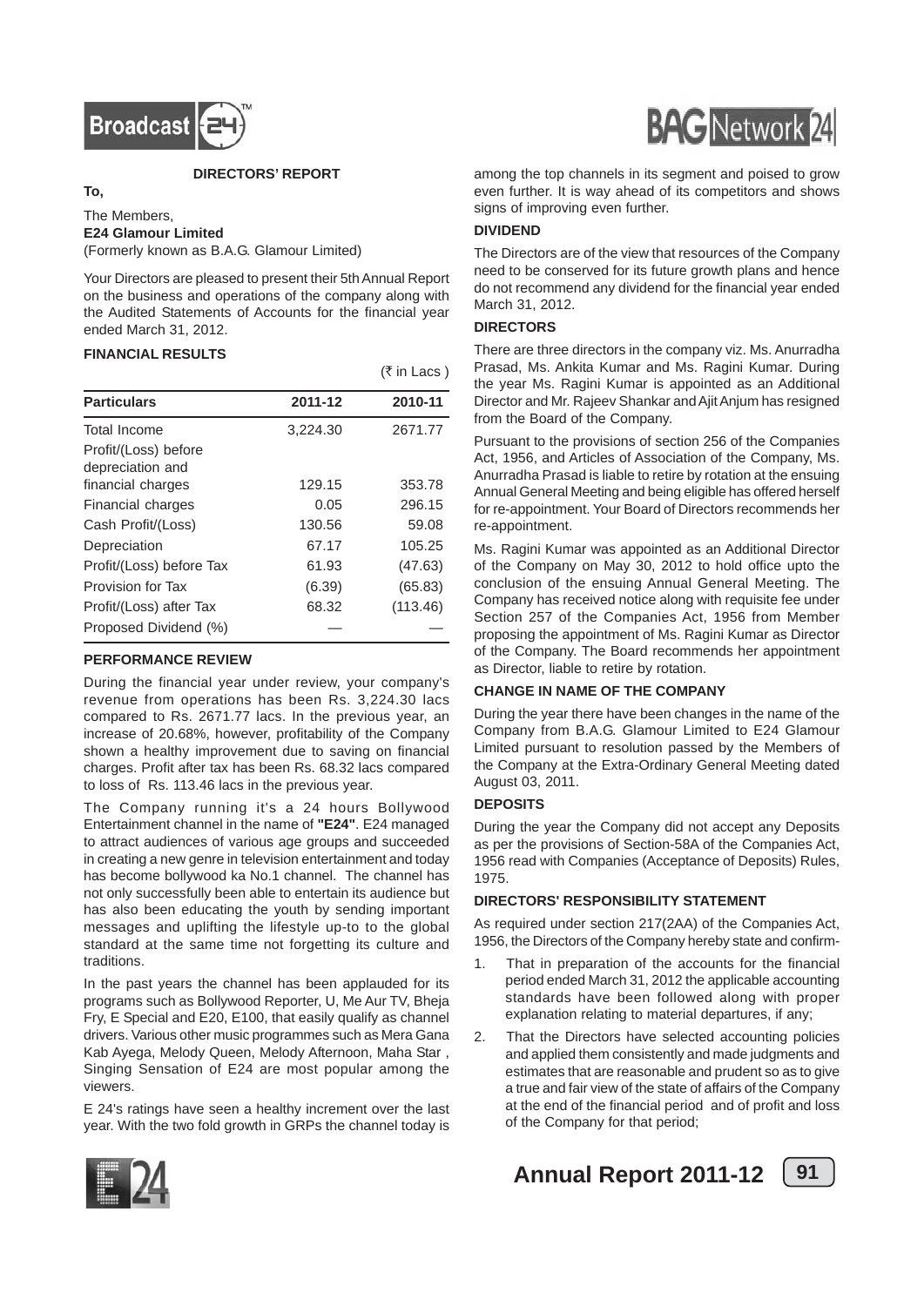## DIRECTORS' REPORT

**To,**

The Members,
**E24 Glamour Limited**
(Formerly known as B.A.G. Glamour Limited)

Your Directors are pleased to present their 5th Annual Report on the business and operations of the company along with the Audited Statements of Accounts for the financial year ended March 31, 2012.

### FINANCIAL RESULTS

(₹ in Lacs )

| Particulars | 2011-12 | 2010-11 |
|---|---|---|
| Total Income | 3,224.30 | 2671.77 |
| Profit/(Loss) before depreciation and financial charges | 129.15 | 353.78 |
| Financial charges | 0.05 | 296.15 |
| Cash Profit/(Loss) | 130.56 | 59.08 |
| Depreciation | 67.17 | 105.25 |
| Profit/(Loss) before Tax | 61.93 | (47.63) |
| Provision for Tax | (6.39) | (65.83) |
| Profit/(Loss) after Tax | 68.32 | (113.46) |
| Proposed Dividend (%) | — | — |

### PERFORMANCE REVIEW

During the financial year under review, your company's revenue from operations has been Rs. 3,224.30 lacs compared to Rs. 2671.77 lacs. In the previous year, an increase of 20.68%, however, profitability of the Company shown a healthy improvement due to saving on financial charges. Profit after tax has been Rs. 68.32 lacs compared to loss of Rs. 113.46 lacs in the previous year.

The Company running it's a 24 hours Bollywood Entertainment channel in the name of **"E24"**. E24 managed to attract audiences of various age groups and succeeded in creating a new genre in television entertainment and today has become bollywood ka No.1 channel. The channel has not only successfully been able to entertain its audience but has also been educating the youth by sending important messages and uplifting the lifestyle up-to to the global standard at the same time not forgetting its culture and traditions.

In the past years the channel has been applauded for its programs such as Bollywood Reporter, U, Me Aur TV, Bheja Fry, E Special and E20, E100, that easily qualify as channel drivers. Various other music programmes such as Mera Gana Kab Ayega, Melody Queen, Melody Afternoon, Maha Star , Singing Sensation of E24 are most popular among the viewers.

E 24's ratings have seen a healthy increment over the last year. With the two fold growth in GRPs the channel today is among the top channels in its segment and poised to grow even further. It is way ahead of its competitors and shows signs of improving even further.

### DIVIDEND

The Directors are of the view that resources of the Company need to be conserved for its future growth plans and hence do not recommend any dividend for the financial year ended March 31, 2012.

### DIRECTORS

There are three directors in the company viz. Ms. Anurradha Prasad, Ms. Ankita Kumar and Ms. Ragini Kumar. During the year Ms. Ragini Kumar is appointed as an Additional Director and Mr. Rajeev Shankar and Ajit Anjum has resigned from the Board of the Company.

Pursuant to the provisions of section 256 of the Companies Act, 1956, and Articles of Association of the Company, Ms. Anurradha Prasad is liable to retire by rotation at the ensuing Annual General Meeting and being eligible has offered herself for re-appointment. Your Board of Directors recommends her re-appointment.

Ms. Ragini Kumar was appointed as an Additional Director of the Company on May 30, 2012 to hold office upto the conclusion of the ensuing Annual General Meeting. The Company has received notice along with requisite fee under Section 257 of the Companies Act, 1956 from Member proposing the appointment of Ms. Ragini Kumar as Director of the Company. The Board recommends her appointment as Director, liable to retire by rotation.

### CHANGE IN NAME OF THE COMPANY

During the year there have been changes in the name of the Company from B.A.G. Glamour Limited to E24 Glamour Limited pursuant to resolution passed by the Members of the Company at the Extra-Ordinary General Meeting dated August 03, 2011.

### DEPOSITS

During the year the Company did not accept any Deposits as per the provisions of Section-58A of the Companies Act, 1956 read with Companies (Acceptance of Deposits) Rules, 1975.

### DIRECTORS' RESPONSIBILITY STATEMENT

As required under section 217(2AA) of the Companies Act, 1956, the Directors of the Company hereby state and confirm-

1. That in preparation of the accounts for the financial period ended March 31, 2012 the applicable accounting standards have been followed along with proper explanation relating to material departures, if any;
2. That the Directors have selected accounting policies and applied them consistently and made judgments and estimates that are reasonable and prudent so as to give a true and fair view of the state of affairs of the Company at the end of the financial period and of profit and loss of the Company for that period;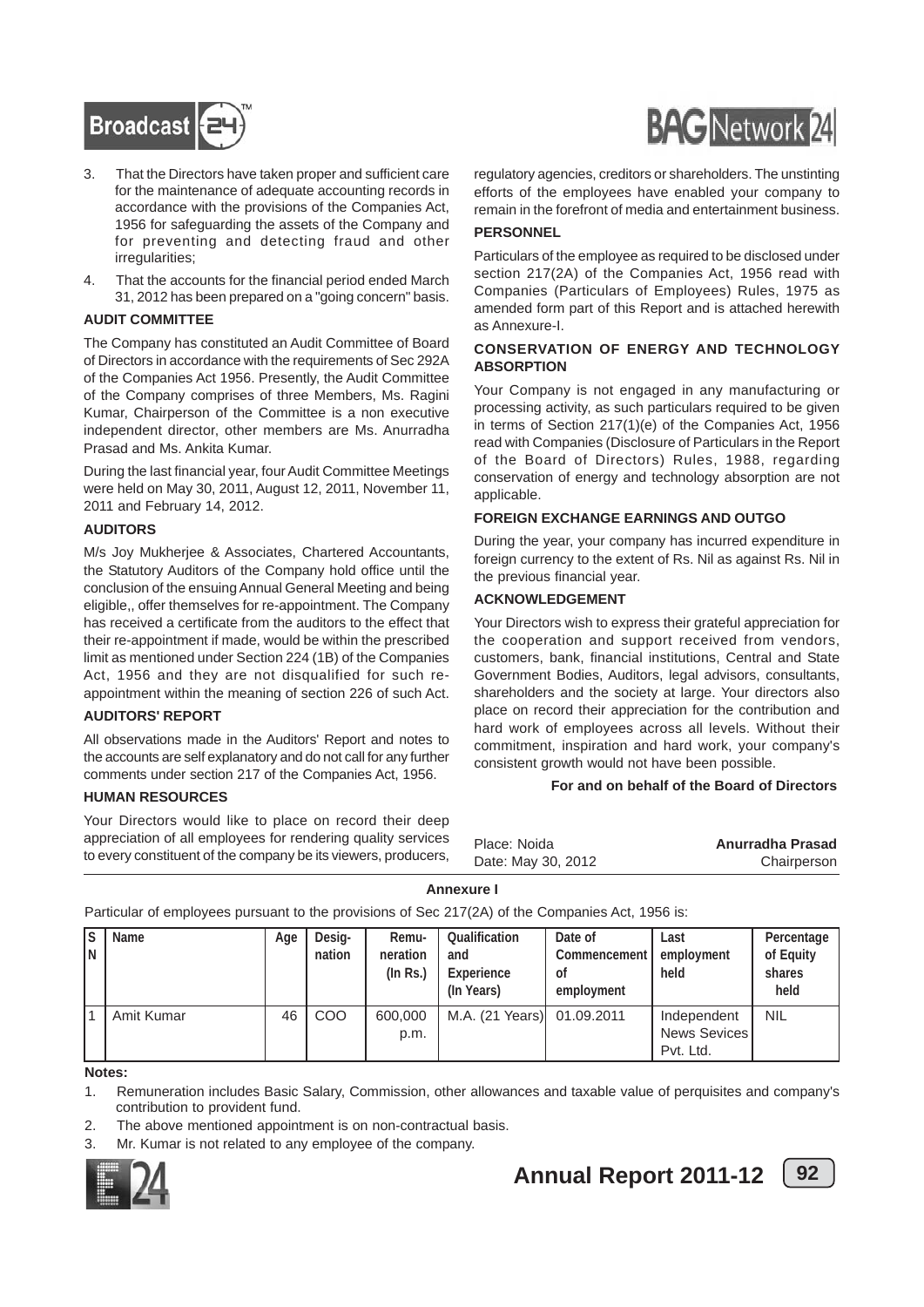3. That the Directors have taken proper and sufficient care for the maintenance of adequate accounting records in accordance with the provisions of the Companies Act, 1956 for safeguarding the assets of the Company and for preventing and detecting fraud and other irregularities;
4. That the accounts for the financial period ended March 31, 2012 has been prepared on a "going concern" basis.

**AUDIT COMMITTEE**

The Company has constituted an Audit Committee of Board of Directors in accordance with the requirements of Sec 292A of the Companies Act 1956. Presently, the Audit Committee of the Company comprises of three Members, Ms. Ragini Kumar, Chairperson of the Committee is a non executive independent director, other members are Ms. Anurradha Prasad and Ms. Ankita Kumar.

During the last financial year, four Audit Committee Meetings were held on May 30, 2011, August 12, 2011, November 11, 2011 and February 14, 2012.

**AUDITORS**

M/s Joy Mukherjee & Associates, Chartered Accountants, the Statutory Auditors of the Company hold office until the conclusion of the ensuing Annual General Meeting and being eligible,, offer themselves for re-appointment. The Company has received a certificate from the auditors to the effect that their re-appointment if made, would be within the prescribed limit as mentioned under Section 224 (1B) of the Companies Act, 1956 and they are not disqualified for such re-appointment within the meaning of section 226 of such Act.

**AUDITORS' REPORT**

All observations made in the Auditors' Report and notes to the accounts are self explanatory and do not call for any further comments under section 217 of the Companies Act, 1956.

**HUMAN RESOURCES**

Your Directors would like to place on record their deep appreciation of all employees for rendering quality services to every constituent of the company be its viewers, producers, regulatory agencies, creditors or shareholders. The unstinting efforts of the employees have enabled your company to remain in the forefront of media and entertainment business.

**PERSONNEL**

Particulars of the employee as required to be disclosed under section 217(2A) of the Companies Act, 1956 read with Companies (Particulars of Employees) Rules, 1975 as amended form part of this Report and is attached herewith as Annexure-I.

**CONSERVATION OF ENERGY AND TECHNOLOGY ABSORPTION**

Your Company is not engaged in any manufacturing or processing activity, as such particulars required to be given in terms of Section 217(1)(e) of the Companies Act, 1956 read with Companies (Disclosure of Particulars in the Report of the Board of Directors) Rules, 1988, regarding conservation of energy and technology absorption are not applicable.

**FOREIGN EXCHANGE EARNINGS AND OUTGO**

During the year, your company has incurred expenditure in foreign currency to the extent of Rs. Nil as against Rs. Nil in the previous financial year.

**ACKNOWLEDGEMENT**

Your Directors wish to express their grateful appreciation for the cooperation and support received from vendors, customers, bank, financial institutions, Central and State Government Bodies, Auditors, legal advisors, consultants, shareholders and the society at large. Your directors also place on record their appreciation for the contribution and hard work of employees across all levels. Without their commitment, inspiration and hard work, your company's consistent growth would not have been possible.

**For and on behalf of the Board of Directors**

Place: Noida
Date: May 30, 2012

**Anurradha Prasad**
Chairperson

**Annexure I**

Particular of employees pursuant to the provisions of Sec 217(2A) of the Companies Act, 1956 is:

| SN | Name | Age | Designation | Remuneration (In Rs.) | Qualification and Experience (In Years) | Date of Commencement of employment | Last employment held | Percentage of Equity shares held |
|---|---|---|---|---|---|---|---|---|
| 1 | Amit Kumar | 46 | COO | 600,000 p.m. | M.A. (21 Years) | 01.09.2011 | Independent News Sevices Pvt. Ltd. | NIL |

**Notes:**

1. Remuneration includes Basic Salary, Commission, other allowances and taxable value of perquisites and company's contribution to provident fund.
2. The above mentioned appointment is on non-contractual basis.
3. Mr. Kumar is not related to any employee of the company.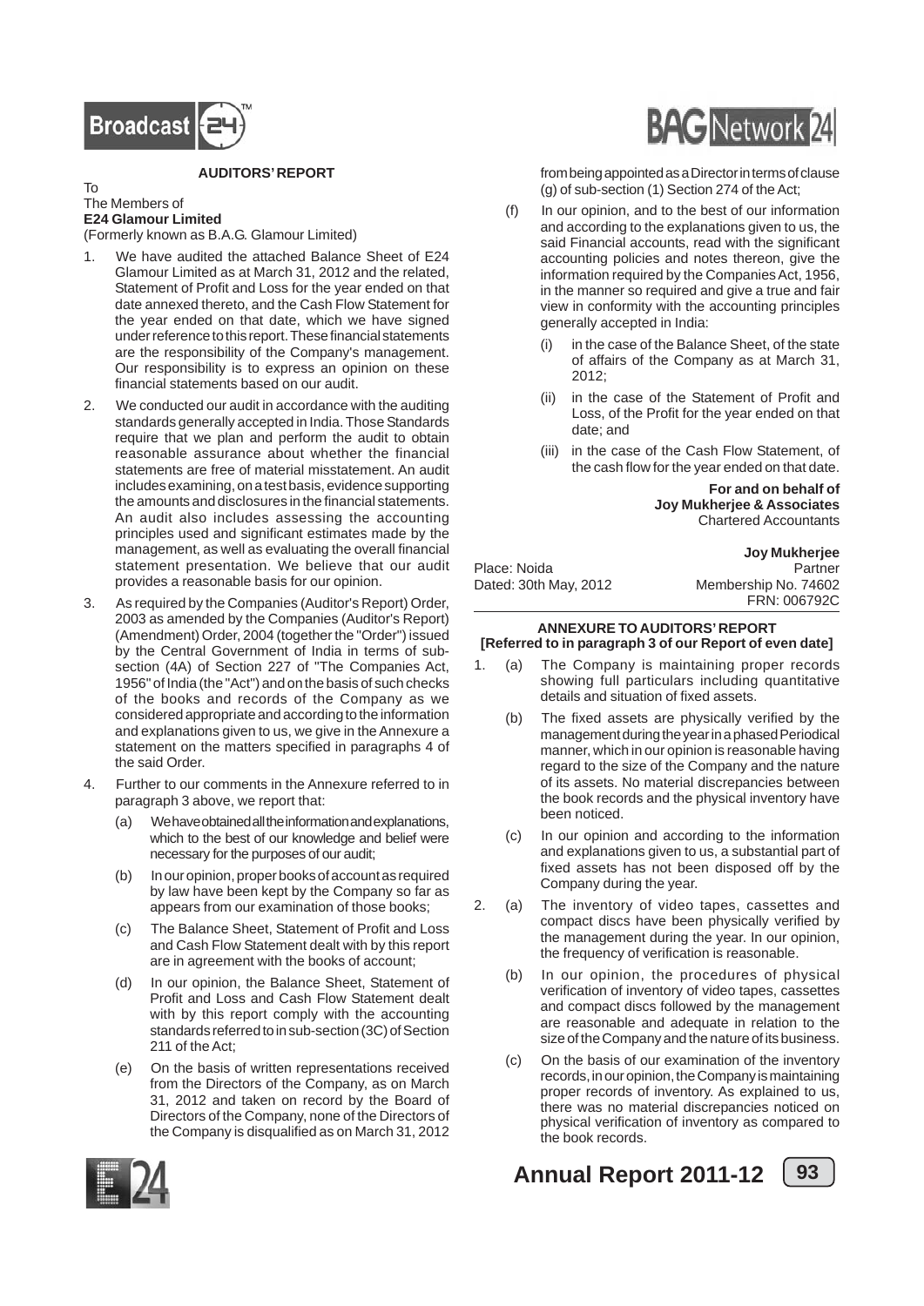## AUDITORS' REPORT

To
The Members of
**E24 Glamour Limited**
(Formerly known as B.A.G. Glamour Limited)

1. We have audited the attached Balance Sheet of E24 Glamour Limited as at March 31, 2012 and the related, Statement of Profit and Loss for the year ended on that date annexed thereto, and the Cash Flow Statement for the year ended on that date, which we have signed under reference to this report. These financial statements are the responsibility of the Company's management. Our responsibility is to express an opinion on these financial statements based on our audit.

2. We conducted our audit in accordance with the auditing standards generally accepted in India. Those Standards require that we plan and perform the audit to obtain reasonable assurance about whether the financial statements are free of material misstatement. An audit includes examining, on a test basis, evidence supporting the amounts and disclosures in the financial statements. An audit also includes assessing the accounting principles used and significant estimates made by the management, as well as evaluating the overall financial statement presentation. We believe that our audit provides a reasonable basis for our opinion.

3. As required by the Companies (Auditor's Report) Order, 2003 as amended by the Companies (Auditor's Report) (Amendment) Order, 2004 (together the "Order") issued by the Central Government of India in terms of sub-section (4A) of Section 227 of "The Companies Act, 1956" of India (the "Act") and on the basis of such checks of the books and records of the Company as we considered appropriate and according to the information and explanations given to us, we give in the Annexure a statement on the matters specified in paragraphs 4 of the said Order.

4. Further to our comments in the Annexure referred to in paragraph 3 above, we report that:

   (a) We have obtained all the information and explanations, which to the best of our knowledge and belief were necessary for the purposes of our audit;

   (b) In our opinion, proper books of account as required by law have been kept by the Company so far as appears from our examination of those books;

   (c) The Balance Sheet, Statement of Profit and Loss and Cash Flow Statement dealt with by this report are in agreement with the books of account;

   (d) In our opinion, the Balance Sheet, Statement of Profit and Loss and Cash Flow Statement dealt with by this report comply with the accounting standards referred to in sub-section (3C) of Section 211 of the Act;

   (e) On the basis of written representations received from the Directors of the Company, as on March 31, 2012 and taken on record by the Board of Directors of the Company, none of the Directors of the Company is disqualified as on March 31, 2012 from being appointed as a Director in terms of clause (g) of sub-section (1) Section 274 of the Act;

   (f) In our opinion, and to the best of our information and according to the explanations given to us, the said Financial accounts, read with the significant accounting policies and notes thereon, give the information required by the Companies Act, 1956, in the manner so required and give a true and fair view in conformity with the accounting principles generally accepted in India:

      (i) in the case of the Balance Sheet, of the state of affairs of the Company as at March 31, 2012;

      (ii) in the case of the Statement of Profit and Loss, of the Profit for the year ended on that date; and

      (iii) in the case of the Cash Flow Statement, of the cash flow for the year ended on that date.

**For and on behalf of**
**Joy Mukherjee & Associates**
Chartered Accountants

**Joy Mukherjee**
Partner
Membership No. 74602
FRN: 006792C

Place: Noida
Dated: 30th May, 2012

## ANNEXURE TO AUDITORS' REPORT
**[Referred to in paragraph 3 of our Report of even date]**

1. (a) The Company is maintaining proper records showing full particulars including quantitative details and situation of fixed assets.

   (b) The fixed assets are physically verified by the management during the year in a phased Periodical manner, which in our opinion is reasonable having regard to the size of the Company and the nature of its assets. No material discrepancies between the book records and the physical inventory have been noticed.

   (c) In our opinion and according to the information and explanations given to us, a substantial part of fixed assets has not been disposed off by the Company during the year.

2. (a) The inventory of video tapes, cassettes and compact discs have been physically verified by the management during the year. In our opinion, the frequency of verification is reasonable.

   (b) In our opinion, the procedures of physical verification of inventory of video tapes, cassettes and compact discs followed by the management are reasonable and adequate in relation to the size of the Company and the nature of its business.

   (c) On the basis of our examination of the inventory records, in our opinion, the Company is maintaining proper records of inventory. As explained to us, there was no material discrepancies noticed on physical verification of inventory as compared to the book records.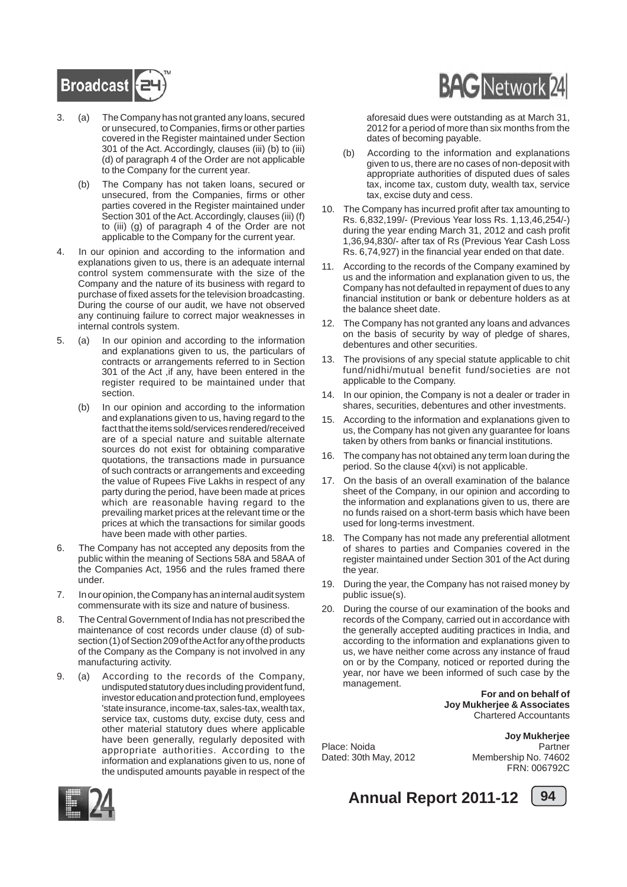3. (a) The Company has not granted any loans, secured or unsecured, to Companies, firms or other parties covered in the Register maintained under Section 301 of the Act. Accordingly, clauses (iii) (b) to (iii) (d) of paragraph 4 of the Order are not applicable to the Company for the current year.

   (b) The Company has not taken loans, secured or unsecured, from the Companies, firms or other parties covered in the Register maintained under Section 301 of the Act. Accordingly, clauses (iii) (f) to (iii) (g) of paragraph 4 of the Order are not applicable to the Company for the current year.

4. In our opinion and according to the information and explanations given to us, there is an adequate internal control system commensurate with the size of the Company and the nature of its business with regard to purchase of fixed assets for the television broadcasting. During the course of our audit, we have not observed any continuing failure to correct major weaknesses in internal controls system.

5. (a) In our opinion and according to the information and explanations given to us, the particulars of contracts or arrangements referred to in Section 301 of the Act ,if any, have been entered in the register required to be maintained under that section.

   (b) In our opinion and according to the information and explanations given to us, having regard to the fact that the items sold/services rendered/received are of a special nature and suitable alternate sources do not exist for obtaining comparative quotations, the transactions made in pursuance of such contracts or arrangements and exceeding the value of Rupees Five Lakhs in respect of any party during the period, have been made at prices which are reasonable having regard to the prevailing market prices at the relevant time or the prices at which the transactions for similar goods have been made with other parties.

6. The Company has not accepted any deposits from the public within the meaning of Sections 58A and 58AA of the Companies Act, 1956 and the rules framed there under.

7. In our opinion, the Company has an internal audit system commensurate with its size and nature of business.

8. The Central Government of India has not prescribed the maintenance of cost records under clause (d) of sub-section (1) of Section 209 of the Act for any of the products of the Company as the Company is not involved in any manufacturing activity.

9. (a) According to the records of the Company, undisputed statutory dues including provident fund, investor education and protection fund, employees 'state insurance, income-tax, sales-tax, wealth tax, service tax, customs duty, excise duty, cess and other material statutory dues where applicable have been generally, regularly deposited with appropriate authorities. According to the information and explanations given to us, none of the undisputed amounts payable in respect of the aforesaid dues were outstanding as at March 31, 2012 for a period of more than six months from the dates of becoming payable.

   (b) According to the information and explanations given to us, there are no cases of non-deposit with appropriate authorities of disputed dues of sales tax, income tax, custom duty, wealth tax, service tax, excise duty and cess.

10. The Company has incurred profit after tax amounting to Rs. 6,832,199/- (Previous Year loss Rs. 1,13,46,254/-) during the year ending March 31, 2012 and cash profit 1,36,94,830/- after tax of Rs (Previous Year Cash Loss Rs. 6,74,927) in the financial year ended on that date.

11. According to the records of the Company examined by us and the information and explanation given to us, the Company has not defaulted in repayment of dues to any financial institution or bank or debenture holders as at the balance sheet date.

12. The Company has not granted any loans and advances on the basis of security by way of pledge of shares, debentures and other securities.

13. The provisions of any special statute applicable to chit fund/nidhi/mutual benefit fund/societies are not applicable to the Company.

14. In our opinion, the Company is not a dealer or trader in shares, securities, debentures and other investments.

15. According to the information and explanations given to us, the Company has not given any guarantee for loans taken by others from banks or financial institutions.

16. The company has not obtained any term loan during the period. So the clause 4(xvi) is not applicable.

17. On the basis of an overall examination of the balance sheet of the Company, in our opinion and according to the information and explanations given to us, there are no funds raised on a short-term basis which have been used for long-terms investment.

18. The Company has not made any preferential allotment of shares to parties and Companies covered in the register maintained under Section 301 of the Act during the year.

19. During the year, the Company has not raised money by public issue(s).

20. During the course of our examination of the books and records of the Company, carried out in accordance with the generally accepted auditing practices in India, and according to the information and explanations given to us, we have neither come across any instance of fraud on or by the Company, noticed or reported during the year, nor have we been informed of such case by the management.

**For and on behalf of**
**Joy Mukherjee & Associates**
Chartered Accountants

**Joy Mukherjee**
Partner
Membership No. 74602
FRN: 006792C

Place: Noida
Dated: 30th May, 2012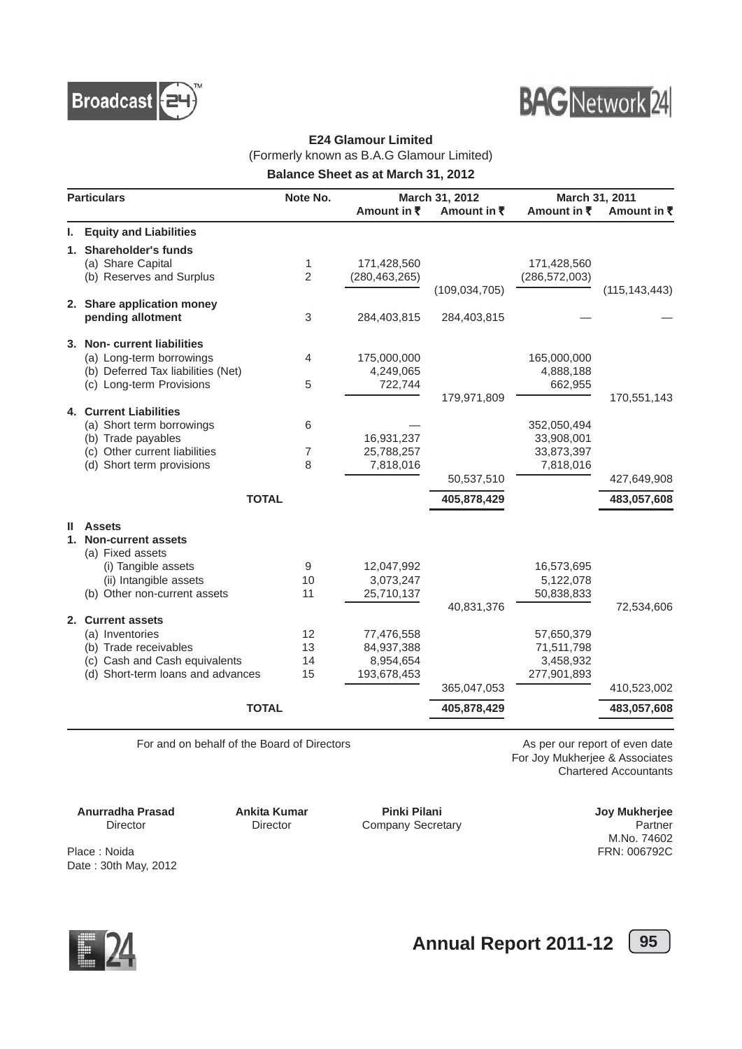# E24 Glamour Limited

(Formerly known as B.A.G Glamour Limited)

## Balance Sheet as at March 31, 2012

| Particulars | Note No. | March 31, 2012 Amount in ₹ | March 31, 2012 Amount in ₹ | March 31, 2011 Amount in ₹ | March 31, 2011 Amount in ₹ |
|---|---|---|---|---|---|
| **I. Equity and Liabilities** | | | | | |
| **1. Shareholder's funds** | | | | | |
| (a) Share Capital | 1 | 171,428,560 | | 171,428,560 | |
| (b) Reserves and Surplus | 2 | (280,463,265) | | (286,572,003) | |
| | | | (109,034,705) | | (115,143,443) |
| **2. Share application money pending allotment** | 3 | 284,403,815 | 284,403,815 | — | — |
| **3. Non- current liabilities** | | | | | |
| (a) Long-term borrowings | 4 | 175,000,000 | | 165,000,000 | |
| (b) Deferred Tax liabilities (Net) | | 4,249,065 | | 4,888,188 | |
| (c) Long-term Provisions | 5 | 722,744 | | 662,955 | |
| | | | 179,971,809 | | 170,551,143 |
| **4. Current Liabilities** | | | | | |
| (a) Short term borrowings | 6 | — | | 352,050,494 | |
| (b) Trade payables | | 16,931,237 | | 33,908,001 | |
| (c) Other current liabilities | 7 | 25,788,257 | | 33,873,397 | |
| (d) Short term provisions | 8 | 7,818,016 | | 7,818,016 | |
| | | | 50,537,510 | | 427,649,908 |
| **TOTAL** | | | **405,878,429** | | **483,057,608** |
| **II Assets** | | | | | |
| **1. Non-current assets** | | | | | |
| (a) Fixed assets | | | | | |
| (i) Tangible assets | 9 | 12,047,992 | | 16,573,695 | |
| (ii) Intangible assets | 10 | 3,073,247 | | 5,122,078 | |
| (b) Other non-current assets | 11 | 25,710,137 | | 50,838,833 | |
| | | | 40,831,376 | | 72,534,606 |
| **2. Current assets** | | | | | |
| (a) Inventories | 12 | 77,476,558 | | 57,650,379 | |
| (b) Trade receivables | 13 | 84,937,388 | | 71,511,798 | |
| (c) Cash and Cash equivalents | 14 | 8,954,654 | | 3,458,932 | |
| (d) Short-term loans and advances | 15 | 193,678,453 | | 277,901,893 | |
| | | | 365,047,053 | | 410,523,002 |
| **TOTAL** | | | **405,878,429** | | **483,057,608** |

For and on behalf of the Board of Directors

As per our report of even date
For Joy Mukherjee & Associates
Chartered Accountants

**Anurradha Prasad**
Director

**Ankita Kumar**
Director

**Pinki Pilani**
Company Secretary

**Joy Mukherjee**
Partner
M.No. 74602
FRN: 006792C

Place : Noida
Date : 30th May, 2012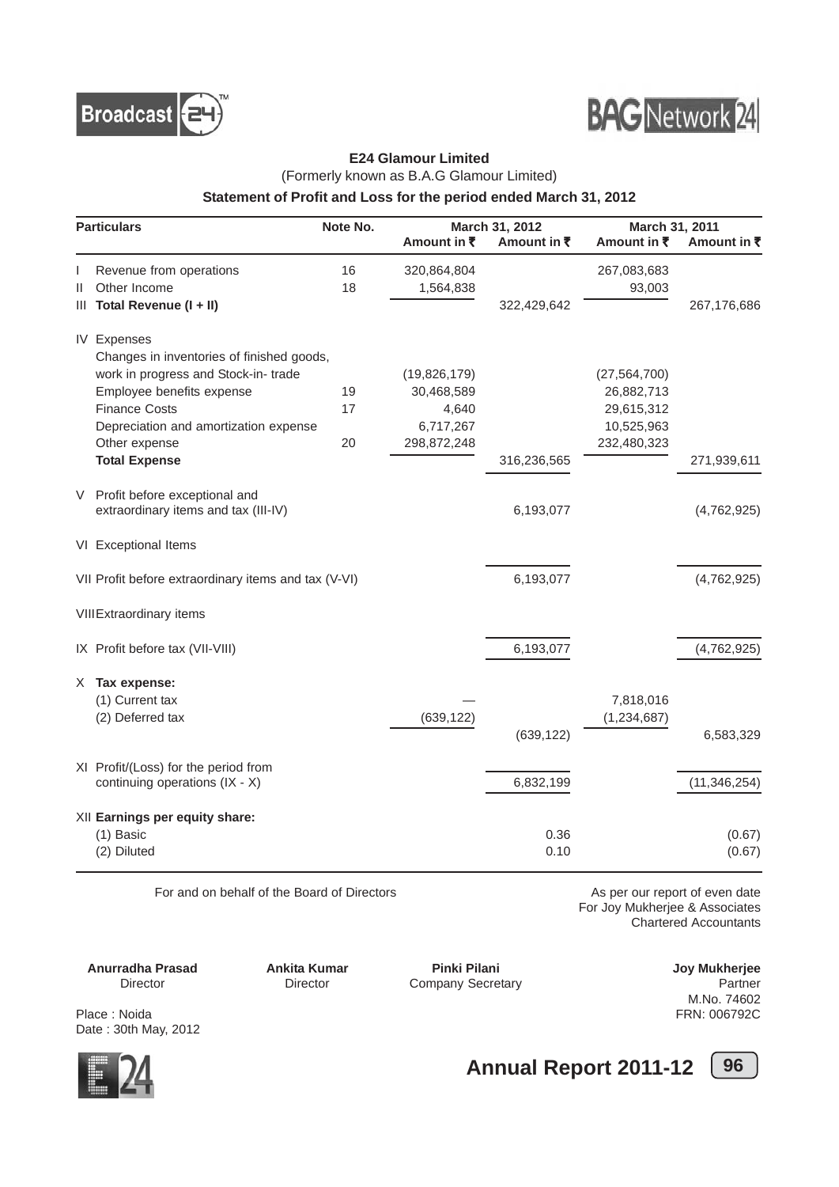**E24 Glamour Limited**

(Formerly known as B.A.G Glamour Limited)

**Statement of Profit and Loss for the period ended March 31, 2012**

| Particulars | Note No. | March 31, 2012 Amount in ₹ | March 31, 2012 Amount in ₹ | March 31, 2011 Amount in ₹ | March 31, 2011 Amount in ₹ |
|---|---|---|---|---|---|
| I Revenue from operations | 16 | 320,864,804 | | 267,083,683 | |
| II Other Income | 18 | 1,564,838 | | 93,003 | |
| III **Total Revenue (I + II)** | | | 322,429,642 | | 267,176,686 |
| IV Expenses | | | | | |
| Changes in inventories of finished goods, work in progress and Stock-in- trade | | (19,826,179) | | (27,564,700) | |
| Employee benefits expense | 19 | 30,468,589 | | 26,882,713 | |
| Finance Costs | 17 | 4,640 | | 29,615,312 | |
| Depreciation and amortization expense | | 6,717,267 | | 10,525,963 | |
| Other expense | 20 | 298,872,248 | | 232,480,323 | |
| **Total Expense** | | | 316,236,565 | | 271,939,611 |
| V Profit before exceptional and extraordinary items and tax (III-IV) | | | 6,193,077 | | (4,762,925) |
| VI Exceptional Items | | | | | |
| VII Profit before extraordinary items and tax (V-VI) | | | 6,193,077 | | (4,762,925) |
| VIII Extraordinary items | | | | | |
| IX Profit before tax (VII-VIII) | | | 6,193,077 | | (4,762,925) |
| X **Tax expense:** | | | | | |
| (1) Current tax | | — | | 7,818,016 | |
| (2) Deferred tax | | (639,122) | | (1,234,687) | |
| | | | (639,122) | | 6,583,329 |
| XI Profit/(Loss) for the period from continuing operations (IX - X) | | | 6,832,199 | | (11,346,254) |
| XII **Earnings per equity share:** | | | | | |
| (1) Basic | | | 0.36 | | (0.67) |
| (2) Diluted | | | 0.10 | | (0.67) |

For and on behalf of the Board of Directors

As per our report of even date
For Joy Mukherjee & Associates
Chartered Accountants

**Anurradha Prasad**
Director

**Ankita Kumar**
Director

**Pinki Pilani**
Company Secretary

**Joy Mukherjee**
Partner
M.No. 74602
FRN: 006792C

Place : Noida
Date : 30th May, 2012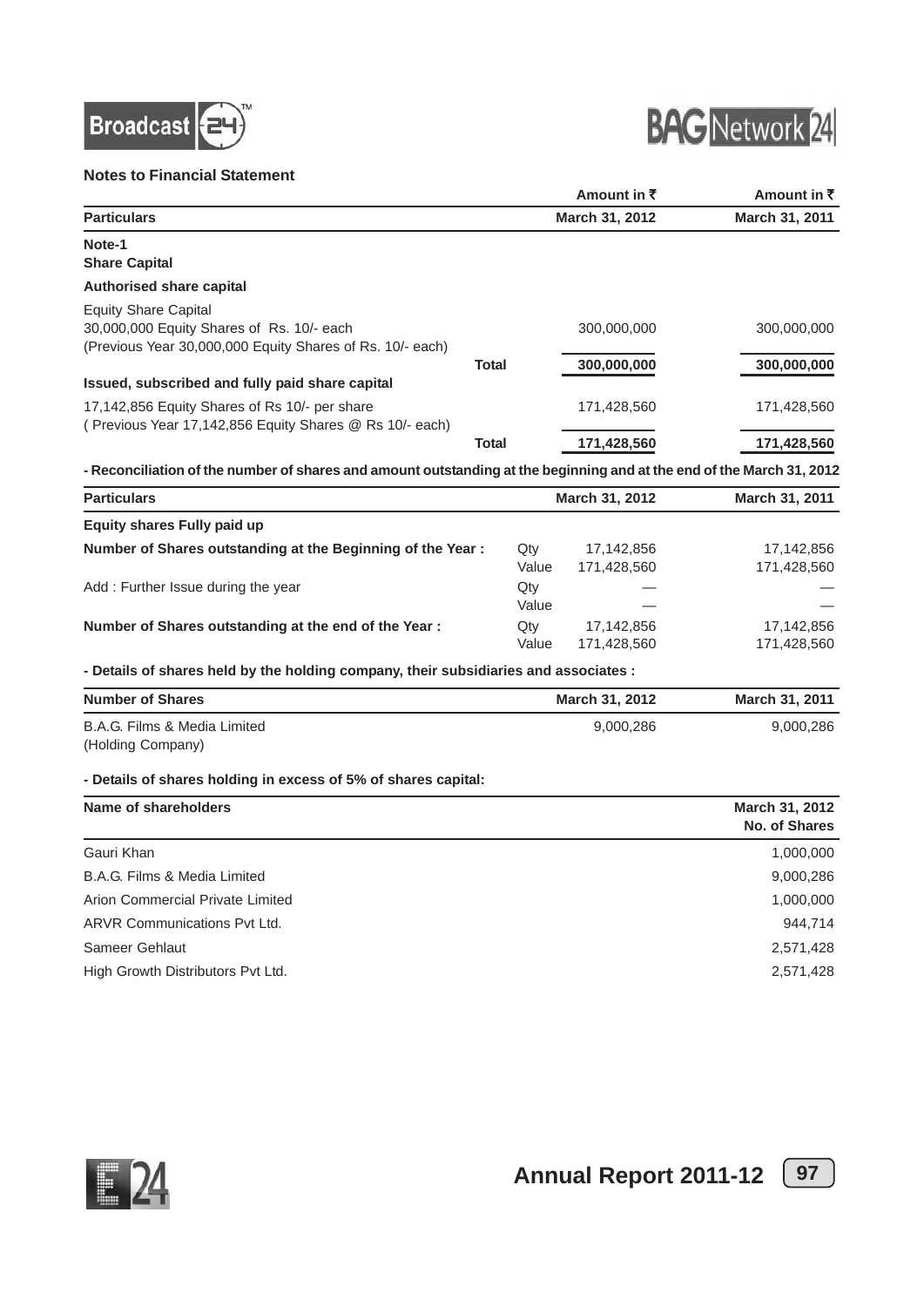## Notes to Financial Statement

| Particulars | | Amount in ₹ March 31, 2012 | Amount in ₹ March 31, 2011 |
|---|---|---|---|
| **Note-1** | | | |
| **Share Capital** | | | |
| **Authorised share capital** | | | |
| Equity Share Capital | | | |
| 30,000,000 Equity Shares of Rs. 10/- each (Previous Year 30,000,000 Equity Shares of Rs. 10/- each) | | 300,000,000 | 300,000,000 |
| | **Total** | **300,000,000** | **300,000,000** |
| **Issued, subscribed and fully paid share capital** | | | |
| 17,142,856 Equity Shares of Rs 10/- per share ( Previous Year 17,142,856 Equity Shares @ Rs 10/- each) | | 171,428,560 | 171,428,560 |
| | **Total** | **171,428,560** | **171,428,560** |

**- Reconciliation of the number of shares and amount outstanding at the beginning and at the end of the March 31, 2012**

| Particulars | | March 31, 2012 | March 31, 2011 |
|---|---|---|---|
| **Equity shares Fully paid up** | | | |
| **Number of Shares outstanding at the Beginning of the Year :** | Qty | 17,142,856 | 17,142,856 |
| | Value | 171,428,560 | 171,428,560 |
| Add : Further Issue during the year | Qty | — | — |
| | Value | — | — |
| **Number of Shares outstanding at the end of the Year :** | Qty | 17,142,856 | 17,142,856 |
| | Value | 171,428,560 | 171,428,560 |

**- Details of shares held by the holding company, their subsidiaries and associates :**

| Number of Shares | March 31, 2012 | March 31, 2011 |
|---|---|---|
| B.A.G. Films & Media Limited (Holding Company) | 9,000,286 | 9,000,286 |

**- Details of shares holding in excess of 5% of shares capital:**

| Name of shareholders | March 31, 2012 No. of Shares |
|---|---|
| Gauri Khan | 1,000,000 |
| B.A.G. Films & Media Limited | 9,000,286 |
| Arion Commercial Private Limited | 1,000,000 |
| ARVR Communications Pvt Ltd. | 944,714 |
| Sameer Gehlaut | 2,571,428 |
| High Growth Distributors Pvt Ltd. | 2,571,428 |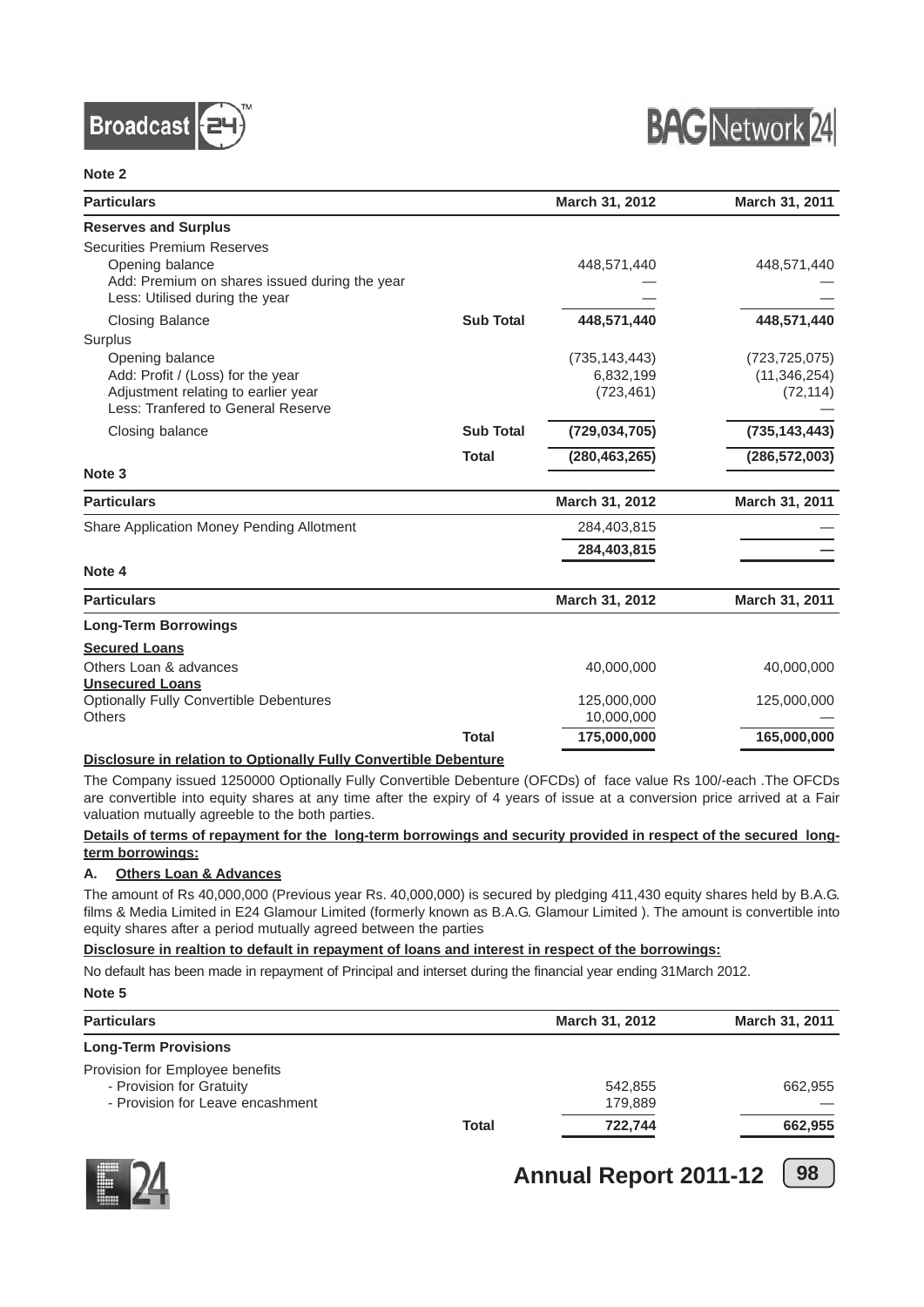**Note 2**

| Particulars | | March 31, 2012 | March 31, 2011 |
|---|---|---|---|
| **Reserves and Surplus** | | | |
| Securities Premium Reserves | | | |
| Opening balance | | 448,571,440 | 448,571,440 |
| Add: Premium on shares issued during the year | | — | — |
| Less: Utilised during the year | | — | — |
| Closing Balance | **Sub Total** | **448,571,440** | **448,571,440** |
| Surplus | | | |
| Opening balance | | (735,143,443) | (723,725,075) |
| Add: Profit / (Loss) for the year | | 6,832,199 | (11,346,254) |
| Adjustment relating to earlier year | | (723,461) | (72,114) |
| Less: Tranfered to General Reserve | | | — |
| Closing balance | **Sub Total** | **(729,034,705)** | **(735,143,443)** |
| | **Total** | **(280,463,265)** | **(286,572,003)** |

**Note 3**

| Particulars | March 31, 2012 | March 31, 2011 |
|---|---|---|
| Share Application Money Pending Allotment | 284,403,815 | — |
| | **284,403,815** | **—** |

**Note 4**

| Particulars | | March 31, 2012 | March 31, 2011 |
|---|---|---|---|
| **Long-Term Borrowings** | | | |
| **Secured Loans** | | | |
| Others Loan & advances | | 40,000,000 | 40,000,000 |
| **Unsecured Loans** | | | |
| Optionally Fully Convertible Debentures | | 125,000,000 | 125,000,000 |
| Others | | 10,000,000 | — |
| | **Total** | **175,000,000** | **165,000,000** |

**Disclosure in relation to Optionally Fully Convertible Debenture**

The Company issued 1250000 Optionally Fully Convertible Debenture (OFCDs) of face value Rs 100/-each .The OFCDs are convertible into equity shares at any time after the expiry of 4 years of issue at a conversion price arrived at a Fair valuation mutually agreeble to the both parties.

**Details of terms of repayment for the long-term borrowings and security provided in respect of the secured long-term borrowings:**

**A. Others Loan & Advances**

The amount of Rs 40,000,000 (Previous year Rs. 40,000,000) is secured by pledging 411,430 equity shares held by B.A.G. films & Media Limited in E24 Glamour Limited (formerly known as B.A.G. Glamour Limited ). The amount is convertible into equity shares after a period mutually agreed between the parties

**Disclosure in realtion to default in repayment of loans and interest in respect of the borrowings:**

No default has been made in repayment of Principal and interset during the financial year ending 31March 2012.

**Note 5**

| Particulars | | March 31, 2012 | March 31, 2011 |
|---|---|---|---|
| **Long-Term Provisions** | | | |
| Provision for Employee benefits | | | |
| - Provision for Gratuity | | 542,855 | 662,955 |
| - Provision for Leave encashment | | 179,889 | — |
| | **Total** | **722,744** | **662,955** |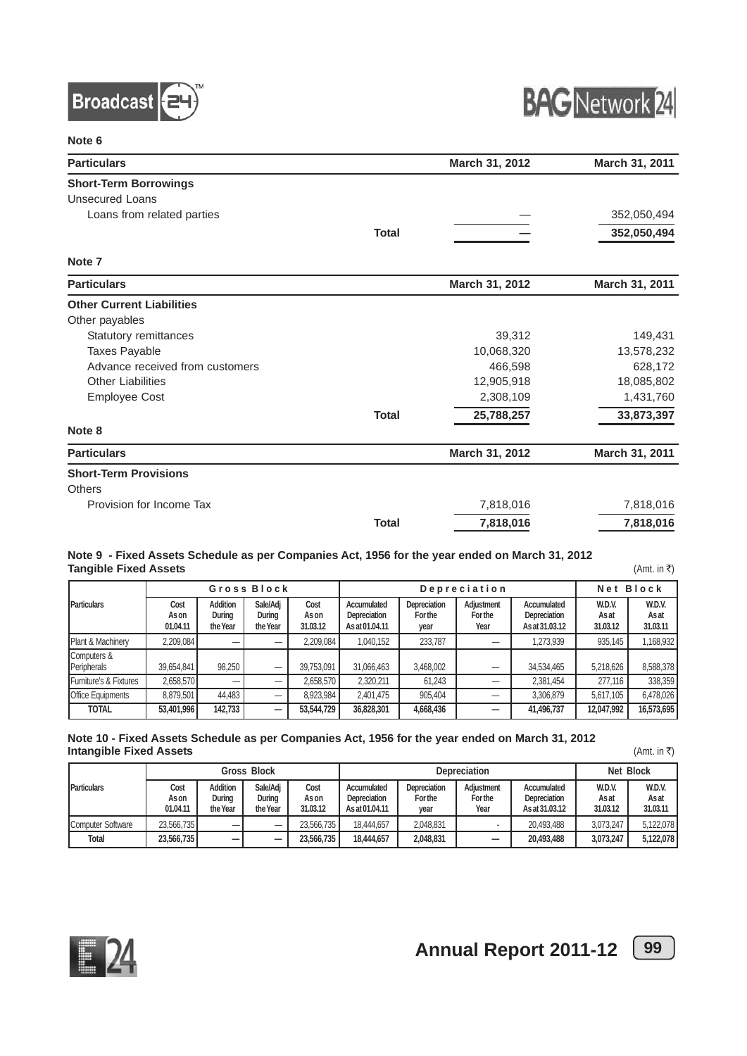## Note 6

| Particulars | | March 31, 2012 | March 31, 2011 |
|---|---|---|---|
| **Short-Term Borrowings** | | | |
| Unsecured Loans | | | |
| Loans from related parties | | — | 352,050,494 |
| | **Total** | **—** | **352,050,494** |

## Note 7

| Particulars | | March 31, 2012 | March 31, 2011 |
|---|---|---|---|
| **Other Current Liabilities** | | | |
| Other payables | | | |
| Statutory remittances | | 39,312 | 149,431 |
| Taxes Payable | | 10,068,320 | 13,578,232 |
| Advance received from customers | | 466,598 | 628,172 |
| Other Liabilities | | 12,905,918 | 18,085,802 |
| Employee Cost | | 2,308,109 | 1,431,760 |
| | **Total** | **25,788,257** | **33,873,397** |

## Note 8

| Particulars | | March 31, 2012 | March 31, 2011 |
|---|---|---|---|
| **Short-Term Provisions** | | | |
| Others | | | |
| Provision for Income Tax | | 7,818,016 | 7,818,016 |
| | **Total** | **7,818,016** | **7,818,016** |

## Note 9 - Fixed Assets Schedule as per Companies Act, 1956 for the year ended on March 31, 2012

**Tangible Fixed Assets**

(Amt. in ₹)

| Particulars | Gross Block | | | | Depreciation | | | | Net Block | |
|---|---|---|---|---|---|---|---|---|---|---|
| | Cost As on 01.04.11 | Addition During the Year | Sale/Adj During the Year | Cost As on 31.03.12 | Accumulated Depreciation As at 01.04.11 | Depreciation For the year | Adjustment For the Year | Accumulated Depreciation As at 31.03.12 | W.D.V. As at 31.03.12 | W.D.V. As at 31.03.11 |
| Plant & Machinery | 2,209,084 | — | — | 2,209,084 | 1,040,152 | 233,787 | — | 1,273,939 | 935,145 | 1,168,932 |
| Computers & Peripherals | 39,654,841 | 98,250 | — | 39,753,091 | 31,066,463 | 3,468,002 | — | 34,534,465 | 5,218,626 | 8,588,378 |
| Furniture's & Fixtures | 2,658,570 | — | — | 2,658,570 | 2,320,211 | 61,243 | — | 2,381,454 | 277,116 | 338,359 |
| Office Equipments | 8,879,501 | 44,483 | — | 8,923,984 | 2,401,475 | 905,404 | — | 3,306,879 | 5,617,105 | 6,478,026 |
| **TOTAL** | **53,401,996** | **142,733** | **—** | **53,544,729** | **36,828,301** | **4,668,436** | **—** | **41,496,737** | **12,047,992** | **16,573,695** |

## Note 10 - Fixed Assets Schedule as per Companies Act, 1956 for the year ended on March 31, 2012

**Intangible Fixed Assets**

(Amt. in ₹)

| Particulars | Gross Block | | | | Depreciation | | | | Net Block | |
|---|---|---|---|---|---|---|---|---|---|---|
| | Cost As on 01.04.11 | Addition During the Year | Sale/Adj During the Year | Cost As on 31.03.12 | Accumulated Depreciation As at 01.04.11 | Depreciation For the year | Adjustment For the Year | Accumulated Depreciation As at 31.03.12 | W.D.V. As at 31.03.12 | W.D.V. As at 31.03.11 |
| Computer Software | 23,566,735 | — | — | 23,566,735 | 18,444,657 | 2,048,831 | - | 20,493,488 | 3,073,247 | 5,122,078 |
| **Total** | **23,566,735** | **—** | **—** | **23,566,735** | **18,444,657** | **2,048,831** | **—** | **20,493,488** | **3,073,247** | **5,122,078** |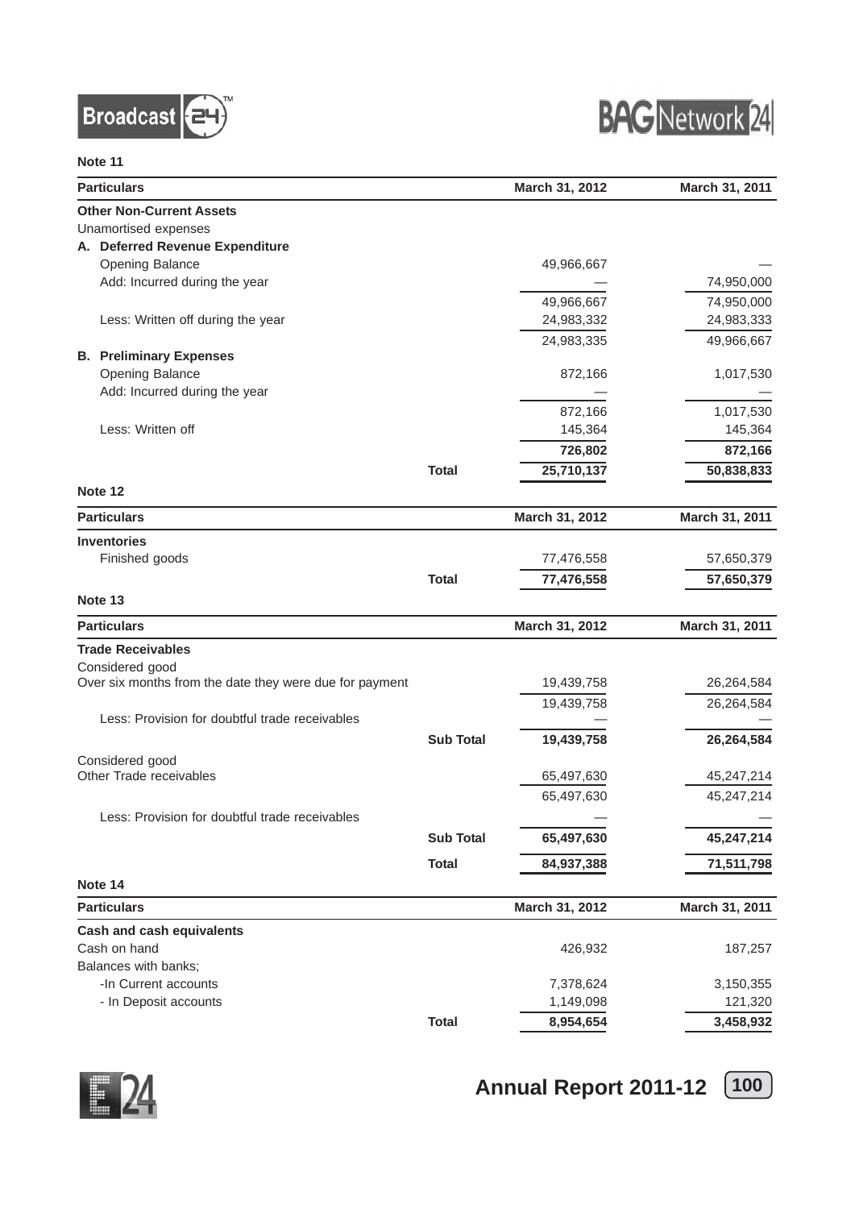### Note 11

| Particulars | | March 31, 2012 | March 31, 2011 |
|---|---|---|---|
| **Other Non-Current Assets** | | | |
| Unamortised expenses | | | |
| **A. Deferred Revenue Expenditure** | | | |
| Opening Balance | | 49,966,667 | — |
| Add: Incurred during the year | | — | 74,950,000 |
| | | 49,966,667 | 74,950,000 |
| Less: Written off during the year | | 24,983,332 | 24,983,333 |
| | | 24,983,335 | 49,966,667 |
| **B. Preliminary Expenses** | | | |
| Opening Balance | | 872,166 | 1,017,530 |
| Add: Incurred during the year | | — | — |
| | | 872,166 | 1,017,530 |
| Less: Written off | | 145,364 | 145,364 |
| | | **726,802** | **872,166** |
| | **Total** | **25,710,137** | **50,838,833** |

### Note 12

| Particulars | | March 31, 2012 | March 31, 2011 |
|---|---|---|---|
| **Inventories** | | | |
| Finished goods | | 77,476,558 | 57,650,379 |
| | **Total** | **77,476,558** | **57,650,379** |

### Note 13

| Particulars | | March 31, 2012 | March 31, 2011 |
|---|---|---|---|
| **Trade Receivables** | | | |
| Considered good | | | |
| Over six months from the date they were due for payment | | 19,439,758 | 26,264,584 |
| | | 19,439,758 | 26,264,584 |
| Less: Provision for doubtful trade receivables | | — | — |
| | **Sub Total** | **19,439,758** | **26,264,584** |
| Considered good | | | |
| Other Trade receivables | | 65,497,630 | 45,247,214 |
| | | 65,497,630 | 45,247,214 |
| Less: Provision for doubtful trade receivables | | — | — |
| | **Sub Total** | **65,497,630** | **45,247,214** |
| | **Total** | **84,937,388** | **71,511,798** |

### Note 14

| Particulars | | March 31, 2012 | March 31, 2011 |
|---|---|---|---|
| **Cash and cash equivalents** | | | |
| Cash on hand | | 426,932 | 187,257 |
| Balances with banks; | | | |
| -In Current accounts | | 7,378,624 | 3,150,355 |
| - In Deposit accounts | | 1,149,098 | 121,320 |
| | **Total** | **8,954,654** | **3,458,932** |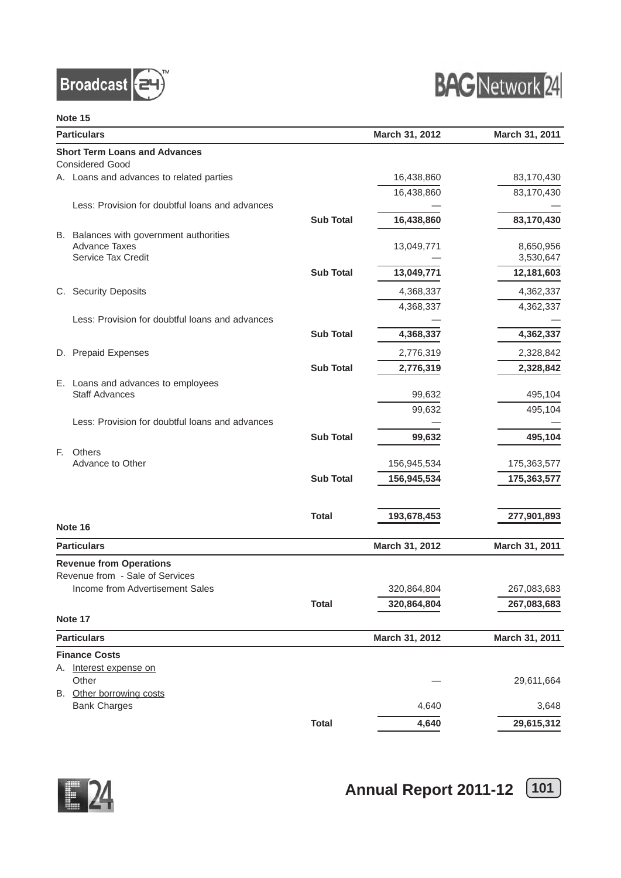**Note 15**

| Particulars | | March 31, 2012 | March 31, 2011 |
|---|---|---|---|
| **Short Term Loans and Advances** | | | |
| Considered Good | | | |
| A. Loans and advances to related parties | | 16,438,860 | 83,170,430 |
| | | 16,438,860 | 83,170,430 |
| Less: Provision for doubtful loans and advances | | — | — |
| | **Sub Total** | **16,438,860** | **83,170,430** |
| B. Balances with government authorities | | | |
| Advance Taxes | | 13,049,771 | 8,650,956 |
| Service Tax Credit | | — | 3,530,647 |
| | **Sub Total** | **13,049,771** | **12,181,603** |
| C. Security Deposits | | 4,368,337 | 4,362,337 |
| | | 4,368,337 | 4,362,337 |
| Less: Provision for doubtful loans and advances | | — | — |
| | **Sub Total** | **4,368,337** | **4,362,337** |
| D. Prepaid Expenses | | 2,776,319 | 2,328,842 |
| | **Sub Total** | **2,776,319** | **2,328,842** |
| E. Loans and advances to employees | | | |
| Staff Advances | | 99,632 | 495,104 |
| | | 99,632 | 495,104 |
| Less: Provision for doubtful loans and advances | | — | — |
| | **Sub Total** | **99,632** | **495,104** |
| F. Others | | | |
| Advance to Other | | 156,945,534 | 175,363,577 |
| | **Sub Total** | **156,945,534** | **175,363,577** |
| | **Total** | **193,678,453** | **277,901,893** |

**Note 16**

| Particulars | | March 31, 2012 | March 31, 2011 |
|---|---|---|---|
| **Revenue from Operations** | | | |
| Revenue from - Sale of Services | | | |
| Income from Advertisement Sales | | 320,864,804 | 267,083,683 |
| | **Total** | **320,864,804** | **267,083,683** |

**Note 17**

| Particulars | | March 31, 2012 | March 31, 2011 |
|---|---|---|---|
| **Finance Costs** | | | |
| A. Interest expense on | | | |
| Other | | — | 29,611,664 |
| B. Other borrowing costs | | | |
| Bank Charges | | 4,640 | 3,648 |
| | **Total** | **4,640** | **29,615,312** |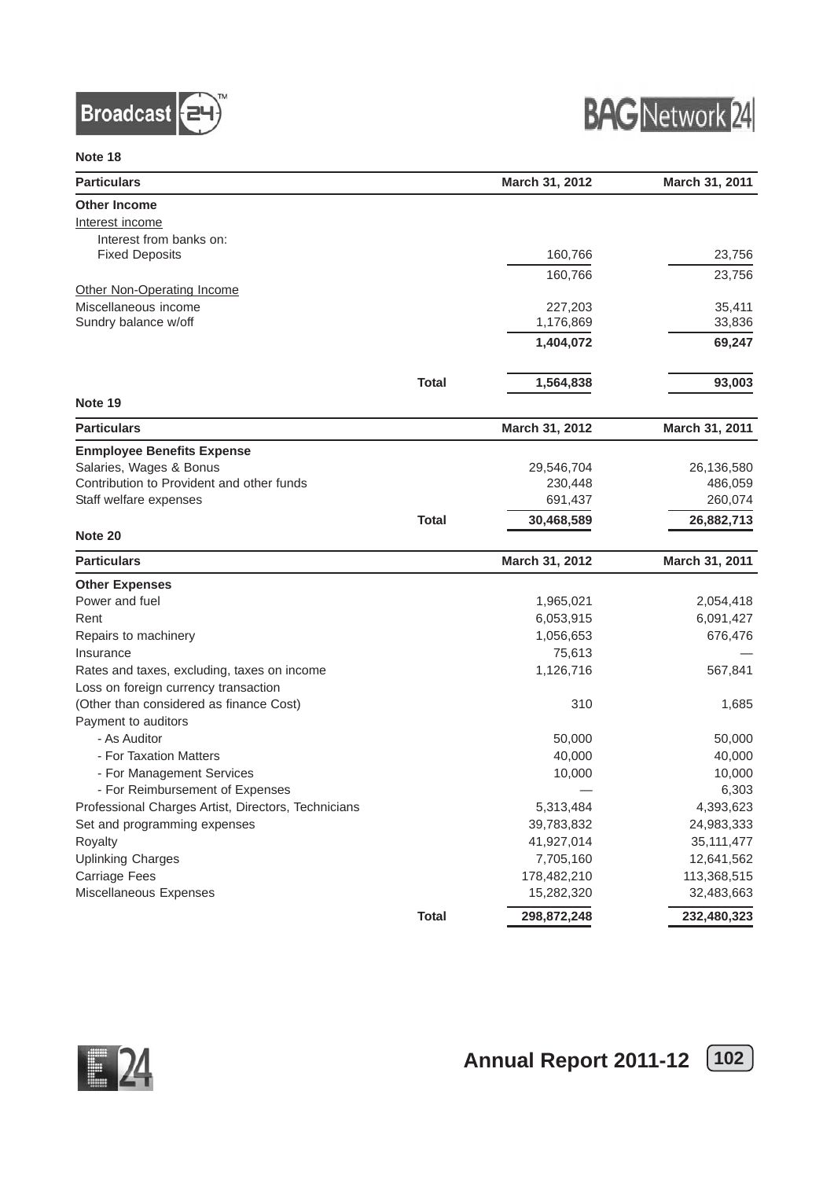**Note 18**

| Particulars | | March 31, 2012 | March 31, 2011 |
|---|---|---|---|
| **Other Income** | | | |
| Interest income | | | |
| Interest from banks on: | | | |
| Fixed Deposits | | 160,766 | 23,756 |
| | | 160,766 | 23,756 |
| Other Non-Operating Income | | | |
| Miscellaneous income | | 227,203 | 35,411 |
| Sundry balance w/off | | 1,176,869 | 33,836 |
| | | **1,404,072** | **69,247** |
| | **Total** | **1,564,838** | **93,003** |

**Note 19**

| Particulars | | March 31, 2012 | March 31, 2011 |
|---|---|---|---|
| **Enmployee Benefits Expense** | | | |
| Salaries, Wages & Bonus | | 29,546,704 | 26,136,580 |
| Contribution to Provident and other funds | | 230,448 | 486,059 |
| Staff welfare expenses | | 691,437 | 260,074 |
| | **Total** | **30,468,589** | **26,882,713** |

**Note 20**

| Particulars | | March 31, 2012 | March 31, 2011 |
|---|---|---|---|
| **Other Expenses** | | | |
| Power and fuel | | 1,965,021 | 2,054,418 |
| Rent | | 6,053,915 | 6,091,427 |
| Repairs to machinery | | 1,056,653 | 676,476 |
| Insurance | | 75,613 | — |
| Rates and taxes, excluding, taxes on income | | 1,126,716 | 567,841 |
| Loss on foreign currency transaction (Other than considered as finance Cost) | | 310 | 1,685 |
| Payment to auditors | | | |
| - As Auditor | | 50,000 | 50,000 |
| - For Taxation Matters | | 40,000 | 40,000 |
| - For Management Services | | 10,000 | 10,000 |
| - For Reimbursement of Expenses | | — | 6,303 |
| Professional Charges Artist, Directors, Technicians | | 5,313,484 | 4,393,623 |
| Set and programming expenses | | 39,783,832 | 24,983,333 |
| Royalty | | 41,927,014 | 35,111,477 |
| Uplinking Charges | | 7,705,160 | 12,641,562 |
| Carriage Fees | | 178,482,210 | 113,368,515 |
| Miscellaneous Expenses | | 15,282,320 | 32,483,663 |
| | **Total** | **298,872,248** | **232,480,323** |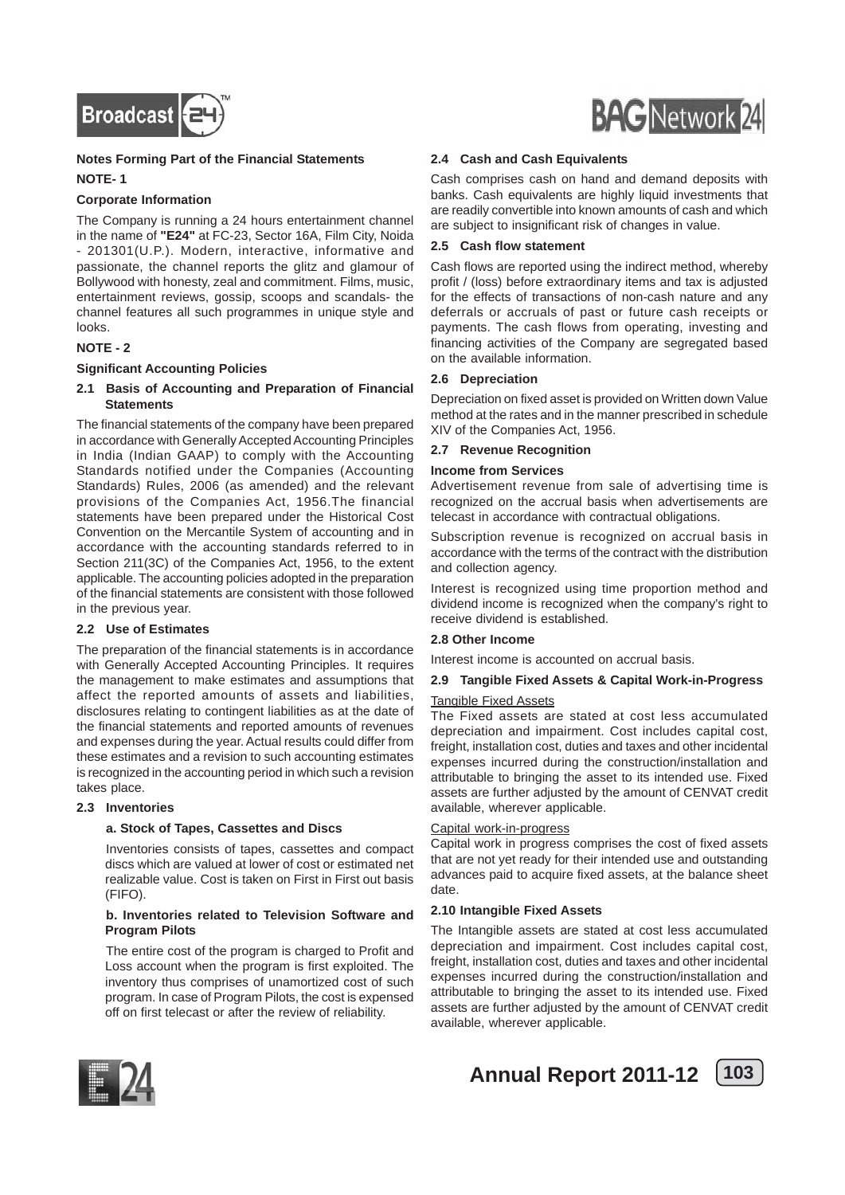**Notes Forming Part of the Financial Statements**

**NOTE- 1**

**Corporate Information**

The Company is running a 24 hours entertainment channel in the name of **"E24"** at FC-23, Sector 16A, Film City, Noida - 201301(U.P.). Modern, interactive, informative and passionate, the channel reports the glitz and glamour of Bollywood with honesty, zeal and commitment. Films, music, entertainment reviews, gossip, scoops and scandals- the channel features all such programmes in unique style and looks.

**NOTE - 2**

**Significant Accounting Policies**

**2.1 Basis of Accounting and Preparation of Financial Statements**

The financial statements of the company have been prepared in accordance with Generally Accepted Accounting Principles in India (Indian GAAP) to comply with the Accounting Standards notified under the Companies (Accounting Standards) Rules, 2006 (as amended) and the relevant provisions of the Companies Act, 1956.The financial statements have been prepared under the Historical Cost Convention on the Mercantile System of accounting and in accordance with the accounting standards referred to in Section 211(3C) of the Companies Act, 1956, to the extent applicable. The accounting policies adopted in the preparation of the financial statements are consistent with those followed in the previous year.

**2.2 Use of Estimates**

The preparation of the financial statements is in accordance with Generally Accepted Accounting Principles. It requires the management to make estimates and assumptions that affect the reported amounts of assets and liabilities, disclosures relating to contingent liabilities as at the date of the financial statements and reported amounts of revenues and expenses during the year. Actual results could differ from these estimates and a revision to such accounting estimates is recognized in the accounting period in which such a revision takes place.

**2.3 Inventories**

**a. Stock of Tapes, Cassettes and Discs**

Inventories consists of tapes, cassettes and compact discs which are valued at lower of cost or estimated net realizable value. Cost is taken on First in First out basis (FIFO).

**b. Inventories related to Television Software and Program Pilots**

The entire cost of the program is charged to Profit and Loss account when the program is first exploited. The inventory thus comprises of unamortized cost of such program. In case of Program Pilots, the cost is expensed off on first telecast or after the review of reliability.

**2.4 Cash and Cash Equivalents**

Cash comprises cash on hand and demand deposits with banks. Cash equivalents are highly liquid investments that are readily convertible into known amounts of cash and which are subject to insignificant risk of changes in value.

**2.5 Cash flow statement**

Cash flows are reported using the indirect method, whereby profit / (loss) before extraordinary items and tax is adjusted for the effects of transactions of non-cash nature and any deferrals or accruals of past or future cash receipts or payments. The cash flows from operating, investing and financing activities of the Company are segregated based on the available information.

**2.6 Depreciation**

Depreciation on fixed asset is provided on Written down Value method at the rates and in the manner prescribed in schedule XIV of the Companies Act, 1956.

**2.7 Revenue Recognition**

**Income from Services**

Advertisement revenue from sale of advertising time is recognized on the accrual basis when advertisements are telecast in accordance with contractual obligations.

Subscription revenue is recognized on accrual basis in accordance with the terms of the contract with the distribution and collection agency.

Interest is recognized using time proportion method and dividend income is recognized when the company's right to receive dividend is established.

**2.8 Other Income**

Interest income is accounted on accrual basis.

**2.9 Tangible Fixed Assets & Capital Work-in-Progress**

Tangible Fixed Assets

The Fixed assets are stated at cost less accumulated depreciation and impairment. Cost includes capital cost, freight, installation cost, duties and taxes and other incidental expenses incurred during the construction/installation and attributable to bringing the asset to its intended use. Fixed assets are further adjusted by the amount of CENVAT credit available, wherever applicable.

Capital work-in-progress

Capital work in progress comprises the cost of fixed assets that are not yet ready for their intended use and outstanding advances paid to acquire fixed assets, at the balance sheet date.

**2.10 Intangible Fixed Assets**

The Intangible assets are stated at cost less accumulated depreciation and impairment. Cost includes capital cost, freight, installation cost, duties and taxes and other incidental expenses incurred during the construction/installation and attributable to bringing the asset to its intended use. Fixed assets are further adjusted by the amount of CENVAT credit available, wherever applicable.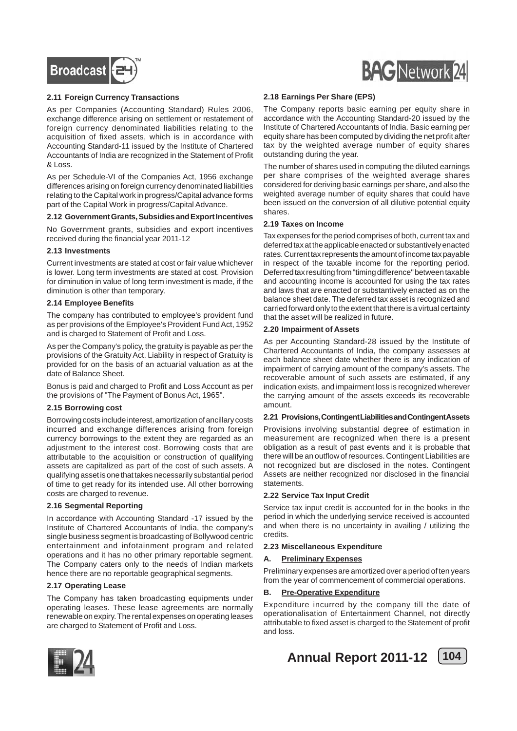### 2.11 Foreign Currency Transactions

As per Companies (Accounting Standard) Rules 2006, exchange difference arising on settlement or restatement of foreign currency denominated liabilities relating to the acquisition of fixed assets, which is in accordance with Accounting Standard-11 issued by the Institute of Chartered Accountants of India are recognized in the Statement of Profit & Loss.

As per Schedule-VI of the Companies Act, 1956 exchange differences arising on foreign currency denominated liabilities relating to the Capital work in progress/Capital advance forms part of the Capital Work in progress/Capital Advance.

### 2.12 Government Grants, Subsidies and Export Incentives

No Government grants, subsidies and export incentives received during the financial year 2011-12

### 2.13 Investments

Current investments are stated at cost or fair value whichever is lower. Long term investments are stated at cost. Provision for diminution in value of long term investment is made, if the diminution is other than temporary.

### 2.14 Employee Benefits

The company has contributed to employee's provident fund as per provisions of the Employee's Provident Fund Act, 1952 and is charged to Statement of Profit and Loss.

As per the Company's policy, the gratuity is payable as per the provisions of the Gratuity Act. Liability in respect of Gratuity is provided for on the basis of an actuarial valuation as at the date of Balance Sheet.

Bonus is paid and charged to Profit and Loss Account as per the provisions of "The Payment of Bonus Act, 1965".

### 2.15 Borrowing cost

Borrowing costs include interest, amortization of ancillary costs incurred and exchange differences arising from foreign currency borrowings to the extent they are regarded as an adjustment to the interest cost. Borrowing costs that are attributable to the acquisition or construction of qualifying assets are capitalized as part of the cost of such assets. A qualifying asset is one that takes necessarily substantial period of time to get ready for its intended use. All other borrowing costs are charged to revenue.

### 2.16 Segmental Reporting

In accordance with Accounting Standard -17 issued by the Institute of Chartered Accountants of India, the company's single business segment is broadcasting of Bollywood centric entertainment and infotainment program and related operations and it has no other primary reportable segment. The Company caters only to the needs of Indian markets hence there are no reportable geographical segments.

### 2.17 Operating Lease

The Company has taken broadcasting equipments under operating leases. These lease agreements are normally renewable on expiry. The rental expenses on operating leases are charged to Statement of Profit and Loss.

### 2.18 Earnings Per Share (EPS)

The Company reports basic earning per equity share in accordance with the Accounting Standard-20 issued by the Institute of Chartered Accountants of India. Basic earning per equity share has been computed by dividing the net profit after tax by the weighted average number of equity shares outstanding during the year.

The number of shares used in computing the diluted earnings per share comprises of the weighted average shares considered for deriving basic earnings per share, and also the weighted average number of equity shares that could have been issued on the conversion of all dilutive potential equity shares.

### 2.19 Taxes on Income

Tax expenses for the period comprises of both, current tax and deferred tax at the applicable enacted or substantively enacted rates. Current tax represents the amount of income tax payable in respect of the taxable income for the reporting period. Deferred tax resulting from "timing difference" between taxable and accounting income is accounted for using the tax rates and laws that are enacted or substantively enacted as on the balance sheet date. The deferred tax asset is recognized and carried forward only to the extent that there is a virtual certainty that the asset will be realized in future.

### 2.20 Impairment of Assets

As per Accounting Standard-28 issued by the Institute of Chartered Accountants of India, the company assesses at each balance sheet date whether there is any indication of impairment of carrying amount of the company's assets. The recoverable amount of such assets are estimated, if any indication exists, and impairment loss is recognized wherever the carrying amount of the assets exceeds its recoverable amount.

### 2.21 Provisions, Contingent Liabilities and Contingent Assets

Provisions involving substantial degree of estimation in measurement are recognized when there is a present obligation as a result of past events and it is probable that there will be an outflow of resources. Contingent Liabilities are not recognized but are disclosed in the notes. Contingent Assets are neither recognized nor disclosed in the financial statements.

### 2.22 Service Tax Input Credit

Service tax input credit is accounted for in the books in the period in which the underlying service received is accounted and when there is no uncertainty in availing / utilizing the credits.

### 2.23 Miscellaneous Expenditure

**A. <u>Preliminary Expenses</u>**

Preliminary expenses are amortized over a period of ten years from the year of commencement of commercial operations.

**B. <u>Pre-Operative Expenditure</u>**

Expenditure incurred by the company till the date of operationalisation of Entertainment Channel, not directly attributable to fixed asset is charged to the Statement of profit and loss.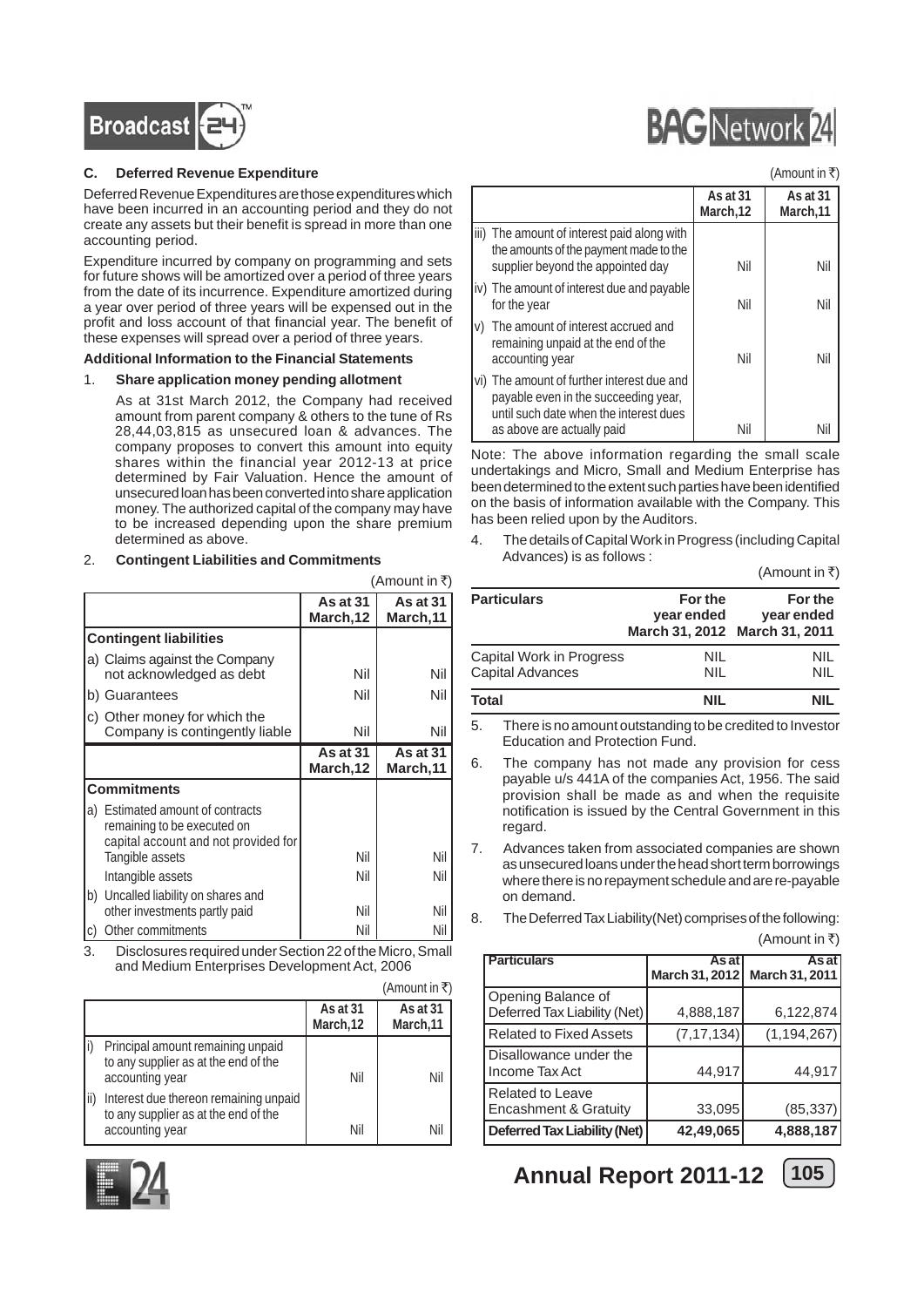### C. Deferred Revenue Expenditure

Deferred Revenue Expenditures are those expenditures which have been incurred in an accounting period and they do not create any assets but their benefit is spread in more than one accounting period.

Expenditure incurred by company on programming and sets for future shows will be amortized over a period of three years from the date of its incurrence. Expenditure amortized during a year over period of three years will be expensed out in the profit and loss account of that financial year. The benefit of these expenses will spread over a period of three years.

**Additional Information to the Financial Statements**

1. **Share application money pending allotment**

   As at 31st March 2012, the Company had received amount from parent company & others to the tune of Rs 28,44,03,815 as unsecured loan & advances. The company proposes to convert this amount into equity shares within the financial year 2012-13 at price determined by Fair Valuation. Hence the amount of unsecured loan has been converted into share application money. The authorized capital of the company may have to be increased depending upon the share premium determined as above.

2. **Contingent Liabilities and Commitments**

(Amount in ₹)

| | As at 31 March,12 | As at 31 March,11 |
|---|---|---|
| **Contingent liabilities** | | |
| a) Claims against the Company not acknowledged as debt | Nil | Nil |
| b) Guarantees | Nil | Nil |
| c) Other money for which the Company is contingently liable | Nil | Nil |
| | **As at 31 March,12** | **As at 31 March,11** |
| **Commitments** | | |
| a) Estimated amount of contracts remaining to be executed on capital account and not provided for Tangible assets | Nil | Nil |
| Intangible assets | Nil | Nil |
| b) Uncalled liability on shares and other investments partly paid | Nil | Nil |
| c) Other commitments | Nil | Nil |

3. Disclosures required under Section 22 of the Micro, Small and Medium Enterprises Development Act, 2006

(Amount in ₹)

| | As at 31 March,12 | As at 31 March,11 |
|---|---|---|
| i) Principal amount remaining unpaid to any supplier as at the end of the accounting year | Nil | Nil |
| ii) Interest due thereon remaining unpaid to any supplier as at the end of the accounting year | Nil | Nil |
| iii) The amount of interest paid along with the amounts of the payment made to the supplier beyond the appointed day | Nil | Nil |
| iv) The amount of interest due and payable for the year | Nil | Nil |
| v) The amount of interest accrued and remaining unpaid at the end of the accounting year | Nil | Nil |
| vi) The amount of further interest due and payable even in the succeeding year, until such date when the interest dues as above are actually paid | Nil | Nil |

Note: The above information regarding the small scale undertakings and Micro, Small and Medium Enterprise has been determined to the extent such parties have been identified on the basis of information available with the Company. This has been relied upon by the Auditors.

4. The details of Capital Work in Progress (including Capital Advances) is as follows :

(Amount in ₹)

| Particulars | For the year ended March 31, 2012 | For the year ended March 31, 2011 |
|---|---|---|
| Capital Work in Progress | NIL | NIL |
| Capital Advances | NIL | NIL |
| **Total** | **NIL** | **NIL** |

5. There is no amount outstanding to be credited to Investor Education and Protection Fund.

6. The company has not made any provision for cess payable u/s 441A of the companies Act, 1956. The said provision shall be made as and when the requisite notification is issued by the Central Government in this regard.

7. Advances taken from associated companies are shown as unsecured loans under the head short term borrowings where there is no repayment schedule and are re-payable on demand.

8. The Deferred Tax Liability(Net) comprises of the following:

(Amount in ₹)

| Particulars | As at March 31, 2012 | As at March 31, 2011 |
|---|---|---|
| Opening Balance of Deferred Tax Liability (Net) | 4,888,187 | 6,122,874 |
| Related to Fixed Assets | (7,17,134) | (1,194,267) |
| Disallowance under the Income Tax Act | 44,917 | 44,917 |
| Related to Leave Encashment & Gratuity | 33,095 | (85,337) |
| **Deferred Tax Liability (Net)** | **42,49,065** | **4,888,187** |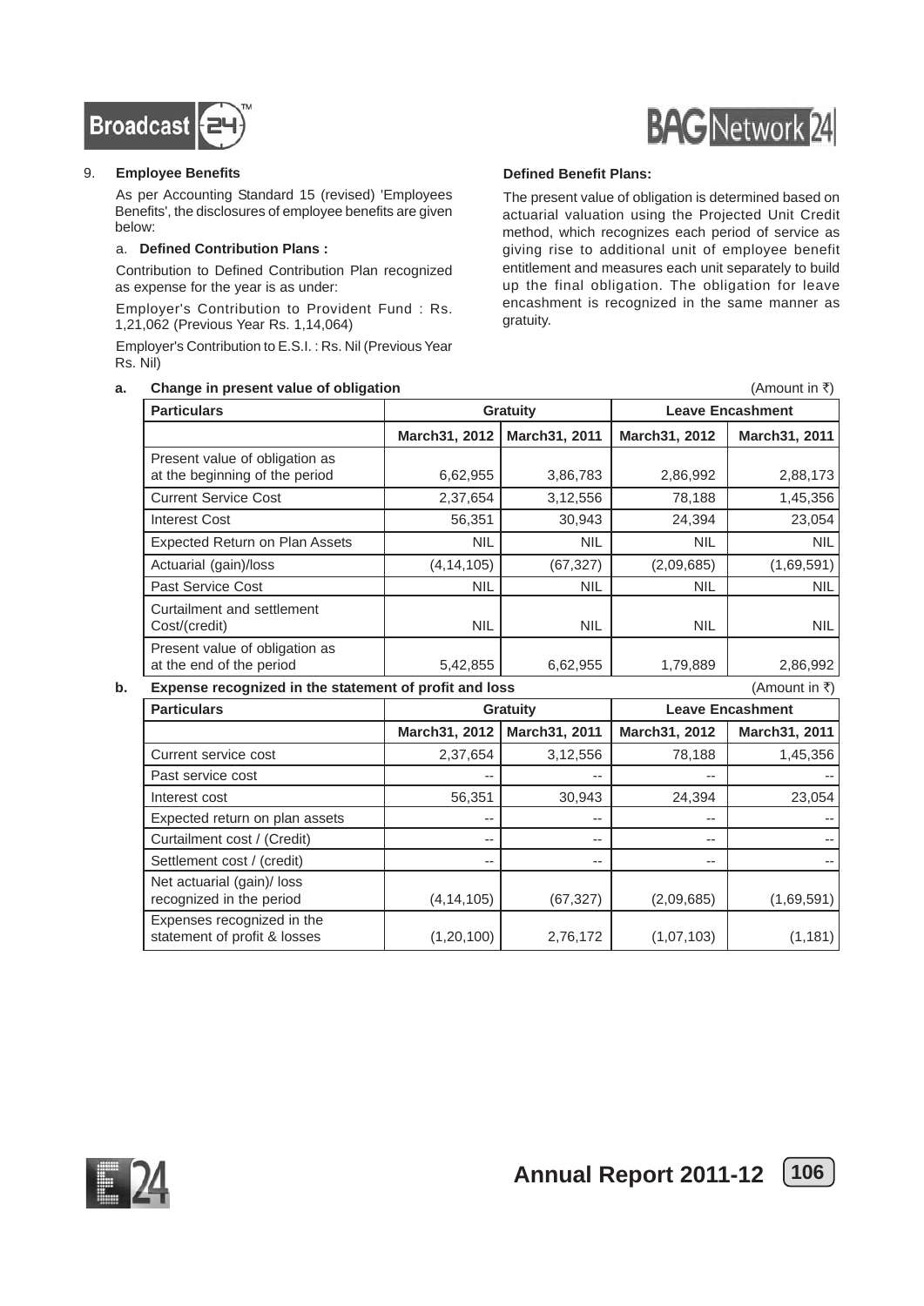9. **Employee Benefits**

As per Accounting Standard 15 (revised) 'Employees Benefits', the disclosures of employee benefits are given below:

a. **Defined Contribution Plans :**

Contribution to Defined Contribution Plan recognized as expense for the year is as under:

Employer's Contribution to Provident Fund : Rs. 1,21,062 (Previous Year Rs. 1,14,064)

Employer's Contribution to E.S.I. : Rs. Nil (Previous Year Rs. Nil)

**Defined Benefit Plans:**

The present value of obligation is determined based on actuarial valuation using the Projected Unit Credit method, which recognizes each period of service as giving rise to additional unit of employee benefit entitlement and measures each unit separately to build up the final obligation. The obligation for leave encashment is recognized in the same manner as gratuity.

**a. Change in present value of obligation** (Amount in ₹)

| Particulars | Gratuity | | Leave Encashment | |
|---|---|---|---|---|
| | March31, 2012 | March31, 2011 | March31, 2012 | March31, 2011 |
| Present value of obligation as at the beginning of the period | 6,62,955 | 3,86,783 | 2,86,992 | 2,88,173 |
| Current Service Cost | 2,37,654 | 3,12,556 | 78,188 | 1,45,356 |
| Interest Cost | 56,351 | 30,943 | 24,394 | 23,054 |
| Expected Return on Plan Assets | NIL | NIL | NIL | NIL |
| Actuarial (gain)/loss | (4,14,105) | (67,327) | (2,09,685) | (1,69,591) |
| Past Service Cost | NIL | NIL | NIL | NIL |
| Curtailment and settlement Cost/(credit) | NIL | NIL | NIL | NIL |
| Present value of obligation as at the end of the period | 5,42,855 | 6,62,955 | 1,79,889 | 2,86,992 |

**b. Expense recognized in the statement of profit and loss** (Amount in ₹)

| Particulars | Gratuity | | Leave Encashment | |
|---|---|---|---|---|
| | March31, 2012 | March31, 2011 | March31, 2012 | March31, 2011 |
| Current service cost | 2,37,654 | 3,12,556 | 78,188 | 1,45,356 |
| Past service cost | -- | -- | -- | -- |
| Interest cost | 56,351 | 30,943 | 24,394 | 23,054 |
| Expected return on plan assets | -- | -- | -- | -- |
| Curtailment cost / (Credit) | -- | -- | -- | -- |
| Settlement cost / (credit) | -- | -- | -- | -- |
| Net actuarial (gain)/ loss recognized in the period | (4,14,105) | (67,327) | (2,09,685) | (1,69,591) |
| Expenses recognized in the statement of profit & losses | (1,20,100) | 2,76,172 | (1,07,103) | (1,181) |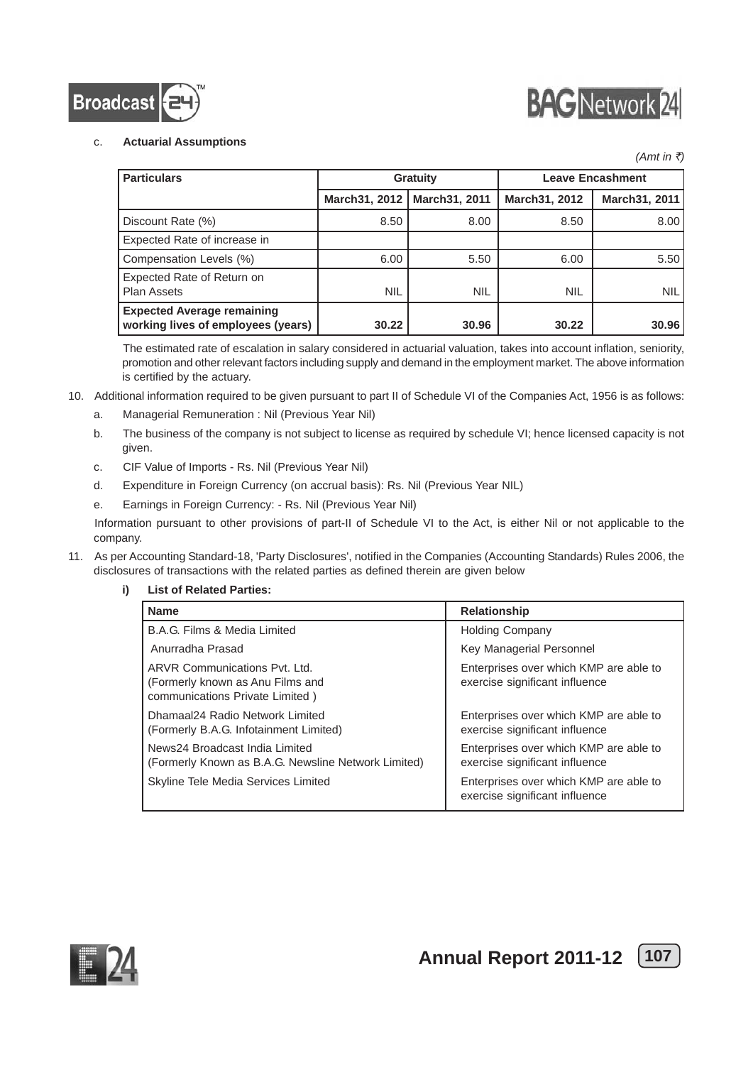c. **Actuarial Assumptions**

*(Amt in ₹)*

| Particulars | Gratuity | | Leave Encashment | |
|---|---|---|---|---|
| | March31, 2012 | March31, 2011 | March31, 2012 | March31, 2011 |
| Discount Rate (%) | 8.50 | 8.00 | 8.50 | 8.00 |
| Expected Rate of increase in | | | | |
| Compensation Levels (%) | 6.00 | 5.50 | 6.00 | 5.50 |
| Expected Rate of Return on Plan Assets | NIL | NIL | NIL | NIL |
| **Expected Average remaining working lives of employees (years)** | **30.22** | **30.96** | **30.22** | **30.96** |

The estimated rate of escalation in salary considered in actuarial valuation, takes into account inflation, seniority, promotion and other relevant factors including supply and demand in the employment market. The above information is certified by the actuary.

10. Additional information required to be given pursuant to part II of Schedule VI of the Companies Act, 1956 is as follows:

    a. Managerial Remuneration : Nil (Previous Year Nil)

    b. The business of the company is not subject to license as required by schedule VI; hence licensed capacity is not given.

    c. CIF Value of Imports - Rs. Nil (Previous Year Nil)

    d. Expenditure in Foreign Currency (on accrual basis): Rs. Nil (Previous Year NIL)

    e. Earnings in Foreign Currency: - Rs. Nil (Previous Year Nil)

    Information pursuant to other provisions of part-II of Schedule VI to the Act, is either Nil or not applicable to the company.

11. As per Accounting Standard-18, 'Party Disclosures', notified in the Companies (Accounting Standards) Rules 2006, the disclosures of transactions with the related parties as defined therein are given below

    **i) List of Related Parties:**

| Name | Relationship |
|---|---|
| B.A.G. Films & Media Limited | Holding Company |
| Anurradha Prasad | Key Managerial Personnel |
| ARVR Communications Pvt. Ltd. (Formerly known as Anu Films and communications Private Limited ) | Enterprises over which KMP are able to exercise significant influence |
| Dhamaal24 Radio Network Limited (Formerly B.A.G. Infotainment Limited) | Enterprises over which KMP are able to exercise significant influence |
| News24 Broadcast India Limited (Formerly Known as B.A.G. Newsline Network Limited) | Enterprises over which KMP are able to exercise significant influence |
| Skyline Tele Media Services Limited | Enterprises over which KMP are able to exercise significant influence |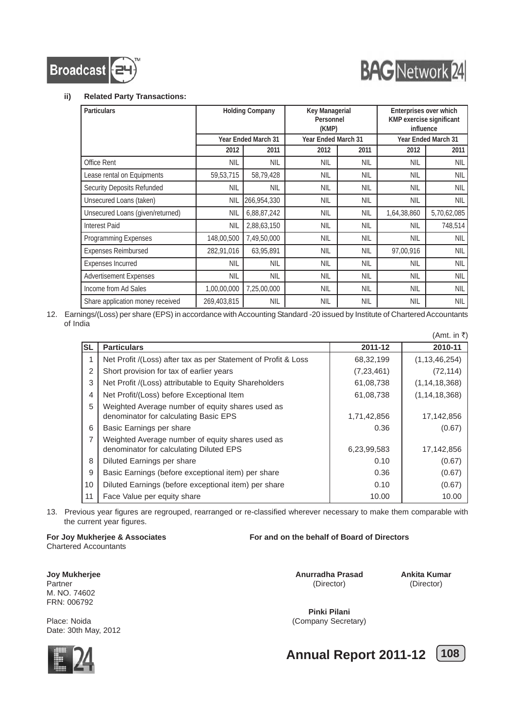**ii) Related Party Transactions:**

| Particulars | Holding Company | | Key Managerial Personnel (KMP) | | Enterprises over which KMP exercise significant influence | |
|---|---|---|---|---|---|---|
| | Year Ended March 31 | | Year Ended March 31 | | Year Ended March 31 | |
| | 2012 | 2011 | 2012 | 2011 | 2012 | 2011 |
| Office Rent | NIL | NIL | NIL | NIL | NIL | NIL |
| Lease rental on Equipments | 59,53,715 | 58,79,428 | NIL | NIL | NIL | NIL |
| Security Deposits Refunded | NIL | NIL | NIL | NIL | NIL | NIL |
| Unsecured Loans (taken) | NIL | 266,954,330 | NIL | NIL | NIL | NIL |
| Unsecured Loans (given/returned) | NIL | 6,88,87,242 | NIL | NIL | 1,64,38,860 | 5,70,62,085 |
| Interest Paid | NIL | 2,88,63,150 | NIL | NIL | NIL | 748,514 |
| Programming Expenses | 148,00,500 | 7,49,50,000 | NIL | NIL | NIL | NIL |
| Expenses Reimbursed | 282,91,016 | 63,95,891 | NIL | NIL | 97,00,916 | NIL |
| Expenses Incurred | NIL | NIL | NIL | NIL | NIL | NIL |
| Advertisement Expenses | NIL | NIL | NIL | NIL | NIL | NIL |
| Income from Ad Sales | 1,00,00,000 | 7,25,00,000 | NIL | NIL | NIL | NIL |
| Share application money received | 269,403,815 | NIL | NIL | NIL | NIL | NIL |

12. Earnings/(Loss) per share (EPS) in accordance with Accounting Standard -20 issued by Institute of Chartered Accountants of India

(Amt. in ₹)

| SL | Particulars | 2011-12 | 2010-11 |
|---|---|---|---|
| 1 | Net Profit /(Loss) after tax as per Statement of Profit & Loss | 68,32,199 | (1,13,46,254) |
| 2 | Short provision for tax of earlier years | (7,23,461) | (72,114) |
| 3 | Net Profit /(Loss) attributable to Equity Shareholders | 61,08,738 | (1,14,18,368) |
| 4 | Net Profit/(Loss) before Exceptional Item | 61,08,738 | (1,14,18,368) |
| 5 | Weighted Average number of equity shares used as denominator for calculating Basic EPS | 1,71,42,856 | 17,142,856 |
| 6 | Basic Earnings per share | 0.36 | (0.67) |
| 7 | Weighted Average number of equity shares used as denominator for calculating Diluted EPS | 6,23,99,583 | 17,142,856 |
| 8 | Diluted Earnings per share | 0.10 | (0.67) |
| 9 | Basic Earnings (before exceptional item) per share | 0.36 | (0.67) |
| 10 | Diluted Earnings (before exceptional item) per share | 0.10 | (0.67) |
| 11 | Face Value per equity share | 10.00 | 10.00 |

13. Previous year figures are regrouped, rearranged or re-classified wherever necessary to make them comparable with the current year figures.

**For Joy Mukherjee & Associates**
Chartered Accountants

**Joy Mukherjee**
Partner
M. NO. 74602
FRN: 006792

Place: Noida
Date: 30th May, 2012

**For and on the behalf of Board of Directors**

**Anurradha Prasad**
(Director)

**Ankita Kumar**
(Director)

**Pinki Pilani**
(Company Secretary)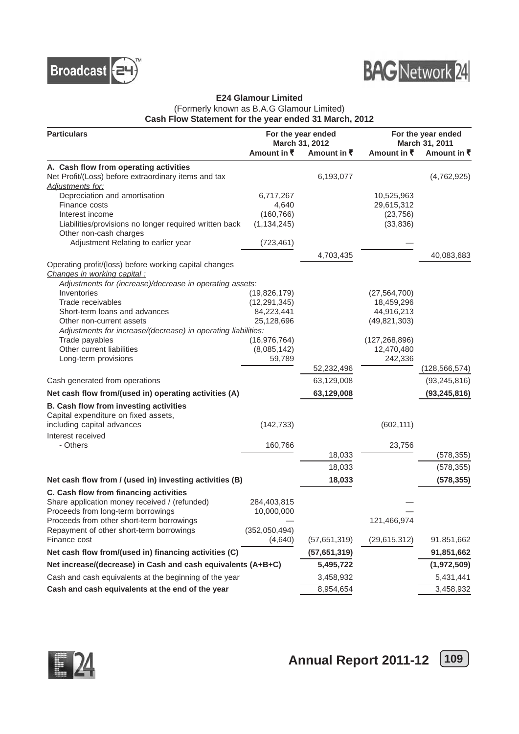**E24 Glamour Limited**

(Formerly known as B.A.G Glamour Limited)

**Cash Flow Statement for the year ended 31 March, 2012**

| Particulars | For the year ended March 31, 2012 | | For the year ended March 31, 2011 | |
|---|---|---|---|---|
| | Amount in ₹ | Amount in ₹ | Amount in ₹ | Amount in ₹ |
| **A. Cash flow from operating activities** | | | | |
| Net Profit/(Loss) before extraordinary items and tax | | 6,193,077 | | (4,762,925) |
| *Adjustments for:* | | | | |
| Depreciation and amortisation | 6,717,267 | | 10,525,963 | |
| Finance costs | 4,640 | | 29,615,312 | |
| Interest income | (160,766) | | (23,756) | |
| Liabilities/provisions no longer required written back | (1,134,245) | | (33,836) | |
| Other non-cash charges | | | | |
| Adjustment Relating to earlier year | (723,461) | | — | |
| | | 4,703,435 | | 40,083,683 |
| Operating profit/(loss) before working capital changes | | | | |
| *Changes in working capital :* | | | | |
| *Adjustments for (increase)/decrease in operating assets:* | | | | |
| Inventories | (19,826,179) | | (27,564,700) | |
| Trade receivables | (12,291,345) | | 18,459,296 | |
| Short-term loans and advances | 84,223,441 | | 44,916,213 | |
| Other non-current assets | 25,128,696 | | (49,821,303) | |
| *Adjustments for increase/(decrease) in operating liabilities:* | | | | |
| Trade payables | (16,976,764) | | (127,268,896) | |
| Other current liabilities | (8,085,142) | | 12,470,480 | |
| Long-term provisions | 59,789 | | 242,336 | |
| | | 52,232,496 | | (128,566,574) |
| Cash generated from operations | | 63,129,008 | | (93,245,816) |
| **Net cash flow from/(used in) operating activities (A)** | | **63,129,008** | | **(93,245,816)** |
| **B. Cash flow from investing activities** | | | | |
| Capital expenditure on fixed assets, including capital advances | (142,733) | | (602,111) | |
| Interest received | | | | |
| - Others | 160,766 | | 23,756 | |
| | | 18,033 | | (578,355) |
| | | 18,033 | | (578,355) |
| **Net cash flow from / (used in) investing activities (B)** | | **18,033** | | **(578,355)** |
| **C. Cash flow from financing activities** | | | | |
| Share application money received / (refunded) | 284,403,815 | | — | |
| Proceeds from long-term borrowings | 10,000,000 | | — | |
| Proceeds from other short-term borrowings | — | | 121,466,974 | |
| Repayment of other short-term borrowings | (352,050,494) | | | |
| Finance cost | (4,640) | (57,651,319) | (29,615,312) | 91,851,662 |
| **Net cash flow from/(used in) financing activities (C)** | | **(57,651,319)** | | **91,851,662** |
| **Net increase/(decrease) in Cash and cash equivalents (A+B+C)** | | **5,495,722** | | **(1,972,509)** |
| Cash and cash equivalents at the beginning of the year | | 3,458,932 | | 5,431,441 |
| **Cash and cash equivalents at the end of the year** | | 8,954,654 | | 3,458,932 |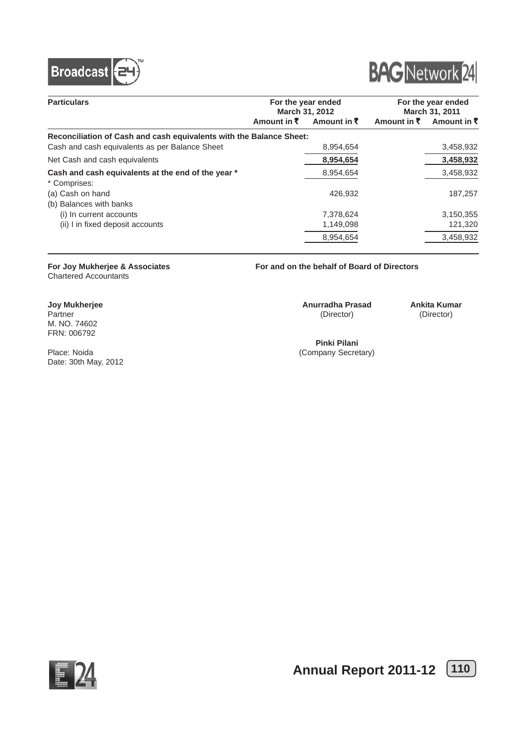| Particulars | For the year ended March 31, 2012 | | For the year ended March 31, 2011 | |
|---|---|---|---|---|
| | Amount in ₹ | Amount in ₹ | Amount in ₹ | Amount in ₹ |
| **Reconciliation of Cash and cash equivalents with the Balance Sheet:** | | | | |
| Cash and cash equivalents as per Balance Sheet | | 8,954,654 | | 3,458,932 |
| Net Cash and cash equivalents | | **8,954,654** | | **3,458,932** |
| **Cash and cash equivalents at the end of the year \*** | | 8,954,654 | | 3,458,932 |
| \* Comprises: | | | | |
| (a) Cash on hand | | 426,932 | | 187,257 |
| (b) Balances with banks | | | | |
| (i) In current accounts | | 7,378,624 | | 3,150,355 |
| (ii) I in fixed deposit accounts | | 1,149,098 | | 121,320 |
| | | 8,954,654 | | 3,458,932 |

**For Joy Mukherjee & Associates**
Chartered Accountants

**Joy Mukherjee**
Partner
M. NO. 74602
FRN: 006792

Place: Noida
Date: 30th May, 2012

**For and on the behalf of Board of Directors**

**Anurradha Prasad**
(Director)

**Ankita Kumar**
(Director)

**Pinki Pilani**
(Company Secretary)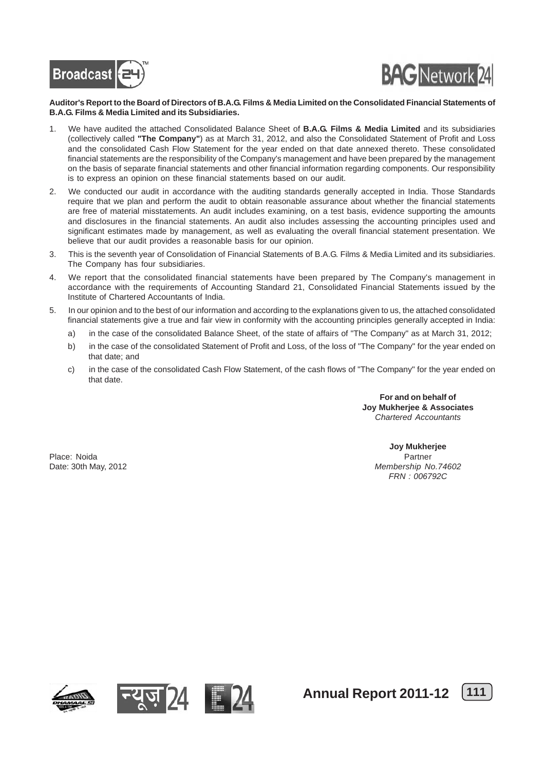**Auditor's Report to the Board of Directors of B.A.G. Films & Media Limited on the Consolidated Financial Statements of B.A.G. Films & Media Limited and its Subsidiaries.**

1. We have audited the attached Consolidated Balance Sheet of **B.A.G. Films & Media Limited** and its subsidiaries (collectively called **"The Company"**) as at March 31, 2012, and also the Consolidated Statement of Profit and Loss and the consolidated Cash Flow Statement for the year ended on that date annexed thereto. These consolidated financial statements are the responsibility of the Company's management and have been prepared by the management on the basis of separate financial statements and other financial information regarding components. Our responsibility is to express an opinion on these financial statements based on our audit.

2. We conducted our audit in accordance with the auditing standards generally accepted in India. Those Standards require that we plan and perform the audit to obtain reasonable assurance about whether the financial statements are free of material misstatements. An audit includes examining, on a test basis, evidence supporting the amounts and disclosures in the financial statements. An audit also includes assessing the accounting principles used and significant estimates made by management, as well as evaluating the overall financial statement presentation. We believe that our audit provides a reasonable basis for our opinion.

3. This is the seventh year of Consolidation of Financial Statements of B.A.G. Films & Media Limited and its subsidiaries. The Company has four subsidiaries.

4. We report that the consolidated financial statements have been prepared by The Company's management in accordance with the requirements of Accounting Standard 21, Consolidated Financial Statements issued by the Institute of Chartered Accountants of India.

5. In our opinion and to the best of our information and according to the explanations given to us, the attached consolidated financial statements give a true and fair view in conformity with the accounting principles generally accepted in India:

   a) in the case of the consolidated Balance Sheet, of the state of affairs of "The Company" as at March 31, 2012;

   b) in the case of the consolidated Statement of Profit and Loss, of the loss of "The Company" for the year ended on that date; and

   c) in the case of the consolidated Cash Flow Statement, of the cash flows of "The Company" for the year ended on that date.

**For and on behalf of**
**Joy Mukherjee & Associates**
*Chartered Accountants*

**Joy Mukherjee**
Partner
*Membership No.74602*
*FRN : 006792C*

Place: Noida
Date: 30th May, 2012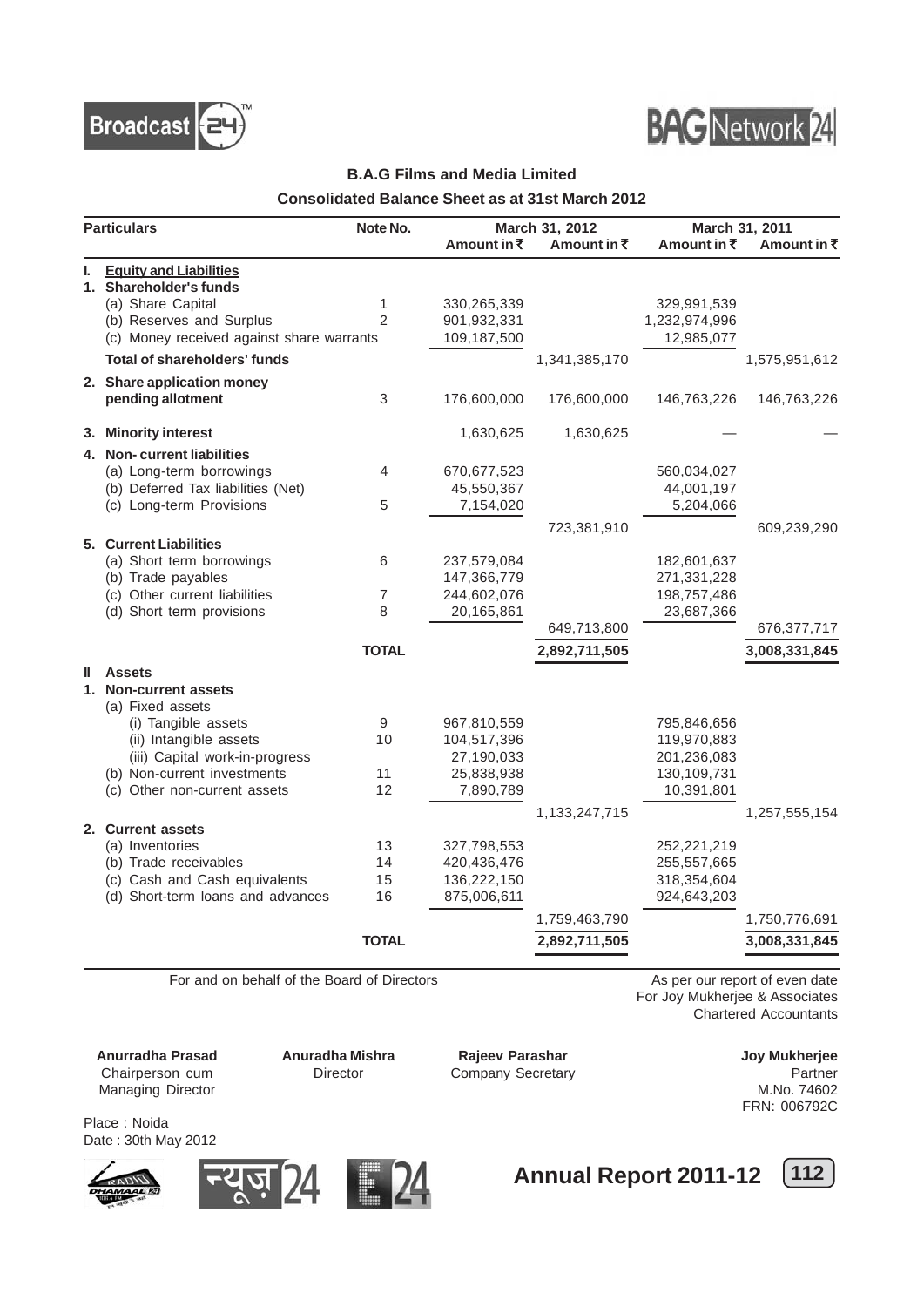## B.A.G Films and Media Limited

### Consolidated Balance Sheet as at 31st March 2012

| Particulars | Note No. | March 31, 2012 Amount in ₹ | March 31, 2012 Amount in ₹ | March 31, 2011 Amount in ₹ | March 31, 2011 Amount in ₹ |
|---|---|---|---|---|---|
| **I. Equity and Liabilities** | | | | | |
| **1. Shareholder's funds** | | | | | |
| (a) Share Capital | 1 | 330,265,339 | | 329,991,539 | |
| (b) Reserves and Surplus | 2 | 901,932,331 | | 1,232,974,996 | |
| (c) Money received against share warrants | | 109,187,500 | | 12,985,077 | |
| **Total of shareholders' funds** | | | 1,341,385,170 | | 1,575,951,612 |
| **2. Share application money pending allotment** | 3 | 176,600,000 | 176,600,000 | 146,763,226 | 146,763,226 |
| **3. Minority interest** | | 1,630,625 | 1,630,625 | — | — |
| **4. Non- current liabilities** | | | | | |
| (a) Long-term borrowings | 4 | 670,677,523 | | 560,034,027 | |
| (b) Deferred Tax liabilities (Net) | | 45,550,367 | | 44,001,197 | |
| (c) Long-term Provisions | 5 | 7,154,020 | | 5,204,066 | |
| | | | 723,381,910 | | 609,239,290 |
| **5. Current Liabilities** | | | | | |
| (a) Short term borrowings | 6 | 237,579,084 | | 182,601,637 | |
| (b) Trade payables | | 147,366,779 | | 271,331,228 | |
| (c) Other current liabilities | 7 | 244,602,076 | | 198,757,486 | |
| (d) Short term provisions | 8 | 20,165,861 | | 23,687,366 | |
| | | | 649,713,800 | | 676,377,717 |
| | **TOTAL** | | **2,892,711,505** | | **3,008,331,845** |
| **II Assets** | | | | | |
| **1. Non-current assets** | | | | | |
| (a) Fixed assets | | | | | |
| (i) Tangible assets | 9 | 967,810,559 | | 795,846,656 | |
| (ii) Intangible assets | 10 | 104,517,396 | | 119,970,883 | |
| (iii) Capital work-in-progress | | 27,190,033 | | 201,236,083 | |
| (b) Non-current investments | 11 | 25,838,938 | | 130,109,731 | |
| (c) Other non-current assets | 12 | 7,890,789 | | 10,391,801 | |
| | | | 1,133,247,715 | | 1,257,555,154 |
| **2. Current assets** | | | | | |
| (a) Inventories | 13 | 327,798,553 | | 252,221,219 | |
| (b) Trade receivables | 14 | 420,436,476 | | 255,557,665 | |
| (c) Cash and Cash equivalents | 15 | 136,222,150 | | 318,354,604 | |
| (d) Short-term loans and advances | 16 | 875,006,611 | | 924,643,203 | |
| | | | 1,759,463,790 | | 1,750,776,691 |
| | **TOTAL** | | **2,892,711,505** | | **3,008,331,845** |

For and on behalf of the Board of Directors

As per our report of even date
For Joy Mukherjee & Associates
Chartered Accountants

**Anurradha Prasad**
Chairperson cum Managing Director

**Anuradha Mishra**
Director

**Rajeev Parashar**
Company Secretary

**Joy Mukherjee**
Partner
M.No. 74602
FRN: 006792C

Place : Noida
Date : 30th May 2012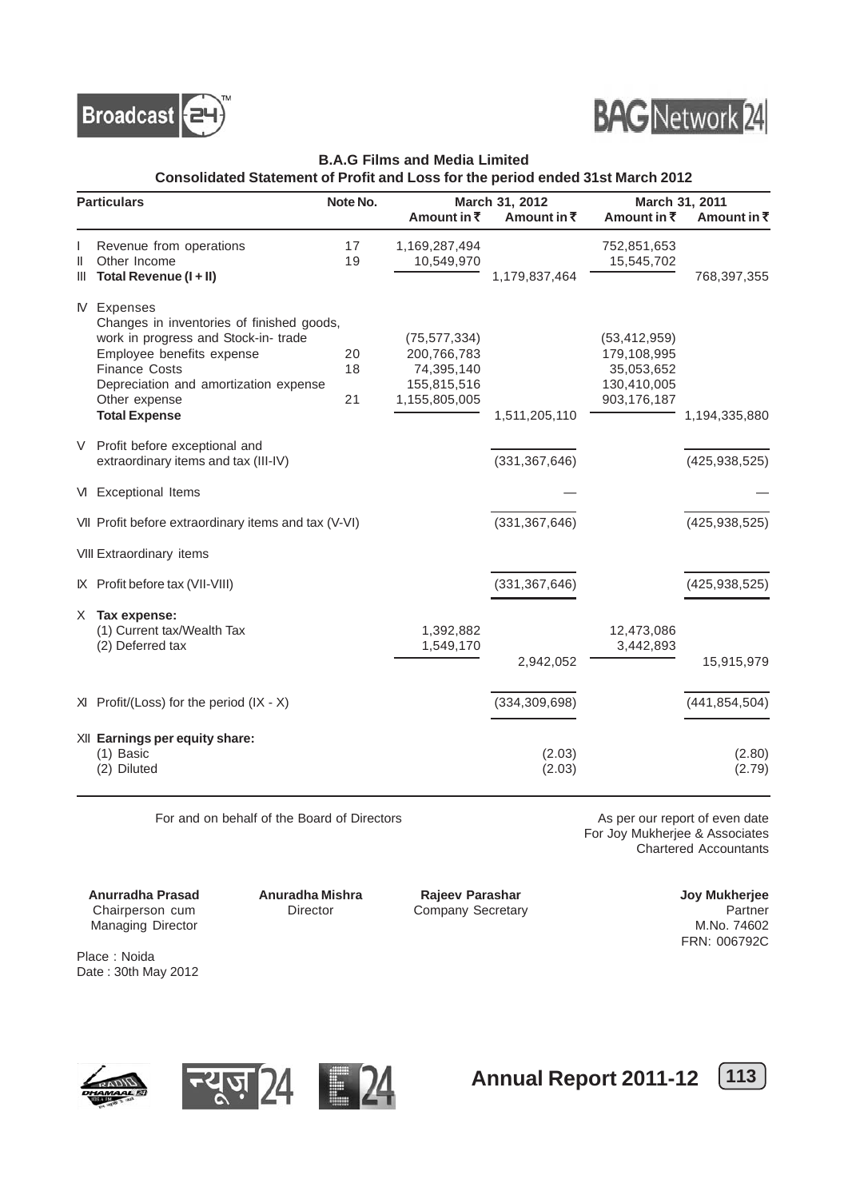## B.A.G Films and Media Limited

### Consolidated Statement of Profit and Loss for the period ended 31st March 2012

| | Particulars | Note No. | March 31, 2012 Amount in ₹ | March 31, 2012 Amount in ₹ | March 31, 2011 Amount in ₹ | March 31, 2011 Amount in ₹ |
|---|---|---|---|---|---|---|
| I | Revenue from operations | 17 | 1,169,287,494 | | 752,851,653 | |
| II | Other Income | 19 | 10,549,970 | | 15,545,702 | |
| III | **Total Revenue (I + II)** | | | 1,179,837,464 | | 768,397,355 |
| IV | Expenses | | | | | |
| | Changes in inventories of finished goods, work in progress and Stock-in- trade | | (75,577,334) | | (53,412,959) | |
| | Employee benefits expense | 20 | 200,766,783 | | 179,108,995 | |
| | Finance Costs | 18 | 74,395,140 | | 35,053,652 | |
| | Depreciation and amortization expense | | 155,815,516 | | 130,410,005 | |
| | Other expense | 21 | 1,155,805,005 | | 903,176,187 | |
| | **Total Expense** | | | 1,511,205,110 | | 1,194,335,880 |
| V | Profit before exceptional and extraordinary items and tax (III-IV) | | | (331,367,646) | | (425,938,525) |
| VI | Exceptional Items | | | — | | — |
| VII | Profit before extraordinary items and tax (V-VI) | | | (331,367,646) | | (425,938,525) |
| VIII | Extraordinary items | | | | | |
| IX | Profit before tax (VII-VIII) | | | (331,367,646) | | (425,938,525) |
| X | **Tax expense:** | | | | | |
| | (1) Current tax/Wealth Tax | | 1,392,882 | | 12,473,086 | |
| | (2) Deferred tax | | 1,549,170 | | 3,442,893 | |
| | | | | 2,942,052 | | 15,915,979 |
| XI | Profit/(Loss) for the period (IX - X) | | | (334,309,698) | | (441,854,504) |
| XII | **Earnings per equity share:** | | | | | |
| | (1) Basic | | | (2.03) | | (2.80) |
| | (2) Diluted | | | (2.03) | | (2.79) |

For and on behalf of the Board of Directors

As per our report of even date
For Joy Mukherjee & Associates
Chartered Accountants

**Anurradha Prasad**
Chairperson cum Managing Director

**Anuradha Mishra**
Director

**Rajeev Parashar**
Company Secretary

**Joy Mukherjee**
Partner
M.No. 74602
FRN: 006792C

Place : Noida
Date : 30th May 2012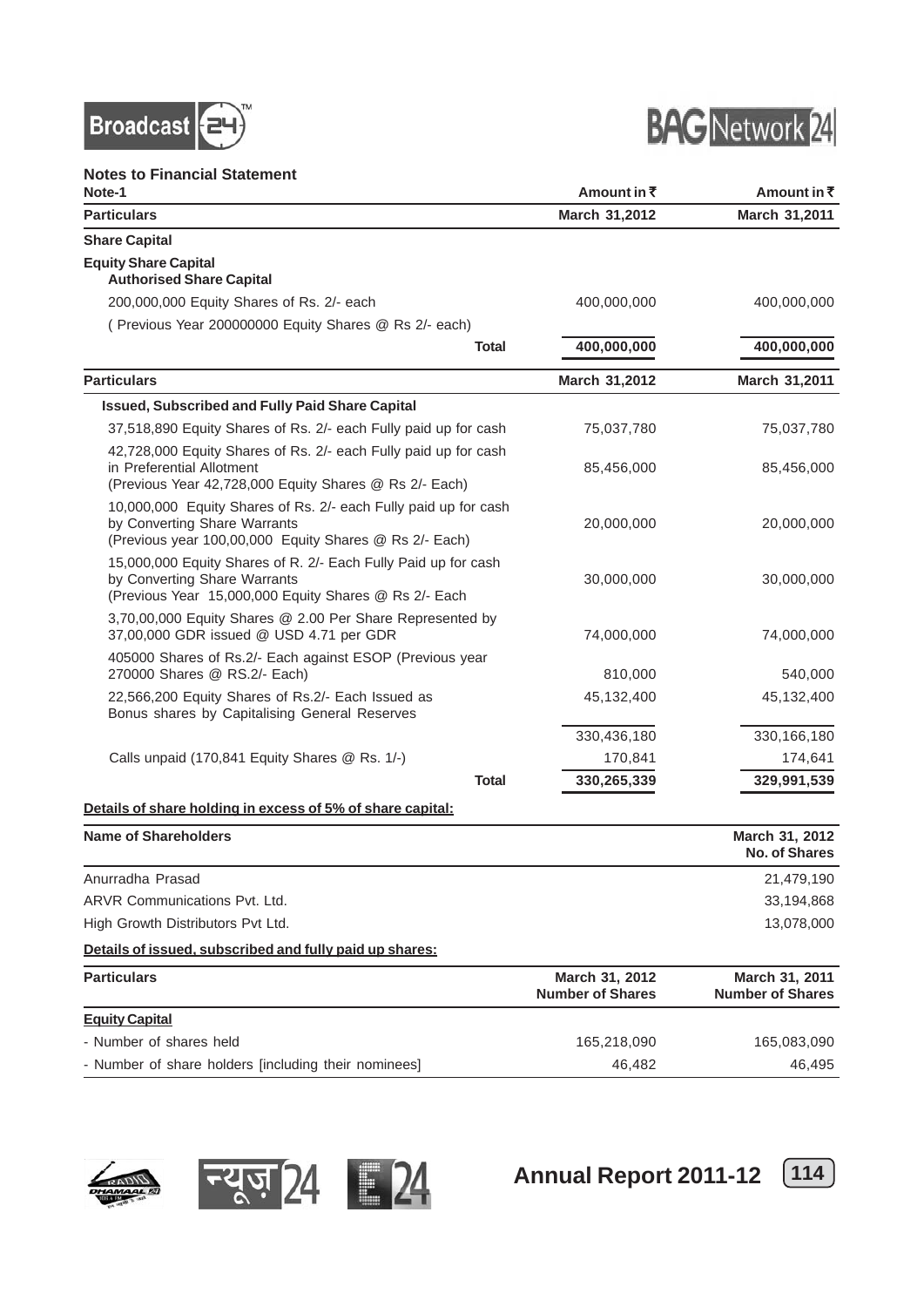**Notes to Financial Statement**

**Note-1**

| Particulars | Amount in ₹ March 31,2012 | Amount in ₹ March 31,2011 |
|---|---|---|
| **Share Capital** | | |
| **Equity Share Capital** | | |
| **Authorised Share Capital** | | |
| 200,000,000 Equity Shares of Rs. 2/- each | 400,000,000 | 400,000,000 |
| ( Previous Year 200000000 Equity Shares @ Rs 2/- each) | | |
| **Total** | 400,000,000 | 400,000,000 |

| Particulars | March 31,2012 | March 31,2011 |
|---|---|---|
| **Issued, Subscribed and Fully Paid Share Capital** | | |
| 37,518,890 Equity Shares of Rs. 2/- each Fully paid up for cash | 75,037,780 | 75,037,780 |
| 42,728,000 Equity Shares of Rs. 2/- each Fully paid up for cash in Preferential Allotment (Previous Year 42,728,000 Equity Shares @ Rs 2/- Each) | 85,456,000 | 85,456,000 |
| 10,000,000 Equity Shares of Rs. 2/- each Fully paid up for cash by Converting Share Warrants (Previous year 100,00,000 Equity Shares @ Rs 2/- Each) | 20,000,000 | 20,000,000 |
| 15,000,000 Equity Shares of R. 2/- Each Fully Paid up for cash by Converting Share Warrants (Previous Year 15,000,000 Equity Shares @ Rs 2/- Each | 30,000,000 | 30,000,000 |
| 3,70,00,000 Equity Shares @ 2.00 Per Share Represented by 37,00,000 GDR issued @ USD 4.71 per GDR | 74,000,000 | 74,000,000 |
| 405000 Shares of Rs.2/- Each against ESOP (Previous year 270000 Shares @ RS.2/- Each) | 810,000 | 540,000 |
| 22,566,200 Equity Shares of Rs.2/- Each Issued as Bonus shares by Capitalising General Reserves | 45,132,400 | 45,132,400 |
| | 330,436,180 | 330,166,180 |
| Calls unpaid (170,841 Equity Shares @ Rs. 1/-) | 170,841 | 174,641 |
| **Total** | 330,265,339 | 329,991,539 |

**Details of share holding in excess of 5% of share capital:**

| Name of Shareholders | March 31, 2012 No. of Shares |
|---|---|
| Anurradha Prasad | 21,479,190 |
| ARVR Communications Pvt. Ltd. | 33,194,868 |
| High Growth Distributors Pvt Ltd. | 13,078,000 |

**Details of issued, subscribed and fully paid up shares:**

| Particulars | March 31, 2012 Number of Shares | March 31, 2011 Number of Shares |
|---|---|---|
| **Equity Capital** | | |
| - Number of shares held | 165,218,090 | 165,083,090 |
| - Number of share holders [including their nominees] | 46,482 | 46,495 |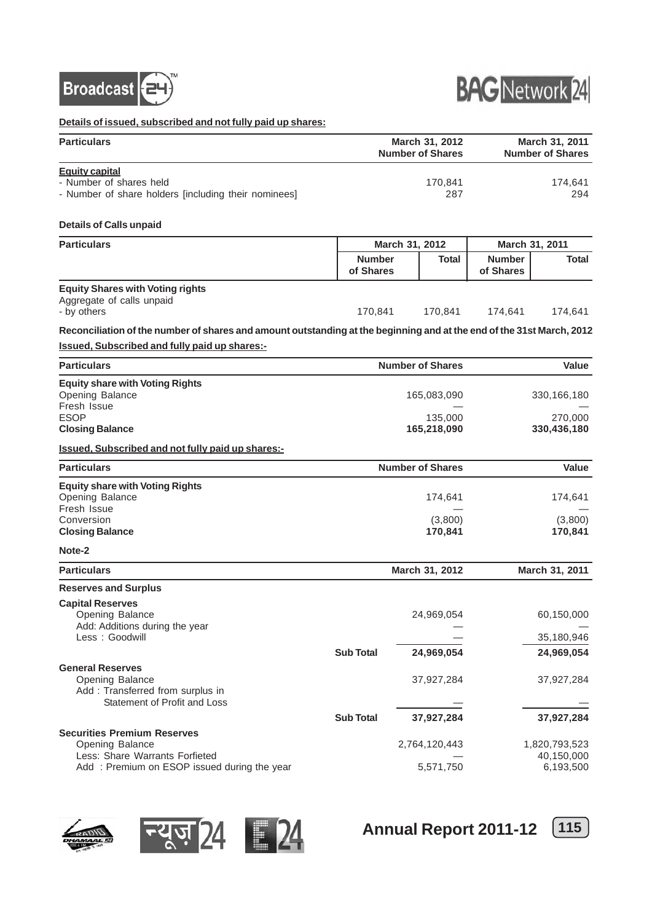**Details of issued, subscribed and not fully paid up shares:**

| Particulars | March 31, 2012 Number of Shares | March 31, 2011 Number of Shares |
|---|---|---|
| **Equity capital** | | |
| - Number of shares held | 170,841 | 174,641 |
| - Number of share holders [including their nominees] | 287 | 294 |

**Details of Calls unpaid**

| Particulars | March 31, 2012 | | March 31, 2011 | |
|---|---|---|---|---|
| | Number of Shares | Total | Number of Shares | Total |
| **Equity Shares with Voting rights** | | | | |
| Aggregate of calls unpaid | | | | |
| - by others | 170,841 | 170,841 | 174,641 | 174,641 |

**Reconciliation of the number of shares and amount outstanding at the beginning and at the end of the 31st March, 2012**

**Issued, Subscribed and fully paid up shares:-**

| Particulars | Number of Shares | Value |
|---|---|---|
| **Equity share with Voting Rights** | | |
| Opening Balance | 165,083,090 | 330,166,180 |
| Fresh Issue | — | — |
| ESOP | 135,000 | 270,000 |
| **Closing Balance** | **165,218,090** | **330,436,180** |

**Issued, Subscribed and not fully paid up shares:-**

| Particulars | Number of Shares | Value |
|---|---|---|
| **Equity share with Voting Rights** | | |
| Opening Balance | 174,641 | 174,641 |
| Fresh Issue | — | — |
| Conversion | (3,800) | (3,800) |
| **Closing Balance** | **170,841** | **170,841** |

**Note-2**

| Particulars | | March 31, 2012 | March 31, 2011 |
|---|---|---|---|
| **Reserves and Surplus** | | | |
| **Capital Reserves** | | | |
| Opening Balance | | 24,969,054 | 60,150,000 |
| Add: Additions during the year | | — | — |
| Less : Goodwill | | — | 35,180,946 |
| | **Sub Total** | **24,969,054** | **24,969,054** |
| **General Reserves** | | | |
| Opening Balance | | 37,927,284 | 37,927,284 |
| Add : Transferred from surplus in Statement of Profit and Loss | | — | — |
| | **Sub Total** | **37,927,284** | **37,927,284** |
| **Securities Premium Reserves** | | | |
| Opening Balance | | 2,764,120,443 | 1,820,793,523 |
| Less: Share Warrants Forfieted | | — | 40,150,000 |
| Add : Premium on ESOP issued during the year | | 5,571,750 | 6,193,500 |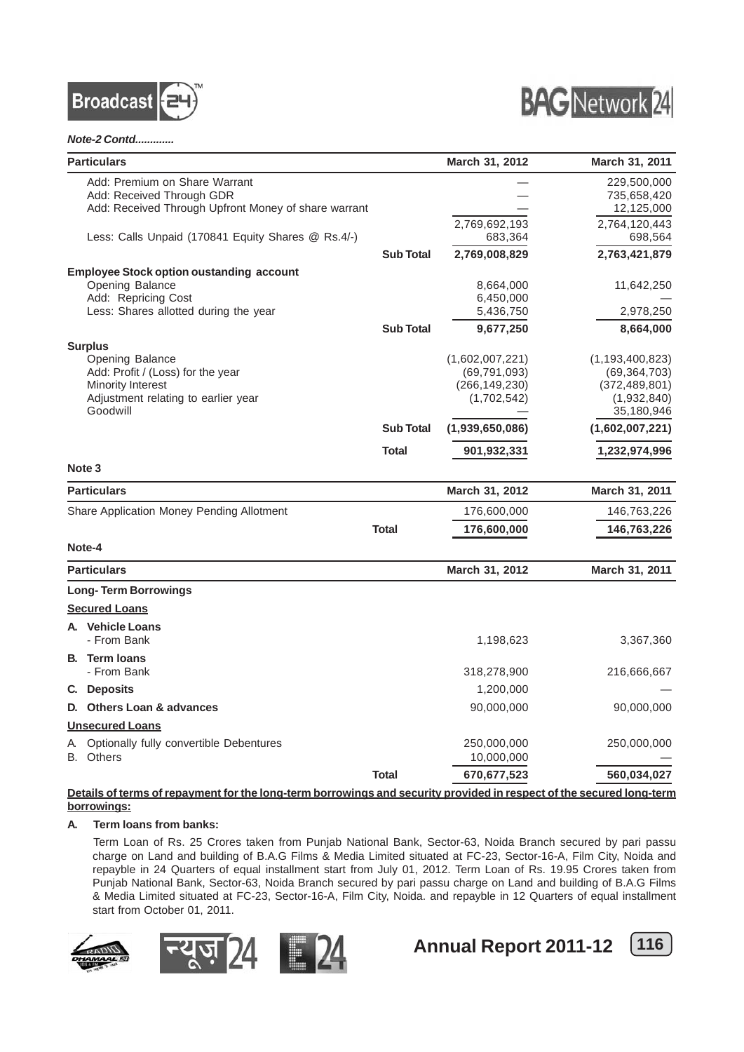***Note-2 Contd............***

| Particulars | | March 31, 2012 | March 31, 2011 |
|---|---|---|---|
| Add: Premium on Share Warrant | | — | 229,500,000 |
| Add: Received Through GDR | | — | 735,658,420 |
| Add: Received Through Upfront Money of share warrant | | — | 12,125,000 |
| | | 2,769,692,193 | 2,764,120,443 |
| Less: Calls Unpaid (170841 Equity Shares @ Rs.4/-) | | 683,364 | 698,564 |
| | **Sub Total** | **2,769,008,829** | **2,763,421,879** |
| **Employee Stock option oustanding account** | | | |
| Opening Balance | | 8,664,000 | 11,642,250 |
| Add: Repricing Cost | | 6,450,000 | — |
| Less: Shares allotted during the year | | 5,436,750 | 2,978,250 |
| | **Sub Total** | **9,677,250** | **8,664,000** |
| **Surplus** | | | |
| Opening Balance | | (1,602,007,221) | (1,193,400,823) |
| Add: Profit / (Loss) for the year | | (69,791,093) | (69,364,703) |
| Minority Interest | | (266,149,230) | (372,489,801) |
| Adjustment relating to earlier year | | (1,702,542) | (1,932,840) |
| Goodwill | | — | 35,180,946 |
| | **Sub Total** | **(1,939,650,086)** | **(1,602,007,221)** |
| | **Total** | **901,932,331** | **1,232,974,996** |

**Note 3**

| Particulars | | March 31, 2012 | March 31, 2011 |
|---|---|---|---|
| Share Application Money Pending Allotment | | 176,600,000 | 146,763,226 |
| | **Total** | **176,600,000** | **146,763,226** |

**Note-4**

| Particulars | | March 31, 2012 | March 31, 2011 |
|---|---|---|---|
| **Long- Term Borrowings** | | | |
| **Secured Loans** | | | |
| **A. Vehicle Loans** - From Bank | | 1,198,623 | 3,367,360 |
| **B. Term loans** - From Bank | | 318,278,900 | 216,666,667 |
| **C. Deposits** | | 1,200,000 | — |
| **D. Others Loan & advances** | | 90,000,000 | 90,000,000 |
| **Unsecured Loans** | | | |
| A. Optionally fully convertible Debentures | | 250,000,000 | 250,000,000 |
| B. Others | | 10,000,000 | — |
| | **Total** | **670,677,523** | **560,034,027** |

**Details of terms of repayment for the long-term borrowings and security provided in respect of the secured long-term borrowings:**

**A. Term loans from banks:**

Term Loan of Rs. 25 Crores taken from Punjab National Bank, Sector-63, Noida Branch secured by pari passu charge on Land and building of B.A.G Films & Media Limited situated at FC-23, Sector-16-A, Film City, Noida and repayble in 24 Quarters of equal installment start from July 01, 2012. Term Loan of Rs. 19.95 Crores taken from Punjab National Bank, Sector-63, Noida Branch secured by pari passu charge on Land and building of B.A.G Films & Media Limited situated at FC-23, Sector-16-A, Film City, Noida. and repayble in 12 Quarters of equal installment start from October 01, 2011.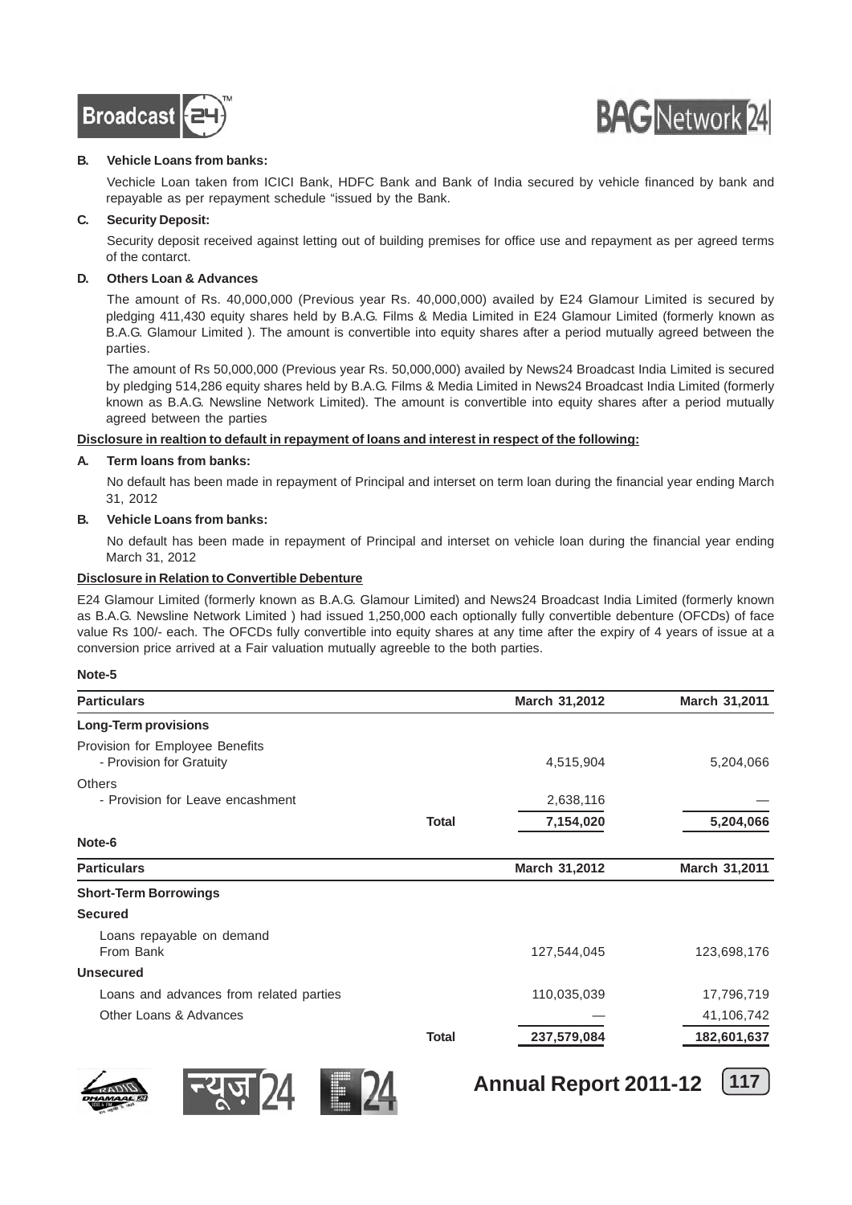**B. Vehicle Loans from banks:**

Vechicle Loan taken from ICICI Bank, HDFC Bank and Bank of India secured by vehicle financed by bank and repayable as per repayment schedule "issued by the Bank.

**C. Security Deposit:**

Security deposit received against letting out of building premises for office use and repayment as per agreed terms of the contarct.

**D. Others Loan & Advances**

The amount of Rs. 40,000,000 (Previous year Rs. 40,000,000) availed by E24 Glamour Limited is secured by pledging 411,430 equity shares held by B.A.G. Films & Media Limited in E24 Glamour Limited (formerly known as B.A.G. Glamour Limited ). The amount is convertible into equity shares after a period mutually agreed between the parties.

The amount of Rs 50,000,000 (Previous year Rs. 50,000,000) availed by News24 Broadcast India Limited is secured by pledging 514,286 equity shares held by B.A.G. Films & Media Limited in News24 Broadcast India Limited (formerly known as B.A.G. Newsline Network Limited). The amount is convertible into equity shares after a period mutually agreed between the parties

**Disclosure in realtion to default in repayment of loans and interest in respect of the following:**

**A. Term loans from banks:**

No default has been made in repayment of Principal and interset on term loan during the financial year ending March 31, 2012

**B. Vehicle Loans from banks:**

No default has been made in repayment of Principal and interset on vehicle loan during the financial year ending March 31, 2012

**Disclosure in Relation to Convertible Debenture**

E24 Glamour Limited (formerly known as B.A.G. Glamour Limited) and News24 Broadcast India Limited (formerly known as B.A.G. Newsline Network Limited ) had issued 1,250,000 each optionally fully convertible debenture (OFCDs) of face value Rs 100/- each. The OFCDs fully convertible into equity shares at any time after the expiry of 4 years of issue at a conversion price arrived at a Fair valuation mutually agreeble to the both parties.

**Note-5**

| Particulars | | March 31,2012 | March 31,2011 |
|---|---|---|---|
| **Long-Term provisions** | | | |
| Provision for Employee Benefits<br>- Provision for Gratuity | | 4,515,904 | 5,204,066 |
| Others<br>- Provision for Leave encashment | | 2,638,116 | — |
| | **Total** | **7,154,020** | **5,204,066** |

**Note-6**

| Particulars | | March 31,2012 | March 31,2011 |
|---|---|---|---|
| **Short-Term Borrowings** | | | |
| **Secured** | | | |
| Loans repayable on demand<br>From Bank | | 127,544,045 | 123,698,176 |
| **Unsecured** | | | |
| Loans and advances from related parties | | 110,035,039 | 17,796,719 |
| Other Loans & Advances | | — | 41,106,742 |
| | **Total** | **237,579,084** | **182,601,637** |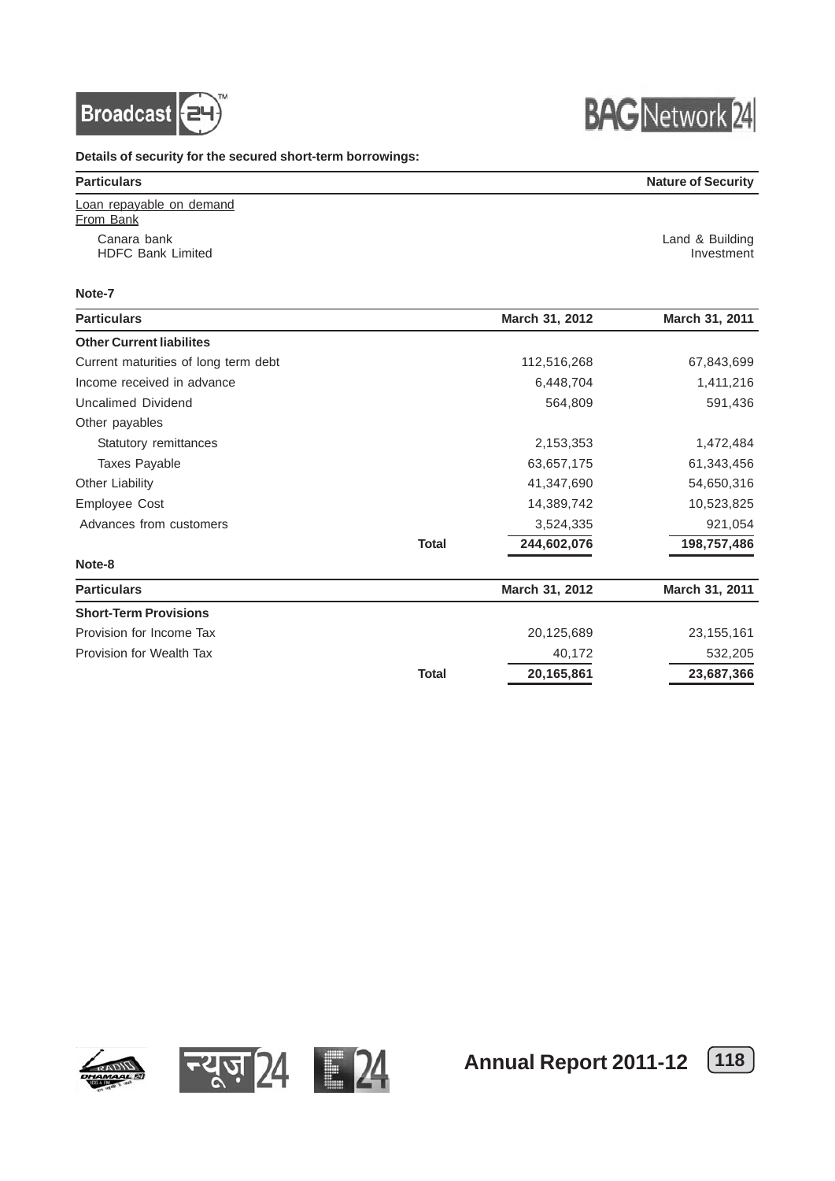**Details of security for the secured short-term borrowings:**

| Particulars | Nature of Security |
|---|---|
| Loan repayable on demand | |
| From Bank | |
| Canara bank | Land & Building |
| HDFC Bank Limited | Investment |

**Note-7**

| Particulars | | March 31, 2012 | March 31, 2011 |
|---|---|---|---|
| **Other Current liabilites** | | | |
| Current maturities of long term debt | | 112,516,268 | 67,843,699 |
| Income received in advance | | 6,448,704 | 1,411,216 |
| Uncalimed Dividend | | 564,809 | 591,436 |
| Other payables | | | |
| Statutory remittances | | 2,153,353 | 1,472,484 |
| Taxes Payable | | 63,657,175 | 61,343,456 |
| Other Liability | | 41,347,690 | 54,650,316 |
| Employee Cost | | 14,389,742 | 10,523,825 |
| Advances from customers | | 3,524,335 | 921,054 |
| | **Total** | **244,602,076** | **198,757,486** |

**Note-8**

| Particulars | | March 31, 2012 | March 31, 2011 |
|---|---|---|---|
| **Short-Term Provisions** | | | |
| Provision for Income Tax | | 20,125,689 | 23,155,161 |
| Provision for Wealth Tax | | 40,172 | 532,205 |
| | **Total** | **20,165,861** | **23,687,366** |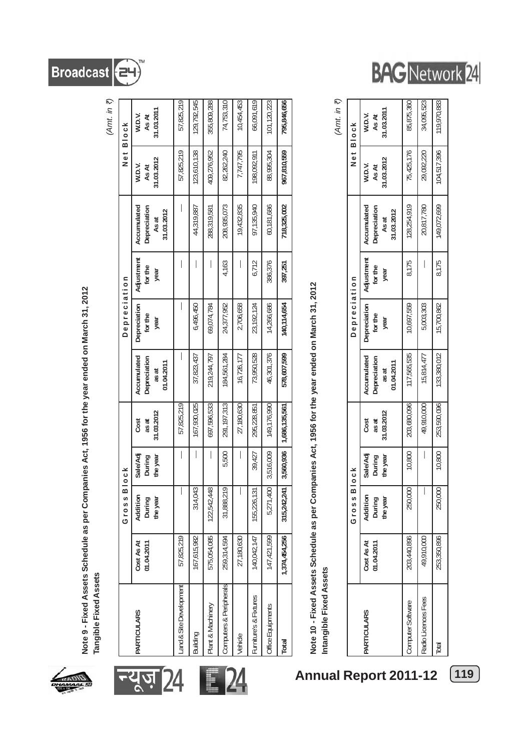## Note 9 - Fixed Assets Schedule as per Companies Act, 1956 for the year ended on March 31, 2012

**Tangible Fixed Assets**

*(Amt. in ₹)*

| PARTICULARS | Gross Block | | | | Depreciation | | | | Net Block | |
|---|---|---|---|---|---|---|---|---|---|---|
| | Cost As At 01.04.2011 | Addition During the year | Sale/Adj During the year | Cost as at 31.03.2012 | Accumulated Depreciation as at 01.04.2011 | Depreciation for the year | Adjustment for the year | Accumulated Depreciation As at 31.03.2012 | W.D.V. As At 31.03.2012 | W.D.V. As At 31.03.2011 |
| Land & Site Development | 57,825,219 | — | — | 57,825,219 | — | — | — | — | 57,825,219 | 57,825,219 |
| Building | 167,615,982 | 314,043 | — | 167,930,025 | 37,823,437 | 6,496,450 | — | 44,319,887 | 123,610,138 | 129,792,545 |
| Plant & Machinery | 575,054,085 | 122,542,448 | — | 697,596,533 | 219,244,797 | 69,074,784 | — | 288,319,581 | 409,276,952 | 355,809,288 |
| Computers & Peripherals | 259,314,594 | 31,888,219 | 5,500 | 291,197,313 | 184,561,284 | 24,377,952 | 4,163 | 208,935,073 | 82,262,240 | 74,753,310 |
| Vehicle | 27,180,630 | — | — | 27,180,630 | 16,726,177 | 2,706,658 | — | 19,432,835 | 7,747,795 | 10,454,453 |
| Furniture's & Fixtures | 140,042,147 | 155,226,131 | 39,427 | 295,228,851 | 73,950,528 | 23,192,124 | 6,712 | 97,135,940 | 198,092,911 | 66,091,619 |
| Office Equipments | 147,421,599 | 5,271,400 | 3,516,009 | 149,176,990 | 46,301,376 | 14,266,686 | 386,376 | 60,181,686 | 88,995,304 | 101,120,223 |
| **Total** | **1,374,454,256** | **315,242,241** | **3,560,936** | **1,686,135,561** | **578,607,599** | **140,114,654** | **397,251** | **718,325,002** | **967,810,559** | **795,846,656** |

## Note 10 - Fixed Assets Schedule as per Companies Act, 1956 for the year ended on March 31, 2012

**Intangible Fixed Assets**

*(Amt. in ₹)*

| PARTICULARS | Gross Block | | | | Depreciation | | | | Net Block | |
|---|---|---|---|---|---|---|---|---|---|---|
| | Cost As At 01.04.2011 | Addition During the year | Sale/Adj During the year | Cost as at 31.03.2012 | Accumulated Depreciation as at 01.04.2011 | Depreciation for the year | Adjustment for the year | Accumulated Depreciation As at 31.03.2012 | W.D.V. As At 31.03.2012 | W.D.V. As At 31.03.2011 |
| Computer Software | 203,440,896 | 250,000 | 10,800 | 203,680,096 | 117,565,535 | 10,697,559 | 8,175 | 128,254,919 | 75,425,176 | 85,875,360 |
| Radio Licences Fees | 49,910,000 | — | — | 49,910,000 | 15,814,477 | 5,003,303 | — | 20,817,780 | 29,092,220 | 34,095,523 |
| Total | 253,350,896 | 250,000 | 10,800 | 253,590,096 | 133,380,012 | 15,700,862 | 8,175 | 149,072,699 | 104,517,396 | 119,970,883 |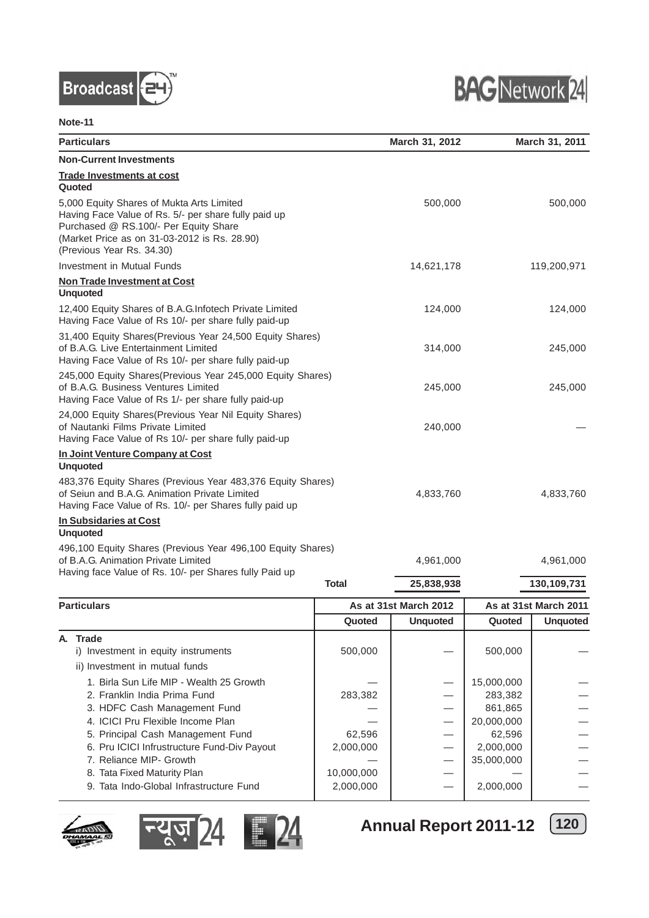**Note-11**

| Particulars | March 31, 2012 | March 31, 2011 |
|---|---|---|
| **Non-Current Investments** | | |
| **Trade Investments at cost** | | |
| **Quoted** | | |
| 5,000 Equity Shares of Mukta Arts Limited Having Face Value of Rs. 5/- per share fully paid up Purchased @ RS.100/- Per Equity Share (Market Price as on 31-03-2012 is Rs. 28.90) (Previous Year Rs. 34.30) | 500,000 | 500,000 |
| Investment in Mutual Funds | 14,621,178 | 119,200,971 |
| **Non Trade Investment at Cost** | | |
| **Unquoted** | | |
| 12,400 Equity Shares of B.A.G.Infotech Private Limited Having Face Value of Rs 10/- per share fully paid-up | 124,000 | 124,000 |
| 31,400 Equity Shares(Previous Year 24,500 Equity Shares) of B.A.G. Live Entertainment Limited Having Face Value of Rs 10/- per share fully paid-up | 314,000 | 245,000 |
| 245,000 Equity Shares(Previous Year 245,000 Equity Shares) of B.A.G. Business Ventures Limited Having Face Value of Rs 1/- per share fully paid-up | 245,000 | 245,000 |
| 24,000 Equity Shares(Previous Year Nil Equity Shares) of Nautanki Films Private Limited Having Face Value of Rs 10/- per share fully paid-up | 240,000 | — |
| **In Joint Venture Company at Cost** | | |
| **Unquoted** | | |
| 483,376 Equity Shares (Previous Year 483,376 Equity Shares) of Seiun and B.A.G. Animation Private Limited Having Face Value of Rs. 10/- per Shares fully paid up | 4,833,760 | 4,833,760 |
| **In Subsidaries at Cost** | | |
| **Unquoted** | | |
| 496,100 Equity Shares (Previous Year 496,100 Equity Shares) of B.A.G. Animation Private Limited Having face Value of Rs. 10/- per Shares fully Paid up | 4,961,000 | 4,961,000 |
| **Total** | **25,838,938** | **130,109,731** |

| Particulars | As at 31st March 2012 | | As at 31st March 2011 | |
|---|---|---|---|---|
| | **Quoted** | **Unquoted** | **Quoted** | **Unquoted** |
| **A. Trade** | | | | |
| i) Investment in equity instruments | 500,000 | — | 500,000 | — |
| ii) Investment in mutual funds | | | | |
| 1. Birla Sun Life MIP - Wealth 25 Growth | — | — | 15,000,000 | — |
| 2. Franklin India Prima Fund | 283,382 | — | 283,382 | — |
| 3. HDFC Cash Management Fund | — | — | 861,865 | — |
| 4. ICICI Pru Flexible Income Plan | — | — | 20,000,000 | — |
| 5. Principal Cash Management Fund | 62,596 | — | 62,596 | — |
| 6. Pru ICICI Infrustructure Fund-Div Payout | 2,000,000 | — | 2,000,000 | — |
| 7. Reliance MIP- Growth | — | — | 35,000,000 | — |
| 8. Tata Fixed Maturity Plan | 10,000,000 | — | — | — |
| 9. Tata Indo-Global Infrastructure Fund | 2,000,000 | — | 2,000,000 | — |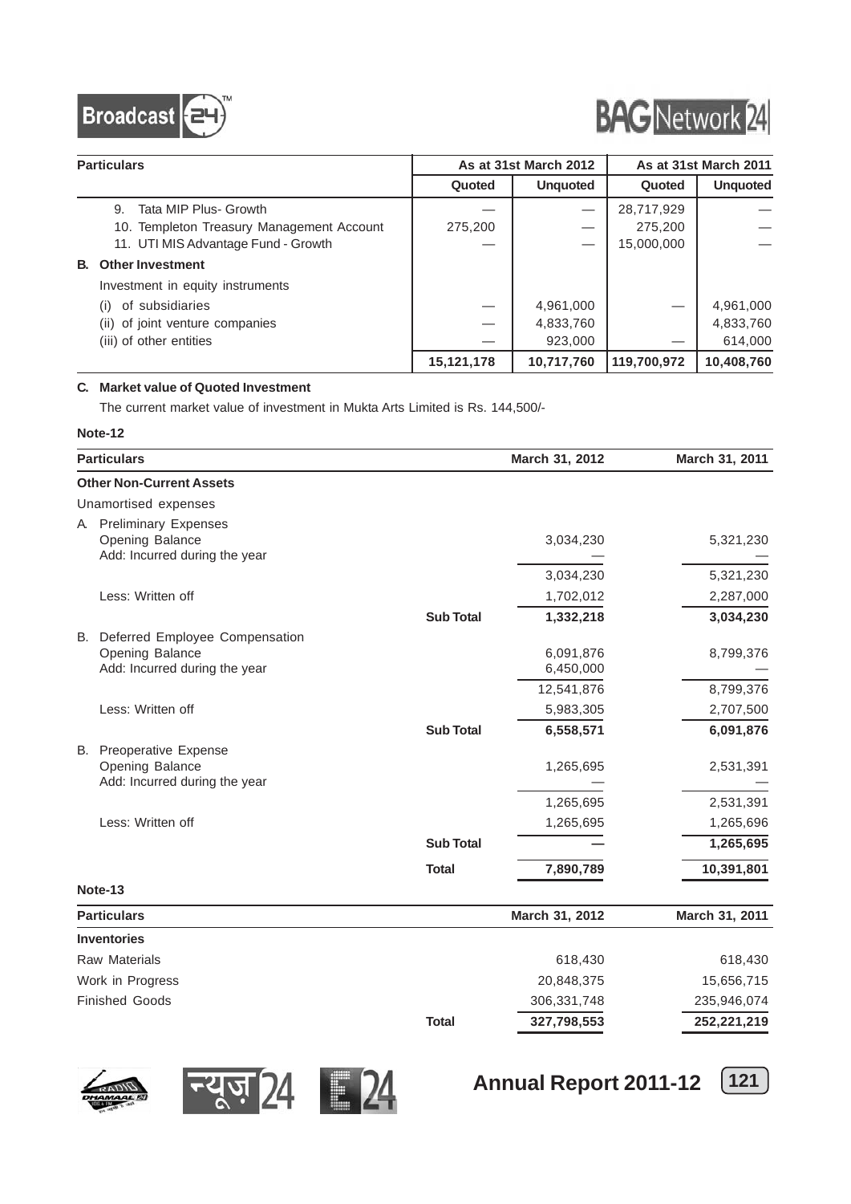| Particulars | As at 31st March 2012 | | As at 31st March 2011 | |
|---|---|---|---|---|
| | Quoted | Unquoted | Quoted | Unquoted |
| 9. Tata MIP Plus- Growth | — | — | 28,717,929 | — |
| 10. Templeton Treasury Management Account | 275,200 | — | 275,200 | — |
| 11. UTI MIS Advantage Fund - Growth | — | — | 15,000,000 | — |
| **B. Other Investment** | | | | |
| Investment in equity instruments | | | | |
| (i) of subsidiaries | — | 4,961,000 | — | 4,961,000 |
| (ii) of joint venture companies | — | 4,833,760 | | 4,833,760 |
| (iii) of other entities | — | 923,000 | — | 614,000 |
| | **15,121,178** | **10,717,760** | **119,700,972** | **10,408,760** |

**C. Market value of Quoted Investment**

The current market value of investment in Mukta Arts Limited is Rs. 144,500/-

**Note-12**

| Particulars | | March 31, 2012 | March 31, 2011 |
|---|---|---|---|
| **Other Non-Current Assets** | | | |
| Unamortised expenses | | | |
| A. Preliminary Expenses | | | |
| Opening Balance | | 3,034,230 | 5,321,230 |
| Add: Incurred during the year | | — | — |
| | | 3,034,230 | 5,321,230 |
| Less: Written off | | 1,702,012 | 2,287,000 |
| | **Sub Total** | **1,332,218** | **3,034,230** |
| B. Deferred Employee Compensation | | | |
| Opening Balance | | 6,091,876 | 8,799,376 |
| Add: Incurred during the year | | 6,450,000 | — |
| | | 12,541,876 | 8,799,376 |
| Less: Written off | | 5,983,305 | 2,707,500 |
| | **Sub Total** | **6,558,571** | **6,091,876** |
| B. Preoperative Expense | | | |
| Opening Balance | | 1,265,695 | 2,531,391 |
| Add: Incurred during the year | | — | — |
| | | 1,265,695 | 2,531,391 |
| Less: Written off | | 1,265,695 | 1,265,696 |
| | **Sub Total** | **—** | **1,265,695** |
| | **Total** | **7,890,789** | **10,391,801** |

**Note-13**

| Particulars | | March 31, 2012 | March 31, 2011 |
|---|---|---|---|
| **Inventories** | | | |
| Raw Materials | | 618,430 | 618,430 |
| Work in Progress | | 20,848,375 | 15,656,715 |
| Finished Goods | | 306,331,748 | 235,946,074 |
| | **Total** | **327,798,553** | **252,221,219** |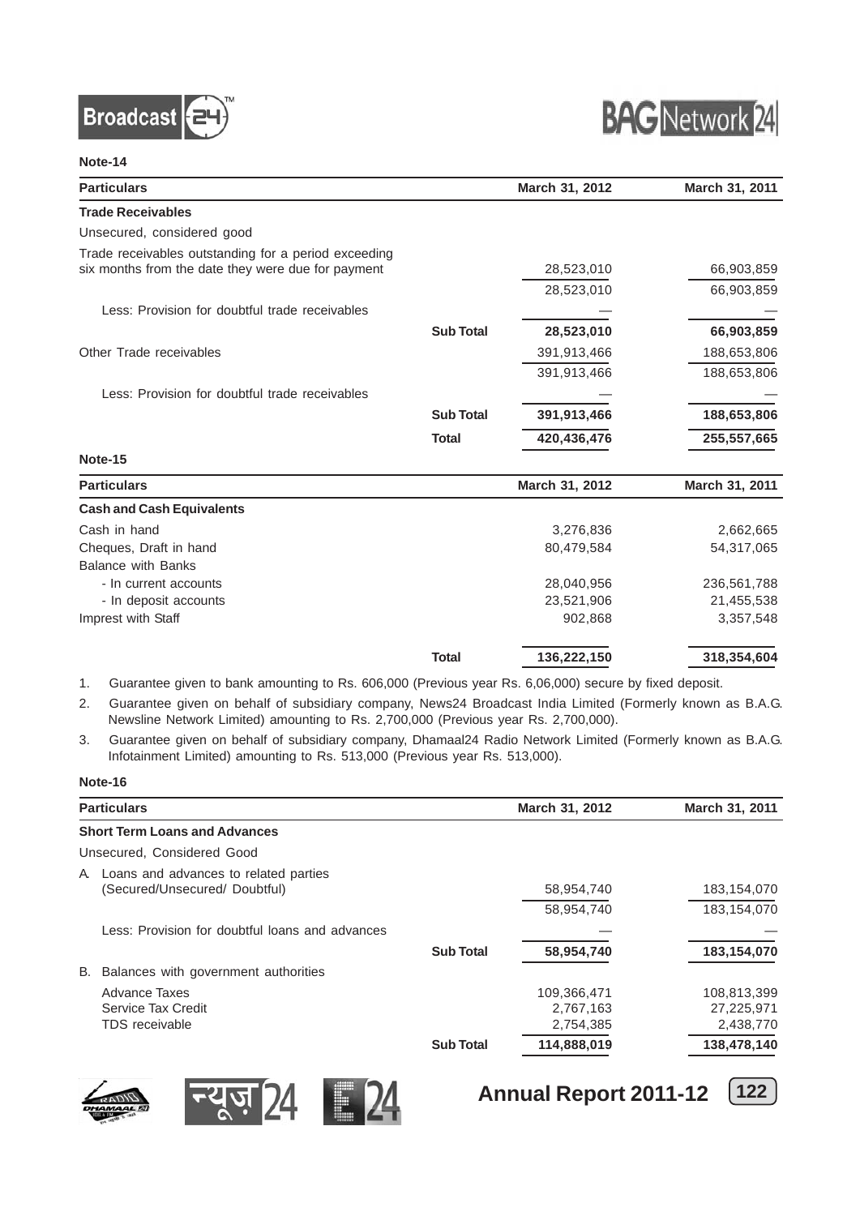**Note-14**

| Particulars | | March 31, 2012 | March 31, 2011 |
|---|---|---|---|
| **Trade Receivables** | | | |
| Unsecured, considered good | | | |
| Trade receivables outstanding for a period exceeding six months from the date they were due for payment | | 28,523,010 | 66,903,859 |
| | | 28,523,010 | 66,903,859 |
| Less: Provision for doubtful trade receivables | | — | — |
| | **Sub Total** | **28,523,010** | **66,903,859** |
| Other Trade receivables | | 391,913,466 | 188,653,806 |
| | | 391,913,466 | 188,653,806 |
| Less: Provision for doubtful trade receivables | | — | — |
| | **Sub Total** | **391,913,466** | **188,653,806** |
| | **Total** | **420,436,476** | **255,557,665** |

**Note-15**

| Particulars | | March 31, 2012 | March 31, 2011 |
|---|---|---|---|
| **Cash and Cash Equivalents** | | | |
| Cash in hand | | 3,276,836 | 2,662,665 |
| Cheques, Draft in hand | | 80,479,584 | 54,317,065 |
| Balance with Banks | | | |
| - In current accounts | | 28,040,956 | 236,561,788 |
| - In deposit accounts | | 23,521,906 | 21,455,538 |
| Imprest with Staff | | 902,868 | 3,357,548 |
| | **Total** | **136,222,150** | **318,354,604** |

1. Guarantee given to bank amounting to Rs. 606,000 (Previous year Rs. 6,06,000) secure by fixed deposit.
2. Guarantee given on behalf of subsidiary company, News24 Broadcast India Limited (Formerly known as B.A.G. Newsline Network Limited) amounting to Rs. 2,700,000 (Previous year Rs. 2,700,000).
3. Guarantee given on behalf of subsidiary company, Dhamaal24 Radio Network Limited (Formerly known as B.A.G. Infotainment Limited) amounting to Rs. 513,000 (Previous year Rs. 513,000).

**Note-16**

| Particulars | | March 31, 2012 | March 31, 2011 |
|---|---|---|---|
| **Short Term Loans and Advances** | | | |
| Unsecured, Considered Good | | | |
| A. Loans and advances to related parties (Secured/Unsecured/ Doubtful) | | 58,954,740 | 183,154,070 |
| | | 58,954,740 | 183,154,070 |
| Less: Provision for doubtful loans and advances | | — | — |
| | **Sub Total** | **58,954,740** | **183,154,070** |
| B. Balances with government authorities | | | |
| Advance Taxes | | 109,366,471 | 108,813,399 |
| Service Tax Credit | | 2,767,163 | 27,225,971 |
| TDS receivable | | 2,754,385 | 2,438,770 |
| | **Sub Total** | **114,888,019** | **138,478,140** |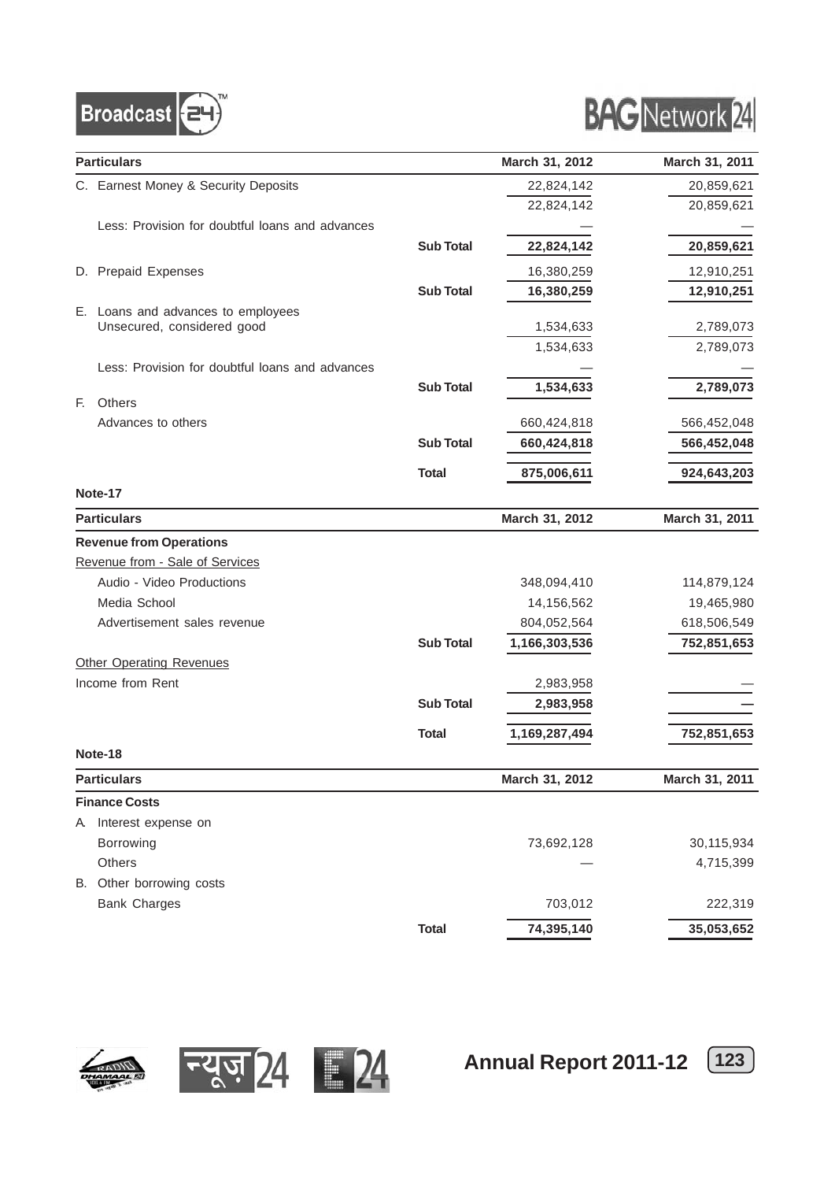| Particulars | | March 31, 2012 | March 31, 2011 |
|---|---|---|---|
| C. Earnest Money & Security Deposits | | 22,824,142 | 20,859,621 |
| | | 22,824,142 | 20,859,621 |
| Less: Provision for doubtful loans and advances | | — | — |
| | **Sub Total** | **22,824,142** | **20,859,621** |
| D. Prepaid Expenses | | 16,380,259 | 12,910,251 |
| | **Sub Total** | **16,380,259** | **12,910,251** |
| E. Loans and advances to employees | | | |
| Unsecured, considered good | | 1,534,633 | 2,789,073 |
| | | 1,534,633 | 2,789,073 |
| Less: Provision for doubtful loans and advances | | — | — |
| | **Sub Total** | **1,534,633** | **2,789,073** |
| F. Others | | | |
| Advances to others | | 660,424,818 | 566,452,048 |
| | **Sub Total** | **660,424,818** | **566,452,048** |
| | **Total** | **875,006,611** | **924,643,203** |

**Note-17**

| Particulars | | March 31, 2012 | March 31, 2011 |
|---|---|---|---|
| **Revenue from Operations** | | | |
| Revenue from - Sale of Services | | | |
| Audio - Video Productions | | 348,094,410 | 114,879,124 |
| Media School | | 14,156,562 | 19,465,980 |
| Advertisement sales revenue | | 804,052,564 | 618,506,549 |
| | **Sub Total** | **1,166,303,536** | **752,851,653** |
| Other Operating Revenues | | | |
| Income from Rent | | 2,983,958 | — |
| | **Sub Total** | **2,983,958** | **—** |
| | **Total** | **1,169,287,494** | **752,851,653** |

**Note-18**

| Particulars | | March 31, 2012 | March 31, 2011 |
|---|---|---|---|
| **Finance Costs** | | | |
| A. Interest expense on | | | |
| Borrowing | | 73,692,128 | 30,115,934 |
| Others | | — | 4,715,399 |
| B. Other borrowing costs | | | |
| Bank Charges | | 703,012 | 222,319 |
| | **Total** | **74,395,140** | **35,053,652** |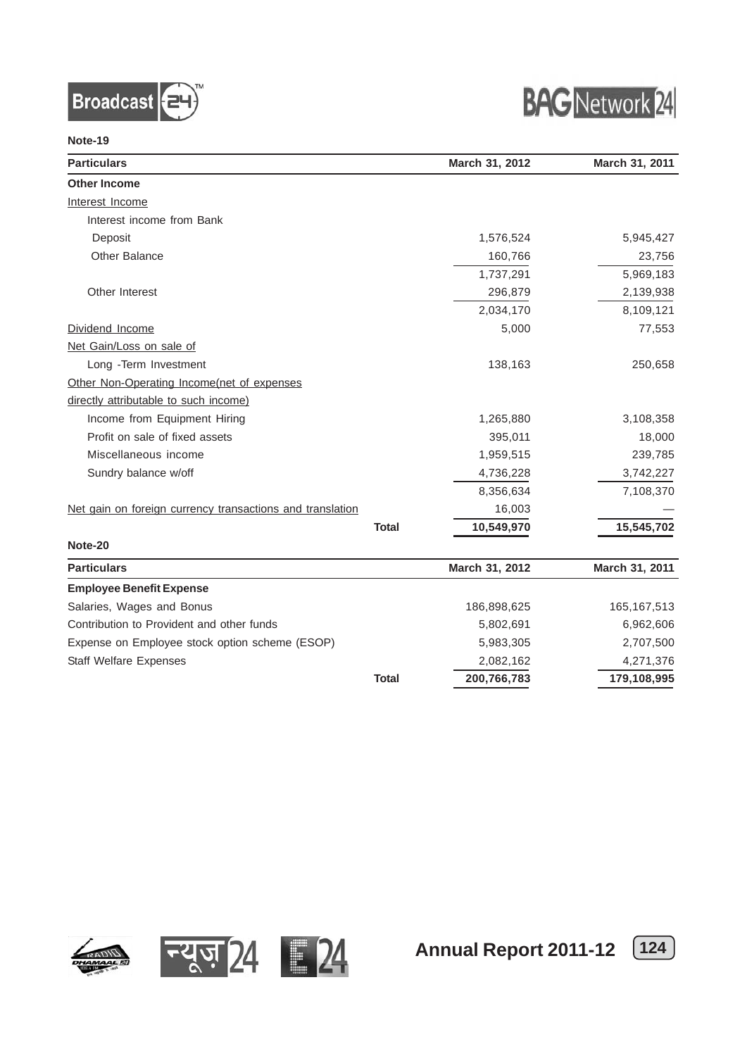**Note-19**

| Particulars | | March 31, 2012 | March 31, 2011 |
|---|---|---|---|
| **Other Income** | | | |
| Interest Income | | | |
| Interest income from Bank | | | |
| Deposit | | 1,576,524 | 5,945,427 |
| Other Balance | | 160,766 | 23,756 |
| | | 1,737,291 | 5,969,183 |
| Other Interest | | 296,879 | 2,139,938 |
| | | 2,034,170 | 8,109,121 |
| Dividend Income | | 5,000 | 77,553 |
| Net Gain/Loss on sale of | | | |
| Long -Term Investment | | 138,163 | 250,658 |
| Other Non-Operating Income(net of expenses directly attributable to such income) | | | |
| Income from Equipment Hiring | | 1,265,880 | 3,108,358 |
| Profit on sale of fixed assets | | 395,011 | 18,000 |
| Miscellaneous income | | 1,959,515 | 239,785 |
| Sundry balance w/off | | 4,736,228 | 3,742,227 |
| | | 8,356,634 | 7,108,370 |
| Net gain on foreign currency transactions and translation | | 16,003 | — |
| | **Total** | **10,549,970** | **15,545,702** |

**Note-20**

| Particulars | | March 31, 2012 | March 31, 2011 |
|---|---|---|---|
| **Employee Benefit Expense** | | | |
| Salaries, Wages and Bonus | | 186,898,625 | 165,167,513 |
| Contribution to Provident and other funds | | 5,802,691 | 6,962,606 |
| Expense on Employee stock option scheme (ESOP) | | 5,983,305 | 2,707,500 |
| Staff Welfare Expenses | | 2,082,162 | 4,271,376 |
| | **Total** | **200,766,783** | **179,108,995** |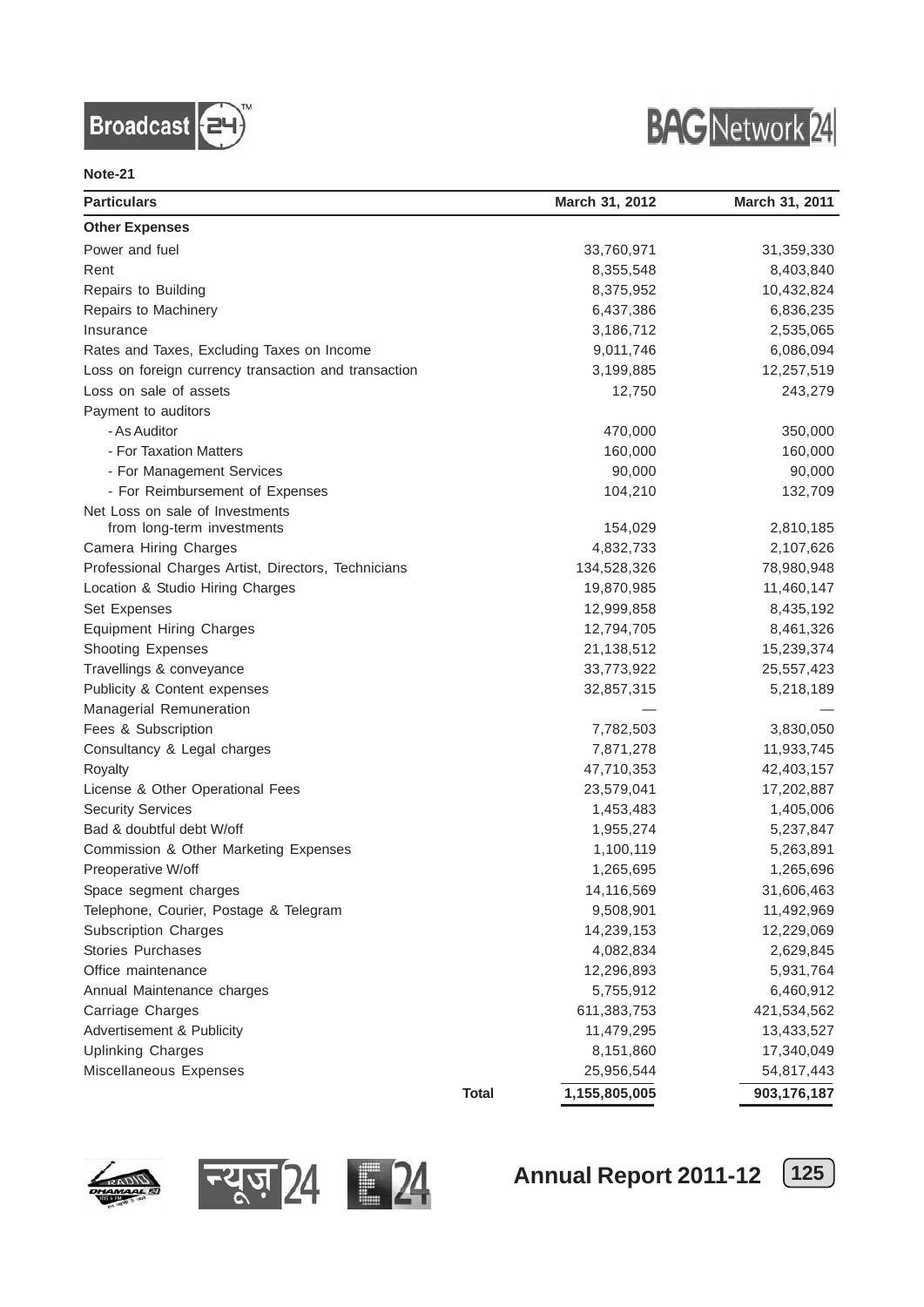**Note-21**

| Particulars | | March 31, 2012 | March 31, 2011 |
|---|---|---|---|
| **Other Expenses** | | | |
| Power and fuel | | 33,760,971 | 31,359,330 |
| Rent | | 8,355,548 | 8,403,840 |
| Repairs to Building | | 8,375,952 | 10,432,824 |
| Repairs to Machinery | | 6,437,386 | 6,836,235 |
| Insurance | | 3,186,712 | 2,535,065 |
| Rates and Taxes, Excluding Taxes on Income | | 9,011,746 | 6,086,094 |
| Loss on foreign currency transaction and transaction | | 3,199,885 | 12,257,519 |
| Loss on sale of assets | | 12,750 | 243,279 |
| Payment to auditors | | | |
| - As Auditor | | 470,000 | 350,000 |
| - For Taxation Matters | | 160,000 | 160,000 |
| - For Management Services | | 90,000 | 90,000 |
| - For Reimbursement of Expenses | | 104,210 | 132,709 |
| Net Loss on sale of Investments from long-term investments | | 154,029 | 2,810,185 |
| Camera Hiring Charges | | 4,832,733 | 2,107,626 |
| Professional Charges Artist, Directors, Technicians | | 134,528,326 | 78,980,948 |
| Location & Studio Hiring Charges | | 19,870,985 | 11,460,147 |
| Set Expenses | | 12,999,858 | 8,435,192 |
| Equipment Hiring Charges | | 12,794,705 | 8,461,326 |
| Shooting Expenses | | 21,138,512 | 15,239,374 |
| Travellings & conveyance | | 33,773,922 | 25,557,423 |
| Publicity & Content expenses | | 32,857,315 | 5,218,189 |
| Managerial Remuneration | | — | — |
| Fees & Subscription | | 7,782,503 | 3,830,050 |
| Consultancy & Legal charges | | 7,871,278 | 11,933,745 |
| Royalty | | 47,710,353 | 42,403,157 |
| License & Other Operational Fees | | 23,579,041 | 17,202,887 |
| Security Services | | 1,453,483 | 1,405,006 |
| Bad & doubtful debt W/off | | 1,955,274 | 5,237,847 |
| Commission & Other Marketing Expenses | | 1,100,119 | 5,263,891 |
| Preoperative W/off | | 1,265,695 | 1,265,696 |
| Space segment charges | | 14,116,569 | 31,606,463 |
| Telephone, Courier, Postage & Telegram | | 9,508,901 | 11,492,969 |
| Subscription Charges | | 14,239,153 | 12,229,069 |
| Stories Purchases | | 4,082,834 | 2,629,845 |
| Office maintenance | | 12,296,893 | 5,931,764 |
| Annual Maintenance charges | | 5,755,912 | 6,460,912 |
| Carriage Charges | | 611,383,753 | 421,534,562 |
| Advertisement & Publicity | | 11,479,295 | 13,433,527 |
| Uplinking Charges | | 8,151,860 | 17,340,049 |
| Miscellaneous Expenses | | 25,956,544 | 54,817,443 |
| | **Total** | **1,155,805,005** | **903,176,187** |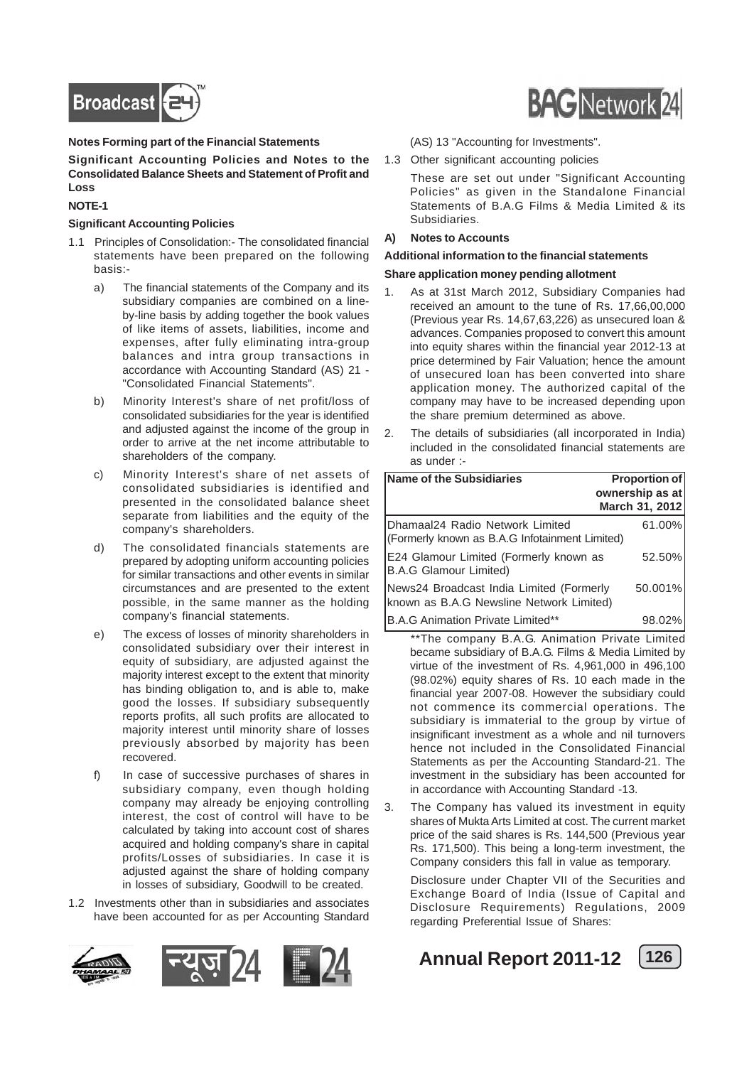**Notes Forming part of the Financial Statements**

**Significant Accounting Policies and Notes to the Consolidated Balance Sheets and Statement of Profit and Loss**

**NOTE-1**

**Significant Accounting Policies**

1.1 Principles of Consolidation:- The consolidated financial statements have been prepared on the following basis:-

   a) The financial statements of the Company and its subsidiary companies are combined on a line-by-line basis by adding together the book values of like items of assets, liabilities, income and expenses, after fully eliminating intra-group balances and intra group transactions in accordance with Accounting Standard (AS) 21 - "Consolidated Financial Statements".

   b) Minority Interest's share of net profit/loss of consolidated subsidiaries for the year is identified and adjusted against the income of the group in order to arrive at the net income attributable to shareholders of the company.

   c) Minority Interest's share of net assets of consolidated subsidiaries is identified and presented in the consolidated balance sheet separate from liabilities and the equity of the company's shareholders.

   d) The consolidated financials statements are prepared by adopting uniform accounting policies for similar transactions and other events in similar circumstances and are presented to the extent possible, in the same manner as the holding company's financial statements.

   e) The excess of losses of minority shareholders in consolidated subsidiary over their interest in equity of subsidiary, are adjusted against the majority interest except to the extent that minority has binding obligation to, and is able to, make good the losses. If subsidiary subsequently reports profits, all such profits are allocated to majority interest until minority share of losses previously absorbed by majority has been recovered.

   f) In case of successive purchases of shares in subsidiary company, even though holding company may already be enjoying controlling interest, the cost of control will have to be calculated by taking into account cost of shares acquired and holding company's share in capital profits/Losses of subsidiaries. In case it is adjusted against the share of holding company in losses of subsidiary, Goodwill to be created.

1.2 Investments other than in subsidiaries and associates have been accounted for as per Accounting Standard (AS) 13 "Accounting for Investments".

1.3 Other significant accounting policies

   These are set out under "Significant Accounting Policies" as given in the Standalone Financial Statements of B.A.G Films & Media Limited & its Subsidiaries.

**A) Notes to Accounts**

**Additional information to the financial statements**

**Share application money pending allotment**

1. As at 31st March 2012, Subsidiary Companies had received an amount to the tune of Rs. 17,66,00,000 (Previous year Rs. 14,67,63,226) as unsecured loan & advances. Companies proposed to convert this amount into equity shares within the financial year 2012-13 at price determined by Fair Valuation; hence the amount of unsecured loan has been converted into share application money. The authorized capital of the company may have to be increased depending upon the share premium determined as above.

2. The details of subsidiaries (all incorporated in India) included in the consolidated financial statements are as under :-

| Name of the Subsidiaries | Proportion of ownership as at March 31, 2012 |
|---|---|
| Dhamaal24 Radio Network Limited (Formerly known as B.A.G Infotainment Limited) | 61.00% |
| E24 Glamour Limited (Formerly known as B.A.G Glamour Limited) | 52.50% |
| News24 Broadcast India Limited (Formerly known as B.A.G Newsline Network Limited) | 50.001% |
| B.A.G Animation Private Limited** | 98.02% |

   **The company B.A.G. Animation Private Limited became subsidiary of B.A.G. Films & Media Limited by virtue of the investment of Rs. 4,961,000 in 496,100 (98.02%) equity shares of Rs. 10 each made in the financial year 2007-08. However the subsidiary could not commence its commercial operations. The subsidiary is immaterial to the group by virtue of insignificant investment as a whole and nil turnovers hence not included in the Consolidated Financial Statements as per the Accounting Standard-21. The investment in the subsidiary has been accounted for in accordance with Accounting Standard -13.

3. The Company has valued its investment in equity shares of Mukta Arts Limited at cost. The current market price of the said shares is Rs. 144,500 (Previous year Rs. 171,500). This being a long-term investment, the Company considers this fall in value as temporary.

   Disclosure under Chapter VII of the Securities and Exchange Board of India (Issue of Capital and Disclosure Requirements) Regulations, 2009 regarding Preferential Issue of Shares: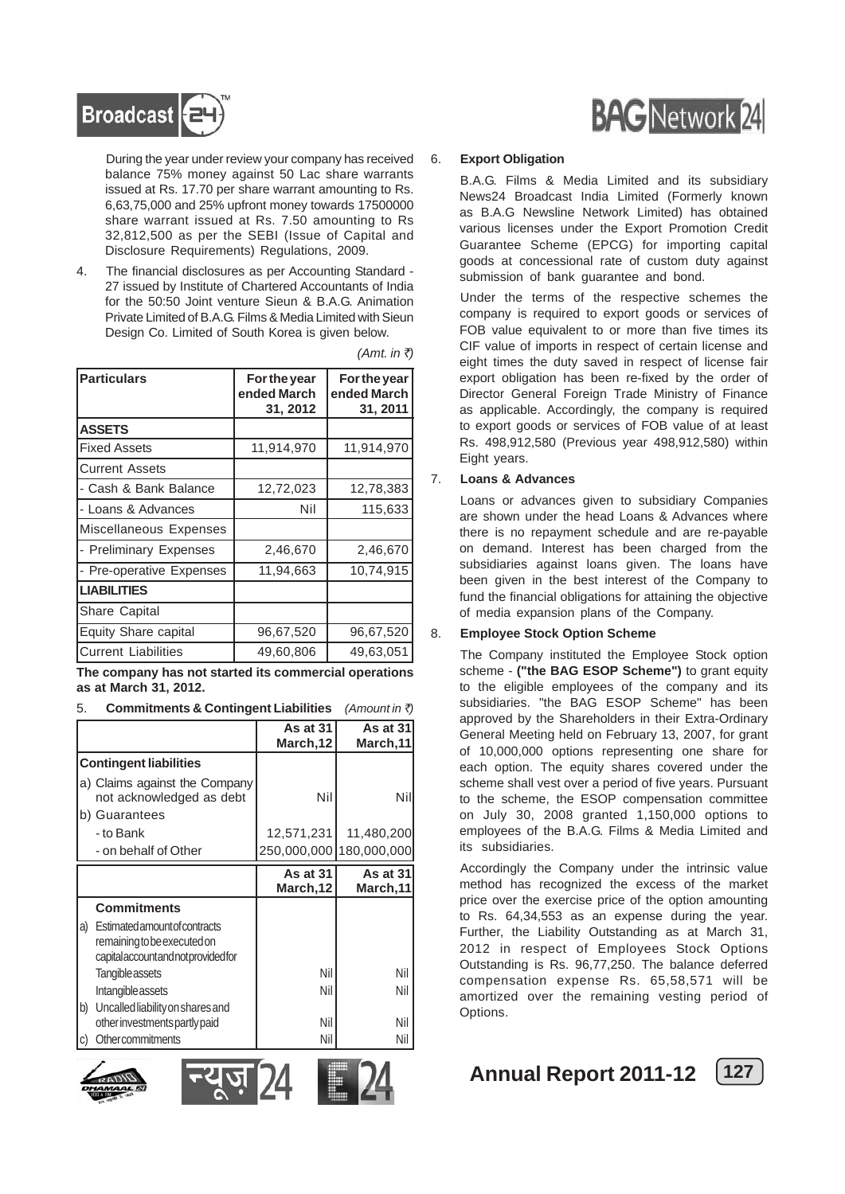During the year under review your company has received balance 75% money against 50 Lac share warrants issued at Rs. 17.70 per share warrant amounting to Rs. 6,63,75,000 and 25% upfront money towards 17500000 share warrant issued at Rs. 7.50 amounting to Rs 32,812,500 as per the SEBI (Issue of Capital and Disclosure Requirements) Regulations, 2009.

4. The financial disclosures as per Accounting Standard - 27 issued by Institute of Chartered Accountants of India for the 50:50 Joint venture Sieun & B.A.G. Animation Private Limited of B.A.G. Films & Media Limited with Sieun Design Co. Limited of South Korea is given below.

*(Amt. in ₹)*

| Particulars | For the year ended March 31, 2012 | For the year ended March 31, 2011 |
|---|---|---|
| **ASSETS** | | |
| Fixed Assets | 11,914,970 | 11,914,970 |
| Current Assets | | |
| - Cash & Bank Balance | 12,72,023 | 12,78,383 |
| - Loans & Advances | Nil | 115,633 |
| Miscellaneous Expenses | | |
| - Preliminary Expenses | 2,46,670 | 2,46,670 |
| - Pre-operative Expenses | 11,94,663 | 10,74,915 |
| **LIABILITIES** | | |
| Share Capital | | |
| Equity Share capital | 96,67,520 | 96,67,520 |
| Current Liabilities | 49,60,806 | 49,63,051 |

**The company has not started its commercial operations as at March 31, 2012.**

5. **Commitments & Contingent Liabilities** *(Amount in ₹)*

| | As at 31 March,12 | As at 31 March,11 |
|---|---|---|
| **Contingent liabilities** | | |
| a) Claims against the Company not acknowledged as debt | Nil | Nil |
| b) Guarantees | | |
| - to Bank | 12,571,231 | 11,480,200 |
| - on behalf of Other | 250,000,000 | 180,000,000 |

| | As at 31 March,12 | As at 31 March,11 |
|---|---|---|
| **Commitments** | | |
| a) Estimated amount of contracts remaining to be executed on capital account and not provided for | | |
| Tangible assets | Nil | Nil |
| Intangible assets | Nil | Nil |
| b) Uncalled liability on shares and other investments partly paid | Nil | Nil |
| c) Other commitments | Nil | Nil |

6. **Export Obligation**

B.A.G. Films & Media Limited and its subsidiary News24 Broadcast India Limited (Formerly known as B.A.G Newsline Network Limited) has obtained various licenses under the Export Promotion Credit Guarantee Scheme (EPCG) for importing capital goods at concessional rate of custom duty against submission of bank guarantee and bond.

Under the terms of the respective schemes the company is required to export goods or services of FOB value equivalent to or more than five times its CIF value of imports in respect of certain license and eight times the duty saved in respect of license fair export obligation has been re-fixed by the order of Director General Foreign Trade Ministry of Finance as applicable. Accordingly, the company is required to export goods or services of FOB value of at least Rs. 498,912,580 (Previous year 498,912,580) within Eight years.

7. **Loans & Advances**

Loans or advances given to subsidiary Companies are shown under the head Loans & Advances where there is no repayment schedule and are re-payable on demand. Interest has been charged from the subsidiaries against loans given. The loans have been given in the best interest of the Company to fund the financial obligations for attaining the objective of media expansion plans of the Company.

8. **Employee Stock Option Scheme**

The Company instituted the Employee Stock option scheme - **("the BAG ESOP Scheme")** to grant equity to the eligible employees of the company and its subsidiaries. "the BAG ESOP Scheme" has been approved by the Shareholders in their Extra-Ordinary General Meeting held on February 13, 2007, for grant of 10,000,000 options representing one share for each option. The equity shares covered under the scheme shall vest over a period of five years. Pursuant to the scheme, the ESOP compensation committee on July 30, 2008 granted 1,150,000 options to employees of the B.A.G. Films & Media Limited and its subsidiaries.

Accordingly the Company under the intrinsic value method has recognized the excess of the market price over the exercise price of the option amounting to Rs. 64,34,553 as an expense during the year. Further, the Liability Outstanding as at March 31, 2012 in respect of Employees Stock Options Outstanding is Rs. 96,77,250. The balance deferred compensation expense Rs. 65,58,571 will be amortized over the remaining vesting period of Options.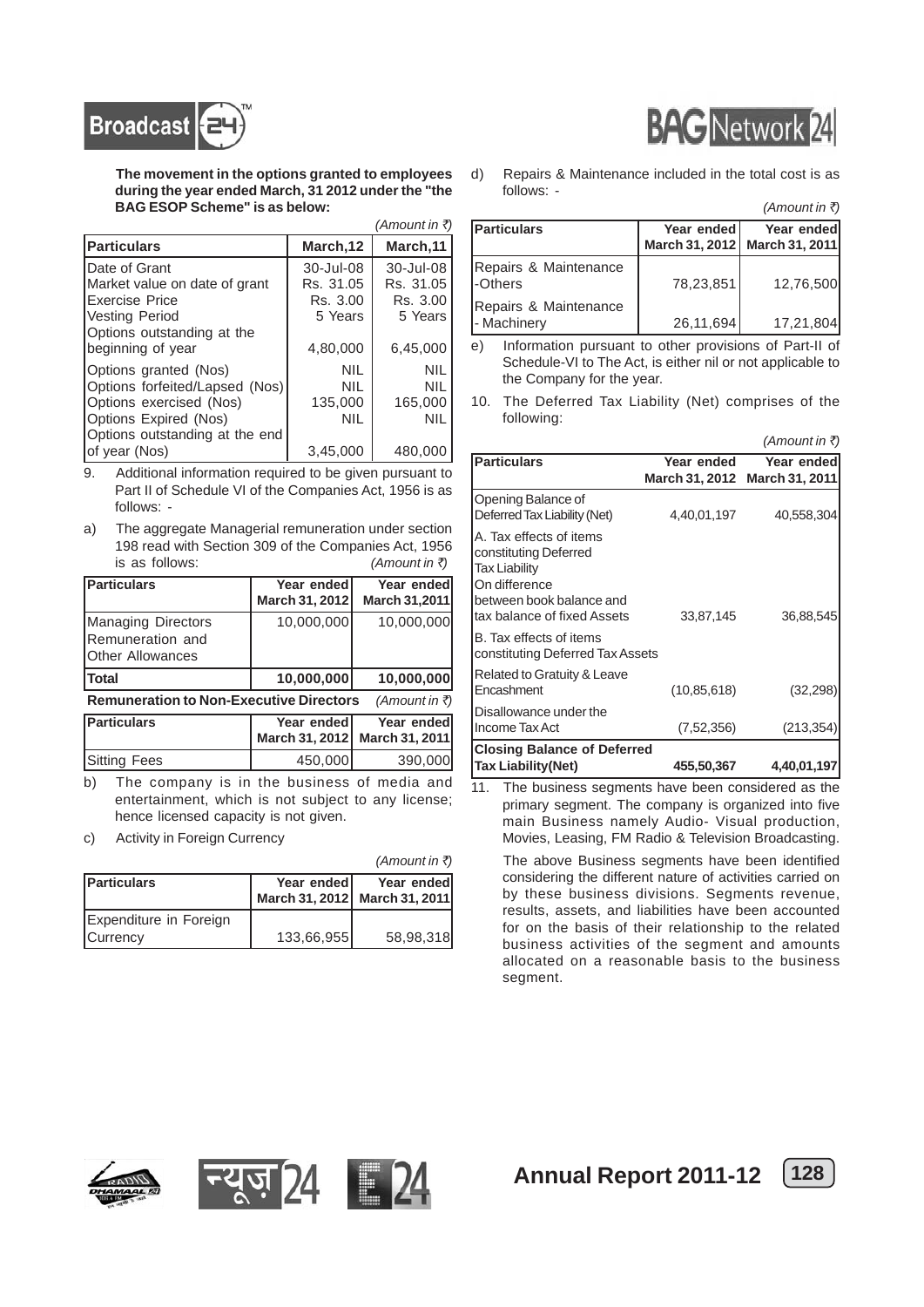**The movement in the options granted to employees during the year ended March, 31 2012 under the "the BAG ESOP Scheme" is as below:**

*(Amount in ₹)*

| Particulars | March,12 | March,11 |
|---|---|---|
| Date of Grant | 30-Jul-08 | 30-Jul-08 |
| Market value on date of grant | Rs. 31.05 | Rs. 31.05 |
| Exercise Price | Rs. 3.00 | Rs. 3.00 |
| Vesting Period | 5 Years | 5 Years |
| Options outstanding at the beginning of year | 4,80,000 | 6,45,000 |
| Options granted (Nos) | NIL | NIL |
| Options forfeited/Lapsed (Nos) | NIL | NIL |
| Options exercised (Nos) | 135,000 | 165,000 |
| Options Expired (Nos) | NIL | NIL |
| Options outstanding at the end of year (Nos) | 3,45,000 | 480,000 |

9. Additional information required to be given pursuant to Part II of Schedule VI of the Companies Act, 1956 is as follows: -

a) The aggregate Managerial remuneration under section 198 read with Section 309 of the Companies Act, 1956 is as follows: *(Amount in ₹)*

| Particulars | Year ended March 31, 2012 | Year ended March 31,2011 |
|---|---|---|
| Managing Directors Remuneration and Other Allowances | 10,000,000 | 10,000,000 |
| **Total** | **10,000,000** | **10,000,000** |

**Remuneration to Non-Executive Directors** *(Amount in ₹)*

| Particulars | Year ended March 31, 2012 | Year ended March 31, 2011 |
|---|---|---|
| Sitting Fees | 450,000 | 390,000 |

b) The company is in the business of media and entertainment, which is not subject to any license; hence licensed capacity is not given.

c) Activity in Foreign Currency

*(Amount in ₹)*

| Particulars | Year ended March 31, 2012 | Year ended March 31, 2011 |
|---|---|---|
| Expenditure in Foreign Currency | 133,66,955 | 58,98,318 |

d) Repairs & Maintenance included in the total cost is as follows: -

*(Amount in ₹)*

| Particulars | Year ended March 31, 2012 | Year ended March 31, 2011 |
|---|---|---|
| Repairs & Maintenance -Others | 78,23,851 | 12,76,500 |
| Repairs & Maintenance - Machinery | 26,11,694 | 17,21,804 |

e) Information pursuant to other provisions of Part-II of Schedule-VI to The Act, is either nil or not applicable to the Company for the year.

10. The Deferred Tax Liability (Net) comprises of the following:

*(Amount in ₹)*

| Particulars | Year ended March 31, 2012 | Year ended March 31, 2011 |
|---|---|---|
| Opening Balance of Deferred Tax Liability (Net) | 4,40,01,197 | 40,558,304 |
| A. Tax effects of items constituting Deferred Tax Liability On difference between book balance and tax balance of fixed Assets | 33,87,145 | 36,88,545 |
| B. Tax effects of items constituting Deferred Tax Assets | | |
| Related to Gratuity & Leave Encashment | (10,85,618) | (32,298) |
| Disallowance under the Income Tax Act | (7,52,356) | (213,354) |
| **Closing Balance of Deferred Tax Liability(Net)** | **455,50,367** | **4,40,01,197** |

11. The business segments have been considered as the primary segment. The company is organized into five main Business namely Audio- Visual production, Movies, Leasing, FM Radio & Television Broadcasting.

The above Business segments have been identified considering the different nature of activities carried on by these business divisions. Segments revenue, results, assets, and liabilities have been accounted for on the basis of their relationship to the related business activities of the segment and amounts allocated on a reasonable basis to the business segment.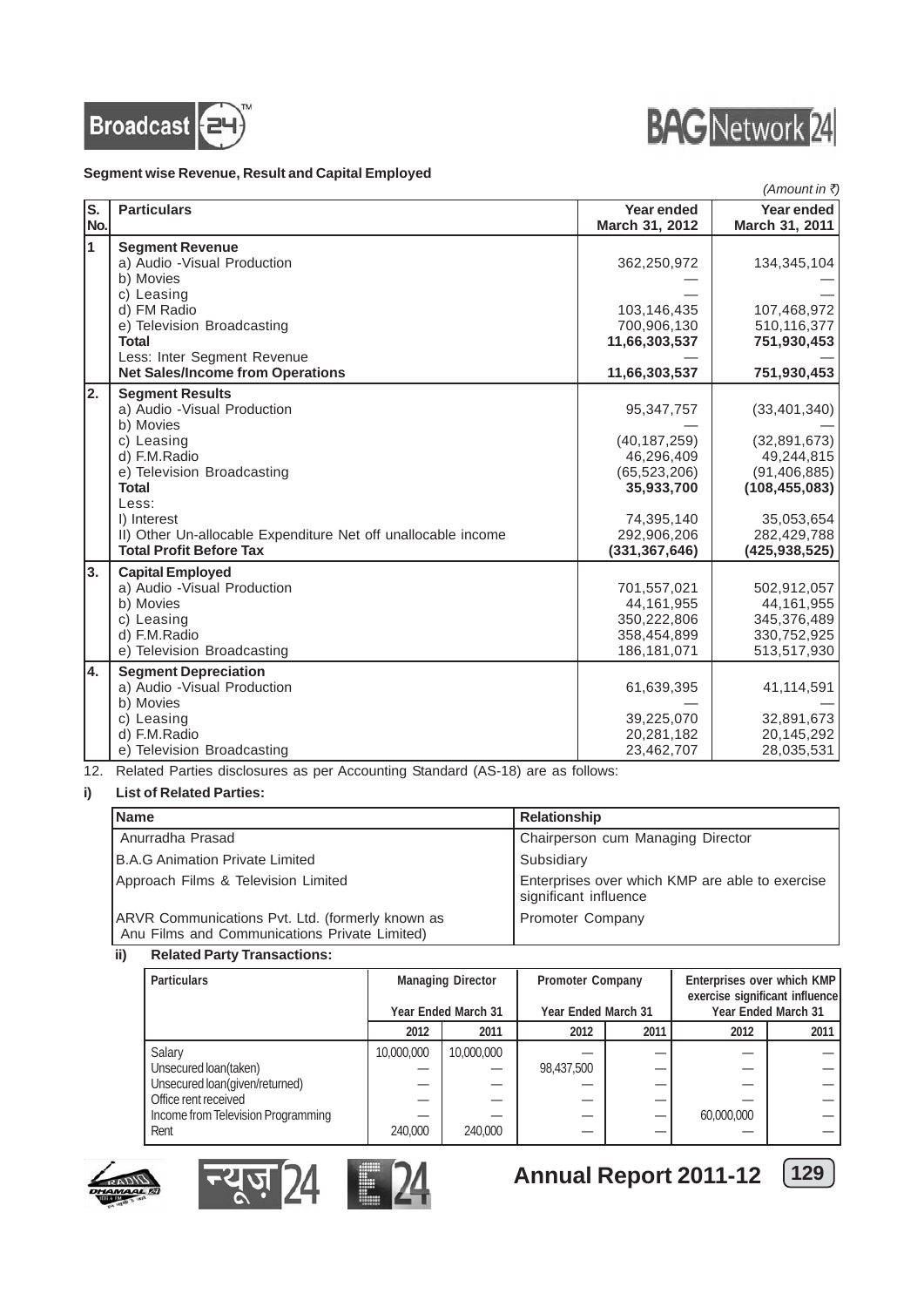**Segment wise Revenue, Result and Capital Employed**

*(Amount in ₹)*

| S. No. | Particulars | Year ended March 31, 2012 | Year ended March 31, 2011 |
|---|---|---|---|
| 1 | **Segment Revenue** | | |
| | a) Audio -Visual Production | 362,250,972 | 134,345,104 |
| | b) Movies | — | — |
| | c) Leasing | — | — |
| | d) FM Radio | 103,146,435 | 107,468,972 |
| | e) Television Broadcasting | 700,906,130 | 510,116,377 |
| | **Total** | **11,66,303,537** | **751,930,453** |
| | Less: Inter Segment Revenue | — | — |
| | **Net Sales/Income from Operations** | **11,66,303,537** | **751,930,453** |
| 2. | **Segment Results** | | |
| | a) Audio -Visual Production | 95,347,757 | (33,401,340) |
| | b) Movies | — | — |
| | c) Leasing | (40,187,259) | (32,891,673) |
| | d) F.M.Radio | 46,296,409 | 49,244,815 |
| | e) Television Broadcasting | (65,523,206) | (91,406,885) |
| | **Total** | **35,933,700** | **(108,455,083)** |
| | Less: | | |
| | I) Interest | 74,395,140 | 35,053,654 |
| | II) Other Un-allocable Expenditure Net off unallocable income | 292,906,206 | 282,429,788 |
| | **Total Profit Before Tax** | **(331,367,646)** | **(425,938,525)** |
| 3. | **Capital Employed** | | |
| | a) Audio -Visual Production | 701,557,021 | 502,912,057 |
| | b) Movies | 44,161,955 | 44,161,955 |
| | c) Leasing | 350,222,806 | 345,376,489 |
| | d) F.M.Radio | 358,454,899 | 330,752,925 |
| | e) Television Broadcasting | 186,181,071 | 513,517,930 |
| 4. | **Segment Depreciation** | | |
| | a) Audio -Visual Production | 61,639,395 | 41,114,591 |
| | b) Movies | — | — |
| | c) Leasing | 39,225,070 | 32,891,673 |
| | d) F.M.Radio | 20,281,182 | 20,145,292 |
| | e) Television Broadcasting | 23,462,707 | 28,035,531 |

12. Related Parties disclosures as per Accounting Standard (AS-18) are as follows:

**i) List of Related Parties:**

| Name | Relationship |
|---|---|
| Anurradha Prasad | Chairperson cum Managing Director |
| B.A.G Animation Private Limited | Subsidiary |
| Approach Films & Television Limited | Enterprises over which KMP are able to exercise significant influence |
| ARVR Communications Pvt. Ltd. (formerly known as Anu Films and Communications Private Limited) | Promoter Company |

**ii) Related Party Transactions:**

| Particulars | Managing Director Year Ended March 31 | | Promoter Company Year Ended March 31 | | Enterprises over which KMP exercise significant influence Year Ended March 31 | |
|---|---|---|---|---|---|---|
| | 2012 | 2011 | 2012 | 2011 | 2012 | 2011 |
| Salary | 10,000,000 | 10,000,000 | — | — | — | — |
| Unsecured loan(taken) | — | — | 98,437,500 | — | — | — |
| Unsecured loan(given/returned) | — | — | — | — | — | — |
| Office rent received | — | — | — | — | — | — |
| Income from Television Programming | — | — | — | — | 60,000,000 | — |
| Rent | 240,000 | 240,000 | — | — | — | — |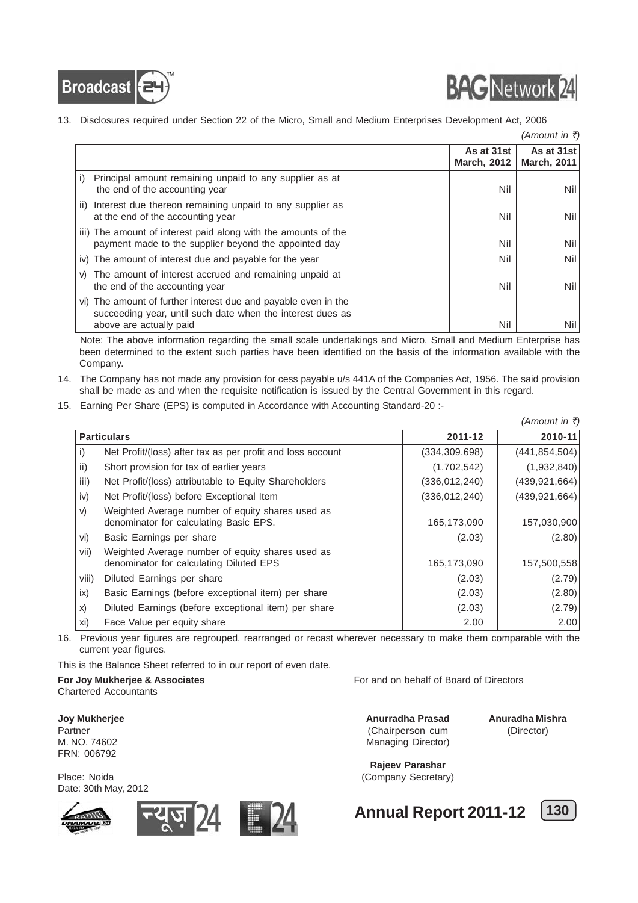13. Disclosures required under Section 22 of the Micro, Small and Medium Enterprises Development Act, 2006

*(Amount in ₹)*

| | As at 31st March, 2012 | As at 31st March, 2011 |
|---|---|---|
| i) Principal amount remaining unpaid to any supplier as at the end of the accounting year | Nil | Nil |
| ii) Interest due thereon remaining unpaid to any supplier as at the end of the accounting year | Nil | Nil |
| iii) The amount of interest paid along with the amounts of the payment made to the supplier beyond the appointed day | Nil | Nil |
| iv) The amount of interest due and payable for the year | Nil | Nil |
| v) The amount of interest accrued and remaining unpaid at the end of the accounting year | Nil | Nil |
| vi) The amount of further interest due and payable even in the succeeding year, until such date when the interest dues as above are actually paid | Nil | Nil |

Note: The above information regarding the small scale undertakings and Micro, Small and Medium Enterprise has been determined to the extent such parties have been identified on the basis of the information available with the Company.

14. The Company has not made any provision for cess payable u/s 441A of the Companies Act, 1956. The said provision shall be made as and when the requisite notification is issued by the Central Government in this regard.

15. Earning Per Share (EPS) is computed in Accordance with Accounting Standard-20 :-

*(Amount in ₹)*

| | Particulars | 2011-12 | 2010-11 |
|---|---|---|---|
| i) | Net Profit/(loss) after tax as per profit and loss account | (334,309,698) | (441,854,504) |
| ii) | Short provision for tax of earlier years | (1,702,542) | (1,932,840) |
| iii) | Net Profit/(loss) attributable to Equity Shareholders | (336,012,240) | (439,921,664) |
| iv) | Net Profit/(loss) before Exceptional Item | (336,012,240) | (439,921,664) |
| v) | Weighted Average number of equity shares used as denominator for calculating Basic EPS. | 165,173,090 | 157,030,900 |
| vi) | Basic Earnings per share | (2.03) | (2.80) |
| vii) | Weighted Average number of equity shares used as denominator for calculating Diluted EPS | 165,173,090 | 157,500,558 |
| viii) | Diluted Earnings per share | (2.03) | (2.79) |
| ix) | Basic Earnings (before exceptional item) per share | (2.03) | (2.80) |
| x) | Diluted Earnings (before exceptional item) per share | (2.03) | (2.79) |
| xi) | Face Value per equity share | 2.00 | 2.00 |

16. Previous year figures are regrouped, rearranged or recast wherever necessary to make them comparable with the current year figures.

This is the Balance Sheet referred to in our report of even date.

**For Joy Mukherjee & Associates**
Chartered Accountants

**Joy Mukherjee**
Partner
M. NO. 74602
FRN: 006792

Place: Noida
Date: 30th May, 2012

For and on behalf of Board of Directors

**Anurradha Prasad**
(Chairperson cum Managing Director)

**Anuradha Mishra**
(Director)

**Rajeev Parashar**
(Company Secretary)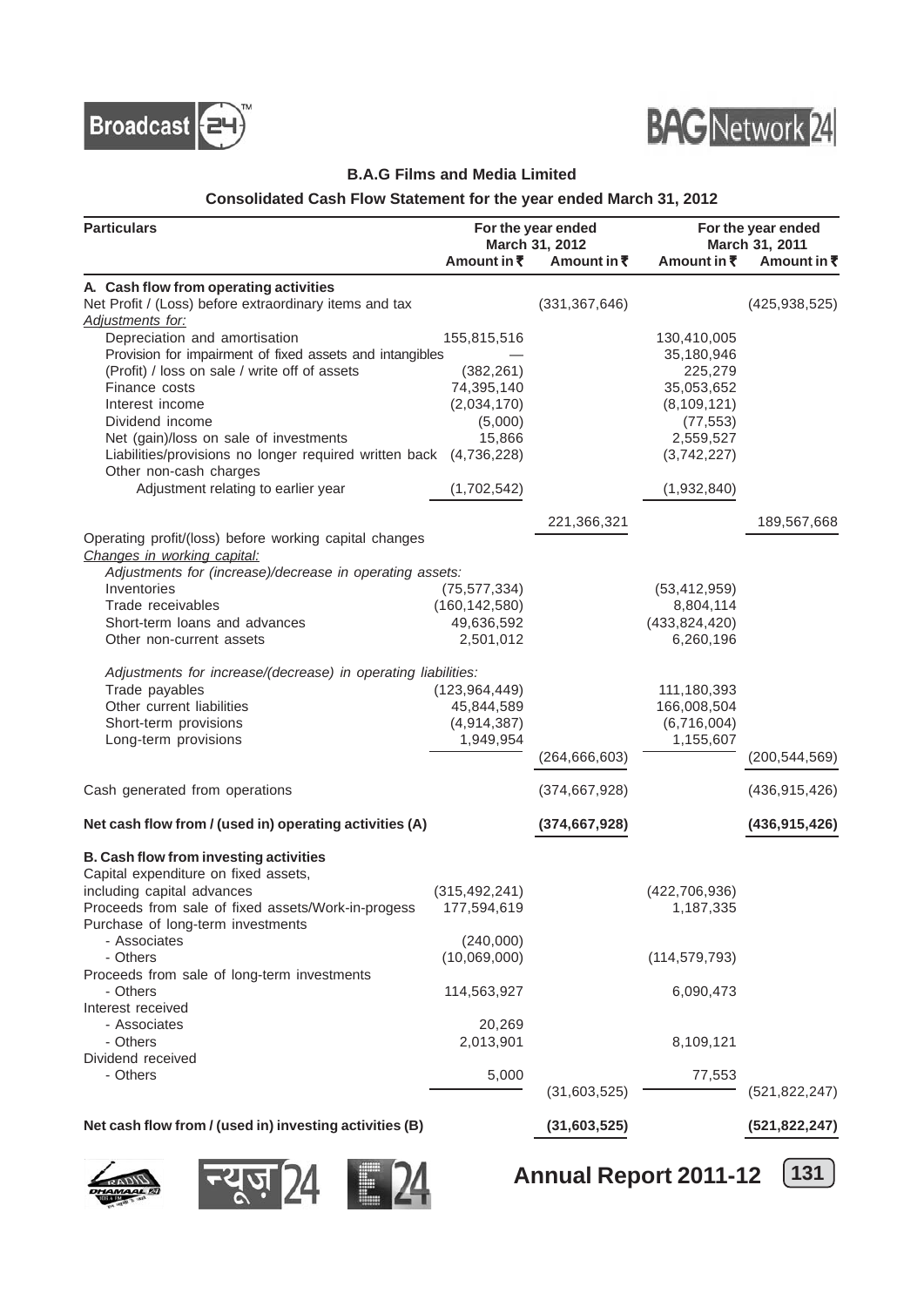## B.A.G Films and Media Limited

### Consolidated Cash Flow Statement for the year ended March 31, 2012

| Particulars | For the year ended March 31, 2012 | | For the year ended March 31, 2011 | |
|---|---|---|---|---|
| | Amount in ₹ | Amount in ₹ | Amount in ₹ | Amount in ₹ |
| **A. Cash flow from operating activities** | | | | |
| Net Profit / (Loss) before extraordinary items and tax | | (331,367,646) | | (425,938,525) |
| *Adjustments for:* | | | | |
| Depreciation and amortisation | 155,815,516 | | 130,410,005 | |
| Provision for impairment of fixed assets and intangibles | — | | 35,180,946 | |
| (Profit) / loss on sale / write off of assets | (382,261) | | 225,279 | |
| Finance costs | 74,395,140 | | 35,053,652 | |
| Interest income | (2,034,170) | | (8,109,121) | |
| Dividend income | (5,000) | | (77,553) | |
| Net (gain)/loss on sale of investments | 15,866 | | 2,559,527 | |
| Liabilities/provisions no longer required written back | (4,736,228) | | (3,742,227) | |
| Other non-cash charges | | | | |
| Adjustment relating to earlier year | (1,702,542) | | (1,932,840) | |
| | | 221,366,321 | | 189,567,668 |
| Operating profit/(loss) before working capital changes | | | | |
| *Changes in working capital:* | | | | |
| *Adjustments for (increase)/decrease in operating assets:* | | | | |
| Inventories | (75,577,334) | | (53,412,959) | |
| Trade receivables | (160,142,580) | | 8,804,114 | |
| Short-term loans and advances | 49,636,592 | | (433,824,420) | |
| Other non-current assets | 2,501,012 | | 6,260,196 | |
| *Adjustments for increase/(decrease) in operating liabilities:* | | | | |
| Trade payables | (123,964,449) | | 111,180,393 | |
| Other current liabilities | 45,844,589 | | 166,008,504 | |
| Short-term provisions | (4,914,387) | | (6,716,004) | |
| Long-term provisions | 1,949,954 | | 1,155,607 | |
| | | (264,666,603) | | (200,544,569) |
| Cash generated from operations | | (374,667,928) | | (436,915,426) |
| **Net cash flow from / (used in) operating activities (A)** | | **(374,667,928)** | | **(436,915,426)** |
| **B. Cash flow from investing activities** | | | | |
| Capital expenditure on fixed assets, including capital advances | (315,492,241) | | (422,706,936) | |
| Proceeds from sale of fixed assets/Work-in-progess | 177,594,619 | | 1,187,335 | |
| Purchase of long-term investments | | | | |
| - Associates | (240,000) | | | |
| - Others | (10,069,000) | | (114,579,793) | |
| Proceeds from sale of long-term investments | | | | |
| - Others | 114,563,927 | | 6,090,473 | |
| Interest received | | | | |
| - Associates | 20,269 | | | |
| - Others | 2,013,901 | | 8,109,121 | |
| Dividend received | | | | |
| - Others | 5,000 | | 77,553 | |
| | | (31,603,525) | | (521,822,247) |
| **Net cash flow from / (used in) investing activities (B)** | | **(31,603,525)** | | **(521,822,247)** |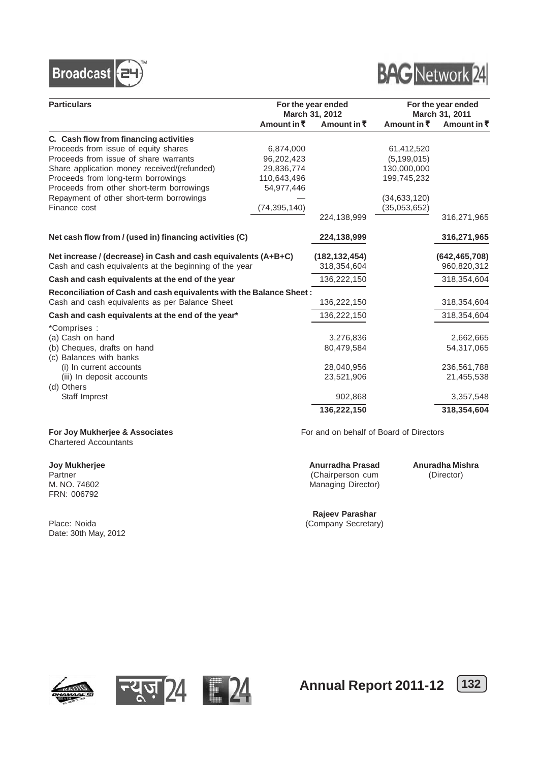| Particulars | For the year ended March 31, 2012 | | For the year ended March 31, 2011 | |
|---|---|---|---|---|
| | Amount in ₹ | Amount in ₹ | Amount in ₹ | Amount in ₹ |
| **C. Cash flow from financing activities** | | | | |
| Proceeds from issue of equity shares | 6,874,000 | | 61,412,520 | |
| Proceeds from issue of share warrants | 96,202,423 | | (5,199,015) | |
| Share application money received/(refunded) | 29,836,774 | | 130,000,000 | |
| Proceeds from long-term borrowings | 110,643,496 | | 199,745,232 | |
| Proceeds from other short-term borrowings | 54,977,446 | | | |
| Repayment of other short-term borrowings | — | | (34,633,120) | |
| Finance cost | (74,395,140) | | (35,053,652) | |
| | | 224,138,999 | | 316,271,965 |
| **Net cash flow from / (used in) financing activities (C)** | | **224,138,999** | | **316,271,965** |
| **Net increase / (decrease) in Cash and cash equivalents (A+B+C)** | | **(182,132,454)** | | **(642,465,708)** |
| Cash and cash equivalents at the beginning of the year | | 318,354,604 | | 960,820,312 |
| **Cash and cash equivalents at the end of the year** | | 136,222,150 | | 318,354,604 |
| **Reconciliation of Cash and cash equivalents with the Balance Sheet :** | | | | |
| Cash and cash equivalents as per Balance Sheet | | 136,222,150 | | 318,354,604 |
| **Cash and cash equivalents at the end of the year*** | | 136,222,150 | | 318,354,604 |
| *Comprises : | | | | |
| (a) Cash on hand | | 3,276,836 | | 2,662,665 |
| (b) Cheques, drafts on hand | | 80,479,584 | | 54,317,065 |
| (c) Balances with banks | | | | |
| (i) In current accounts | | 28,040,956 | | 236,561,788 |
| (iii) In deposit accounts | | 23,521,906 | | 21,455,538 |
| (d) Others | | | | |
| Staff Imprest | | 902,868 | | 3,357,548 |
| | | **136,222,150** | | **318,354,604** |

**For Joy Mukherjee & Associates**
Chartered Accountants

For and on behalf of Board of Directors

**Joy Mukherjee**
Partner
M. NO. 74602
FRN: 006792

**Anurradha Prasad**
(Chairperson cum Managing Director)

**Anuradha Mishra**
(Director)

**Rajeev Parashar**
(Company Secretary)

Place: Noida
Date: 30th May, 2012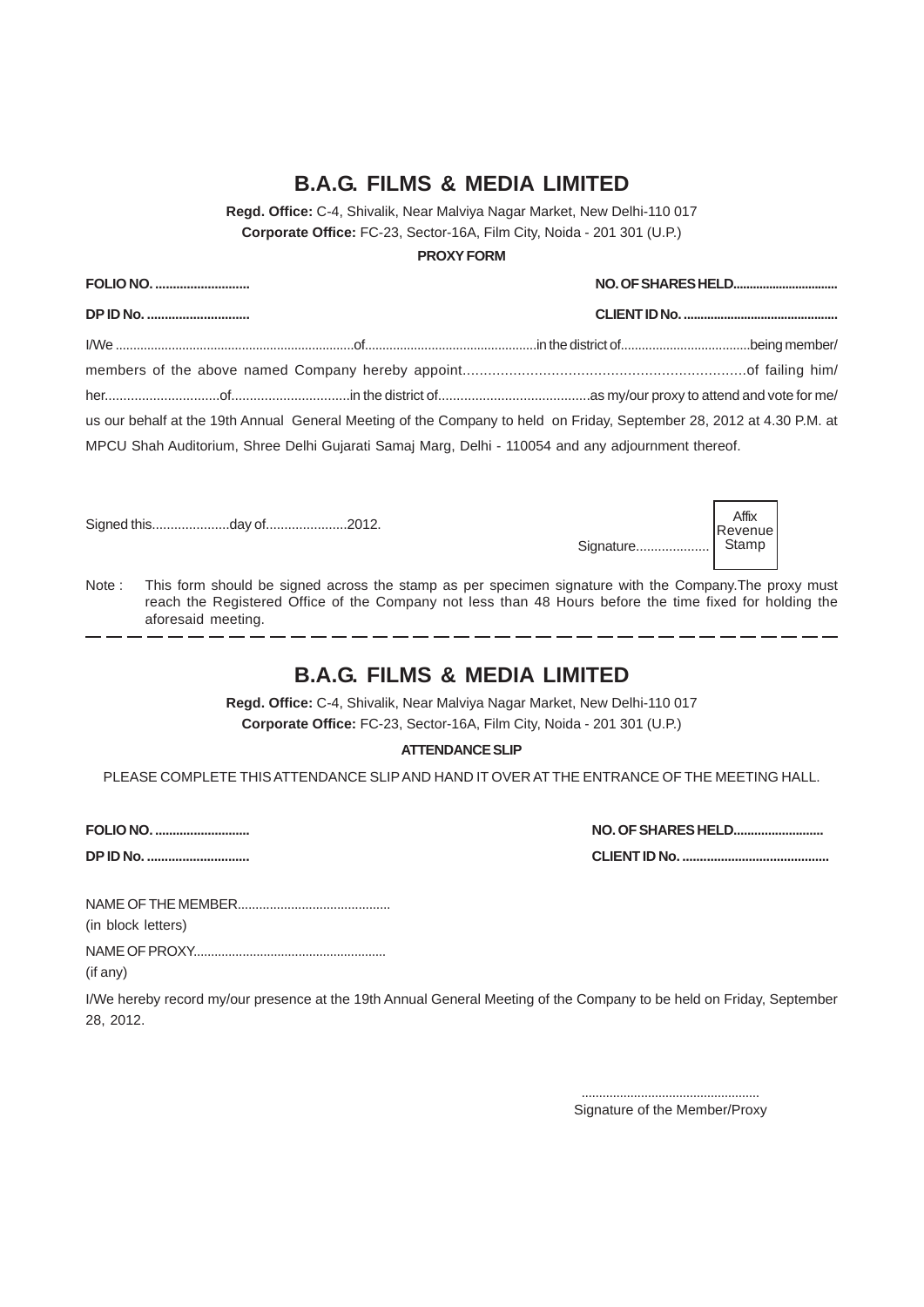# B.A.G. FILMS & MEDIA LIMITED

**Regd. Office:** C-4, Shivalik, Near Malviya Nagar Market, New Delhi-110 017

**Corporate Office:** FC-23, Sector-16A, Film City, Noida - 201 301 (U.P.)

**PROXY FORM**

**FOLIO NO. ...........................** **NO. OF SHARES HELD................................**

**DP ID No. .............................** **CLIENT ID No. .............................................**

I/We ......................................................................of.................................................in the district of.....................................being member/ members of the above named Company hereby appoint...................................................................of failing him/ her...............................of................................in the district of.........................................as my/our proxy to attend and vote for me/ us our behalf at the 19th Annual General Meeting of the Company to held on Friday, September 28, 2012 at 4.30 P.M. at MPCU Shah Auditorium, Shree Delhi Gujarati Samaj Marg, Delhi - 110054 and any adjournment thereof.

Signed this.....................day of......................2012.

Signature.................... Affix Revenue Stamp

Note : This form should be signed across the stamp as per specimen signature with the Company.The proxy must reach the Registered Office of the Company not less than 48 Hours before the time fixed for holding the aforesaid meeting.

---

# B.A.G. FILMS & MEDIA LIMITED

**Regd. Office:** C-4, Shivalik, Near Malviya Nagar Market, New Delhi-110 017

**Corporate Office:** FC-23, Sector-16A, Film City, Noida - 201 301 (U.P.)

**ATTENDANCE SLIP**

PLEASE COMPLETE THIS ATTENDANCE SLIP AND HAND IT OVER AT THE ENTRANCE OF THE MEETING HALL.

**FOLIO NO. ...........................** **NO. OF SHARES HELD..........................**

**DP ID No. .............................** **CLIENT ID No. ..........................................**

NAME OF THE MEMBER...........................................
(in block letters)

NAME OF PROXY......................................................
(if any)

I/We hereby record my/our presence at the 19th Annual General Meeting of the Company to be held on Friday, September 28, 2012.

...................................................
Signature of the Member/Proxy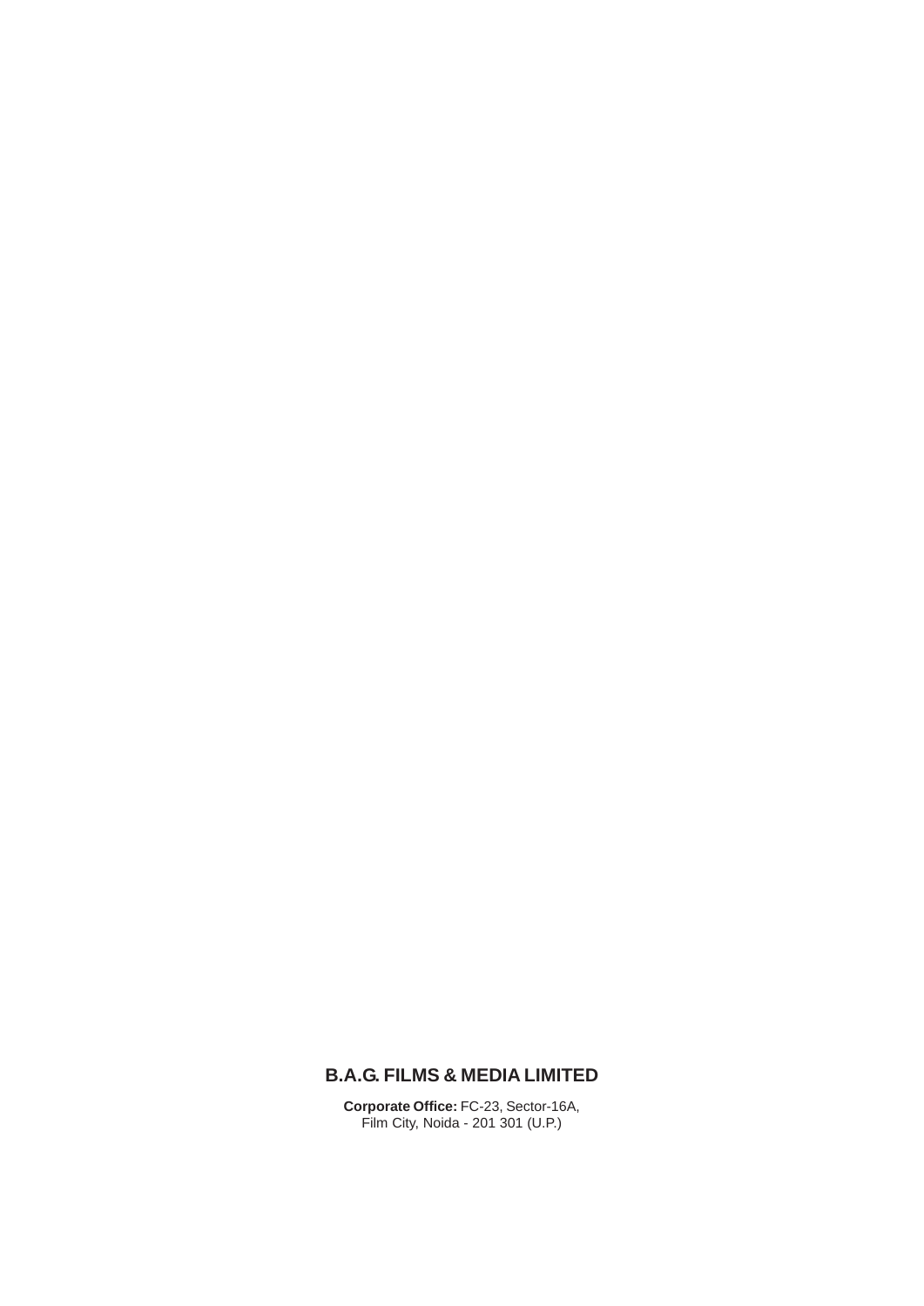**B.A.G. FILMS & MEDIA LIMITED**

**Corporate Office:** FC-23, Sector-16A,
Film City, Noida - 201 301 (U.P.)